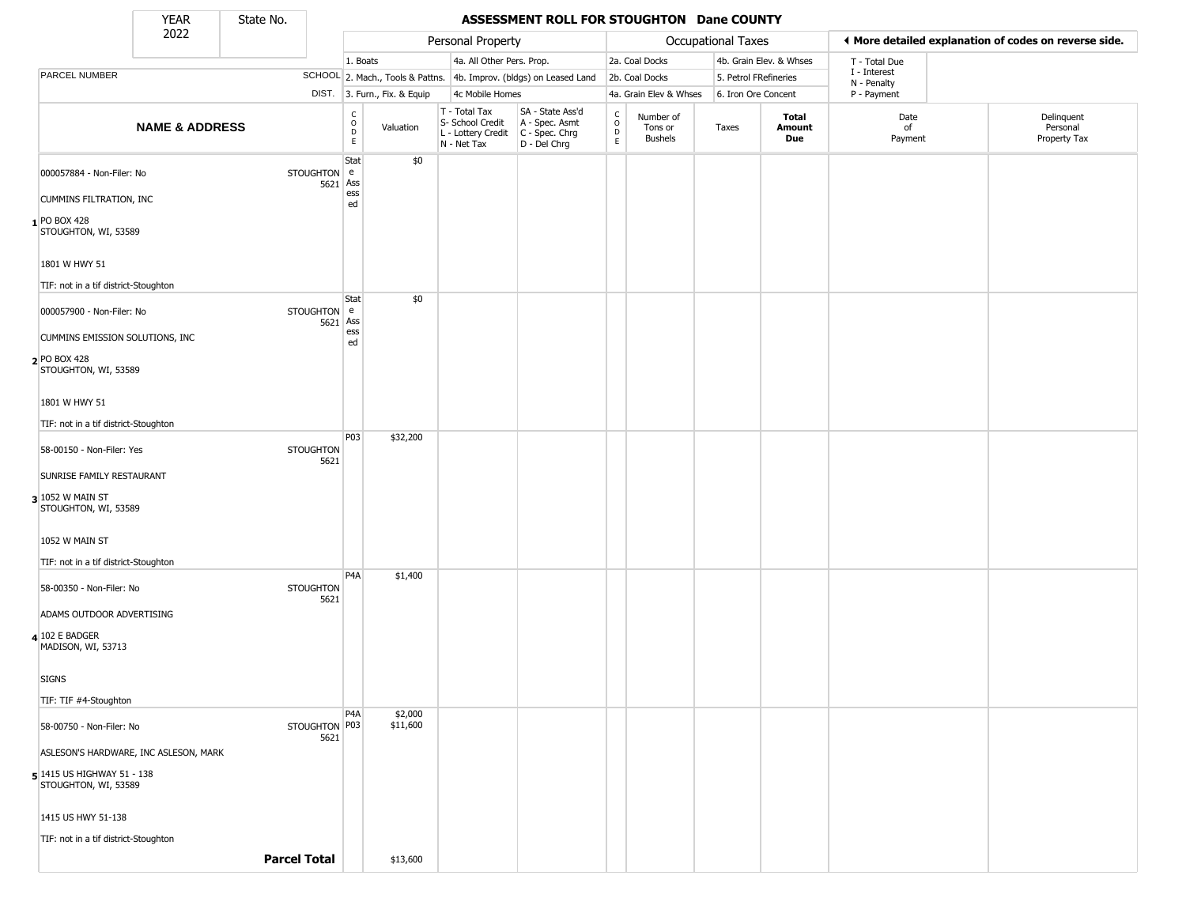| YEAR | State No. |
|---|---|
| 2022 | |

# ASSESSMENT ROLL FOR STOUGHTON Dane COUNTY

| | | Personal Property | | | | Occupational Taxes | | | | ◄ More detailed explanation of codes on reverse side. | |
|---|---|---|---|---|---|---|---|---|---|---|---|
| PARCEL NUMBER | SCHOOL DIST. | 1. Boats<br>2. Mach., Tools & Pattns.<br>3. Furn., Fix. & Equip | | 4a. All Other Pers. Prop.<br>4b. Improv. (bldgs) on Leased Land<br>4c Mobile Homes | | 2a. Coal Docks<br>2b. Coal Docks<br>4a. Grain Elev & Whses | | 4b. Grain Elev. & Whses<br>5. Petrol FRefineries<br>6. Iron Ore Concent | | T - Total Due<br>I - Interest<br>N - Penalty<br>P - Payment | |
| **NAME & ADDRESS** | | CODE | Valuation | T - Total Tax<br>S- School Credit<br>L - Lottery Credit<br>N - Net Tax | SA - State Ass'd<br>A - Spec. Asmt<br>C - Spec. Chrg<br>D - Del Chrg | CODE | Number of Tons or Bushels | Taxes | **Total Amount Due** | Date of Payment | Delinquent Personal Property Tax |
| **1** 000057884 - Non-Filer: No<br>CUMMINS FILTRATION, INC<br>PO BOX 428<br>STOUGHTON, WI, 53589<br>1801 W HWY 51<br>TIF: not in a tif district-Stoughton | STOUGHTON 5621 | State Assessed | $0 | | | | | | | | |
| **2** 000057900 - Non-Filer: No<br>CUMMINS EMISSION SOLUTIONS, INC<br>PO BOX 428<br>STOUGHTON, WI, 53589<br>1801 W HWY 51<br>TIF: not in a tif district-Stoughton | STOUGHTON 5621 | State Assessed | $0 | | | | | | | | |
| **3** 58-00150 - Non-Filer: Yes<br>SUNRISE FAMILY RESTAURANT<br>1052 W MAIN ST<br>STOUGHTON, WI, 53589<br>1052 W MAIN ST<br>TIF: not in a tif district-Stoughton | STOUGHTON 5621 | P03 | $32,200 | | | | | | | | |
| **4** 58-00350 - Non-Filer: No<br>ADAMS OUTDOOR ADVERTISING<br>102 E BADGER<br>MADISON, WI, 53713<br>SIGNS<br>TIF: TIF #4-Stoughton | STOUGHTON 5621 | P4A | $1,400 | | | | | | | | |
| **5** 58-00750 - Non-Filer: No<br>ASLESON'S HARDWARE, INC ASLESON, MARK<br>1415 US HIGHWAY 51 - 138<br>STOUGHTON, WI, 53589<br>1415 US HWY 51-138<br>TIF: not in a tif district-Stoughton | STOUGHTON 5621 | P4A<br>P03 | $2,000<br>$11,600 | | | | | | | | |
| **Parcel Total** | | | $13,600 | | | | | | | | |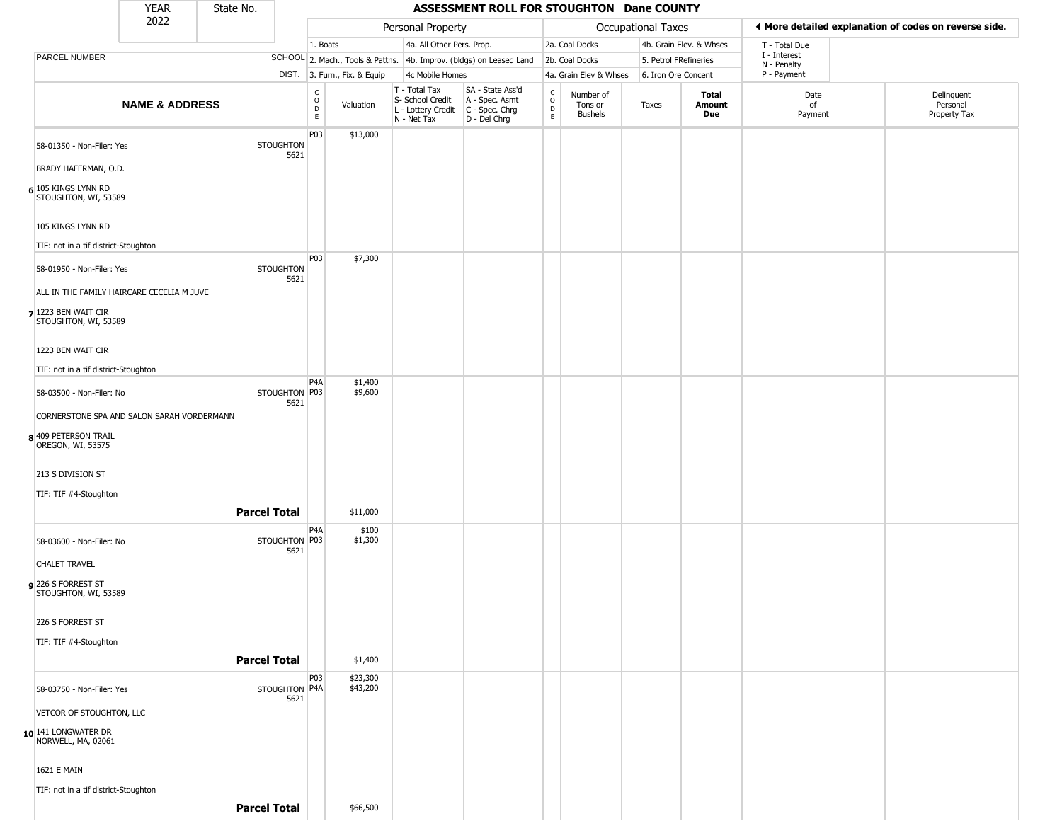| YEAR 2022 | State No. | | ASSESSMENT ROLL FOR STOUGHTON Dane COUNTY | | | | | | | | | | |
|---|---|---|---|---|---|---|---|---|---|---|---|---|---|

**Personal Property**: 1. Boats; 2. Mach., Tools & Pattns.; 3. Furn., Fix. & Equip; 4a. All Other Pers. Prop.; 4b. Improv. (bldgs) on Leased Land; 4c Mobile Homes

**Occupational Taxes**: 2a. Coal Docks; 2b. Coal Docks; 4a. Grain Elev & Whses; 4b. Grain Elev. & Whses; 5. Petrol FRefineries; 6. Iron Ore Concent

◀ More detailed explanation of codes on reverse side.

T - Total Due; I - Interest; N - Penalty; P - Payment

| | NAME & ADDRESS | PARCEL NUMBER SCHOOL DIST. | CODE | Valuation | T - Total Tax S- School Credit L - Lottery Credit N - Net Tax | SA - State Ass'd A - Spec. Asmt C - Spec. Chrg D - Del Chrg | CODE | Number of Tons or Bushels | Taxes | Total Amount Due | Date of Payment | Delinquent Personal Property Tax |
|---|---|---|---|---|---|---|---|---|---|---|---|---|
| 6 | 58-01350 - Non-Filer: Yes<br>BRADY HAFERMAN, O.D.<br>105 KINGS LYNN RD<br>STOUGHTON, WI, 53589<br><br>105 KINGS LYNN RD<br>TIF: not in a tif district-Stoughton | STOUGHTON 5621 | P03 | $13,000 | | | | | | | | |
| 7 | 58-01950 - Non-Filer: Yes<br>ALL IN THE FAMILY HAIRCARE CECELIA M JUVE<br>1223 BEN WAIT CIR<br>STOUGHTON, WI, 53589<br><br>1223 BEN WAIT CIR<br>TIF: not in a tif district-Stoughton | STOUGHTON 5621 | P03 | $7,300 | | | | | | | | |
| 8 | 58-03500 - Non-Filer: No<br>CORNERSTONE SPA AND SALON SARAH VORDERMANN<br>409 PETERSON TRAIL<br>OREGON, WI, 53575<br><br>213 S DIVISION ST<br>TIF: TIF #4-Stoughton | STOUGHTON 5621 | P4A<br>P03 | $1,400<br>$9,600 | | | | | | | | |
| | | **Parcel Total** | | $11,000 | | | | | | | | |
| 9 | 58-03600 - Non-Filer: No<br>CHALET TRAVEL<br>226 S FORREST ST<br>STOUGHTON, WI, 53589<br><br>226 S FORREST ST<br>TIF: TIF #4-Stoughton | STOUGHTON 5621 | P4A<br>P03 | $100<br>$1,300 | | | | | | | | |
| | | **Parcel Total** | | $1,400 | | | | | | | | |
| 10 | 58-03750 - Non-Filer: Yes<br>VETCOR OF STOUGHTON, LLC<br>141 LONGWATER DR<br>NORWELL, MA, 02061<br><br>1621 E MAIN<br>TIF: not in a tif district-Stoughton | STOUGHTON 5621 | P03<br>P4A | $23,300<br>$43,200 | | | | | | | | |
| | | **Parcel Total** | | $66,500 | | | | | | | | |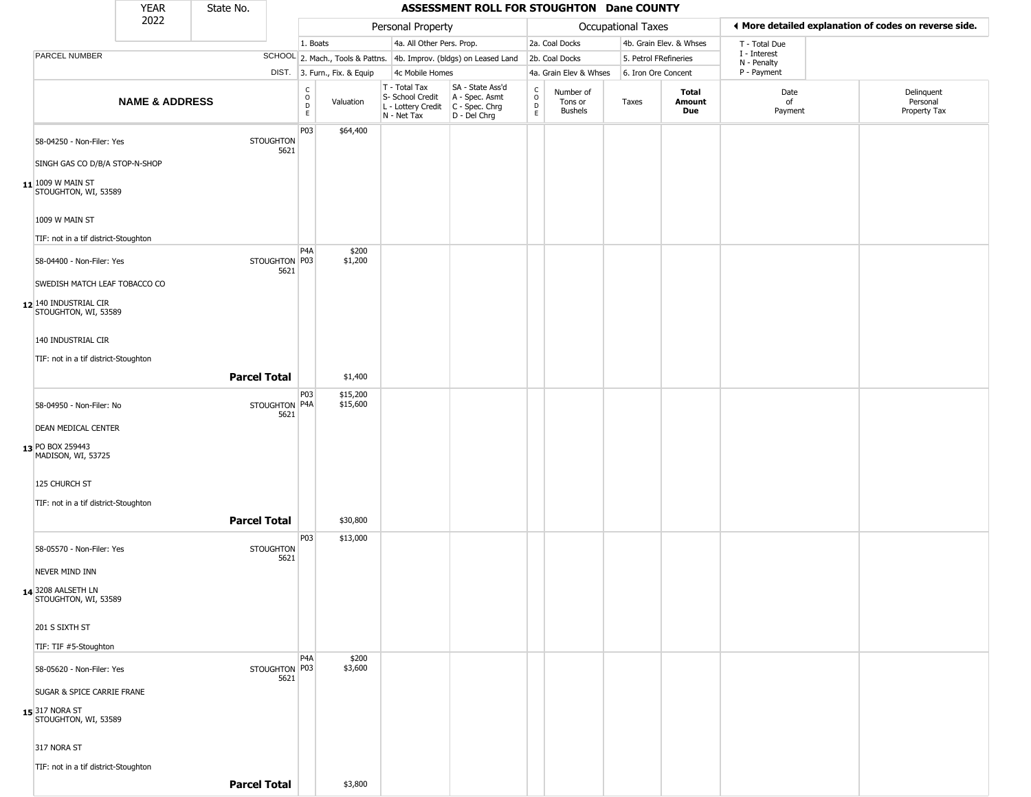# ASSESSMENT ROLL FOR STOUGHTON Dane COUNTY

YEAR 2022 | State No.

| | | Personal Property | | | | Occupational Taxes | | | | ◄ More detailed explanation of codes on reverse side. | |
|---|---|---|---|---|---|---|---|---|---|---|---|
| | | 1. Boats | | 4a. All Other Pers. Prop. | | 2a. Coal Docks | | 4b. Grain Elev. & Whses | | T - Total Due | |
| PARCEL NUMBER | SCHOOL | 2. Mach., Tools & Pattns. | | 4b. Improv. (bldgs) on Leased Land | | 2b. Coal Docks | | 5. Petrol FRefineries | | I - Interest<br>N - Penalty | |
| | DIST. | 3. Furn., Fix. & Equip | | 4c Mobile Homes | | 4a. Grain Elev & Whses | | 6. Iron Ore Concent | | P - Payment | |

| | NAME & ADDRESS | | CODE | Valuation | T - Total Tax<br>S- School Credit<br>L - Lottery Credit<br>N - Net Tax | SA - State Ass'd<br>A - Spec. Asmt<br>C - Spec. Chrg<br>D - Del Chrg | CODE | Number of Tons or Bushels | Taxes | Total Amount Due | Date of Payment | Delinquent Personal Property Tax |
|---|---|---|---|---|---|---|---|---|---|---|---|---|
| 11 | 58-04250 - Non-Filer: Yes<br>SINGH GAS CO D/B/A STOP-N-SHOP<br>1009 W MAIN ST<br>STOUGHTON, WI, 53589<br>1009 W MAIN ST<br>TIF: not in a tif district-Stoughton | STOUGHTON 5621 | P03 | $64,400 | | | | | | | | |
| 12 | 58-04400 - Non-Filer: Yes<br>SWEDISH MATCH LEAF TOBACCO CO<br>140 INDUSTRIAL CIR<br>STOUGHTON, WI, 53589<br>140 INDUSTRIAL CIR<br>TIF: not in a tif district-Stoughton | STOUGHTON 5621 | P4A<br>P03 | $200<br>$1,200 | | | | | | | | |
| | | **Parcel Total** | | $1,400 | | | | | | | | |
| 13 | 58-04950 - Non-Filer: No<br>DEAN MEDICAL CENTER<br>PO BOX 259443<br>MADISON, WI, 53725<br>125 CHURCH ST<br>TIF: not in a tif district-Stoughton | STOUGHTON 5621 | P03<br>P4A | $15,200<br>$15,600 | | | | | | | | |
| | | **Parcel Total** | | $30,800 | | | | | | | | |
| 14 | 58-05570 - Non-Filer: Yes<br>NEVER MIND INN<br>3208 AALSETH LN<br>STOUGHTON, WI, 53589<br>201 S SIXTH ST<br>TIF: TIF #5-Stoughton | STOUGHTON 5621 | P03 | $13,000 | | | | | | | | |
| 15 | 58-05620 - Non-Filer: Yes<br>SUGAR & SPICE CARRIE FRANE<br>317 NORA ST<br>STOUGHTON, WI, 53589<br>317 NORA ST<br>TIF: not in a tif district-Stoughton | STOUGHTON 5621 | P4A<br>P03 | $200<br>$3,600 | | | | | | | | |
| | | **Parcel Total** | | $3,800 | | | | | | | | |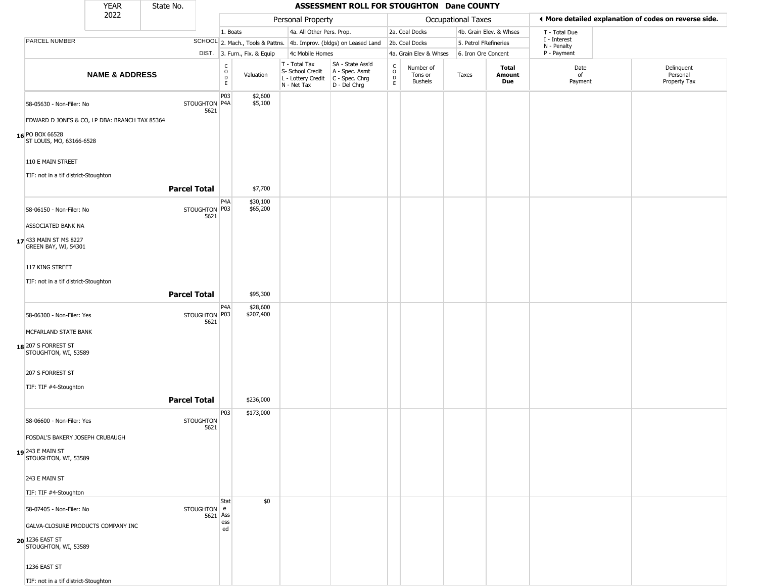| YEAR | State No. | ASSESSMENT ROLL FOR STOUGHTON Dane COUNTY |
|---|---|---|
| 2022 | | |

| | | Personal Property | | | | Occupational Taxes | | | | ◀ More detailed explanation of codes on reverse side. | |
|---|---|---|---|---|---|---|---|---|---|---|---|
| | | 1. Boats | | 4a. All Other Pers. Prop. | | 2a. Coal Docks | | 4b. Grain Elev. & Whses | | T - Total Due<br>I - Interest<br>N - Penalty<br>P - Payment | |
| PARCEL NUMBER | SCHOOL | 2. Mach., Tools & Pattns. | | 4b. Improv. (bldgs) on Leased Land | | 2b. Coal Docks | | 5. Petrol FRefineries | | | |
| | DIST. | 3. Furn., Fix. & Equip | | 4c Mobile Homes | | 4a. Grain Elev & Whses | | 6. Iron Ore Concent | | | |
| **NAME & ADDRESS** | | CODE | Valuation | T - Total Tax<br>S- School Credit<br>L - Lottery Credit<br>N - Net Tax | SA - State Ass'd<br>A - Spec. Asmt<br>C - Spec. Chrg<br>D - Del Chrg | CODE | Number of Tons or Bushels | Taxes | **Total Amount Due** | Date of Payment | Delinquent Personal Property Tax |
| **16** 58-05630 - Non-Filer: No<br>EDWARD D JONES & CO, LP DBA: BRANCH TAX 85364<br>PO BOX 66528<br>ST LOUIS, MO, 63166-6528<br>110 E MAIN STREET<br>TIF: not in a tif district-Stoughton | STOUGHTON 5621 | P03<br>P4A | $2,600<br>$5,100 | | | | | | | | |
| | **Parcel Total** | | $7,700 | | | | | | | | |
| **17** 58-06150 - Non-Filer: No<br>ASSOCIATED BANK NA<br>433 MAIN ST MS 8227<br>GREEN BAY, WI, 54301<br>117 KING STREET<br>TIF: not in a tif district-Stoughton | STOUGHTON 5621 | P4A<br>P03 | $30,100<br>$65,200 | | | | | | | | |
| | **Parcel Total** | | $95,300 | | | | | | | | |
| **18** 58-06300 - Non-Filer: Yes<br>MCFARLAND STATE BANK<br>207 S FORREST ST<br>STOUGHTON, WI, 53589<br>207 S FORREST ST<br>TIF: TIF #4-Stoughton | STOUGHTON 5621 | P4A<br>P03 | $28,600<br>$207,400 | | | | | | | | |
| | **Parcel Total** | | $236,000 | | | | | | | | |
| **19** 58-06600 - Non-Filer: Yes<br>FOSDAL'S BAKERY JOSEPH CRUBAUGH<br>243 E MAIN ST<br>STOUGHTON, WI, 53589<br>243 E MAIN ST<br>TIF: TIF #4-Stoughton | STOUGHTON 5621 | P03 | $173,000 | | | | | | | | |
| **20** 58-07405 - Non-Filer: No<br>GALVA-CLOSURE PRODUCTS COMPANY INC<br>1236 EAST ST<br>STOUGHTON, WI, 53589<br>1236 EAST ST<br>TIF: not in a tif district-Stoughton | STOUGHTON 5621 | State Assessed | $0 | | | | | | | | |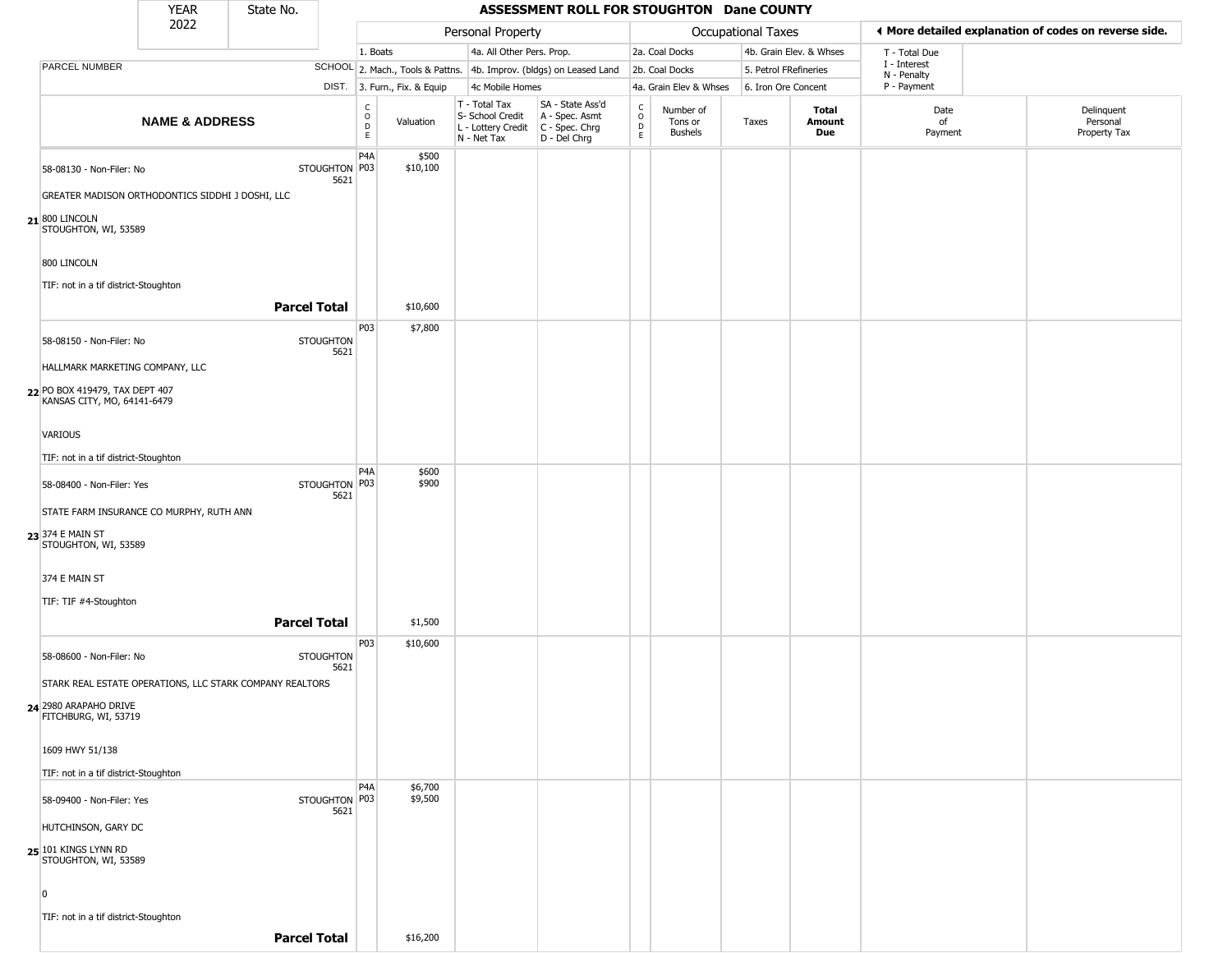| YEAR 2022 | State No. | ASSESSMENT ROLL FOR STOUGHTON Dane COUNTY | | | | | | | | | |
|---|---|---|---|---|---|---|---|---|---|---|---|

| | | Personal Property | | | | Occupational Taxes | | | | ◂ More detailed explanation of codes on reverse side. | |
|---|---|---|---|---|---|---|---|---|---|---|---|
| | | 1. Boats | | 4a. All Other Pers. Prop. | | 2a. Coal Docks | | 4b. Grain Elev. & Whses | | T - Total Due | |
| PARCEL NUMBER | SCHOOL | 2. Mach., Tools & Pattns. | | 4b. Improv. (bldgs) on Leased Land | | 2b. Coal Docks | | 5. Petrol FRefineries | | I - Interest N - Penalty | |
| | DIST. | 3. Furn., Fix. & Equip | | 4c Mobile Homes | | 4a. Grain Elev & Whses | | 6. Iron Ore Concent | | P - Payment | |
| **NAME & ADDRESS** | | CODE | Valuation | T - Total Tax S- School Credit L - Lottery Credit N - Net Tax | SA - State Ass'd A - Spec. Asmt C - Spec. Chrg D - Del Chrg | CODE | Number of Tons or Bushels | Taxes | **Total Amount Due** | Date of Payment | Delinquent Personal Property Tax |
| **21** 58-08130 - Non-Filer: No<br>GREATER MADISON ORTHODONTICS SIDDHI J DOSHI, LLC<br>800 LINCOLN<br>STOUGHTON, WI, 53589<br><br>800 LINCOLN<br><br>TIF: not in a tif district-Stoughton | STOUGHTON 5621 | P4A<br>P03 | $500<br>$10,100 | | | | | | | | |
| **Parcel Total** | | | $10,600 | | | | | | | | |
| **22** 58-08150 - Non-Filer: No<br>HALLMARK MARKETING COMPANY, LLC<br>PO BOX 419479, TAX DEPT 407<br>KANSAS CITY, MO, 64141-6479<br><br>VARIOUS<br><br>TIF: not in a tif district-Stoughton | STOUGHTON 5621 | P03 | $7,800 | | | | | | | | |
| **23** 58-08400 - Non-Filer: Yes<br>STATE FARM INSURANCE CO MURPHY, RUTH ANN<br>374 E MAIN ST<br>STOUGHTON, WI, 53589<br><br>374 E MAIN ST<br><br>TIF: TIF #4-Stoughton | STOUGHTON 5621 | P4A<br>P03 | $600<br>$900 | | | | | | | | |
| **Parcel Total** | | | $1,500 | | | | | | | | |
| **24** 58-08600 - Non-Filer: No<br>STARK REAL ESTATE OPERATIONS, LLC STARK COMPANY REALTORS<br>2980 ARAPAHO DRIVE<br>FITCHBURG, WI, 53719<br><br>1609 HWY 51/138<br><br>TIF: not in a tif district-Stoughton | STOUGHTON 5621 | P03 | $10,600 | | | | | | | | |
| **25** 58-09400 - Non-Filer: Yes<br>HUTCHINSON, GARY DC<br>101 KINGS LYNN RD<br>STOUGHTON, WI, 53589<br><br>0<br><br>TIF: not in a tif district-Stoughton | STOUGHTON 5621 | P4A<br>P03 | $6,700<br>$9,500 | | | | | | | | |
| **Parcel Total** | | | $16,200 | | | | | | | | |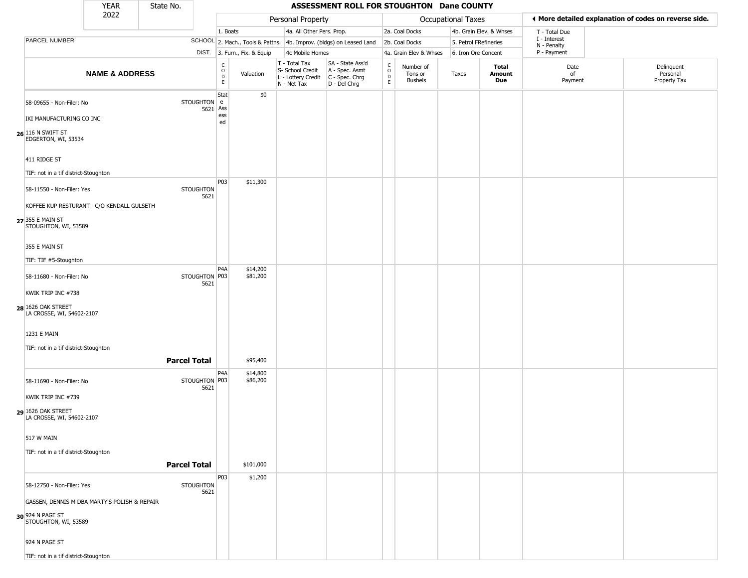# ASSESSMENT ROLL FOR STOUGHTON Dane COUNTY

YEAR 2022 | State No.

| | Personal Property | | | | Occupational Taxes | | | ◄ More detailed explanation of codes on reverse side. |
|---|---|---|---|---|---|---|---|---|
| | 1. Boats | 4a. All Other Pers. Prop. | | | 2a. Coal Docks | 4b. Grain Elev. & Whses | | T - Total Due |
| PARCEL NUMBER SCHOOL | 2. Mach., Tools & Pattns. | 4b. Improv. (bldgs) on Leased Land | | | 2b. Coal Docks | 5. Petrol FRefineries | | I - Interest<br>N - Penalty |
| DIST. | 3. Furn., Fix. & Equip | 4c Mobile Homes | | | 4a. Grain Elev & Whses | 6. Iron Ore Concent | | P - Payment |

| | NAME & ADDRESS | | CODE | Valuation | T - Total Tax<br>S- School Credit<br>L - Lottery Credit<br>N - Net Tax | SA - State Ass'd<br>A - Spec. Asmt<br>C - Spec. Chrg<br>D - Del Chrg | CODE | Number of Tons or Bushels | Taxes | Total Amount Due | Date of Payment | Delinquent Personal Property Tax |
|---|---|---|---|---|---|---|---|---|---|---|---|---|
| 26 | 58-09655 - Non-Filer: No<br>IKI MANUFACTURING CO INC<br>116 N SWIFT ST<br>EDGERTON, WI, 53534<br>411 RIDGE ST<br>TIF: not in a tif district-Stoughton | STOUGHTON 5621 | State Assessed | $0 | | | | | | | | |
| 27 | 58-11550 - Non-Filer: Yes<br>KOFFEE KUP RESTURANT C/O KENDALL GULSETH<br>355 E MAIN ST<br>STOUGHTON, WI, 53589<br>355 E MAIN ST<br>TIF: TIF #5-Stoughton | STOUGHTON 5621 | P03 | $11,300 | | | | | | | | |
| 28 | 58-11680 - Non-Filer: No<br>KWIK TRIP INC #738<br>1626 OAK STREET<br>LA CROSSE, WI, 54602-2107<br>1231 E MAIN<br>TIF: not in a tif district-Stoughton | STOUGHTON 5621 | P4A<br>P03 | $14,200<br>$81,200 | | | | | | | | |
| | | **Parcel Total** | | $95,400 | | | | | | | | |
| 29 | 58-11690 - Non-Filer: No<br>KWIK TRIP INC #739<br>1626 OAK STREET<br>LA CROSSE, WI, 54602-2107<br>517 W MAIN<br>TIF: not in a tif district-Stoughton | STOUGHTON 5621 | P4A<br>P03 | $14,800<br>$86,200 | | | | | | | | |
| | | **Parcel Total** | | $101,000 | | | | | | | | |
| 30 | 58-12750 - Non-Filer: Yes<br>GASSEN, DENNIS M DBA MARTY'S POLISH & REPAIR<br>924 N PAGE ST<br>STOUGHTON, WI, 53589<br>924 N PAGE ST<br>TIF: not in a tif district-Stoughton | STOUGHTON 5621 | P03 | $1,200 | | | | | | | | |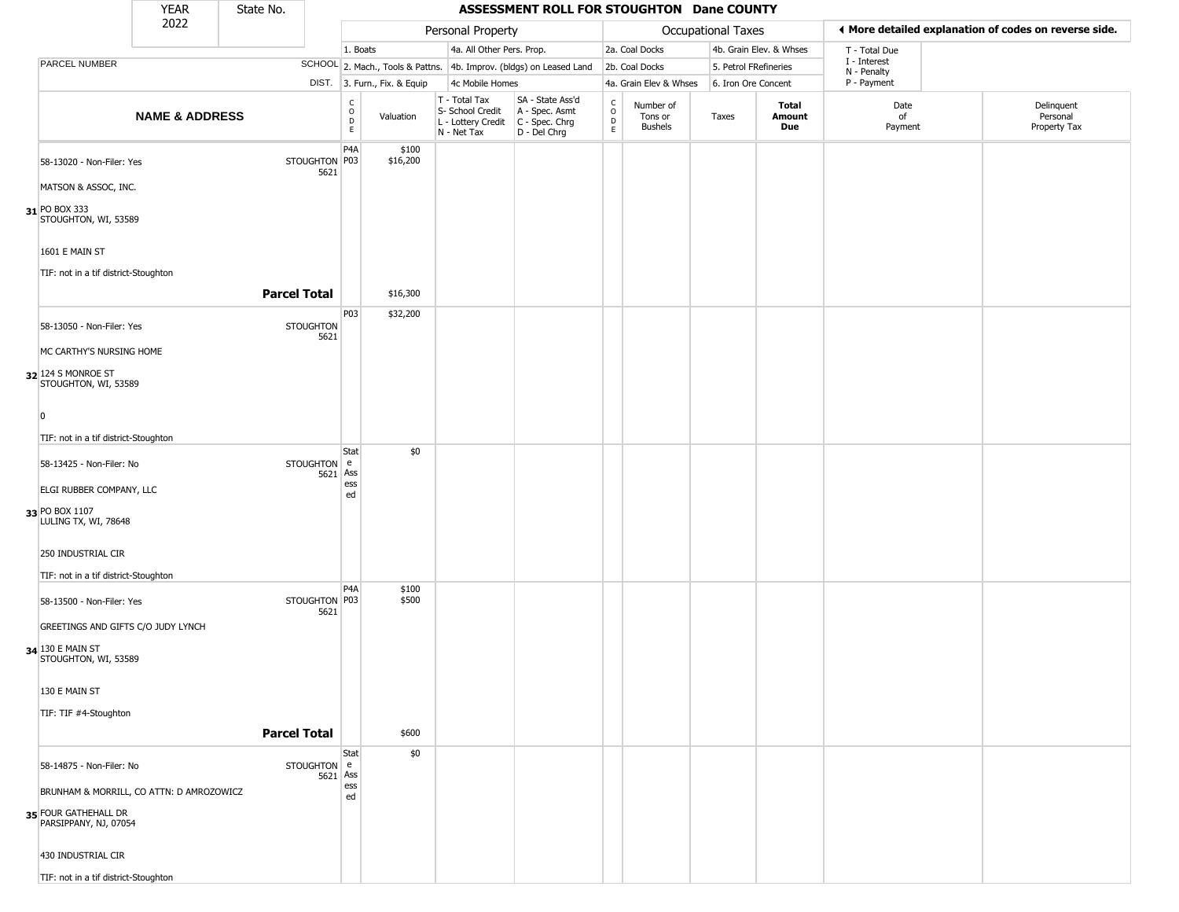| YEAR 2022 | State No. | ASSESSMENT ROLL FOR STOUGHTON Dane COUNTY | | | | | | | | | |
|---|---|---|---|---|---|---|---|---|---|---|---|

| | | Personal Property | | | | Occupational Taxes | | | | ◄ More detailed explanation of codes on reverse side. | |
|---|---|---|---|---|---|---|---|---|---|---|---|
| PARCEL NUMBER | SCHOOL DIST. | 1. Boats<br>2. Mach., Tools & Pattns.<br>3. Furn., Fix. & Equip | | 4a. All Other Pers. Prop.<br>4b. Improv. (bldgs) on Leased Land<br>4c Mobile Homes | | 2a. Coal Docks<br>2b. Coal Docks<br>4a. Grain Elev & Whses | | 4b. Grain Elev. & Whses<br>5. Petrol FRefineries<br>6. Iron Ore Concent | | T - Total Due<br>I - Interest<br>N - Penalty<br>P - Payment | |
| **NAME & ADDRESS** | | CODE | Valuation | T - Total Tax<br>S- School Credit<br>L - Lottery Credit<br>N - Net Tax | SA - State Ass'd<br>A - Spec. Asmt<br>C - Spec. Chrg<br>D - Del Chrg | CODE | Number of Tons or Bushels | Taxes | **Total Amount Due** | Date of Payment | Delinquent Personal Property Tax |
| 58-13020 - Non-Filer: Yes<br>MATSON & ASSOC, INC.<br>31 PO BOX 333<br>STOUGHTON, WI, 53589<br>1601 E MAIN ST<br>TIF: not in a tif district-Stoughton | STOUGHTON 5621 | P4A<br>P03 | $100<br>$16,200 | | | | | | | | |
| **Parcel Total** | | | $16,300 | | | | | | | | |
| 58-13050 - Non-Filer: Yes<br>MC CARTHY'S NURSING HOME<br>32 124 S MONROE ST<br>STOUGHTON, WI, 53589<br>0<br>TIF: not in a tif district-Stoughton | STOUGHTON 5621 | P03 | $32,200 | | | | | | | | |
| 58-13425 - Non-Filer: No<br>ELGI RUBBER COMPANY, LLC<br>33 PO BOX 1107<br>LULING TX, WI, 78648<br>250 INDUSTRIAL CIR<br>TIF: not in a tif district-Stoughton | STOUGHTON 5621 | State Assessed | $0 | | | | | | | | |
| 58-13500 - Non-Filer: Yes<br>GREETINGS AND GIFTS C/O JUDY LYNCH<br>34 130 E MAIN ST<br>STOUGHTON, WI, 53589<br>130 E MAIN ST<br>TIF: TIF #4-Stoughton | STOUGHTON 5621 | P4A<br>P03 | $100<br>$500 | | | | | | | | |
| **Parcel Total** | | | $600 | | | | | | | | |
| 58-14875 - Non-Filer: No<br>BRUNHAM & MORRILL, CO ATTN: D AMROZOWICZ<br>35 FOUR GATEHALL DR<br>PARSIPPANY, NJ, 07054<br>430 INDUSTRIAL CIR<br>TIF: not in a tif district-Stoughton | STOUGHTON 5621 | State Assessed | $0 | | | | | | | | |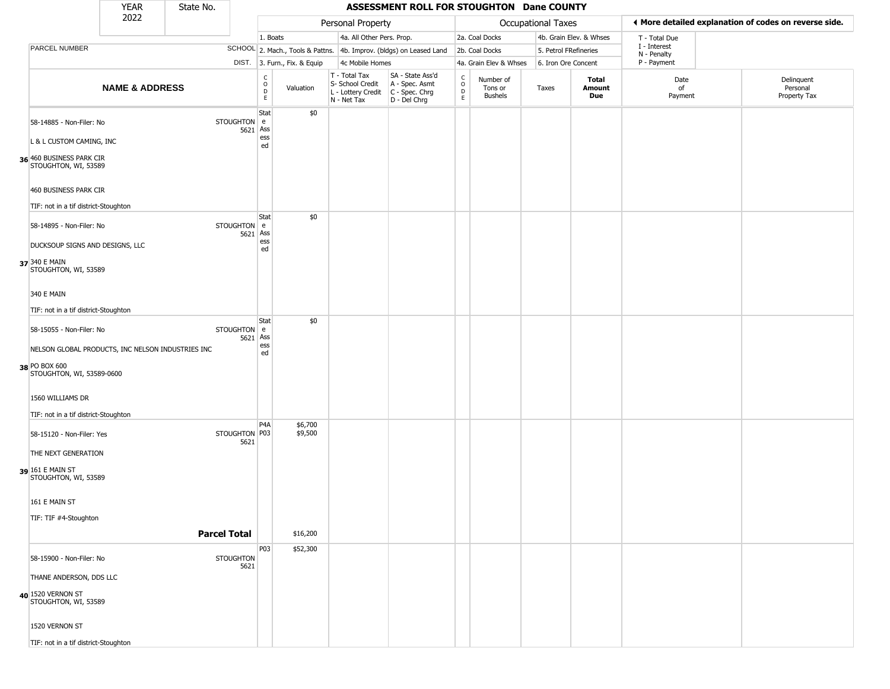# ASSESSMENT ROLL FOR STOUGHTON Dane COUNTY

YEAR 2022 | State No.

◄ More detailed explanation of codes on reverse side.

| | | Personal Property | | | | Occupational Taxes | | | | |
|---|---|---|---|---|---|---|---|---|---|---|
| PARCEL NUMBER | SCHOOL DIST. | 1. Boats / 2. Mach., Tools & Pattns. / 3. Furn., Fix. & Equip | | 4a. All Other Pers. Prop. / 4b. Improv. (bldgs) on Leased Land / 4c Mobile Homes | | 2a. Coal Docks / 2b. Coal Docks / 4a. Grain Elev & Whses | 4b. Grain Elev. & Whses / 5. Petrol FRefineries / 6. Iron Ore Concent | | T - Total Due / I - Interest / N - Penalty / P - Payment | |
| **NAME & ADDRESS** | | CODE | Valuation | T - Total Tax / S- School Credit / L - Lottery Credit / N - Net Tax | SA - State Ass'd / A - Spec. Asmt / C - Spec. Chrg / D - Del Chrg | CODE | Number of Tons or Bushels | Taxes | **Total Amount Due** | Date of Payment | Delinquent Personal Property Tax |
| **36** 58-14885 - Non-Filer: No<br>L & L CUSTOM CAMING, INC<br>460 BUSINESS PARK CIR<br>STOUGHTON, WI, 53589<br>460 BUSINESS PARK CIR<br>TIF: not in a tif district-Stoughton | STOUGHTON 5621 | State Assessed | $0 | | | | | | | | |
| **37** 58-14895 - Non-Filer: No<br>DUCKSOUP SIGNS AND DESIGNS, LLC<br>340 E MAIN<br>STOUGHTON, WI, 53589<br>340 E MAIN<br>TIF: not in a tif district-Stoughton | STOUGHTON 5621 | State Assessed | $0 | | | | | | | | |
| **38** 58-15055 - Non-Filer: No<br>NELSON GLOBAL PRODUCTS, INC NELSON INDUSTRIES INC<br>PO BOX 600<br>STOUGHTON, WI, 53589-0600<br>1560 WILLIAMS DR<br>TIF: not in a tif district-Stoughton | STOUGHTON 5621 | State Assessed | $0 | | | | | | | | |
| **39** 58-15120 - Non-Filer: Yes<br>THE NEXT GENERATION<br>161 E MAIN ST<br>STOUGHTON, WI, 53589<br>161 E MAIN ST<br>TIF: TIF #4-Stoughton | STOUGHTON 5621 | P4A<br>P03 | $6,700<br>$9,500 | | | | | | | | |
| **Parcel Total** | | | $16,200 | | | | | | | | |
| **40** 58-15900 - Non-Filer: No<br>THANE ANDERSON, DDS LLC<br>1520 VERNON ST<br>STOUGHTON, WI, 53589<br>1520 VERNON ST<br>TIF: not in a tif district-Stoughton | STOUGHTON 5621 | P03 | $52,300 | | | | | | | | |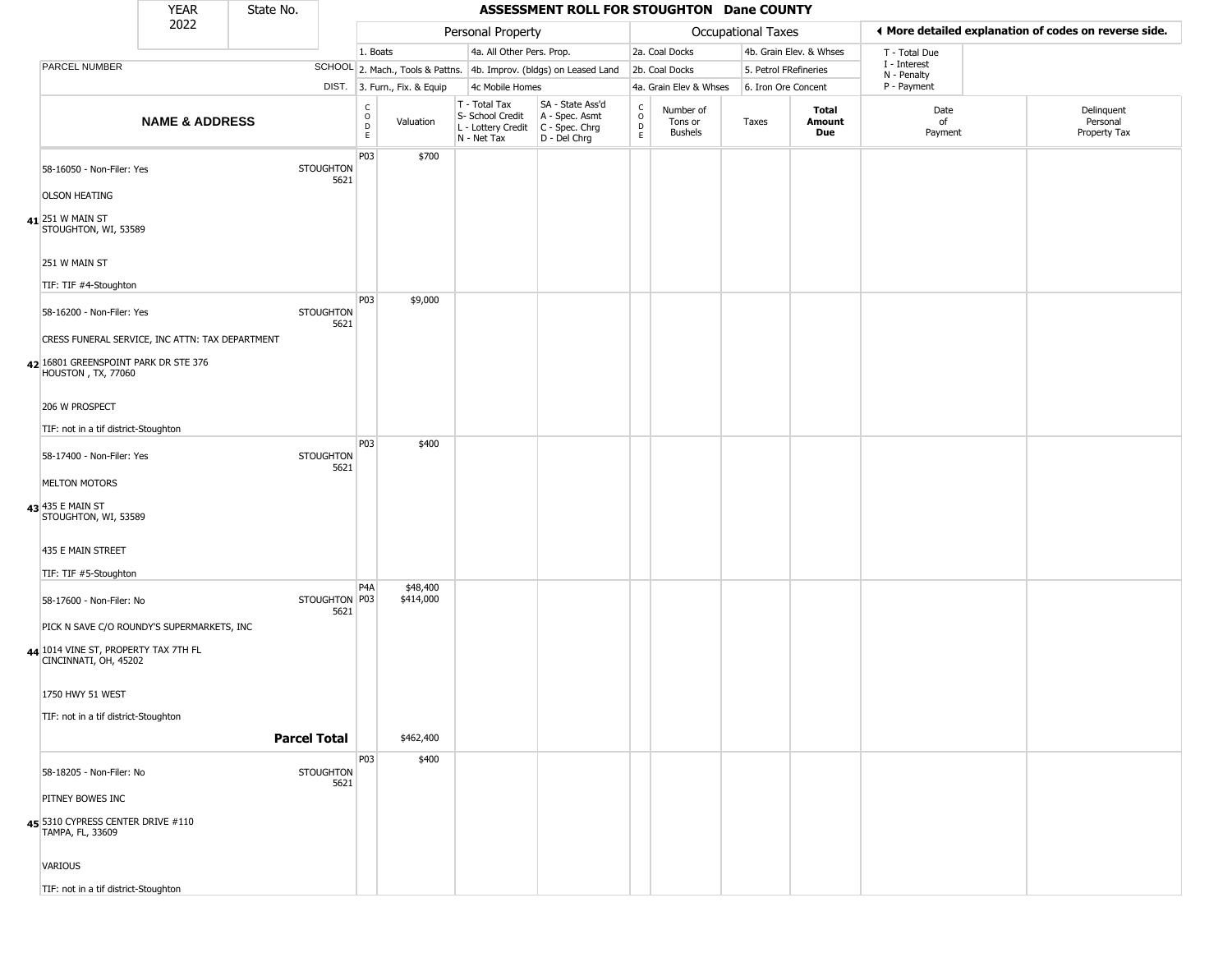| YEAR 2022 | State No. | ASSESSMENT ROLL FOR STOUGHTON Dane COUNTY |
|---|---|---|

| | | Personal Property | | | | Occupational Taxes | | | | ◄ More detailed explanation of codes on reverse side. | |
|---|---|---|---|---|---|---|---|---|---|---|---|
| | | 1. Boats | | 4a. All Other Pers. Prop. | | 2a. Coal Docks | | 4b. Grain Elev. & Whses | | T - Total Due | |
| PARCEL NUMBER | SCHOOL | 2. Mach., Tools & Pattns. | | 4b. Improv. (bldgs) on Leased Land | | 2b. Coal Docks | | 5. Petrol FRefineries | | I - Interest<br>N - Penalty | |
| | DIST. | 3. Furn., Fix. & Equip | | 4c Mobile Homes | | 4a. Grain Elev & Whses | | 6. Iron Ore Concent | | P - Payment | |
| **NAME & ADDRESS** | | CODE | Valuation | T - Total Tax<br>S- School Credit<br>L - Lottery Credit<br>N - Net Tax | SA - State Ass'd<br>A - Spec. Asmt<br>C - Spec. Chrg<br>D - Del Chrg | CODE | Number of Tons or Bushels | Taxes | **Total Amount Due** | Date of Payment | Delinquent Personal Property Tax |
| 41 58-16050 - Non-Filer: Yes<br>OLSON HEATING<br>251 W MAIN ST<br>STOUGHTON, WI, 53589<br>251 W MAIN ST<br>TIF: TIF #4-Stoughton | STOUGHTON 5621 | P03 | $700 | | | | | | | | |
| 42 58-16200 - Non-Filer: Yes<br>CRESS FUNERAL SERVICE, INC ATTN: TAX DEPARTMENT<br>16801 GREENSPOINT PARK DR STE 376<br>HOUSTON , TX, 77060<br>206 W PROSPECT<br>TIF: not in a tif district-Stoughton | STOUGHTON 5621 | P03 | $9,000 | | | | | | | | |
| 43 58-17400 - Non-Filer: Yes<br>MELTON MOTORS<br>435 E MAIN ST<br>STOUGHTON, WI, 53589<br>435 E MAIN STREET<br>TIF: TIF #5-Stoughton | STOUGHTON 5621 | P03 | $400 | | | | | | | | |
| 44 58-17600 - Non-Filer: No<br>PICK N SAVE C/O ROUNDY'S SUPERMARKETS, INC<br>1014 VINE ST, PROPERTY TAX 7TH FL<br>CINCINNATI, OH, 45202<br>1750 HWY 51 WEST<br>TIF: not in a tif district-Stoughton | STOUGHTON 5621 | P4A<br>P03 | $48,400<br>$414,000 | | | | | | | | |
| | **Parcel Total** | | $462,400 | | | | | | | | |
| 45 58-18205 - Non-Filer: No<br>PITNEY BOWES INC<br>5310 CYPRESS CENTER DRIVE #110<br>TAMPA, FL, 33609<br>VARIOUS<br>TIF: not in a tif district-Stoughton | STOUGHTON 5621 | P03 | $400 | | | | | | | | |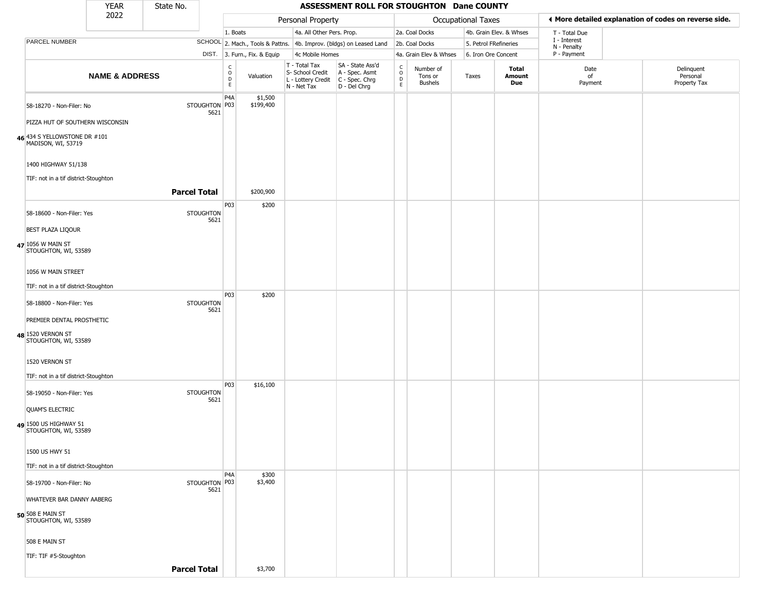# ASSESSMENT ROLL FOR STOUGHTON Dane COUNTY

YEAR 2022 | State No.

| | | Personal Property | | | | Occupational Taxes | | | | ◀ More detailed explanation of codes on reverse side. | |
|---|---|---|---|---|---|---|---|---|---|---|---|
| PARCEL NUMBER | SCHOOL DIST. | 1. Boats<br>2. Mach., Tools & Pattns.<br>3. Furn., Fix. & Equip | | 4a. All Other Pers. Prop.<br>4b. Improv. (bldgs) on Leased Land<br>4c Mobile Homes | | 2a. Coal Docks<br>2b. Coal Docks<br>4a. Grain Elev & Whses | | 4b. Grain Elev. & Whses<br>5. Petrol FRefineries<br>6. Iron Ore Concent | | T - Total Due<br>I - Interest<br>N - Penalty<br>P - Payment | |

| | NAME & ADDRESS | | CODE | Valuation | T - Total Tax<br>S- School Credit<br>L - Lottery Credit<br>N - Net Tax | SA - State Ass'd<br>A - Spec. Asmt<br>C - Spec. Chrg<br>D - Del Chrg | CODE | Number of Tons or Bushels | Taxes | Total Amount Due | Date of Payment | Delinquent Personal Property Tax |
|---|---|---|---|---|---|---|---|---|---|---|---|---|
| 46 | 58-18270 - Non-Filer: No<br>PIZZA HUT OF SOUTHERN WISCONSIN<br>434 S YELLOWSTONE DR #101<br>MADISON, WI, 53719<br>1400 HIGHWAY 51/138<br>TIF: not in a tif district-Stoughton | STOUGHTON 5621 | P4A<br>P03 | $1,500<br>$199,400 | | | | | | | | |
| | | **Parcel Total** | | $200,900 | | | | | | | | |
| 47 | 58-18600 - Non-Filer: Yes<br>BEST PLAZA LIQOUR<br>1056 W MAIN ST<br>STOUGHTON, WI, 53589<br>1056 W MAIN STREET<br>TIF: not in a tif district-Stoughton | STOUGHTON 5621 | P03 | $200 | | | | | | | | |
| 48 | 58-18800 - Non-Filer: Yes<br>PREMIER DENTAL PROSTHETIC<br>1520 VERNON ST<br>STOUGHTON, WI, 53589<br>1520 VERNON ST<br>TIF: not in a tif district-Stoughton | STOUGHTON 5621 | P03 | $200 | | | | | | | | |
| 49 | 58-19050 - Non-Filer: Yes<br>QUAM'S ELECTRIC<br>1500 US HIGHWAY 51<br>STOUGHTON, WI, 53589<br>1500 US HWY 51<br>TIF: not in a tif district-Stoughton | STOUGHTON 5621 | P03 | $16,100 | | | | | | | | |
| 50 | 58-19700 - Non-Filer: No<br>WHATEVER BAR DANNY AABERG<br>508 E MAIN ST<br>STOUGHTON, WI, 53589<br>508 E MAIN ST<br>TIF: TIF #5-Stoughton | STOUGHTON 5621 | P4A<br>P03 | $300<br>$3,400 | | | | | | | | |
| | | **Parcel Total** | | $3,700 | | | | | | | | |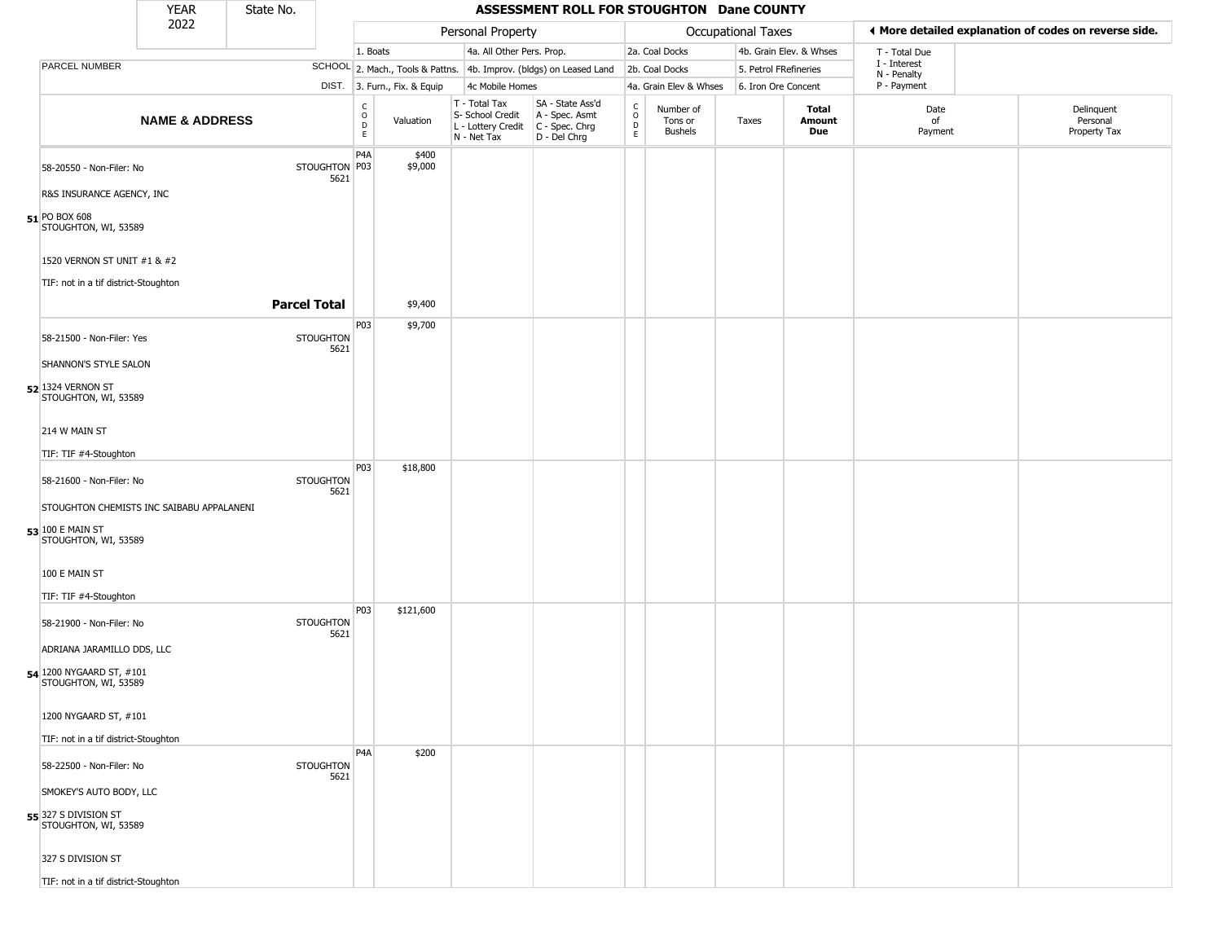# ASSESSMENT ROLL FOR STOUGHTON Dane COUNTY

YEAR 2022 | State No.

| | | Personal Property | | | | Occupational Taxes | | | | ◄ More detailed explanation of codes on reverse side. | |
|---|---|---|---|---|---|---|---|---|---|---|---|
| PARCEL NUMBER | SCHOOL DIST. | 1. Boats / 2. Mach., Tools & Pattns. / 3. Furn., Fix. & Equip | | 4a. All Other Pers. Prop. / 4b. Improv. (bldgs) on Leased Land / 4c Mobile Homes | | 2a. Coal Docks / 2b. Coal Docks / 4a. Grain Elev & Whses | | 4b. Grain Elev. & Whses / 5. Petrol FRefineries / 6. Iron Ore Concent | | T - Total Due / I - Interest / N - Penalty / P - Payment | |
| **NAME & ADDRESS** | | CODE | Valuation | T - Total Tax / S- School Credit / L - Lottery Credit / N - Net Tax | SA - State Ass'd / A - Spec. Asmt / C - Spec. Chrg / D - Del Chrg | CODE | Number of Tons or Bushels | Taxes | **Total Amount Due** | Date of Payment | Delinquent Personal Property Tax |
| **51** 58-20550 - Non-Filer: No<br>R&S INSURANCE AGENCY, INC<br>PO BOX 608<br>STOUGHTON, WI, 53589<br>1520 VERNON ST UNIT #1 & #2<br>TIF: not in a tif district-Stoughton | STOUGHTON 5621 | P4A<br>P03 | $400<br>$9,000 | | | | | | | | |
| | **Parcel Total** | | $9,400 | | | | | | | | |
| **52** 58-21500 - Non-Filer: Yes<br>SHANNON'S STYLE SALON<br>1324 VERNON ST<br>STOUGHTON, WI, 53589<br>214 W MAIN ST<br>TIF: TIF #4-Stoughton | STOUGHTON 5621 | P03 | $9,700 | | | | | | | | |
| **53** 58-21600 - Non-Filer: No<br>STOUGHTON CHEMISTS INC SAIBABU APPALANENI<br>100 E MAIN ST<br>STOUGHTON, WI, 53589<br>100 E MAIN ST<br>TIF: TIF #4-Stoughton | STOUGHTON 5621 | P03 | $18,800 | | | | | | | | |
| **54** 58-21900 - Non-Filer: No<br>ADRIANA JARAMILLO DDS, LLC<br>1200 NYGAARD ST, #101<br>STOUGHTON, WI, 53589<br>1200 NYGAARD ST, #101<br>TIF: not in a tif district-Stoughton | STOUGHTON 5621 | P03 | $121,600 | | | | | | | | |
| **55** 58-22500 - Non-Filer: No<br>SMOKEY'S AUTO BODY, LLC<br>327 S DIVISION ST<br>STOUGHTON, WI, 53589<br>327 S DIVISION ST<br>TIF: not in a tif district-Stoughton | STOUGHTON 5621 | P4A | $200 | | | | | | | | |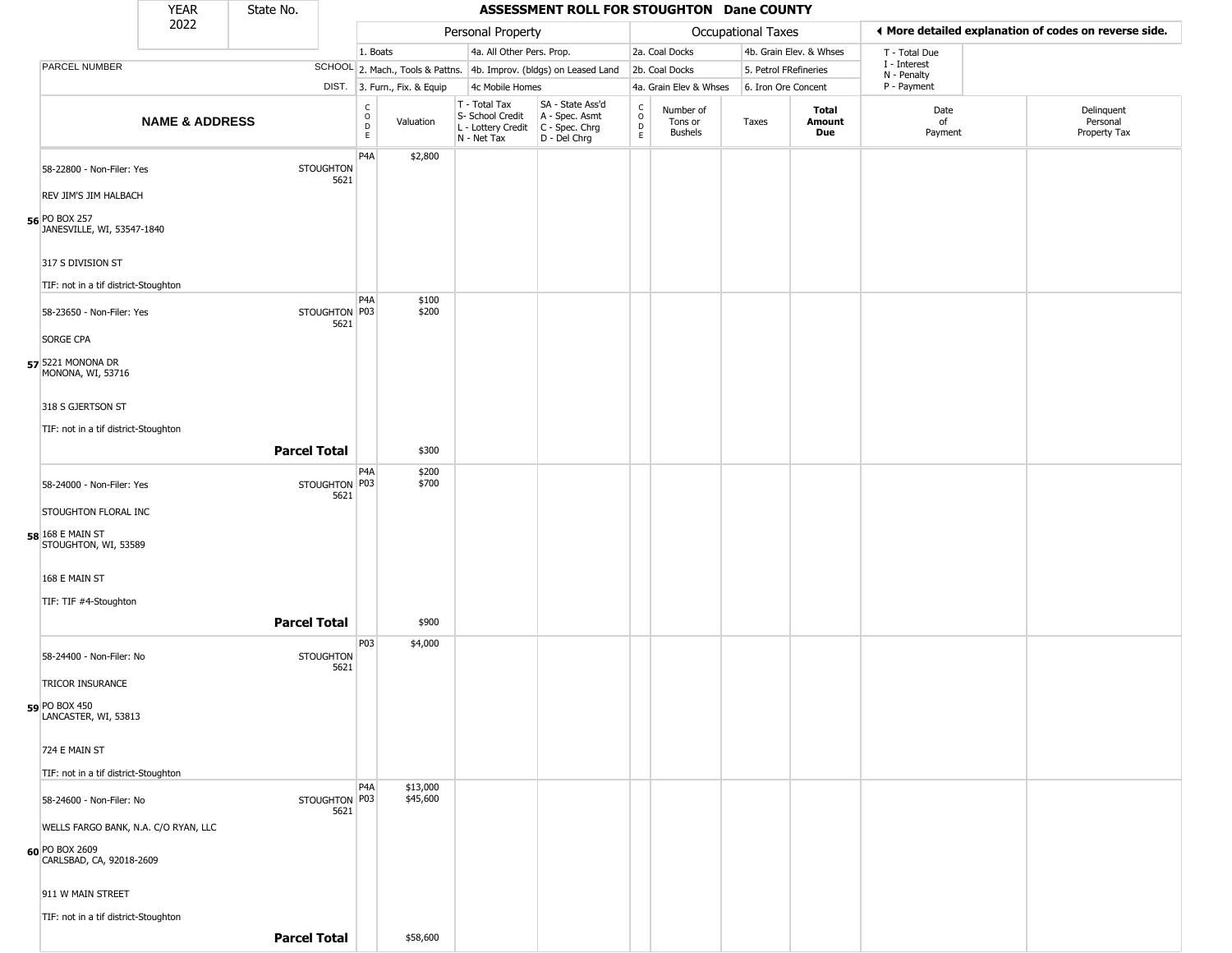| YEAR 2022 | State No. | ASSESSMENT ROLL FOR STOUGHTON Dane COUNTY | | | | | | | | | | |
|---|---|---|---|---|---|---|---|---|---|---|---|---|

| | | Personal Property | | | | Occupational Taxes | | | | | ◄ More detailed explanation of codes on reverse side. | |
|---|---|---|---|---|---|---|---|---|---|---|---|---|
| | | 1. Boats | | 4a. All Other Pers. Prop. | | 2a. Coal Docks | | 4b. Grain Elev. & Whses | | | T - Total Due | |
| PARCEL NUMBER | SCHOOL | 2. Mach., Tools & Pattns. | | 4b. Improv. (bldgs) on Leased Land | | 2b. Coal Docks | | 5. Petrol FRefineries | | | I - Interest N - Penalty | |
| | DIST. | 3. Furn., Fix. & Equip | | 4c Mobile Homes | | 4a. Grain Elev & Whses | | 6. Iron Ore Concent | | | P - Payment | |
| **NAME & ADDRESS** | | CODE | Valuation | T - Total Tax S- School Credit L - Lottery Credit N - Net Tax | SA - State Ass'd A - Spec. Asmt C - Spec. Chrg D - Del Chrg | CODE | Number of Tons or Bushels | Taxes | **Total Amount Due** | | Date of Payment | Delinquent Personal Property Tax |
| 56 58-22800 - Non-Filer: Yes<br>REV JIM'S JIM HALBACH<br>PO BOX 257<br>JANESVILLE, WI, 53547-1840<br>317 S DIVISION ST<br>TIF: not in a tif district-Stoughton | STOUGHTON 5621 | P4A | $2,800 | | | | | | | | | |
| 57 58-23650 - Non-Filer: Yes<br>SORGE CPA<br>5221 MONONA DR<br>MONONA, WI, 53716<br>318 S GJERTSON ST<br>TIF: not in a tif district-Stoughton | STOUGHTON 5621 | P4A<br>P03 | $100<br>$200 | | | | | | | | | |
| **Parcel Total** | | | $300 | | | | | | | | | |
| 58 58-24000 - Non-Filer: Yes<br>STOUGHTON FLORAL INC<br>168 E MAIN ST<br>STOUGHTON, WI, 53589<br>168 E MAIN ST<br>TIF: TIF #4-Stoughton | STOUGHTON 5621 | P4A<br>P03 | $200<br>$700 | | | | | | | | | |
| **Parcel Total** | | | $900 | | | | | | | | | |
| 59 58-24400 - Non-Filer: No<br>TRICOR INSURANCE<br>PO BOX 450<br>LANCASTER, WI, 53813<br>724 E MAIN ST<br>TIF: not in a tif district-Stoughton | STOUGHTON 5621 | P03 | $4,000 | | | | | | | | | |
| 60 58-24600 - Non-Filer: No<br>WELLS FARGO BANK, N.A. C/O RYAN, LLC<br>PO BOX 2609<br>CARLSBAD, CA, 92018-2609<br>911 W MAIN STREET<br>TIF: not in a tif district-Stoughton | STOUGHTON 5621 | P4A<br>P03 | $13,000<br>$45,600 | | | | | | | | | |
| **Parcel Total** | | | $58,600 | | | | | | | | | |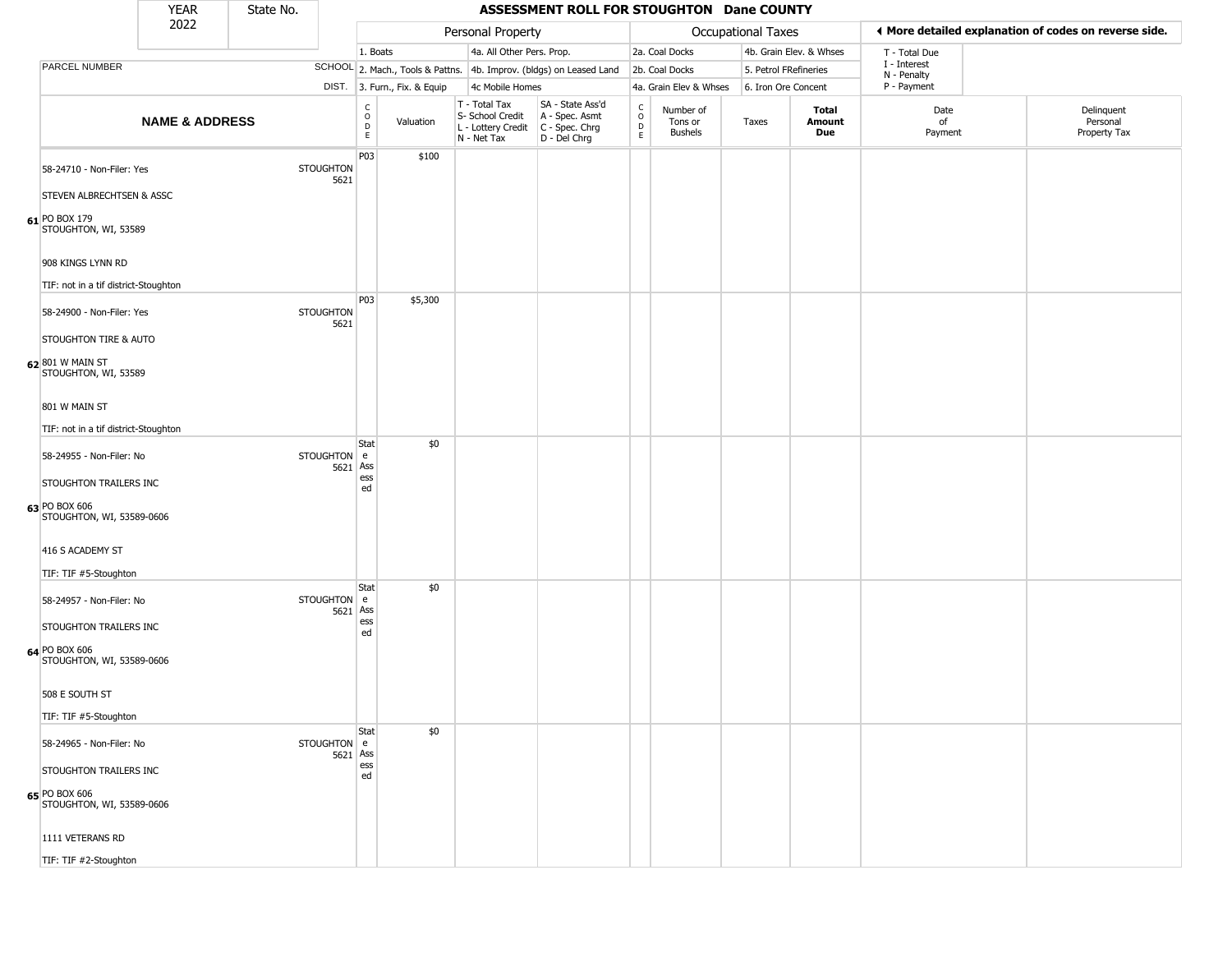| YEAR 2022 | State No. | | ASSESSMENT ROLL FOR STOUGHTON Dane COUNTY | | | | | | | | | |
|---|---|---|---|---|---|---|---|---|---|---|---|---|

| | | Personal Property | | | | Occupational Taxes | | | | ◀ More detailed explanation of codes on reverse side. | |
|---|---|---|---|---|---|---|---|---|---|---|---|
| PARCEL NUMBER | SCHOOL DIST. | 1. Boats<br>2. Mach., Tools & Pattns.<br>3. Furn., Fix. & Equip | | 4a. All Other Pers. Prop.<br>4b. Improv. (bldgs) on Leased Land<br>4c Mobile Homes | | 2a. Coal Docks<br>2b. Coal Docks<br>4a. Grain Elev & Whses | | 4b. Grain Elev. & Whses<br>5. Petrol FRefineries<br>6. Iron Ore Concent | | T - Total Due<br>I - Interest<br>N - Penalty<br>P - Payment | |

| | NAME & ADDRESS | | CODE | Valuation | T - Total Tax<br>S- School Credit<br>L - Lottery Credit<br>N - Net Tax | SA - State Ass'd<br>A - Spec. Asmt<br>C - Spec. Chrg<br>D - Del Chrg | CODE | Number of Tons or Bushels | Taxes | Total Amount Due | Date of Payment | Delinquent Personal Property Tax |
|---|---|---|---|---|---|---|---|---|---|---|---|---|
| 61 | 58-24710 - Non-Filer: Yes<br>STEVEN ALBRECHTSEN & ASSC<br>PO BOX 179<br>STOUGHTON, WI, 53589<br>908 KINGS LYNN RD<br>TIF: not in a tif district-Stoughton | STOUGHTON 5621 | P03 | $100 | | | | | | | | |
| 62 | 58-24900 - Non-Filer: Yes<br>STOUGHTON TIRE & AUTO<br>801 W MAIN ST<br>STOUGHTON, WI, 53589<br>801 W MAIN ST<br>TIF: not in a tif district-Stoughton | STOUGHTON 5621 | P03 | $5,300 | | | | | | | | |
| 63 | 58-24955 - Non-Filer: No<br>STOUGHTON TRAILERS INC<br>PO BOX 606<br>STOUGHTON, WI, 53589-0606<br>416 S ACADEMY ST<br>TIF: TIF #5-Stoughton | STOUGHTON 5621 | State Assessed | $0 | | | | | | | | |
| 64 | 58-24957 - Non-Filer: No<br>STOUGHTON TRAILERS INC<br>PO BOX 606<br>STOUGHTON, WI, 53589-0606<br>508 E SOUTH ST<br>TIF: TIF #5-Stoughton | STOUGHTON 5621 | State Assessed | $0 | | | | | | | | |
| 65 | 58-24965 - Non-Filer: No<br>STOUGHTON TRAILERS INC<br>PO BOX 606<br>STOUGHTON, WI, 53589-0606<br>1111 VETERANS RD<br>TIF: TIF #2-Stoughton | STOUGHTON 5621 | State Assessed | $0 | | | | | | | | |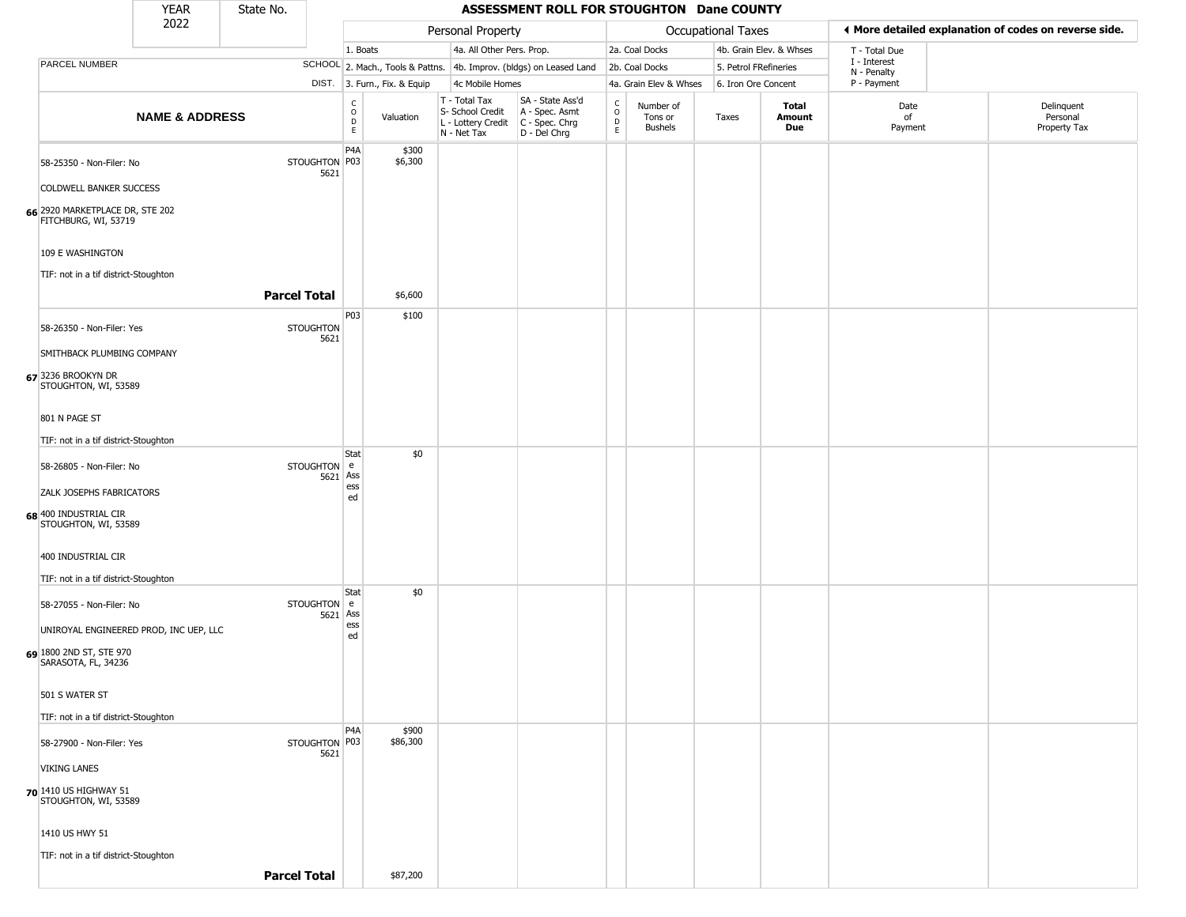# ASSESSMENT ROLL FOR STOUGHTON Dane COUNTY

YEAR 2022 | State No.

**Personal Property:** 1. Boats; 2. Mach., Tools & Pattns.; 3. Furn., Fix. & Equip; 4a. All Other Pers. Prop.; 4b. Improv. (bldgs) on Leased Land; 4c Mobile Homes

**Occupational Taxes:** 2a. Coal Docks; 2b. Coal Docks; 4a. Grain Elev & Whses; 4b. Grain Elev. & Whses; 5. Petrol FRefineries; 6. Iron Ore Concent

◀ More detailed explanation of codes on reverse side. T - Total Due; I - Interest; N - Penalty; P - Payment

| | NAME & ADDRESS | SCHOOL DIST. | CODE | Valuation | T - Total Tax / S- School Credit / L - Lottery Credit / N - Net Tax | SA - State Ass'd / A - Spec. Asmt / C - Spec. Chrg / D - Del Chrg | CODE | Number of Tons or Bushels | Taxes | Total Amount Due | Date of Payment | Delinquent Personal Property Tax |
|---|---|---|---|---|---|---|---|---|---|---|---|---|
| 66 | 58-25350 - Non-Filer: No<br>COLDWELL BANKER SUCCESS<br>2920 MARKETPLACE DR, STE 202<br>FITCHBURG, WI, 53719<br>109 E WASHINGTON<br>TIF: not in a tif district-Stoughton | STOUGHTON 5621 | P4A<br>P03 | \$300<br>\$6,300 | | | | | | | | |
| | **Parcel Total** | | | \$6,600 | | | | | | | | |
| 67 | 58-26350 - Non-Filer: Yes<br>SMITHBACK PLUMBING COMPANY<br>3236 BROOKYN DR<br>STOUGHTON, WI, 53589<br>801 N PAGE ST<br>TIF: not in a tif district-Stoughton | STOUGHTON 5621 | P03 | \$100 | | | | | | | | |
| 68 | 58-26805 - Non-Filer: No<br>ZALK JOSEPHS FABRICATORS<br>400 INDUSTRIAL CIR<br>STOUGHTON, WI, 53589<br>400 INDUSTRIAL CIR<br>TIF: not in a tif district-Stoughton | STOUGHTON 5621 | State Assessed | \$0 | | | | | | | | |
| 69 | 58-27055 - Non-Filer: No<br>UNIROYAL ENGINEERED PROD, INC UEP, LLC<br>1800 2ND ST, STE 970<br>SARASOTA, FL, 34236<br>501 S WATER ST<br>TIF: not in a tif district-Stoughton | STOUGHTON 5621 | State Assessed | \$0 | | | | | | | | |
| 70 | 58-27900 - Non-Filer: Yes<br>VIKING LANES<br>1410 US HIGHWAY 51<br>STOUGHTON, WI, 53589<br>1410 US HWY 51<br>TIF: not in a tif district-Stoughton | STOUGHTON 5621 | P4A<br>P03 | \$900<br>\$86,300 | | | | | | | | |
| | **Parcel Total** | | | \$87,200 | | | | | | | | |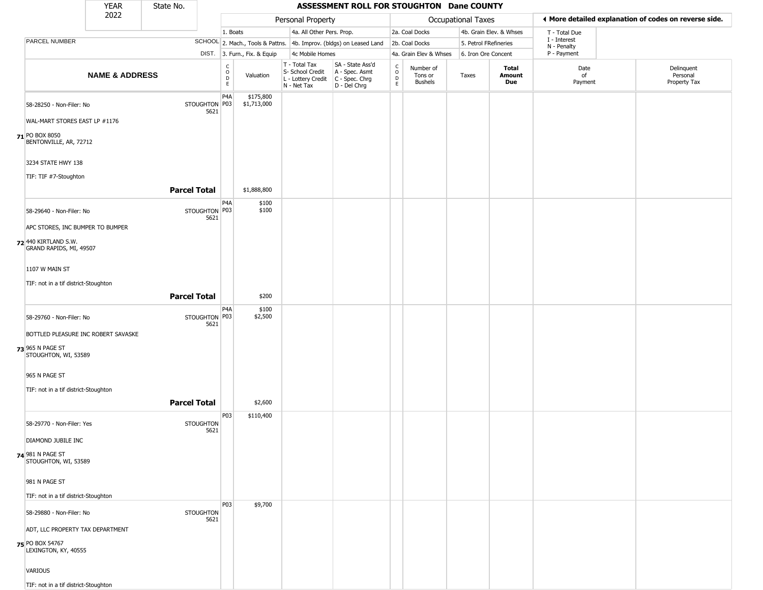| YEAR 2022 | State No. | ASSESSMENT ROLL FOR STOUGHTON Dane COUNTY | | | | | | | | | | |
|---|---|---|---|---|---|---|---|---|---|---|---|---|

| | | Personal Property | | | | Occupational Taxes | | | | ◄ More detailed explanation of codes on reverse side. | |
|---|---|---|---|---|---|---|---|---|---|---|---|
| PARCEL NUMBER | SCHOOL DIST. | 1. Boats<br>2. Mach., Tools & Pattns.<br>3. Furn., Fix. & Equip | | 4a. All Other Pers. Prop.<br>4b. Improv. (bldgs) on Leased Land<br>4c Mobile Homes | | 2a. Coal Docks<br>2b. Coal Docks<br>4a. Grain Elev & Whses | | 4b. Grain Elev. & Whses<br>5. Petrol FRefineries<br>6. Iron Ore Concent | | T - Total Due<br>I - Interest<br>N - Penalty<br>P - Payment | |
| **NAME & ADDRESS** | | CODE | Valuation | T - Total Tax<br>S- School Credit<br>L - Lottery Credit<br>N - Net Tax | SA - State Ass'd<br>A - Spec. Asmt<br>C - Spec. Chrg<br>D - Del Chrg | CODE | Number of Tons or Bushels | Taxes | **Total Amount Due** | Date of Payment | Delinquent Personal Property Tax |
| 58-28250 - Non-Filer: No<br>WAL-MART STORES EAST LP #1176<br>**71** PO BOX 8050<br>BENTONVILLE, AR, 72712<br>3234 STATE HWY 138<br>TIF: TIF #7-Stoughton | STOUGHTON 5621 | P4A<br>P03 | $175,800<br>$1,713,000 | | | | | | | | |
| | **Parcel Total** | | $1,888,800 | | | | | | | | |
| 58-29640 - Non-Filer: No<br>APC STORES, INC BUMPER TO BUMPER<br>**72** 440 KIRTLAND S.W.<br>GRAND RAPIDS, MI, 49507<br>1107 W MAIN ST<br>TIF: not in a tif district-Stoughton | STOUGHTON 5621 | P4A<br>P03 | $100<br>$100 | | | | | | | | |
| | **Parcel Total** | | $200 | | | | | | | | |
| 58-29760 - Non-Filer: No<br>BOTTLED PLEASURE INC ROBERT SAVASKE<br>**73** 965 N PAGE ST<br>STOUGHTON, WI, 53589<br>965 N PAGE ST<br>TIF: not in a tif district-Stoughton | STOUGHTON 5621 | P4A<br>P03 | $100<br>$2,500 | | | | | | | | |
| | **Parcel Total** | | $2,600 | | | | | | | | |
| 58-29770 - Non-Filer: Yes<br>DIAMOND JUBILE INC<br>**74** 981 N PAGE ST<br>STOUGHTON, WI, 53589<br>981 N PAGE ST<br>TIF: not in a tif district-Stoughton | STOUGHTON 5621 | P03 | $110,400 | | | | | | | | |
| 58-29880 - Non-Filer: No<br>ADT, LLC PROPERTY TAX DEPARTMENT<br>**75** PO BOX 54767<br>LEXINGTON, KY, 40555<br>VARIOUS<br>TIF: not in a tif district-Stoughton | STOUGHTON 5621 | P03 | $9,700 | | | | | | | | |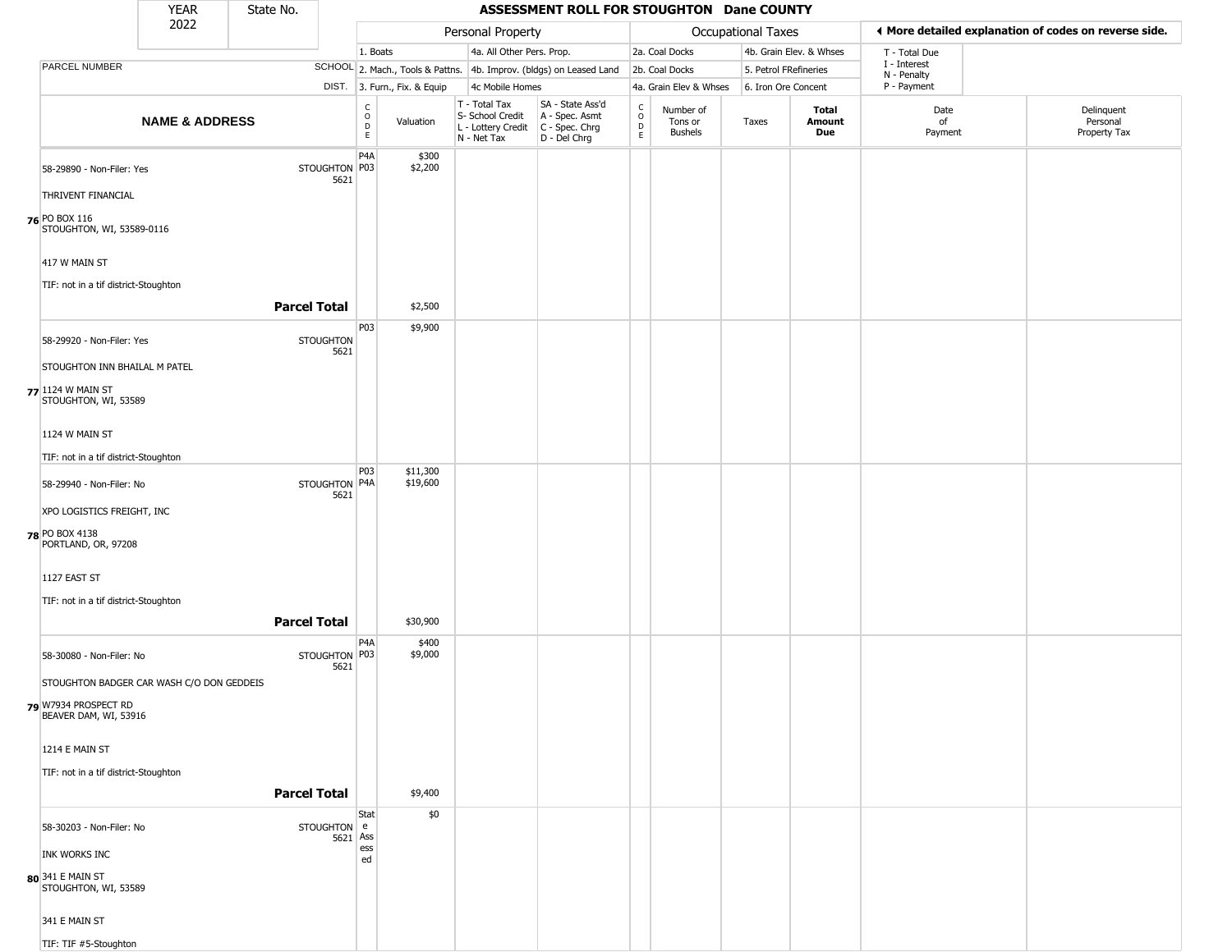| YEAR 2022 | State No. | ASSESSMENT ROLL FOR STOUGHTON Dane COUNTY |
|---|---|---|

| | | Personal Property | | | | Occupational Taxes | | | | ◄ More detailed explanation of codes on reverse side. | |
|---|---|---|---|---|---|---|---|---|---|---|---|
| PARCEL NUMBER | SCHOOL DIST. | 1. Boats<br>2. Mach., Tools & Pattns.<br>3. Furn., Fix. & Equip | | 4a. All Other Pers. Prop.<br>4b. Improv. (bldgs) on Leased Land<br>4c Mobile Homes | | 2a. Coal Docks<br>2b. Coal Docks<br>4a. Grain Elev & Whses | | 4b. Grain Elev. & Whses<br>5. Petrol FRefineries<br>6. Iron Ore Concent | | T - Total Due<br>I - Interest<br>N - Penalty<br>P - Payment | |
| NAME & ADDRESS | | CODE | Valuation | T - Total Tax<br>S- School Credit<br>L - Lottery Credit<br>N - Net Tax | SA - State Ass'd<br>A - Spec. Asmt<br>C - Spec. Chrg<br>D - Del Chrg | CODE | Number of Tons or Bushels | Taxes | Total Amount Due | Date of Payment | Delinquent Personal Property Tax |
| 76 58-29890 - Non-Filer: Yes<br>THRIVENT FINANCIAL<br>PO BOX 116<br>STOUGHTON, WI, 53589-0116<br>417 W MAIN ST<br>TIF: not in a tif district-Stoughton | STOUGHTON 5621 | P4A<br>P03 | $300<br>$2,200 | | | | | | | | |
| **Parcel Total** | | | $2,500 | | | | | | | | |
| 77 58-29920 - Non-Filer: Yes<br>STOUGHTON INN BHAILAL M PATEL<br>1124 W MAIN ST<br>STOUGHTON, WI, 53589<br>1124 W MAIN ST<br>TIF: not in a tif district-Stoughton | STOUGHTON 5621 | P03 | $9,900 | | | | | | | | |
| 78 58-29940 - Non-Filer: No<br>XPO LOGISTICS FREIGHT, INC<br>PO BOX 4138<br>PORTLAND, OR, 97208<br>1127 EAST ST<br>TIF: not in a tif district-Stoughton | STOUGHTON 5621 | P03<br>P4A | $11,300<br>$19,600 | | | | | | | | |
| **Parcel Total** | | | $30,900 | | | | | | | | |
| 79 58-30080 - Non-Filer: No<br>STOUGHTON BADGER CAR WASH C/O DON GEDDEIS<br>W7934 PROSPECT RD<br>BEAVER DAM, WI, 53916<br>1214 E MAIN ST<br>TIF: not in a tif district-Stoughton | STOUGHTON 5621 | P4A<br>P03 | $400<br>$9,000 | | | | | | | | |
| **Parcel Total** | | | $9,400 | | | | | | | | |
| 80 58-30203 - Non-Filer: No<br>INK WORKS INC<br>341 E MAIN ST<br>STOUGHTON, WI, 53589<br>341 E MAIN ST<br>TIF: TIF #5-Stoughton | STOUGHTON 5621 | State Assessed | $0 | | | | | | | | |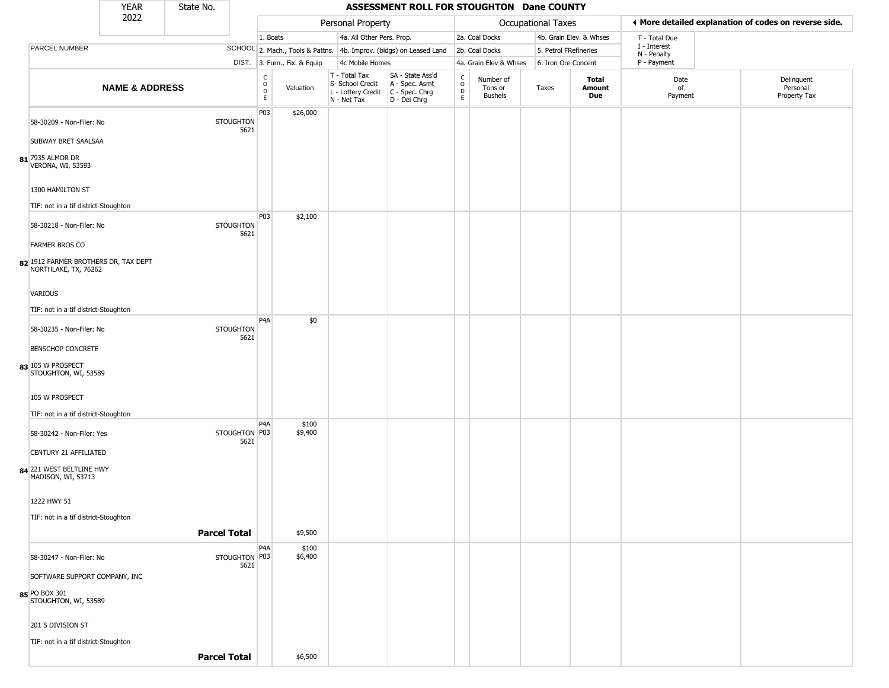| YEAR 2022 | State No. | ASSESSMENT ROLL FOR STOUGHTON Dane COUNTY |
|---|---|---|

| | | Personal Property | | | | Occupational Taxes | | | | ◄ More detailed explanation of codes on reverse side. | |
|---|---|---|---|---|---|---|---|---|---|---|---|
| PARCEL NUMBER | SCHOOL DIST. | 1. Boats<br>2. Mach., Tools & Pattns.<br>3. Furn., Fix. & Equip | | 4a. All Other Pers. Prop.<br>4b. Improv. (bldgs) on Leased Land<br>4c Mobile Homes | | 2a. Coal Docks<br>2b. Coal Docks<br>4a. Grain Elev & Whses | | 4b. Grain Elev. & Whses<br>5. Petrol FRefineries<br>6. Iron Ore Concent | | T - Total Due<br>I - Interest<br>N - Penalty<br>P - Payment | |
| **NAME & ADDRESS** | | CODE | Valuation | T - Total Tax<br>S- School Credit<br>L - Lottery Credit<br>N - Net Tax | SA - State Ass'd<br>A - Spec. Asmt<br>C - Spec. Chrg<br>D - Del Chrg | CODE | Number of Tons or Bushels | Taxes | **Total Amount Due** | Date of Payment | Delinquent Personal Property Tax |
| 58-30209 - Non-Filer: No<br>SUBWAY BRET SAALSAA<br>**81** 7935 ALMOR DR<br>VERONA, WI, 53593<br>1300 HAMILTON ST<br>TIF: not in a tif district-Stoughton | STOUGHTON 5621 | P03 | $26,000 | | | | | | | | |
| 58-30218 - Non-Filer: No<br>FARMER BROS CO<br>**82** 1912 FARMER BROTHERS DR, TAX DEPT<br>NORTHLAKE, TX, 76262<br>VARIOUS<br>TIF: not in a tif district-Stoughton | STOUGHTON 5621 | P03 | $2,100 | | | | | | | | |
| 58-30235 - Non-Filer: No<br>BENSCHOP CONCRETE<br>**83** 105 W PROSPECT<br>STOUGHTON, WI, 53589<br>105 W PROSPECT<br>TIF: not in a tif district-Stoughton | STOUGHTON 5621 | P4A | $0 | | | | | | | | |
| 58-30242 - Non-Filer: Yes<br>CENTURY 21 AFFILIATED<br>**84** 221 WEST BELTLINE HWY<br>MADISON, WI, 53713<br>1222 HWY 51<br>TIF: not in a tif district-Stoughton | STOUGHTON 5621 | P4A<br>P03 | $100<br>$9,400 | | | | | | | | |
| **Parcel Total** | | | $9,500 | | | | | | | | |
| 58-30247 - Non-Filer: No<br>SOFTWARE SUPPORT COMPANY, INC<br>**85** PO BOX 301<br>STOUGHTON, WI, 53589<br>201 S DIVISION ST<br>TIF: not in a tif district-Stoughton | STOUGHTON 5621 | P4A<br>P03 | $100<br>$6,400 | | | | | | | | |
| **Parcel Total** | | | $6,500 | | | | | | | | |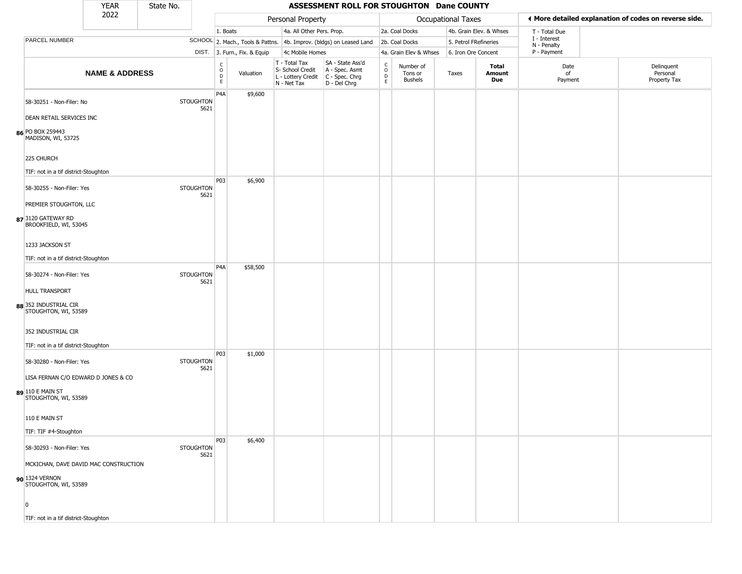# ASSESSMENT ROLL FOR STOUGHTON Dane COUNTY

YEAR 2022 | State No.

| PARCEL NUMBER / NAME & ADDRESS | SCHOOL DIST. | CODE | Valuation | T - Total Tax / S- School Credit / L - Lottery Credit / N - Net Tax | SA - State Ass'd / A - Spec. Asmt / C - Spec. Chrg / D - Del Chrg | CODE | Number of Tons or Bushels | Taxes | Total Amount Due | Date of Payment | Delinquent Personal Property Tax |
|---|---|---|---|---|---|---|---|---|---|---|---|
| 86 58-30251 - Non-Filer: No<br>DEAN RETAIL SERVICES INC<br>PO BOX 259443<br>MADISON, WI, 53725<br>225 CHURCH<br>TIF: not in a tif district-Stoughton | STOUGHTON 5621 | P4A | $9,600 | | | | | | | | |
| 87 58-30255 - Non-Filer: Yes<br>PREMIER STOUGHTON, LLC<br>3120 GATEWAY RD<br>BROOKFIELD, WI, 53045<br>1233 JACKSON ST<br>TIF: not in a tif district-Stoughton | STOUGHTON 5621 | P03 | $6,900 | | | | | | | | |
| 88 58-30274 - Non-Filer: Yes<br>HULL TRANSPORT<br>352 INDUSTRIAL CIR<br>STOUGHTON, WI, 53589<br>352 INDUSTRIAL CIR<br>TIF: not in a tif district-Stoughton | STOUGHTON 5621 | P4A | $58,500 | | | | | | | | |
| 89 58-30280 - Non-Filer: Yes<br>LISA FERNAN C/O EDWARD D JONES & CO<br>110 E MAIN ST<br>STOUGHTON, WI, 53589<br>110 E MAIN ST<br>TIF: TIF #4-Stoughton | STOUGHTON 5621 | P03 | $1,000 | | | | | | | | |
| 90 58-30293 - Non-Filer: Yes<br>MCKICHAN, DAVE DAVID MAC CONSTRUCTION<br>1324 VERNON<br>STOUGHTON, WI, 53589<br>0<br>TIF: not in a tif district-Stoughton | STOUGHTON 5621 | P03 | $6,400 | | | | | | | | |

Personal Property: 1. Boats; 2. Mach., Tools & Pattns.; 3. Furn., Fix. & Equip; 4a. All Other Pers. Prop.; 4b. Improv. (bldgs) on Leased Land; 4c Mobile Homes

Occupational Taxes: 2a. Coal Docks; 2b. Coal Docks; 4a. Grain Elev & Whses; 4b. Grain Elev. & Whses; 5. Petrol FRefineries; 6. Iron Ore Concent

◄ More detailed explanation of codes on reverse side.

T - Total Due; I - Interest; N - Penalty; P - Payment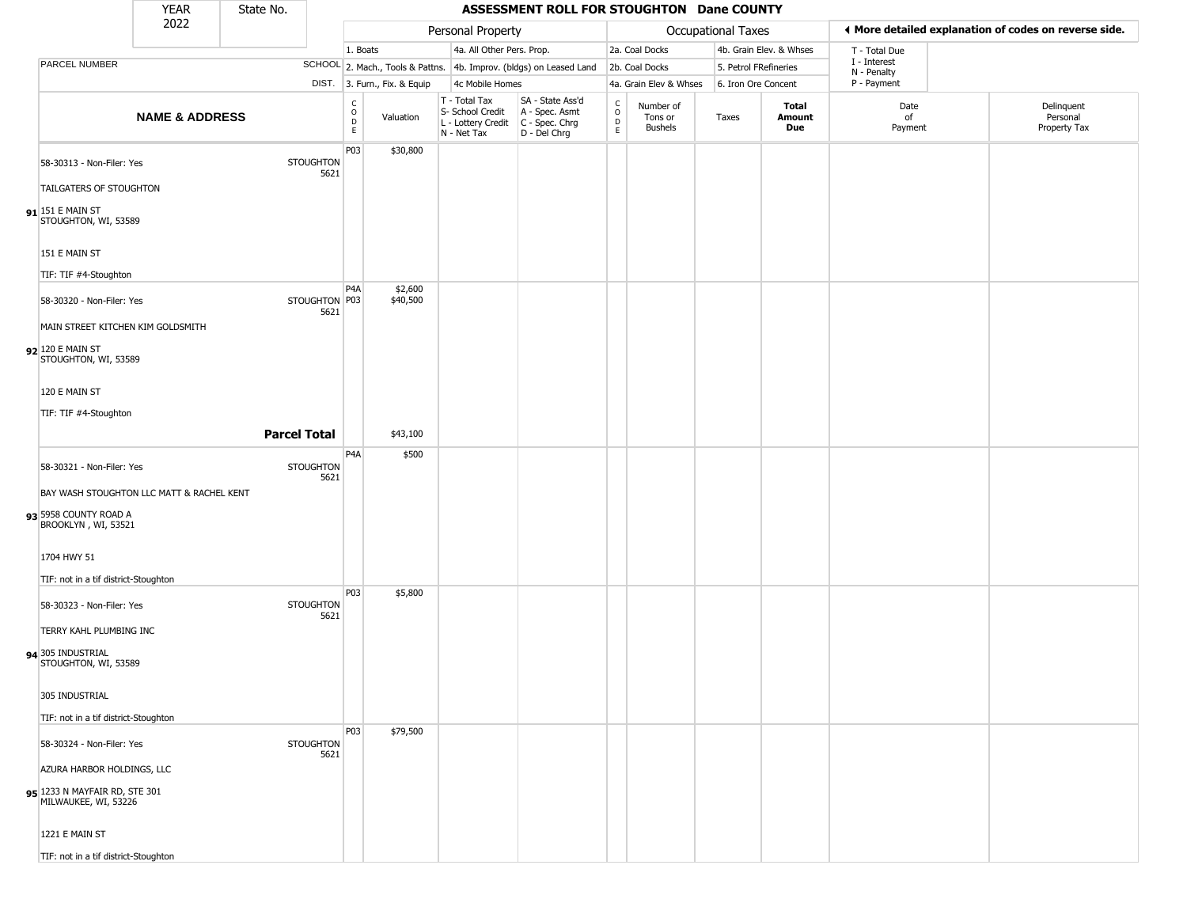| YEAR 2022 | State No. | ASSESSMENT ROLL FOR STOUGHTON Dane COUNTY | | | | | | | | | | |
|---|---|---|---|---|---|---|---|---|---|---|---|---|

| | | Personal Property | | | | Occupational Taxes | | | | More detailed explanation of codes on reverse side. | |
|---|---|---|---|---|---|---|---|---|---|---|---|
| PARCEL NUMBER | SCHOOL DIST. | 1. Boats<br>2. Mach., Tools & Pattns.<br>3. Furn., Fix. & Equip | | 4a. All Other Pers. Prop.<br>4b. Improv. (bldgs) on Leased Land<br>4c Mobile Homes | | 2a. Coal Docks<br>2b. Coal Docks<br>4a. Grain Elev & Whses | | 4b. Grain Elev. & Whses<br>5. Petrol FRefineries<br>6. Iron Ore Concent | | T - Total Due<br>I - Interest<br>N - Penalty<br>P - Payment | |
| NAME & ADDRESS | | CODE | Valuation | T - Total Tax<br>S- School Credit<br>L - Lottery Credit<br>N - Net Tax | SA - State Ass'd<br>A - Spec. Asmt<br>C - Spec. Chrg<br>D - Del Chrg | CODE | Number of Tons or Bushels | Taxes | Total Amount Due | Date of Payment | Delinquent Personal Property Tax |
| 91 58-30313 - Non-Filer: Yes<br>TAILGATERS OF STOUGHTON<br>151 E MAIN ST<br>STOUGHTON, WI, 53589<br>151 E MAIN ST<br>TIF: TIF #4-Stoughton | STOUGHTON 5621 | P03 | $30,800 | | | | | | | | |
| 92 58-30320 - Non-Filer: Yes<br>MAIN STREET KITCHEN KIM GOLDSMITH<br>120 E MAIN ST<br>STOUGHTON, WI, 53589<br>120 E MAIN ST<br>TIF: TIF #4-Stoughton | STOUGHTON 5621 | P4A<br>P03 | $2,600<br>$40,500 | | | | | | | | |
| | **Parcel Total** | | $43,100 | | | | | | | | |
| 93 58-30321 - Non-Filer: Yes<br>BAY WASH STOUGHTON LLC MATT & RACHEL KENT<br>5958 COUNTY ROAD A<br>BROOKLYN , WI, 53521<br>1704 HWY 51<br>TIF: not in a tif district-Stoughton | STOUGHTON 5621 | P4A | $500 | | | | | | | | |
| 94 58-30323 - Non-Filer: Yes<br>TERRY KAHL PLUMBING INC<br>305 INDUSTRIAL<br>STOUGHTON, WI, 53589<br>305 INDUSTRIAL<br>TIF: not in a tif district-Stoughton | STOUGHTON 5621 | P03 | $5,800 | | | | | | | | |
| 95 58-30324 - Non-Filer: Yes<br>AZURA HARBOR HOLDINGS, LLC<br>1233 N MAYFAIR RD, STE 301<br>MILWAUKEE, WI, 53226<br>1221 E MAIN ST<br>TIF: not in a tif district-Stoughton | STOUGHTON 5621 | P03 | $79,500 | | | | | | | | |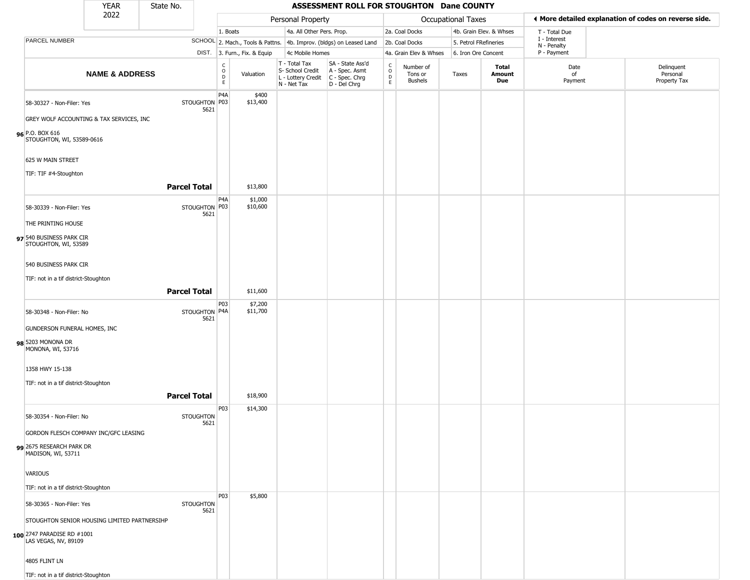# ASSESSMENT ROLL FOR STOUGHTON Dane COUNTY

YEAR 2022 | State No.

| | | Personal Property | | | | Occupational Taxes | | | | ◀ More detailed explanation of codes on reverse side. | |
|---|---|---|---|---|---|---|---|---|---|---|---|
| | | 1. Boats | | 4a. All Other Pers. Prop. | | 2a. Coal Docks | | 4b. Grain Elev. & Whses | | T - Total Due | |
| PARCEL NUMBER | SCHOOL | 2. Mach., Tools & Pattns. | | 4b. Improv. (bldgs) on Leased Land | | 2b. Coal Docks | | 5. Petrol FRefineries | | I - Interest N - Penalty | |
| | DIST. | 3. Furn., Fix. & Equip | | 4c Mobile Homes | | 4a. Grain Elev & Whses | | 6. Iron Ore Concent | | P - Payment | |
| NAME & ADDRESS | | CODE | Valuation | T - Total Tax S- School Credit L - Lottery Credit N - Net Tax | SA - State Ass'd A - Spec. Asmt C - Spec. Chrg D - Del Chrg | CODE | Number of Tons or Bushels | Taxes | Total Amount Due | Date of Payment | Delinquent Personal Property Tax |
| **96** 58-30327 - Non-Filer: Yes<br>GREY WOLF ACCOUNTING & TAX SERVICES, INC<br>P.O. BOX 616<br>STOUGHTON, WI, 53589-0616<br>625 W MAIN STREET<br>TIF: TIF #4-Stoughton | STOUGHTON 5621 | P4A<br>P03 | $400<br>$13,400 | | | | | | | | |
| | **Parcel Total** | | $13,800 | | | | | | | | |
| **97** 58-30339 - Non-Filer: Yes<br>THE PRINTING HOUSE<br>540 BUSINESS PARK CIR<br>STOUGHTON, WI, 53589<br>540 BUSINESS PARK CIR<br>TIF: not in a tif district-Stoughton | STOUGHTON 5621 | P4A<br>P03 | $1,000<br>$10,600 | | | | | | | | |
| | **Parcel Total** | | $11,600 | | | | | | | | |
| **98** 58-30348 - Non-Filer: No<br>GUNDERSON FUNERAL HOMES, INC<br>5203 MONONA DR<br>MONONA, WI, 53716<br>1358 HWY 15-138<br>TIF: not in a tif district-Stoughton | STOUGHTON 5621 | P03<br>P4A | $7,200<br>$11,700 | | | | | | | | |
| | **Parcel Total** | | $18,900 | | | | | | | | |
| **99** 58-30354 - Non-Filer: No<br>GORDON FLESCH COMPANY INC/GFC LEASING<br>2675 RESEARCH PARK DR<br>MADISON, WI, 53711<br>VARIOUS<br>TIF: not in a tif district-Stoughton | STOUGHTON 5621 | P03 | $14,300 | | | | | | | | |
| **100** 58-30365 - Non-Filer: Yes<br>STOUGHTON SENIOR HOUSING LIMITED PARTNERSIHP<br>2747 PARADISE RD #1001<br>LAS VEGAS, NV, 89109<br>4805 FLINT LN<br>TIF: not in a tif district-Stoughton | STOUGHTON 5621 | P03 | $5,800 | | | | | | | | |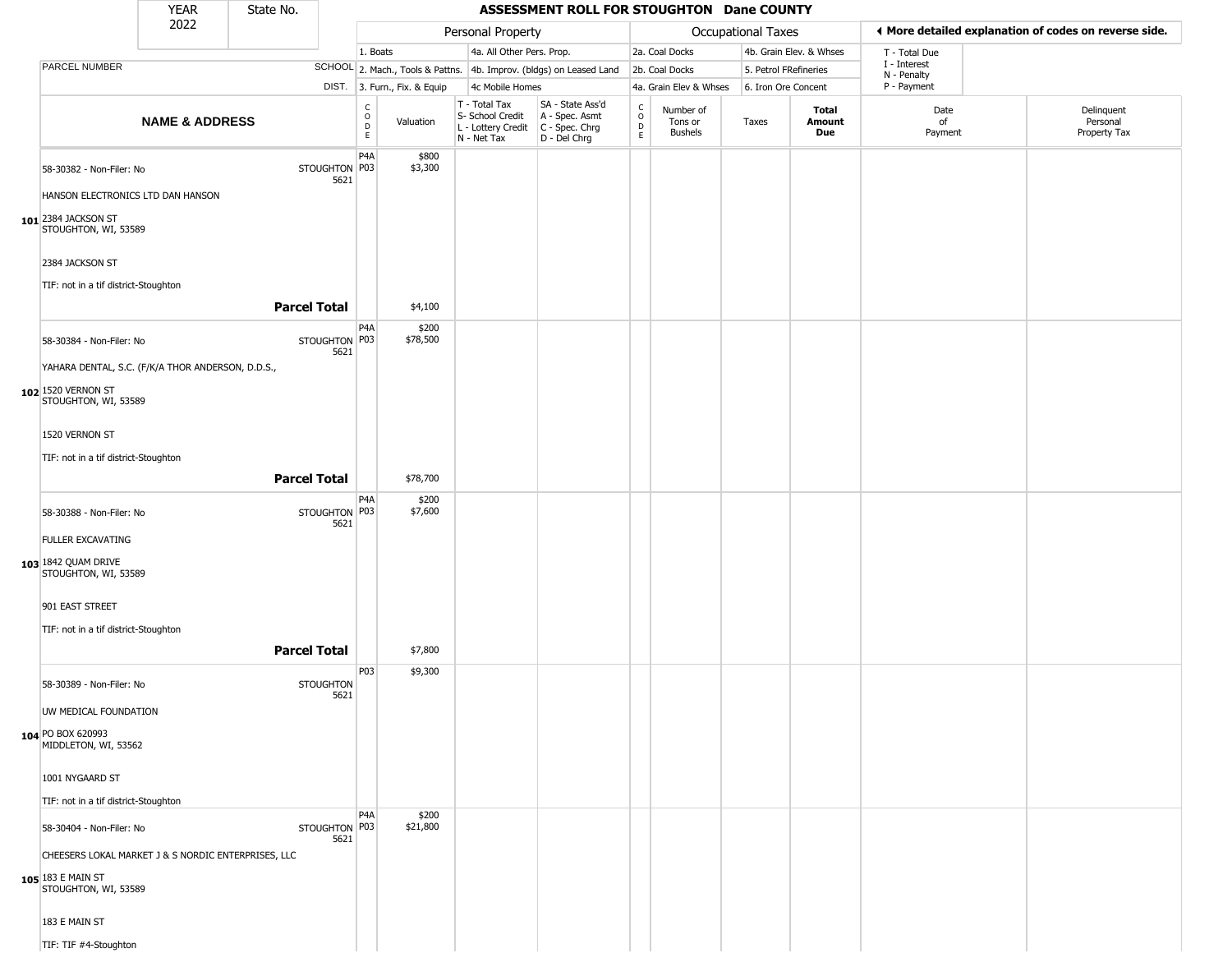# ASSESSMENT ROLL FOR STOUGHTON Dane COUNTY

YEAR 2022 | State No.

| PARCEL NUMBER / NAME & ADDRESS | SCHOOL DIST. | CODE | Valuation | T - Total Tax / S- School Credit / L - Lottery Credit / N - Net Tax | SA - State Ass'd / A - Spec. Asmt / C - Spec. Chrg / D - Del Chrg | CODE | Number of Tons or Bushels | Taxes | Total Amount Due | Date of Payment | Delinquent Personal Property Tax |
|---|---|---|---|---|---|---|---|---|---|---|---|
| Personal Property: 1. Boats; 2. Mach., Tools & Pattns.; 3. Furn., Fix. & Equip; 4a. All Other Pers. Prop.; 4b. Improv. (bldgs) on Leased Land; 4c Mobile Homes | | | | | | Occupational Taxes: 2a. Coal Docks; 2b. Coal Docks; 4a. Grain Elev & Whses; 4b. Grain Elev. & Whses; 5. Petrol FRefineries; 6. Iron Ore Concent | | | | T - Total Due; I - Interest; N - Penalty; P - Payment | ◄ More detailed explanation of codes on reverse side. |
| **101** 58-30382 - Non-Filer: No<br>HANSON ELECTRONICS LTD DAN HANSON<br>2384 JACKSON ST<br>STOUGHTON, WI, 53589<br>2384 JACKSON ST<br>TIF: not in a tif district-Stoughton | STOUGHTON 5621 | P4A<br>P03 | $800<br>$3,300 | | | | | | | | |
| **Parcel Total** | | | $4,100 | | | | | | | | |
| **102** 58-30384 - Non-Filer: No<br>YAHARA DENTAL, S.C. (F/K/A THOR ANDERSON, D.D.S.,<br>1520 VERNON ST<br>STOUGHTON, WI, 53589<br>1520 VERNON ST<br>TIF: not in a tif district-Stoughton | STOUGHTON 5621 | P4A<br>P03 | $200<br>$78,500 | | | | | | | | |
| **Parcel Total** | | | $78,700 | | | | | | | | |
| **103** 58-30388 - Non-Filer: No<br>FULLER EXCAVATING<br>1842 QUAM DRIVE<br>STOUGHTON, WI, 53589<br>901 EAST STREET<br>TIF: not in a tif district-Stoughton | STOUGHTON 5621 | P4A<br>P03 | $200<br>$7,600 | | | | | | | | |
| **Parcel Total** | | | $7,800 | | | | | | | | |
| **104** 58-30389 - Non-Filer: No<br>UW MEDICAL FOUNDATION<br>PO BOX 620993<br>MIDDLETON, WI, 53562<br>1001 NYGAARD ST<br>TIF: not in a tif district-Stoughton | STOUGHTON 5621 | P03 | $9,300 | | | | | | | | |
| **105** 58-30404 - Non-Filer: No<br>CHEESERS LOKAL MARKET J & S NORDIC ENTERPRISES, LLC<br>183 E MAIN ST<br>STOUGHTON, WI, 53589<br>183 E MAIN ST<br>TIF: TIF #4-Stoughton | STOUGHTON 5621 | P4A<br>P03 | $200<br>$21,800 | | | | | | | | |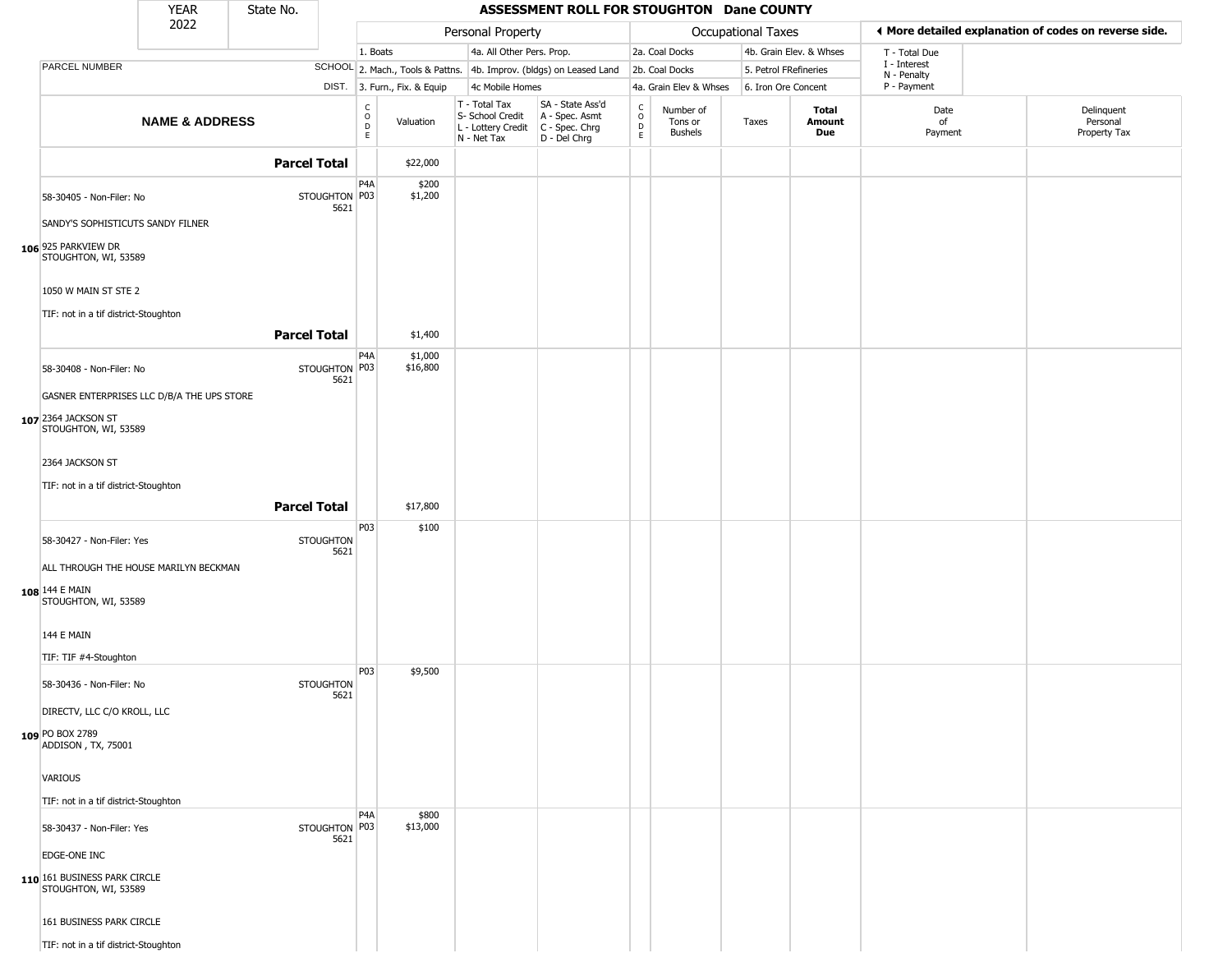| YEAR 2022 | State No. | ASSESSMENT ROLL FOR STOUGHTON Dane COUNTY | | | | | | | | | |
|---|---|---|---|---|---|---|---|---|---|---|---|

| NAME & ADDRESS | SCHOOL DIST. | CODE | Valuation | T - Total Tax / S- School Credit / L - Lottery Credit / N - Net Tax | SA - State Ass'd / A - Spec. Asmt / C - Spec. Chrg / D - Del Chrg | CODE | Number of Tons or Bushels | Taxes | Total Amount Due | Date of Payment | Delinquent Personal Property Tax |
|---|---|---|---|---|---|---|---|---|---|---|---|
| **Parcel Total** | | | $22,000 | | | | | | | | |
| 106 58-30405 - Non-Filer: No<br>SANDY'S SOPHISTICUTS SANDY FILNER<br>925 PARKVIEW DR<br>STOUGHTON, WI, 53589<br>1050 W MAIN ST STE 2<br>TIF: not in a tif district-Stoughton | STOUGHTON 5621 | P4A<br>P03 | $200<br>$1,200 | | | | | | | | |
| **Parcel Total** | | | $1,400 | | | | | | | | |
| 107 58-30408 - Non-Filer: No<br>GASNER ENTERPRISES LLC D/B/A THE UPS STORE<br>2364 JACKSON ST<br>STOUGHTON, WI, 53589<br>2364 JACKSON ST<br>TIF: not in a tif district-Stoughton | STOUGHTON 5621 | P4A<br>P03 | $1,000<br>$16,800 | | | | | | | | |
| **Parcel Total** | | | $17,800 | | | | | | | | |
| 108 58-30427 - Non-Filer: Yes<br>ALL THROUGH THE HOUSE MARILYN BECKMAN<br>144 E MAIN<br>STOUGHTON, WI, 53589<br>144 E MAIN<br>TIF: TIF #4-Stoughton | STOUGHTON 5621 | P03 | $100 | | | | | | | | |
| 109 58-30436 - Non-Filer: No<br>DIRECTV, LLC C/O KROLL, LLC<br>PO BOX 2789<br>ADDISON , TX, 75001<br>VARIOUS<br>TIF: not in a tif district-Stoughton | STOUGHTON 5621 | P03 | $9,500 | | | | | | | | |
| 110 58-30437 - Non-Filer: Yes<br>EDGE-ONE INC<br>161 BUSINESS PARK CIRCLE<br>STOUGHTON, WI, 53589<br>161 BUSINESS PARK CIRCLE<br>TIF: not in a tif district-Stoughton | STOUGHTON 5621 | P4A<br>P03 | $800<br>$13,000 | | | | | | | | |

Personal Property: 1. Boats; 2. Mach., Tools & Pattns.; 3. Furn., Fix. & Equip; 4a. All Other Pers. Prop.; 4b. Improv. (bldgs) on Leased Land; 4c Mobile Homes

Occupational Taxes: 2a. Coal Docks; 2b. Coal Docks; 4a. Grain Elev & Whses; 4b. Grain Elev. & Whses; 5. Petrol FRefineries; 6. Iron Ore Concent

◄ More detailed explanation of codes on reverse side. T - Total Due; I - Interest; N - Penalty; P - Payment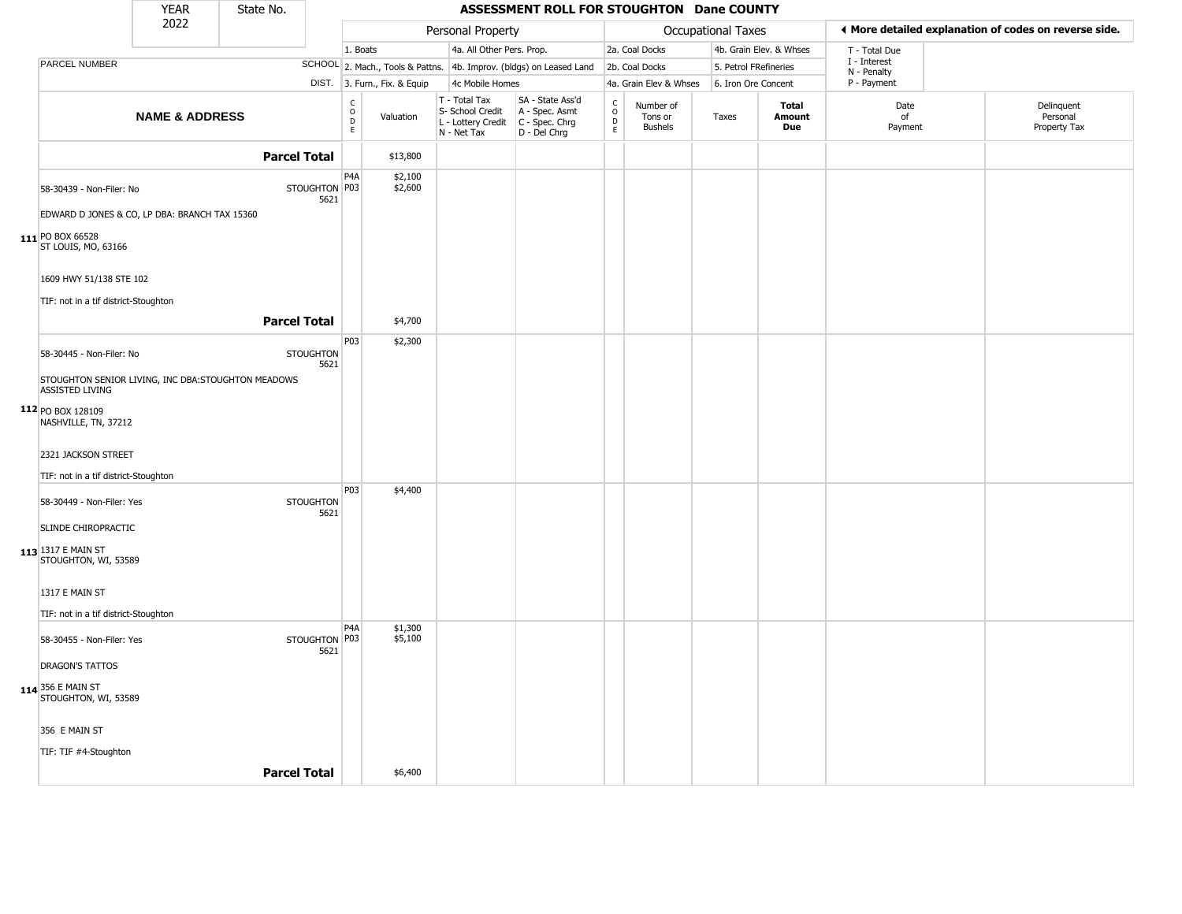| YEAR | State No. |
|---|---|
| 2022 | |

# ASSESSMENT ROLL FOR STOUGHTON Dane COUNTY

| | | Personal Property | | | | | Occupational Taxes | | | | ◄ More detailed explanation of codes on reverse side. | |
|---|---|---|---|---|---|---|---|---|---|---|---|---|
| | | 1. Boats | | 4a. All Other Pers. Prop. | | | 2a. Coal Docks | | 4b. Grain Elev. & Whses | | T - Total Due | |
| PARCEL NUMBER | SCHOOL | 2. Mach., Tools & Pattns. | | 4b. Improv. (bldgs) on Leased Land | | | 2b. Coal Docks | | 5. Petrol FRefineries | | I - Interest, N - Penalty | |
| | DIST. | 3. Furn., Fix. & Equip | | 4c Mobile Homes | | | 4a. Grain Elev & Whses | | 6. Iron Ore Concent | | P - Payment | |
| **NAME & ADDRESS** | | CODE | Valuation | T - Total Tax, S- School Credit, L - Lottery Credit, N - Net Tax | SA - State Ass'd, A - Spec. Asmt, C - Spec. Chrg, D - Del Chrg | CODE | Number of Tons or Bushels | Taxes | **Total Amount Due** | Date of Payment | | Delinquent Personal Property Tax |
| **Parcel Total** | | | $13,800 | | | | | | | | | |
| **111** 58-30439 - Non-Filer: No<br>EDWARD D JONES & CO, LP DBA: BRANCH TAX 15360<br>PO BOX 66528<br>ST LOUIS, MO, 63166<br><br>1609 HWY 51/138 STE 102<br><br>TIF: not in a tif district-Stoughton | STOUGHTON 5621 | P4A<br>P03 | $2,100<br>$2,600 | | | | | | | | | |
| **Parcel Total** | | | $4,700 | | | | | | | | | |
| **112** 58-30445 - Non-Filer: No<br>STOUGHTON SENIOR LIVING, INC DBA:STOUGHTON MEADOWS ASSISTED LIVING<br>PO BOX 128109<br>NASHVILLE, TN, 37212<br><br>2321 JACKSON STREET<br><br>TIF: not in a tif district-Stoughton | STOUGHTON 5621 | P03 | $2,300 | | | | | | | | | |
| **113** 58-30449 - Non-Filer: Yes<br>SLINDE CHIROPRACTIC<br>1317 E MAIN ST<br>STOUGHTON, WI, 53589<br><br>1317 E MAIN ST<br><br>TIF: not in a tif district-Stoughton | STOUGHTON 5621 | P03 | $4,400 | | | | | | | | | |
| **114** 58-30455 - Non-Filer: Yes<br>DRAGON'S TATTOS<br>356 E MAIN ST<br>STOUGHTON, WI, 53589<br><br>356 E MAIN ST<br><br>TIF: TIF #4-Stoughton | STOUGHTON 5621 | P4A<br>P03 | $1,300<br>$5,100 | | | | | | | | | |
| **Parcel Total** | | | $6,400 | | | | | | | | | |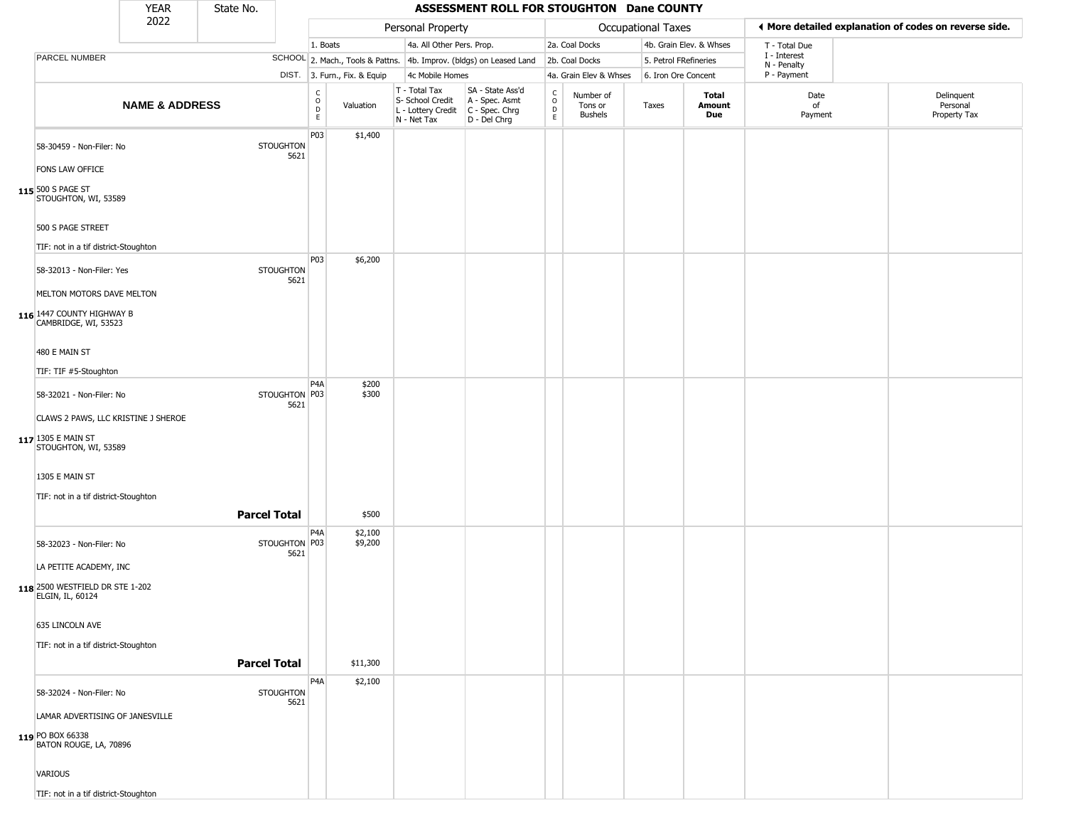# ASSESSMENT ROLL FOR STOUGHTON Dane COUNTY

YEAR 2022 | State No.

| | | Personal Property | | | | Occupational Taxes | | | | ◂ More detailed explanation of codes on reverse side. | |
|---|---|---|---|---|---|---|---|---|---|---|---|
| PARCEL NUMBER | SCHOOL DIST. | 1. Boats<br>2. Mach., Tools & Pattns.<br>3. Furn., Fix. & Equip | | 4a. All Other Pers. Prop.<br>4b. Improv. (bldgs) on Leased Land<br>4c Mobile Homes | | 2a. Coal Docks<br>2b. Coal Docks<br>4a. Grain Elev & Whses | | 4b. Grain Elev. & Whses<br>5. Petrol FRefineries<br>6. Iron Ore Concent | | T - Total Due<br>I - Interest<br>N - Penalty<br>P - Payment | |

| | NAME & ADDRESS | | CODE | Valuation | T - Total Tax<br>S- School Credit<br>L - Lottery Credit<br>N - Net Tax | SA - State Ass'd<br>A - Spec. Asmt<br>C - Spec. Chrg<br>D - Del Chrg | CODE | Number of Tons or Bushels | Taxes | Total Amount Due | Date of Payment | Delinquent Personal Property Tax |
|---|---|---|---|---|---|---|---|---|---|---|---|---|
| 115 | 58-30459 - Non-Filer: No<br>FONS LAW OFFICE<br>500 S PAGE ST<br>STOUGHTON, WI, 53589<br>500 S PAGE STREET<br>TIF: not in a tif district-Stoughton | STOUGHTON 5621 | P03 | $1,400 | | | | | | | | |
| 116 | 58-32013 - Non-Filer: Yes<br>MELTON MOTORS DAVE MELTON<br>1447 COUNTY HIGHWAY B<br>CAMBRIDGE, WI, 53523<br>480 E MAIN ST<br>TIF: TIF #5-Stoughton | STOUGHTON 5621 | P03 | $6,200 | | | | | | | | |
| 117 | 58-32021 - Non-Filer: No<br>CLAWS 2 PAWS, LLC KRISTINE J SHEROE<br>1305 E MAIN ST<br>STOUGHTON, WI, 53589<br>1305 E MAIN ST<br>TIF: not in a tif district-Stoughton | STOUGHTON 5621 | P4A<br>P03 | $200<br>$300 | | | | | | | | |
| | | **Parcel Total** | | $500 | | | | | | | | |
| 118 | 58-32023 - Non-Filer: No<br>LA PETITE ACADEMY, INC<br>2500 WESTFIELD DR STE 1-202<br>ELGIN, IL, 60124<br>635 LINCOLN AVE<br>TIF: not in a tif district-Stoughton | STOUGHTON 5621 | P4A<br>P03 | $2,100<br>$9,200 | | | | | | | | |
| | | **Parcel Total** | | $11,300 | | | | | | | | |
| 119 | 58-32024 - Non-Filer: No<br>LAMAR ADVERTISING OF JANESVILLE<br>PO BOX 66338<br>BATON ROUGE, LA, 70896<br>VARIOUS<br>TIF: not in a tif district-Stoughton | STOUGHTON 5621 | P4A | $2,100 | | | | | | | | |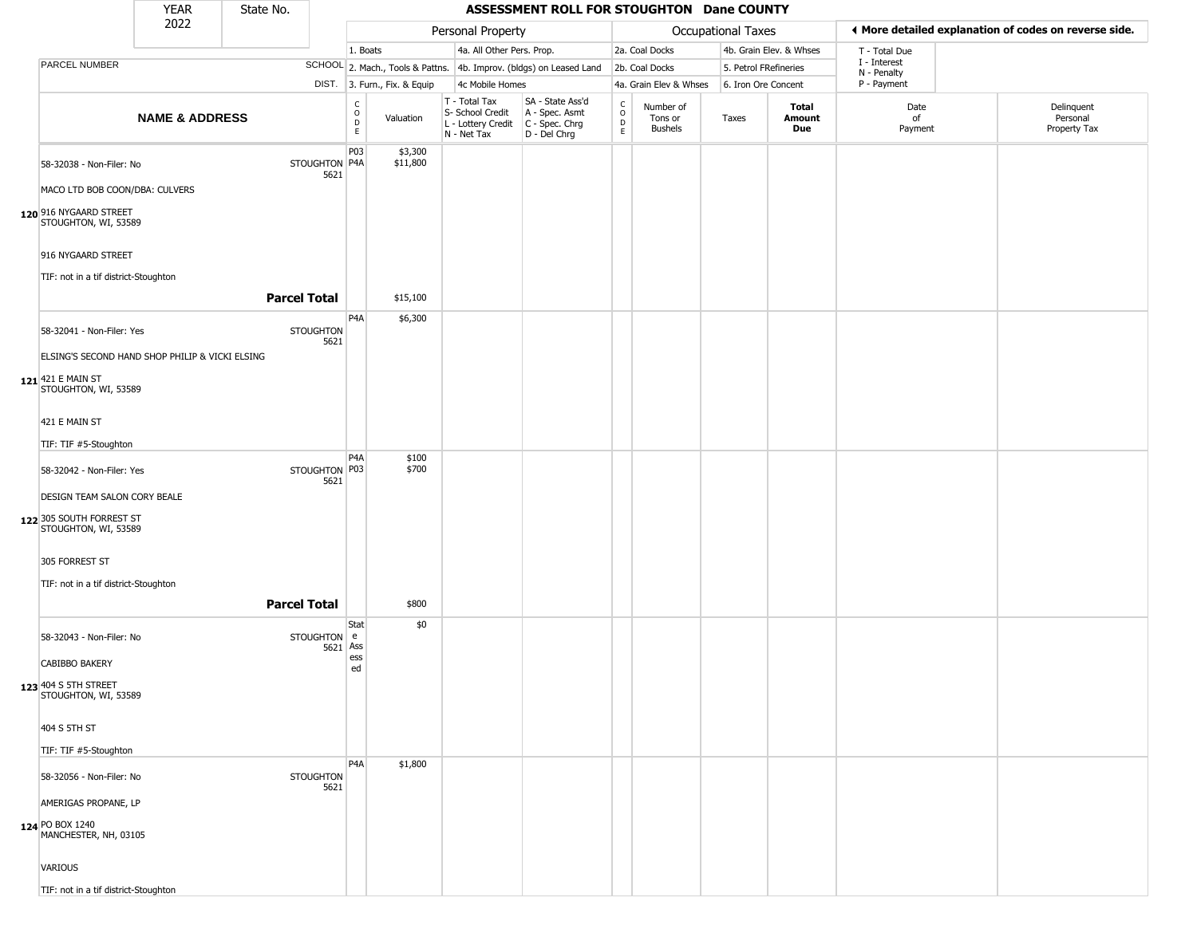# ASSESSMENT ROLL FOR STOUGHTON Dane COUNTY

| YEAR 2022 | State No. |
|---|---|

| | | Personal Property | | | | Occupational Taxes | | | | ◄ More detailed explanation of codes on reverse side. | |
|---|---|---|---|---|---|---|---|---|---|---|---|
| PARCEL NUMBER | SCHOOL DIST. | 1. Boats<br>2. Mach., Tools & Pattns.<br>3. Furn., Fix. & Equip | | 4a. All Other Pers. Prop.<br>4b. Improv. (bldgs) on Leased Land<br>4c Mobile Homes | | 2a. Coal Docks<br>2b. Coal Docks<br>4a. Grain Elev & Whses | | 4b. Grain Elev. & Whses<br>5. Petrol FRefineries<br>6. Iron Ore Concent | | T - Total Due<br>I - Interest<br>N - Penalty<br>P - Payment | |
| **NAME & ADDRESS** | | CODE | Valuation | T - Total Tax<br>S- School Credit<br>L - Lottery Credit<br>N - Net Tax | SA - State Ass'd<br>A - Spec. Asmt<br>C - Spec. Chrg<br>D - Del Chrg | CODE | Number of Tons or Bushels | Taxes | **Total Amount Due** | Date of Payment | Delinquent Personal Property Tax |
| 120 58-32038 - Non-Filer: No<br>MACO LTD BOB COON/DBA: CULVERS<br>916 NYGAARD STREET<br>STOUGHTON, WI, 53589<br>916 NYGAARD STREET<br>TIF: not in a tif district-Stoughton | STOUGHTON 5621 | P03<br>P4A | $3,300<br>$11,800 | | | | | | | | |
| **Parcel Total** | | | $15,100 | | | | | | | | |
| 121 58-32041 - Non-Filer: Yes<br>ELSING'S SECOND HAND SHOP PHILIP & VICKI ELSING<br>421 E MAIN ST<br>STOUGHTON, WI, 53589<br>421 E MAIN ST<br>TIF: TIF #5-Stoughton | STOUGHTON 5621 | P4A | $6,300 | | | | | | | | |
| 122 58-32042 - Non-Filer: Yes<br>DESIGN TEAM SALON CORY BEALE<br>305 SOUTH FORREST ST<br>STOUGHTON, WI, 53589<br>305 FORREST ST<br>TIF: not in a tif district-Stoughton | STOUGHTON 5621 | P4A<br>P03 | $100<br>$700 | | | | | | | | |
| **Parcel Total** | | | $800 | | | | | | | | |
| 123 58-32043 - Non-Filer: No<br>CABIBBO BAKERY<br>404 S 5TH STREET<br>STOUGHTON, WI, 53589<br>404 S 5TH ST<br>TIF: TIF #5-Stoughton | STOUGHTON 5621 | State Assessed | $0 | | | | | | | | |
| 124 58-32056 - Non-Filer: No<br>AMERIGAS PROPANE, LP<br>PO BOX 1240<br>MANCHESTER, NH, 03105<br>VARIOUS<br>TIF: not in a tif district-Stoughton | STOUGHTON 5621 | P4A | $1,800 | | | | | | | | |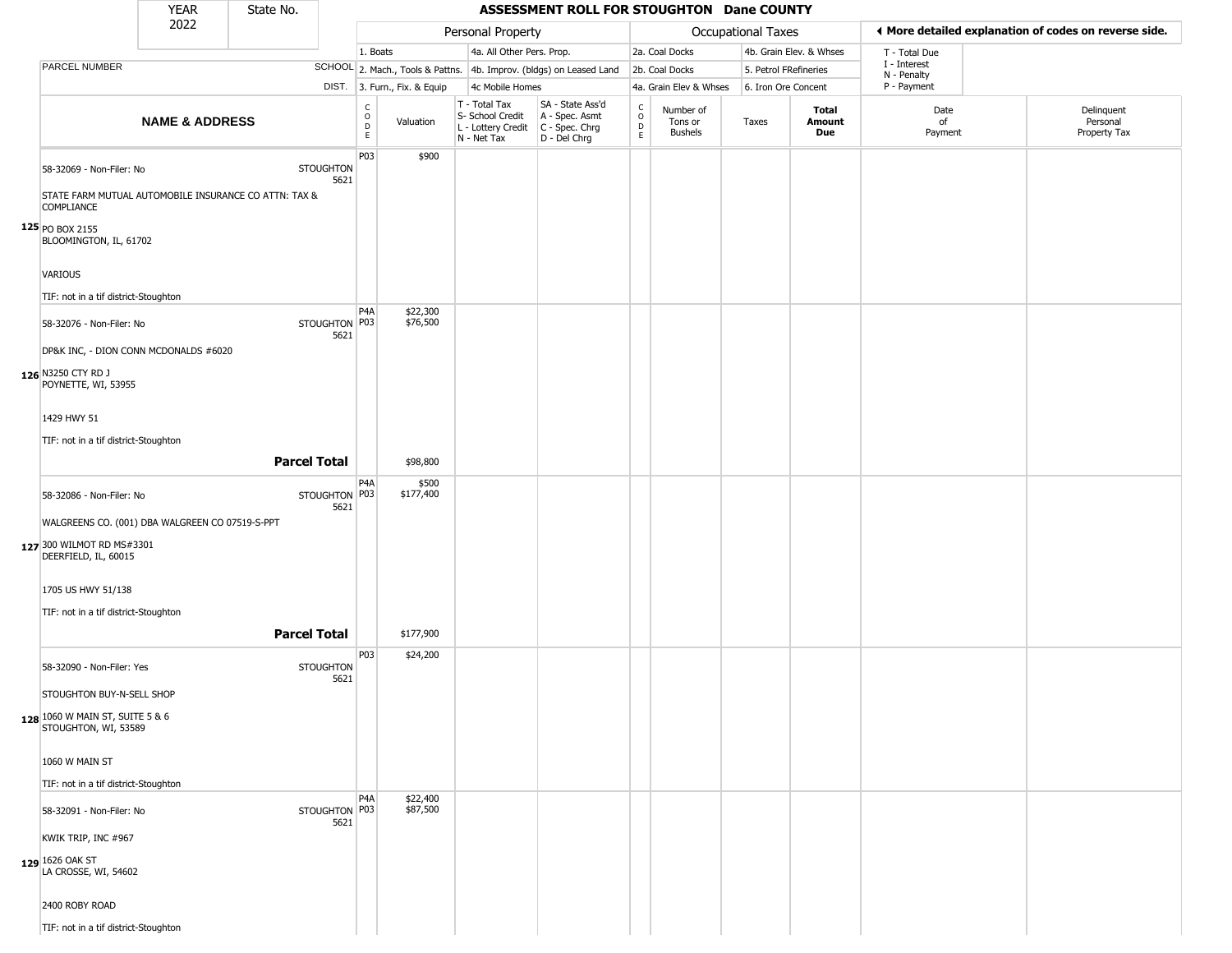# ASSESSMENT ROLL FOR STOUGHTON Dane COUNTY

| YEAR | State No. |
|---|---|
| 2022 | |

| Personal Property | | | | Occupational Taxes | | | ◄ More detailed explanation of codes on reverse side. |
|---|---|---|---|---|---|---|---|
| 1. Boats | 4a. All Other Pers. Prop. | | | 2a. Coal Docks | 4b. Grain Elev. & Whses | | T - Total Due |
| 2. Mach., Tools & Pattns. | 4b. Improv. (bldgs) on Leased Land | | | 2b. Coal Docks | 5. Petrol FRefineries | | I - Interest |
| 3. Furn., Fix. & Equip | 4c Mobile Homes | | | 4a. Grain Elev & Whses | 6. Iron Ore Concent | | N - Penalty |
| | | | | | | | P - Payment |

| | NAME & ADDRESS | PARCEL NUMBER / SCHOOL DIST. | CODE | Valuation | T - Total Tax S- School Credit L - Lottery Credit N - Net Tax | SA - State Ass'd A - Spec. Asmt C - Spec. Chrg D - Del Chrg | CODE | Number of Tons or Bushels | Taxes | Total Amount Due | Date of Payment | Delinquent Personal Property Tax |
|---|---|---|---|---|---|---|---|---|---|---|---|---|
| 125 | 58-32069 - Non-Filer: No<br>STATE FARM MUTUAL AUTOMOBILE INSURANCE CO ATTN: TAX & COMPLIANCE<br>PO BOX 2155<br>BLOOMINGTON, IL, 61702<br>VARIOUS<br>TIF: not in a tif district-Stoughton | STOUGHTON 5621 | P03 | $900 | | | | | | | | |
| 126 | 58-32076 - Non-Filer: No<br>DP&K INC, - DION CONN MCDONALDS #6020<br>N3250 CTY RD J<br>POYNETTE, WI, 53955<br>1429 HWY 51<br>TIF: not in a tif district-Stoughton | STOUGHTON 5621 | P4A<br>P03 | $22,300<br>$76,500 | | | | | | | | |
| | **Parcel Total** | | | $98,800 | | | | | | | | |
| 127 | 58-32086 - Non-Filer: No<br>WALGREENS CO. (001) DBA WALGREEN CO 07519-S-PPT<br>300 WILMOT RD MS#3301<br>DEERFIELD, IL, 60015<br>1705 US HWY 51/138<br>TIF: not in a tif district-Stoughton | STOUGHTON 5621 | P4A<br>P03 | $500<br>$177,400 | | | | | | | | |
| | **Parcel Total** | | | $177,900 | | | | | | | | |
| 128 | 58-32090 - Non-Filer: Yes<br>STOUGHTON BUY-N-SELL SHOP<br>1060 W MAIN ST, SUITE 5 & 6<br>STOUGHTON, WI, 53589<br>1060 W MAIN ST<br>TIF: not in a tif district-Stoughton | STOUGHTON 5621 | P03 | $24,200 | | | | | | | | |
| 129 | 58-32091 - Non-Filer: No<br>KWIK TRIP, INC #967<br>1626 OAK ST<br>LA CROSSE, WI, 54602<br>2400 ROBY ROAD<br>TIF: not in a tif district-Stoughton | STOUGHTON 5621 | P4A<br>P03 | $22,400<br>$87,500 | | | | | | | | |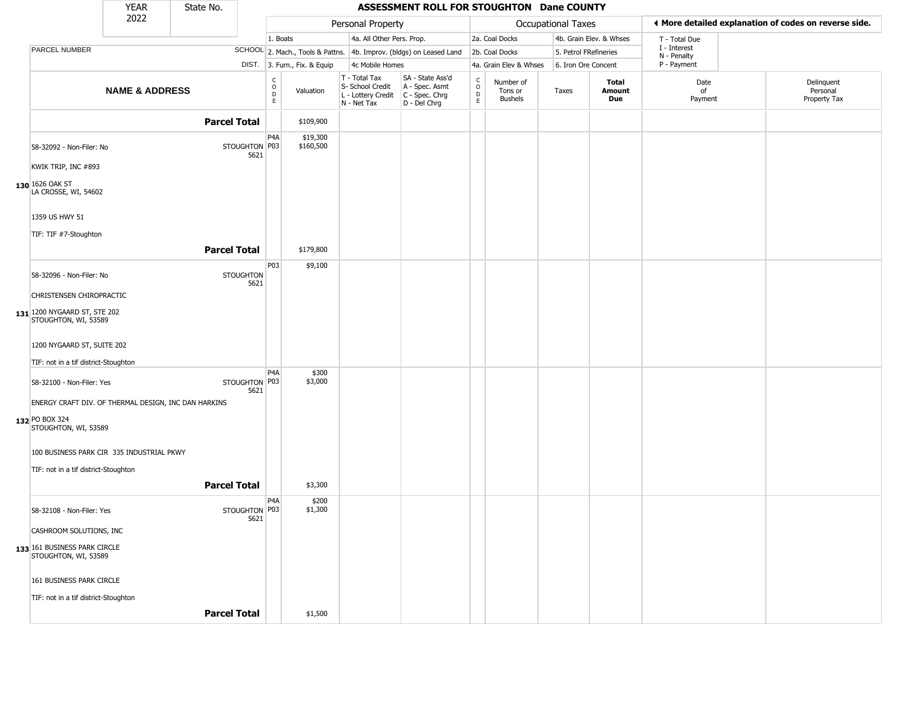| YEAR 2022 | State No. | ASSESSMENT ROLL FOR STOUGHTON Dane COUNTY |
|---|---|---|

| | | Personal Property | | | | Occupational Taxes | | | | ◂ More detailed explanation of codes on reverse side. | |
|---|---|---|---|---|---|---|---|---|---|---|---|
| | | 1. Boats | | 4a. All Other Pers. Prop. | | 2a. Coal Docks | | 4b. Grain Elev. & Whses | | T - Total Due | |
| PARCEL NUMBER | SCHOOL | 2. Mach., Tools & Pattns. | | 4b. Improv. (bldgs) on Leased Land | | 2b. Coal Docks | | 5. Petrol FRefineries | | I - Interest N - Penalty | |
| | DIST. | 3. Furn., Fix. & Equip | | 4c Mobile Homes | | 4a. Grain Elev & Whses | | 6. Iron Ore Concent | | P - Payment | |
| NAME & ADDRESS | | CODE | Valuation | T - Total Tax S- School Credit L - Lottery Credit N - Net Tax | SA - State Ass'd A - Spec. Asmt C - Spec. Chrg D - Del Chrg | CODE | Number of Tons or Bushels | Taxes | Total Amount Due | Date of Payment | Delinquent Personal Property Tax |
| Parcel Total | | | $109,900 | | | | | | | | |
| 130 58-32092 - Non-Filer: No<br>KWIK TRIP, INC #893<br>1626 OAK ST<br>LA CROSSE, WI, 54602<br>1359 US HWY 51<br>TIF: TIF #7-Stoughton | STOUGHTON 5621 | P4A<br>P03 | $19,300<br>$160,500 | | | | | | | | |
| Parcel Total | | | $179,800 | | | | | | | | |
| 131 58-32096 - Non-Filer: No<br>CHRISTENSEN CHIROPRACTIC<br>1200 NYGAARD ST, STE 202<br>STOUGHTON, WI, 53589<br>1200 NYGAARD ST, SUITE 202<br>TIF: not in a tif district-Stoughton | STOUGHTON 5621 | P03 | $9,100 | | | | | | | | |
| 132 58-32100 - Non-Filer: Yes<br>ENERGY CRAFT DIV. OF THERMAL DESIGN, INC DAN HARKINS<br>PO BOX 324<br>STOUGHTON, WI, 53589<br>100 BUSINESS PARK CIR 335 INDUSTRIAL PKWY<br>TIF: not in a tif district-Stoughton | STOUGHTON 5621 | P4A<br>P03 | $300<br>$3,000 | | | | | | | | |
| Parcel Total | | | $3,300 | | | | | | | | |
| 133 58-32108 - Non-Filer: Yes<br>CASHROOM SOLUTIONS, INC<br>161 BUSINESS PARK CIRCLE<br>STOUGHTON, WI, 53589<br>161 BUSINESS PARK CIRCLE<br>TIF: not in a tif district-Stoughton | STOUGHTON 5621 | P4A<br>P03 | $200<br>$1,300 | | | | | | | | |
| Parcel Total | | | $1,500 | | | | | | | | |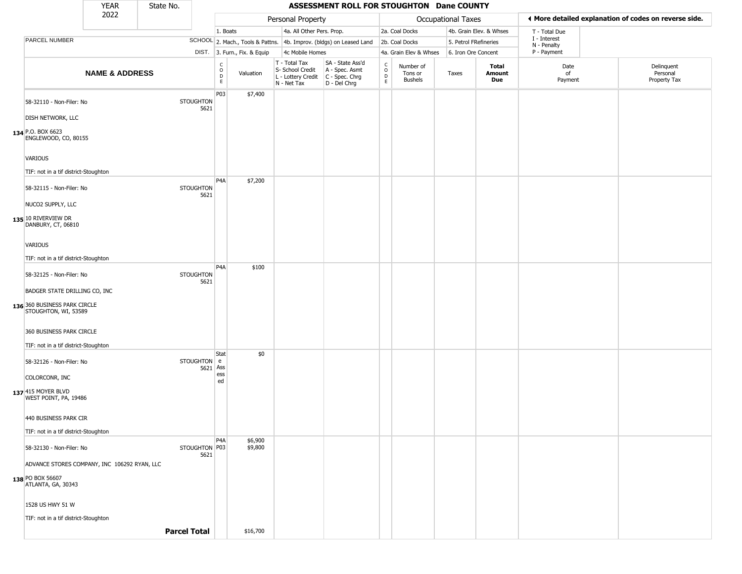# ASSESSMENT ROLL FOR STOUGHTON Dane COUNTY

YEAR 2022 | State No.

| | | Personal Property | | | | Occupational Taxes | | | | ◂ More detailed explanation of codes on reverse side. | |
|---|---|---|---|---|---|---|---|---|---|---|---|
| PARCEL NUMBER | SCHOOL DIST. | 1. Boats<br>2. Mach., Tools & Pattns.<br>3. Furn., Fix. & Equip | | 4a. All Other Pers. Prop.<br>4b. Improv. (bldgs) on Leased Land<br>4c Mobile Homes | | 2a. Coal Docks<br>2b. Coal Docks<br>4a. Grain Elev & Whses | | 4b. Grain Elev. & Whses<br>5. Petrol FRefineries<br>6. Iron Ore Concent | | T - Total Due<br>I - Interest<br>N - Penalty<br>P - Payment | |
| **NAME & ADDRESS** | | CODE | Valuation | T - Total Tax<br>S- School Credit<br>L - Lottery Credit<br>N - Net Tax | SA - State Ass'd<br>A - Spec. Asmt<br>C - Spec. Chrg<br>D - Del Chrg | CODE | Number of Tons or Bushels | Taxes | **Total Amount Due** | Date of Payment | Delinquent Personal Property Tax |
| 134 58-32110 - Non-Filer: No<br>DISH NETWORK, LLC<br>P.O. BOX 6623<br>ENGLEWOOD, CO, 80155<br>VARIOUS<br>TIF: not in a tif district-Stoughton | STOUGHTON 5621 | P03 | $7,400 | | | | | | | | |
| 135 58-32115 - Non-Filer: No<br>NUCO2 SUPPLY, LLC<br>10 RIVERVIEW DR<br>DANBURY, CT, 06810<br>VARIOUS<br>TIF: not in a tif district-Stoughton | STOUGHTON 5621 | P4A | $7,200 | | | | | | | | |
| 136 58-32125 - Non-Filer: No<br>BADGER STATE DRILLING CO, INC<br>360 BUSINESS PARK CIRCLE<br>STOUGHTON, WI, 53589<br>360 BUSINESS PARK CIRCLE<br>TIF: not in a tif district-Stoughton | STOUGHTON 5621 | P4A | $100 | | | | | | | | |
| 137 58-32126 - Non-Filer: No<br>COLORCONR, INC<br>415 MOYER BLVD<br>WEST POINT, PA, 19486<br>440 BUSINESS PARK CIR<br>TIF: not in a tif district-Stoughton | STOUGHTON 5621 | State Assessed | $0 | | | | | | | | |
| 138 58-32130 - Non-Filer: No<br>ADVANCE STORES COMPANY, INC 106292 RYAN, LLC<br>PO BOX 56607<br>ATLANTA, GA, 30343<br>1528 US HWY 51 W<br>TIF: not in a tif district-Stoughton | STOUGHTON 5621 | P4A<br>P03 | $6,900<br>$9,800 | | | | | | | | |
| **Parcel Total** | | | $16,700 | | | | | | | | |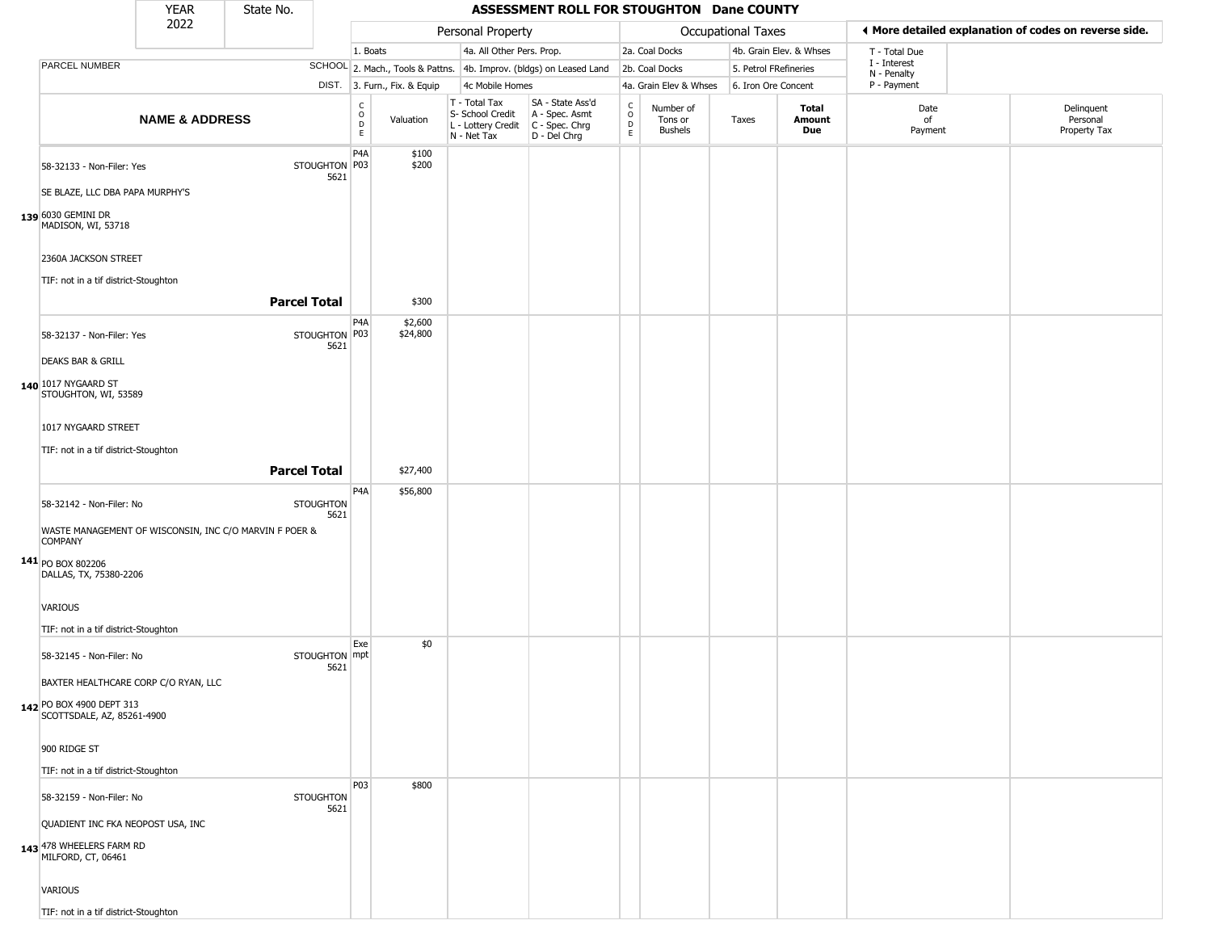# ASSESSMENT ROLL FOR STOUGHTON Dane COUNTY

| YEAR 2022 | State No. |
|---|---|

| | | Personal Property | | | | Occupational Taxes | | | | ◄ More detailed explanation of codes on reverse side. | |
|---|---|---|---|---|---|---|---|---|---|---|---|
| PARCEL NUMBER | SCHOOL DIST. | 1. Boats<br>2. Mach., Tools & Pattns.<br>3. Furn., Fix. & Equip | | 4a. All Other Pers. Prop.<br>4b. Improv. (bldgs) on Leased Land<br>4c Mobile Homes | | 2a. Coal Docks<br>2b. Coal Docks<br>4a. Grain Elev & Whses | | 4b. Grain Elev. & Whses<br>5. Petrol FRefineries<br>6. Iron Ore Concent | | T - Total Due<br>I - Interest<br>N - Penalty<br>P - Payment | |
| NAME & ADDRESS | | CODE | Valuation | T - Total Tax<br>S- School Credit<br>L - Lottery Credit<br>N - Net Tax | SA - State Ass'd<br>A - Spec. Asmt<br>C - Spec. Chrg<br>D - Del Chrg | CODE | Number of Tons or Bushels | Taxes | Total Amount Due | Date of Payment | Delinquent Personal Property Tax |
| 139 58-32133 - Non-Filer: Yes<br>SE BLAZE, LLC DBA PAPA MURPHY'S<br>6030 GEMINI DR<br>MADISON, WI, 53718<br>2360A JACKSON STREET<br>TIF: not in a tif district-Stoughton | STOUGHTON 5621 | P4A<br>P03 | $100<br>$200 | | | | | | | | |
| **Parcel Total** | | | $300 | | | | | | | | |
| 140 58-32137 - Non-Filer: Yes<br>DEAKS BAR & GRILL<br>1017 NYGAARD ST<br>STOUGHTON, WI, 53589<br>1017 NYGAARD STREET<br>TIF: not in a tif district-Stoughton | STOUGHTON 5621 | P4A<br>P03 | $2,600<br>$24,800 | | | | | | | | |
| **Parcel Total** | | | $27,400 | | | | | | | | |
| 141 58-32142 - Non-Filer: No<br>WASTE MANAGEMENT OF WISCONSIN, INC C/O MARVIN F POER & COMPANY<br>PO BOX 802206<br>DALLAS, TX, 75380-2206<br>VARIOUS<br>TIF: not in a tif district-Stoughton | STOUGHTON 5621 | P4A | $56,800 | | | | | | | | |
| 142 58-32145 - Non-Filer: No<br>BAXTER HEALTHCARE CORP C/O RYAN, LLC<br>PO BOX 4900 DEPT 313<br>SCOTTSDALE, AZ, 85261-4900<br>900 RIDGE ST<br>TIF: not in a tif district-Stoughton | STOUGHTON 5621 | Exempt | $0 | | | | | | | | |
| 143 58-32159 - Non-Filer: No<br>QUADIENT INC FKA NEOPOST USA, INC<br>478 WHEELERS FARM RD<br>MILFORD, CT, 06461<br>VARIOUS<br>TIF: not in a tif district-Stoughton | STOUGHTON 5621 | P03 | $800 | | | | | | | | |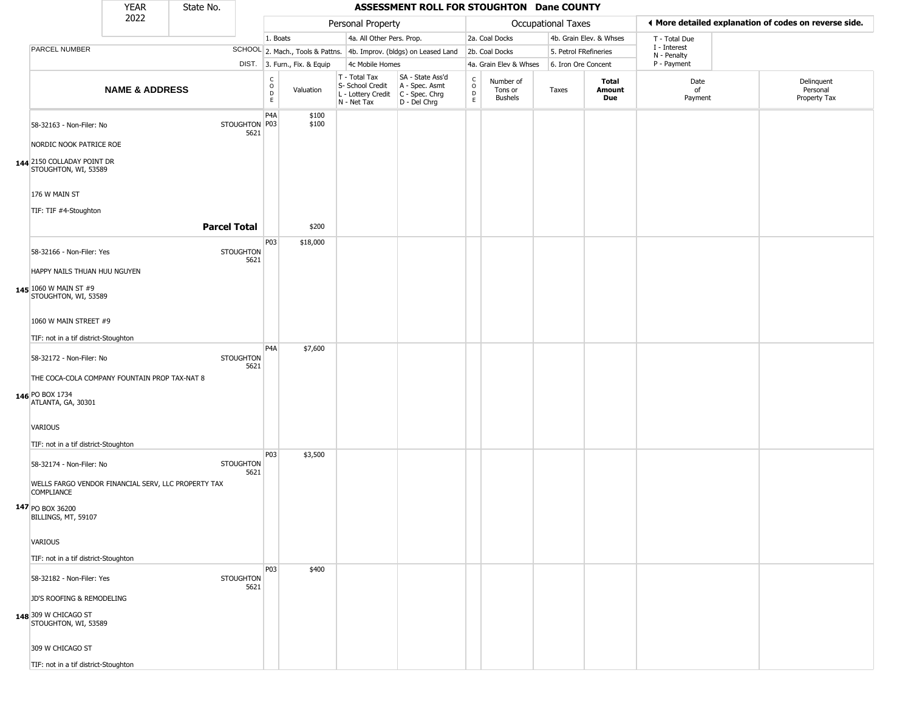| YEAR 2022 | State No. | ASSESSMENT ROLL FOR STOUGHTON Dane COUNTY |
|---|---|---|

| | Personal Property | | | Occupational Taxes | | ◄ More detailed explanation of codes on reverse side. |
|---|---|---|---|---|---|---|
| | 1. Boats | 4a. All Other Pers. Prop. | 2a. Coal Docks | 4b. Grain Elev. & Whses | T - Total Due | |
| PARCEL NUMBER SCHOOL | 2. Mach., Tools & Pattns. | 4b. Improv. (bldgs) on Leased Land | 2b. Coal Docks | 5. Petrol FRefineries | I - Interest, N - Penalty | |
| DIST. | 3. Furn., Fix. & Equip | 4c Mobile Homes | 4a. Grain Elev & Whses | 6. Iron Ore Concent | P - Payment | |

| | NAME & ADDRESS | | CODE | Valuation | T - Total Tax, S- School Credit, L - Lottery Credit, N - Net Tax | SA - State Ass'd, A - Spec. Asmt, C - Spec. Chrg, D - Del Chrg | CODE | Number of Tons or Bushels | Taxes | Total Amount Due | Date of Payment | Delinquent Personal Property Tax |
|---|---|---|---|---|---|---|---|---|---|---|---|---|
| 144 | 58-32163 - Non-Filer: No<br>NORDIC NOOK PATRICE ROE<br>2150 COLLADAY POINT DR<br>STOUGHTON, WI, 53589<br>176 W MAIN ST<br>TIF: TIF #4-Stoughton | STOUGHTON 5621 | P4A<br>P03 | $100<br>$100 | | | | | | | | |
| | **Parcel Total** | | | $200 | | | | | | | | |
| 145 | 58-32166 - Non-Filer: Yes<br>HAPPY NAILS THUAN HUU NGUYEN<br>1060 W MAIN ST #9<br>STOUGHTON, WI, 53589<br>1060 W MAIN STREET #9<br>TIF: not in a tif district-Stoughton | STOUGHTON 5621 | P03 | $18,000 | | | | | | | | |
| 146 | 58-32172 - Non-Filer: No<br>THE COCA-COLA COMPANY FOUNTAIN PROP TAX-NAT 8<br>PO BOX 1734<br>ATLANTA, GA, 30301<br>VARIOUS<br>TIF: not in a tif district-Stoughton | STOUGHTON 5621 | P4A | $7,600 | | | | | | | | |
| 147 | 58-32174 - Non-Filer: No<br>WELLS FARGO VENDOR FINANCIAL SERV, LLC PROPERTY TAX COMPLIANCE<br>PO BOX 36200<br>BILLINGS, MT, 59107<br>VARIOUS<br>TIF: not in a tif district-Stoughton | STOUGHTON 5621 | P03 | $3,500 | | | | | | | | |
| 148 | 58-32182 - Non-Filer: Yes<br>JD'S ROOFING & REMODELING<br>309 W CHICAGO ST<br>STOUGHTON, WI, 53589<br>309 W CHICAGO ST<br>TIF: not in a tif district-Stoughton | STOUGHTON 5621 | P03 | $400 | | | | | | | | |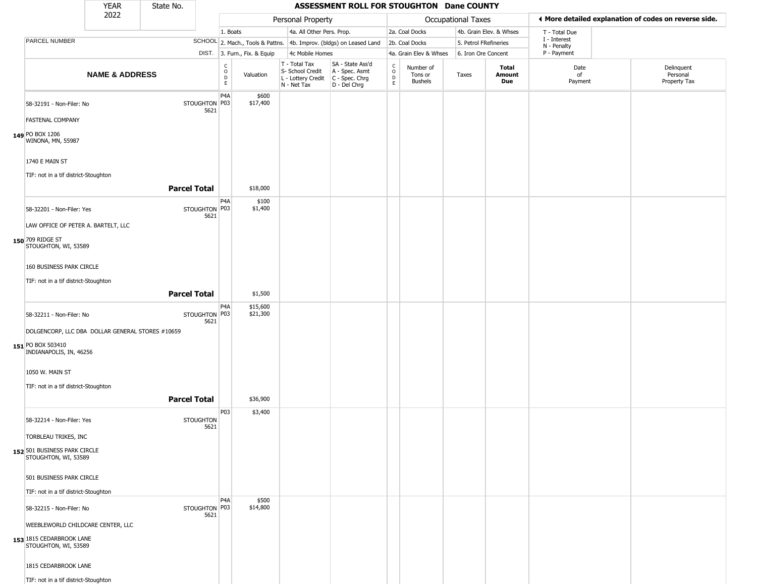| YEAR 2022 | State No. | ASSESSMENT ROLL FOR STOUGHTON Dane COUNTY | | | | | | | | | |
|---|---|---|---|---|---|---|---|---|---|---|---|

| | | Personal Property | | | | Occupational Taxes | | | | ◀ More detailed explanation of codes on reverse side. | |
|---|---|---|---|---|---|---|---|---|---|---|---|
| PARCEL NUMBER | SCHOOL DIST. | 1. Boats<br>2. Mach., Tools & Pattns.<br>3. Furn., Fix. & Equip | | 4a. All Other Pers. Prop.<br>4b. Improv. (bldgs) on Leased Land<br>4c Mobile Homes | | 2a. Coal Docks<br>2b. Coal Docks<br>4a. Grain Elev & Whses | | 4b. Grain Elev. & Whses<br>5. Petrol FRefineries<br>6. Iron Ore Concent | | T - Total Due<br>I - Interest<br>N - Penalty<br>P - Payment | |
| **NAME & ADDRESS** | | CODE | Valuation | T - Total Tax<br>S- School Credit<br>L - Lottery Credit<br>N - Net Tax | SA - State Ass'd<br>A - Spec. Asmt<br>C - Spec. Chrg<br>D - Del Chrg | CODE | Number of Tons or Bushels | Taxes | **Total Amount Due** | Date of Payment | Delinquent Personal Property Tax |
| 58-32191 - Non-Filer: No<br>FASTENAL COMPANY<br>149 PO BOX 1206<br>WINONA, MN, 55987<br>1740 E MAIN ST<br>TIF: not in a tif district-Stoughton | STOUGHTON 5621 | P4A<br>P03 | $600<br>$17,400 | | | | | | | | |
| | **Parcel Total** | | $18,000 | | | | | | | | |
| 58-32201 - Non-Filer: Yes<br>LAW OFFICE OF PETER A. BARTELT, LLC<br>150 709 RIDGE ST<br>STOUGHTON, WI, 53589<br>160 BUSINESS PARK CIRCLE<br>TIF: not in a tif district-Stoughton | STOUGHTON 5621 | P4A<br>P03 | $100<br>$1,400 | | | | | | | | |
| | **Parcel Total** | | $1,500 | | | | | | | | |
| 58-32211 - Non-Filer: No<br>DOLGENCORP, LLC DBA DOLLAR GENERAL STORES #10659<br>151 PO BOX 503410<br>INDIANAPOLIS, IN, 46256<br>1050 W. MAIN ST<br>TIF: not in a tif district-Stoughton | STOUGHTON 5621 | P4A<br>P03 | $15,600<br>$21,300 | | | | | | | | |
| | **Parcel Total** | | $36,900 | | | | | | | | |
| 58-32214 - Non-Filer: Yes<br>TORBLEAU TRIKES, INC<br>152 501 BUSINESS PARK CIRCLE<br>STOUGHTON, WI, 53589<br>501 BUSINESS PARK CIRCLE<br>TIF: not in a tif district-Stoughton | STOUGHTON 5621 | P03 | $3,400 | | | | | | | | |
| 58-32215 - Non-Filer: No<br>WEEBLEWORLD CHILDCARE CENTER, LLC<br>153 1815 CEDARBROOK LANE<br>STOUGHTON, WI, 53589<br>1815 CEDARBROOK LANE<br>TIF: not in a tif district-Stoughton | STOUGHTON 5621 | P4A<br>P03 | $500<br>$14,800 | | | | | | | | |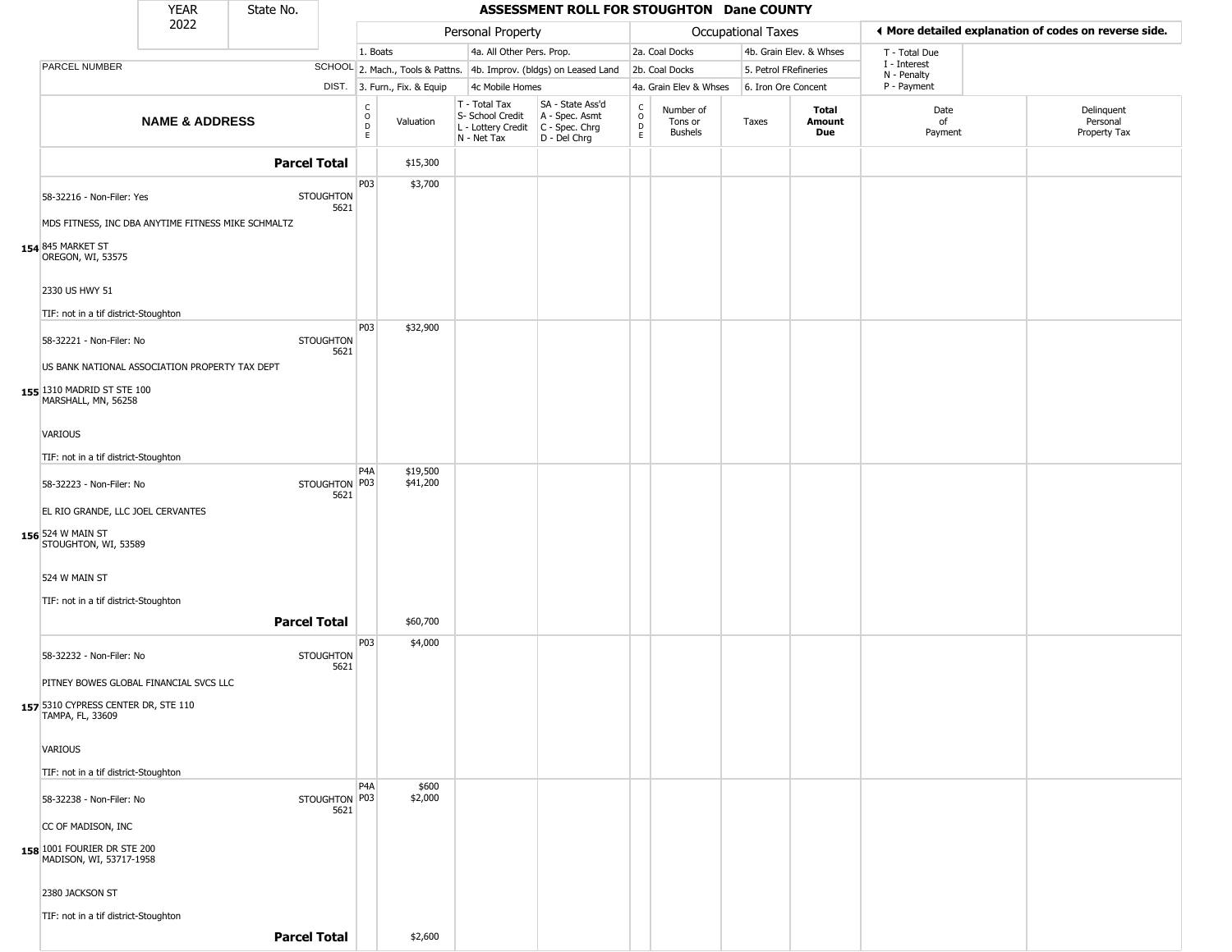# ASSESSMENT ROLL FOR STOUGHTON Dane COUNTY

YEAR 2022 | State No.

Personal Property: 1. Boats; 2. Mach., Tools & Pattns.; 3. Furn., Fix. & Equip; 4a. All Other Pers. Prop.; 4b. Improv. (bldgs) on Leased Land; 4c Mobile Homes

Occupational Taxes: 2a. Coal Docks; 2b. Coal Docks; 4a. Grain Elev & Whses; 4b. Grain Elev. & Whses; 5. Petrol FRefineries; 6. Iron Ore Concent

◄ More detailed explanation of codes on reverse side.

T - Total Due; I - Interest; N - Penalty; P - Payment

| | NAME & ADDRESS | SCHOOL DIST. | CODE | Valuation | T - Total Tax S- School Credit L - Lottery Credit N - Net Tax | SA - State Ass'd A - Spec. Asmt C - Spec. Chrg D - Del Chrg | CODE | Number of Tons or Bushels | Taxes | Total Amount Due | Date of Payment | Delinquent Personal Property Tax |
|---|---|---|---|---|---|---|---|---|---|---|---|---|
| | **Parcel Total** | | | $15,300 | | | | | | | | |
| 154 | 58-32216 - Non-Filer: Yes<br>MDS FITNESS, INC DBA ANYTIME FITNESS MIKE SCHMALTZ<br>845 MARKET ST<br>OREGON, WI, 53575<br>2330 US HWY 51<br>TIF: not in a tif district-Stoughton | STOUGHTON 5621 | P03 | $3,700 | | | | | | | | |
| 155 | 58-32221 - Non-Filer: No<br>US BANK NATIONAL ASSOCIATION PROPERTY TAX DEPT<br>1310 MADRID ST STE 100<br>MARSHALL, MN, 56258<br>VARIOUS<br>TIF: not in a tif district-Stoughton | STOUGHTON 5621 | P03 | $32,900 | | | | | | | | |
| 156 | 58-32223 - Non-Filer: No<br>EL RIO GRANDE, LLC JOEL CERVANTES<br>524 W MAIN ST<br>STOUGHTON, WI, 53589<br>524 W MAIN ST<br>TIF: not in a tif district-Stoughton | STOUGHTON 5621 | P4A<br>P03 | $19,500<br>$41,200 | | | | | | | | |
| | **Parcel Total** | | | $60,700 | | | | | | | | |
| 157 | 58-32232 - Non-Filer: No<br>PITNEY BOWES GLOBAL FINANCIAL SVCS LLC<br>5310 CYPRESS CENTER DR, STE 110<br>TAMPA, FL, 33609<br>VARIOUS<br>TIF: not in a tif district-Stoughton | STOUGHTON 5621 | P03 | $4,000 | | | | | | | | |
| 158 | 58-32238 - Non-Filer: No<br>CC OF MADISON, INC<br>1001 FOURIER DR STE 200<br>MADISON, WI, 53717-1958<br>2380 JACKSON ST<br>TIF: not in a tif district-Stoughton | STOUGHTON 5621 | P4A<br>P03 | $600<br>$2,000 | | | | | | | | |
| | **Parcel Total** | | | $2,600 | | | | | | | | |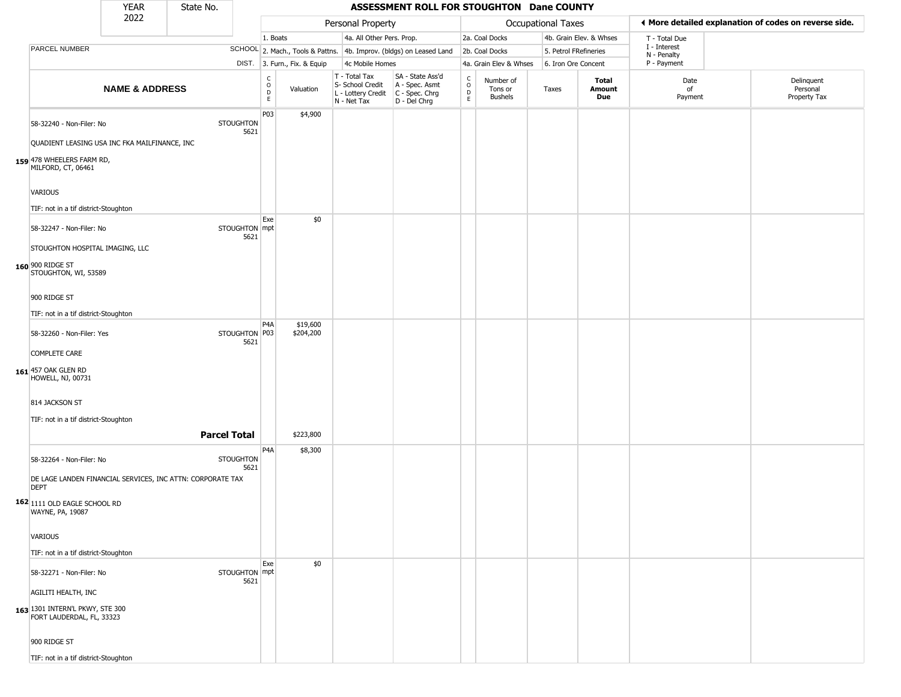# ASSESSMENT ROLL FOR STOUGHTON Dane COUNTY

| YEAR | State No. |
|---|---|
| 2022 | |

| | | Personal Property | | | | Occupational Taxes | | | | ◄ More detailed explanation of codes on reverse side. | |
|---|---|---|---|---|---|---|---|---|---|---|---|
| PARCEL NUMBER | SCHOOL DIST. | 1. Boats<br>2. Mach., Tools & Pattns.<br>3. Furn., Fix. & Equip | | 4a. All Other Pers. Prop.<br>4b. Improv. (bldgs) on Leased Land<br>4c Mobile Homes | | 2a. Coal Docks<br>2b. Coal Docks<br>4a. Grain Elev & Whses | | 4b. Grain Elev. & Whses<br>5. Petrol FRefineries<br>6. Iron Ore Concent | | T - Total Due<br>I - Interest<br>N - Penalty<br>P - Payment | |
| **NAME & ADDRESS** | | CODE | Valuation | T - Total Tax<br>S- School Credit<br>L - Lottery Credit<br>N - Net Tax | SA - State Ass'd<br>A - Spec. Asmt<br>C - Spec. Chrg<br>D - Del Chrg | CODE | Number of Tons or Bushels | Taxes | **Total Amount Due** | Date of Payment | Delinquent Personal Property Tax |
| 159 58-32240 - Non-Filer: No<br>QUADIENT LEASING USA INC FKA MAILFINANCE, INC<br>478 WHEELERS FARM RD,<br>MILFORD, CT, 06461<br>VARIOUS<br>TIF: not in a tif district-Stoughton | STOUGHTON 5621 | P03 | $4,900 | | | | | | | | |
| 160 58-32247 - Non-Filer: No<br>STOUGHTON HOSPITAL IMAGING, LLC<br>900 RIDGE ST<br>STOUGHTON, WI, 53589<br>900 RIDGE ST<br>TIF: not in a tif district-Stoughton | STOUGHTON 5621 | Exempt | $0 | | | | | | | | |
| 161 58-32260 - Non-Filer: Yes<br>COMPLETE CARE<br>457 OAK GLEN RD<br>HOWELL, NJ, 00731<br>814 JACKSON ST<br>TIF: not in a tif district-Stoughton | STOUGHTON 5621 | P4A<br>P03 | $19,600<br>$204,200 | | | | | | | | |
| | **Parcel Total** | | $223,800 | | | | | | | | |
| 162 58-32264 - Non-Filer: No<br>DE LAGE LANDEN FINANCIAL SERVICES, INC ATTN: CORPORATE TAX DEPT<br>1111 OLD EAGLE SCHOOL RD<br>WAYNE, PA, 19087<br>VARIOUS<br>TIF: not in a tif district-Stoughton | STOUGHTON 5621 | P4A | $8,300 | | | | | | | | |
| 163 58-32271 - Non-Filer: No<br>AGILITI HEALTH, INC<br>1301 INTERN'L PKWY, STE 300<br>FORT LAUDERDAL, FL, 33323<br>900 RIDGE ST<br>TIF: not in a tif district-Stoughton | STOUGHTON 5621 | Exempt | $0 | | | | | | | | |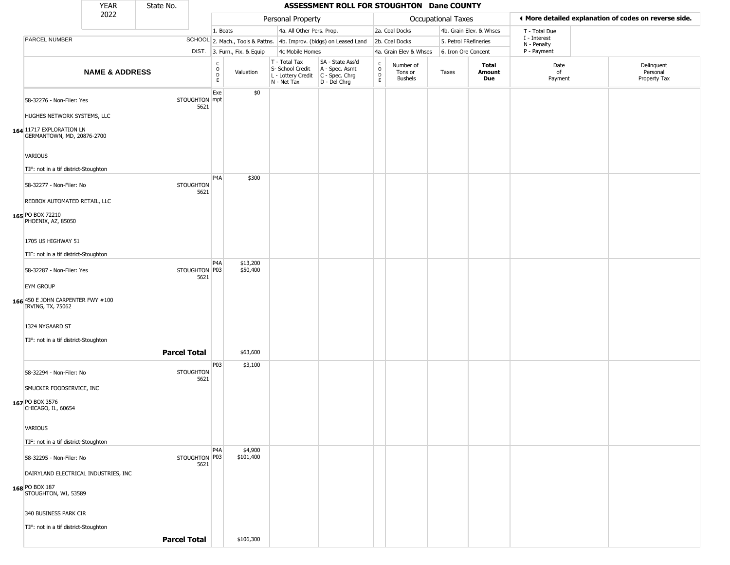| YEAR 2022 | State No. | ASSESSMENT ROLL FOR STOUGHTON Dane COUNTY | | | | | | | | | |
|---|---|---|---|---|---|---|---|---|---|---|---|

| | | Personal Property | | | | Occupational Taxes | | | | ◄ More detailed explanation of codes on reverse side. | |
|---|---|---|---|---|---|---|---|---|---|---|---|
| | | 1. Boats | | 4a. All Other Pers. Prop. | | 2a. Coal Docks | | 4b. Grain Elev. & Whses | | T - Total Due | |
| PARCEL NUMBER | SCHOOL | 2. Mach., Tools & Pattns. | | 4b. Improv. (bldgs) on Leased Land | | 2b. Coal Docks | | 5. Petrol FRefineries | | I - Interest N - Penalty | |
| | DIST. | 3. Furn., Fix. & Equip | | 4c Mobile Homes | | 4a. Grain Elev & Whses | | 6. Iron Ore Concent | | P - Payment | |
| NAME & ADDRESS | | CODE | Valuation | T - Total Tax S- School Credit L - Lottery Credit N - Net Tax | SA - State Ass'd A - Spec. Asmt C - Spec. Chrg D - Del Chrg | CODE | Number of Tons or Bushels | Taxes | Total Amount Due | Date of Payment | Delinquent Personal Property Tax |
| 164 58-32276 - Non-Filer: Yes<br>HUGHES NETWORK SYSTEMS, LLC<br>11717 EXPLORATION LN<br>GERMANTOWN, MD, 20876-2700<br>VARIOUS<br>TIF: not in a tif district-Stoughton | STOUGHTON 5621 | Exempt | $0 | | | | | | | | |
| 165 58-32277 - Non-Filer: No<br>REDBOX AUTOMATED RETAIL, LLC<br>PO BOX 72210<br>PHOENIX, AZ, 85050<br>1705 US HIGHWAY 51<br>TIF: not in a tif district-Stoughton | STOUGHTON 5621 | P4A | $300 | | | | | | | | |
| 166 58-32287 - Non-Filer: Yes<br>EYM GROUP<br>450 E JOHN CARPENTER FWY #100<br>IRVING, TX, 75062<br>1324 NYGAARD ST<br>TIF: not in a tif district-Stoughton | STOUGHTON 5621 | P4A<br>P03 | $13,200<br>$50,400 | | | | | | | | |
| | **Parcel Total** | | $63,600 | | | | | | | | |
| 167 58-32294 - Non-Filer: No<br>SMUCKER FOODSERVICE, INC<br>PO BOX 3576<br>CHICAGO, IL, 60654<br>VARIOUS<br>TIF: not in a tif district-Stoughton | STOUGHTON 5621 | P03 | $3,100 | | | | | | | | |
| 168 58-32295 - Non-Filer: No<br>DAIRYLAND ELECTRICAL INDUSTRIES, INC<br>PO BOX 187<br>STOUGHTON, WI, 53589<br>340 BUSINESS PARK CIR<br>TIF: not in a tif district-Stoughton | STOUGHTON 5621 | P4A<br>P03 | $4,900<br>$101,400 | | | | | | | | |
| | **Parcel Total** | | $106,300 | | | | | | | | |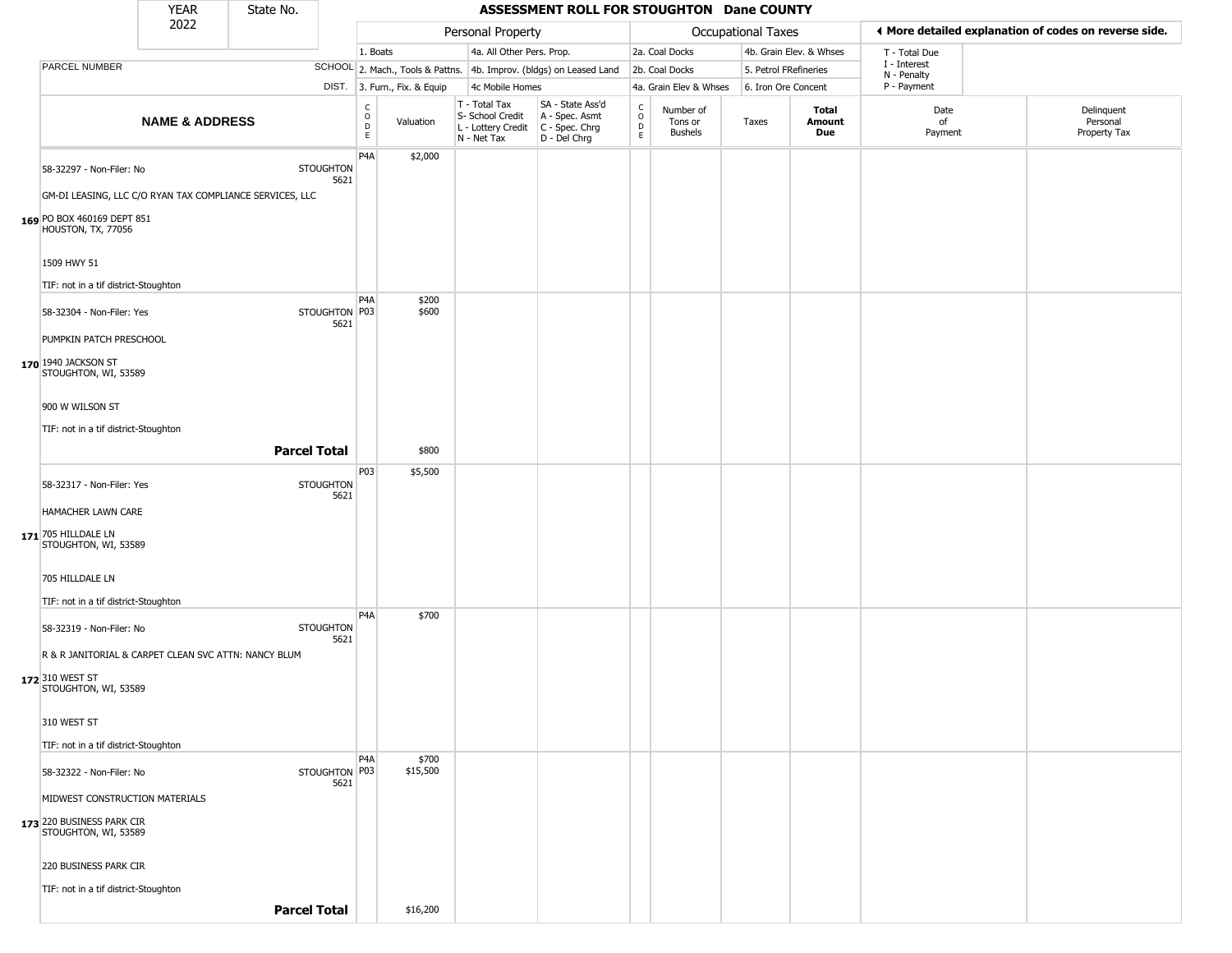| YEAR 2022 | State No. | | ASSESSMENT ROLL FOR STOUGHTON Dane COUNTY | | | | | | | | | | |
|---|---|---|---|---|---|---|---|---|---|---|---|---|---|

| | | Personal Property | | | | Occupational Taxes | | | | ◄ More detailed explanation of codes on reverse side. | |
|---|---|---|---|---|---|---|---|---|---|---|---|
| PARCEL NUMBER | SCHOOL DIST. | 1. Boats<br>2. Mach., Tools & Pattns.<br>3. Furn., Fix. & Equip | | 4a. All Other Pers. Prop.<br>4b. Improv. (bldgs) on Leased Land<br>4c Mobile Homes | | 2a. Coal Docks<br>2b. Coal Docks<br>4a. Grain Elev & Whses | | 4b. Grain Elev. & Whses<br>5. Petrol FRefineries<br>6. Iron Ore Concent | | T - Total Due<br>I - Interest<br>N - Penalty<br>P - Payment | |
| **NAME & ADDRESS** | | CODE | Valuation | T - Total Tax<br>S- School Credit<br>L - Lottery Credit<br>N - Net Tax | SA - State Ass'd<br>A - Spec. Asmt<br>C - Spec. Chrg<br>D - Del Chrg | CODE | Number of Tons or Bushels | Taxes | **Total Amount Due** | Date of Payment | Delinquent Personal Property Tax |
| 169 58-32297 - Non-Filer: No<br>GM-DI LEASING, LLC C/O RYAN TAX COMPLIANCE SERVICES, LLC<br>PO BOX 460169 DEPT 851<br>HOUSTON, TX, 77056<br>1509 HWY 51<br>TIF: not in a tif district-Stoughton | STOUGHTON 5621 | P4A | $2,000 | | | | | | | | |
| 170 58-32304 - Non-Filer: Yes<br>PUMPKIN PATCH PRESCHOOL<br>1940 JACKSON ST<br>STOUGHTON, WI, 53589<br>900 W WILSON ST<br>TIF: not in a tif district-Stoughton | STOUGHTON 5621 | P4A<br>P03 | $200<br>$600 | | | | | | | | |
| **Parcel Total** | | | $800 | | | | | | | | |
| 171 58-32317 - Non-Filer: Yes<br>HAMACHER LAWN CARE<br>705 HILLDALE LN<br>STOUGHTON, WI, 53589<br>705 HILLDALE LN<br>TIF: not in a tif district-Stoughton | STOUGHTON 5621 | P03 | $5,500 | | | | | | | | |
| 172 58-32319 - Non-Filer: No<br>R & R JANITORIAL & CARPET CLEAN SVC ATTN: NANCY BLUM<br>310 WEST ST<br>STOUGHTON, WI, 53589<br>310 WEST ST<br>TIF: not in a tif district-Stoughton | STOUGHTON 5621 | P4A | $700 | | | | | | | | |
| 173 58-32322 - Non-Filer: No<br>MIDWEST CONSTRUCTION MATERIALS<br>220 BUSINESS PARK CIR<br>STOUGHTON, WI, 53589<br>220 BUSINESS PARK CIR<br>TIF: not in a tif district-Stoughton | STOUGHTON 5621 | P4A<br>P03 | $700<br>$15,500 | | | | | | | | |
| **Parcel Total** | | | $16,200 | | | | | | | | |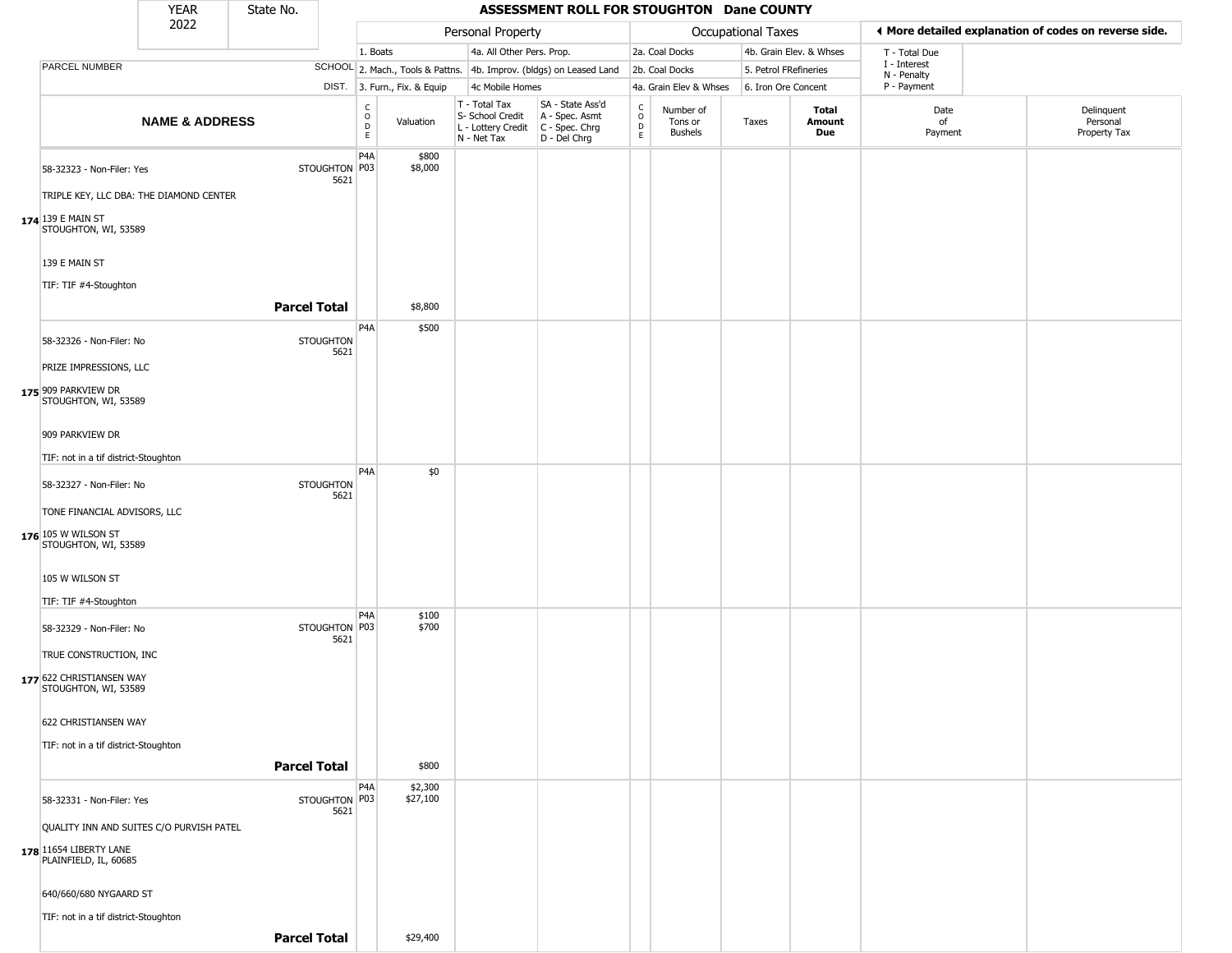| YEAR 2022 | State No. | ASSESSMENT ROLL FOR STOUGHTON Dane COUNTY | | | | | | | | | | |
|---|---|---|---|---|---|---|---|---|---|---|---|---|

| | | Personal Property | | | | Occupational Taxes | | | | ◀ More detailed explanation of codes on reverse side. | |
|---|---|---|---|---|---|---|---|---|---|---|---|
| | | 1. Boats | | 4a. All Other Pers. Prop. | | 2a. Coal Docks | | 4b. Grain Elev. & Whses | | T - Total Due<br>I - Interest<br>N - Penalty<br>P - Payment | |
| PARCEL NUMBER | SCHOOL | 2. Mach., Tools & Pattns. | | 4b. Improv. (bldgs) on Leased Land | | 2b. Coal Docks | | 5. Petrol FRefineries | | | |
| | DIST. | 3. Furn., Fix. & Equip | | 4c Mobile Homes | | 4a. Grain Elev & Whses | | 6. Iron Ore Concent | | | |

| NAME & ADDRESS | | CODE | Valuation | T - Total Tax<br>S- School Credit<br>L - Lottery Credit<br>N - Net Tax | SA - State Ass'd<br>A - Spec. Asmt<br>C - Spec. Chrg<br>D - Del Chrg | CODE | Number of Tons or Bushels | Taxes | Total Amount Due | Date of Payment | Delinquent Personal Property Tax |
|---|---|---|---|---|---|---|---|---|---|---|---|
| 174 58-32323 - Non-Filer: Yes<br>TRIPLE KEY, LLC DBA: THE DIAMOND CENTER<br>139 E MAIN ST<br>STOUGHTON, WI, 53589<br><br>139 E MAIN ST<br>TIF: TIF #4-Stoughton | STOUGHTON 5621 | P4A<br>P03 | $800<br>$8,000 | | | | | | | | |
| | **Parcel Total** | | $8,800 | | | | | | | | |
| 175 58-32326 - Non-Filer: No<br>PRIZE IMPRESSIONS, LLC<br>909 PARKVIEW DR<br>STOUGHTON, WI, 53589<br><br>909 PARKVIEW DR<br>TIF: not in a tif district-Stoughton | STOUGHTON 5621 | P4A | $500 | | | | | | | | |
| 176 58-32327 - Non-Filer: No<br>TONE FINANCIAL ADVISORS, LLC<br>105 W WILSON ST<br>STOUGHTON, WI, 53589<br><br>105 W WILSON ST<br>TIF: TIF #4-Stoughton | STOUGHTON 5621 | P4A | $0 | | | | | | | | |
| 177 58-32329 - Non-Filer: No<br>TRUE CONSTRUCTION, INC<br>622 CHRISTIANSEN WAY<br>STOUGHTON, WI, 53589<br><br>622 CHRISTIANSEN WAY<br>TIF: not in a tif district-Stoughton | STOUGHTON 5621 | P4A<br>P03 | $100<br>$700 | | | | | | | | |
| | **Parcel Total** | | $800 | | | | | | | | |
| 178 58-32331 - Non-Filer: Yes<br>QUALITY INN AND SUITES C/O PURVISH PATEL<br>11654 LIBERTY LANE<br>PLAINFIELD, IL, 60685<br><br>640/660/680 NYGAARD ST<br>TIF: not in a tif district-Stoughton | STOUGHTON 5621 | P4A<br>P03 | $2,300<br>$27,100 | | | | | | | | |
| | **Parcel Total** | | $29,400 | | | | | | | | |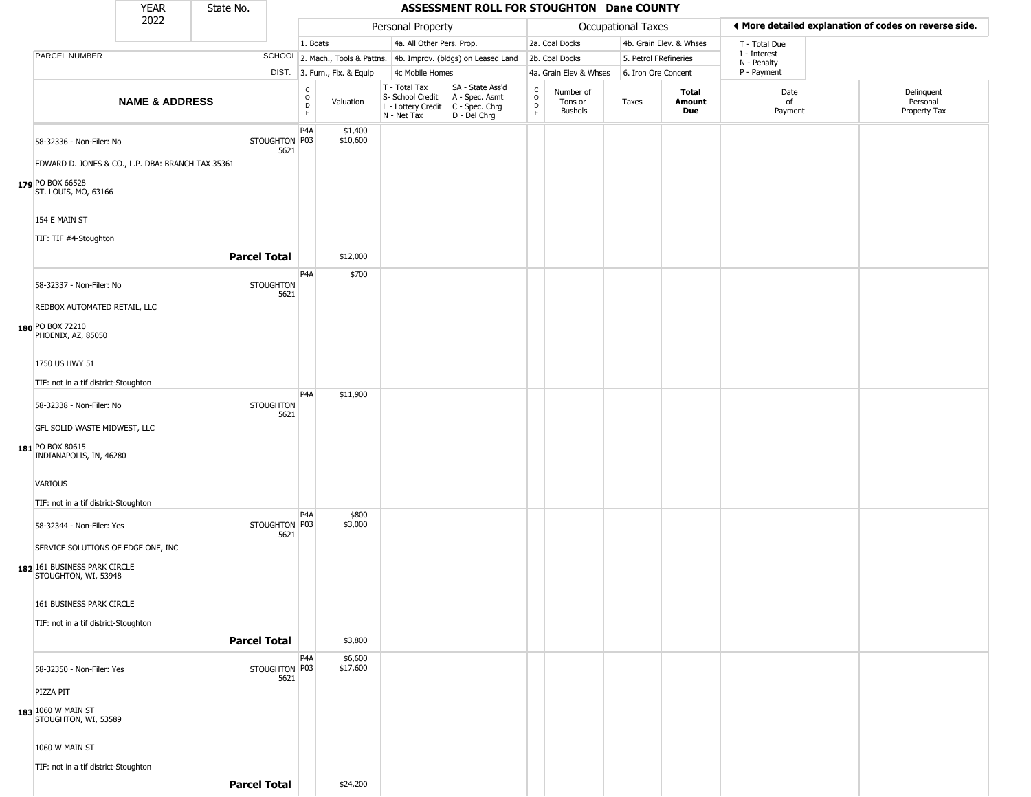# ASSESSMENT ROLL FOR STOUGHTON Dane COUNTY

YEAR 2022 | State No.

| | | Personal Property | | | | Occupational Taxes | | | | ◀ More detailed explanation of codes on reverse side. | |
|---|---|---|---|---|---|---|---|---|---|---|---|
| | | 1. Boats | | 4a. All Other Pers. Prop. | | 2a. Coal Docks | | 4b. Grain Elev. & Whses | | T - Total Due | |
| PARCEL NUMBER | SCHOOL | 2. Mach., Tools & Pattns. | | 4b. Improv. (bldgs) on Leased Land | | 2b. Coal Docks | | 5. Petrol FRefineries | | I - Interest, N - Penalty | |
| | DIST. | 3. Furn., Fix. & Equip | | 4c Mobile Homes | | 4a. Grain Elev & Whses | | 6. Iron Ore Concent | | P - Payment | |
| **NAME & ADDRESS** | | CODE | Valuation | T - Total Tax, S- School Credit, L - Lottery Credit, N - Net Tax | SA - State Ass'd, A - Spec. Asmt, C - Spec. Chrg, D - Del Chrg | CODE | Number of Tons or Bushels | Taxes | **Total Amount Due** | Date of Payment | Delinquent Personal Property Tax |
| 179 58-32336 - Non-Filer: No<br>EDWARD D. JONES & CO., L.P. DBA: BRANCH TAX 35361<br>PO BOX 66528<br>ST. LOUIS, MO, 63166<br>154 E MAIN ST<br>TIF: TIF #4-Stoughton | STOUGHTON 5621 | P4A<br>P03 | $1,400<br>$10,600 | | | | | | | | |
| **Parcel Total** | | | $12,000 | | | | | | | | |
| 180 58-32337 - Non-Filer: No<br>REDBOX AUTOMATED RETAIL, LLC<br>PO BOX 72210<br>PHOENIX, AZ, 85050<br>1750 US HWY 51<br>TIF: not in a tif district-Stoughton | STOUGHTON 5621 | P4A | $700 | | | | | | | | |
| 181 58-32338 - Non-Filer: No<br>GFL SOLID WASTE MIDWEST, LLC<br>PO BOX 80615<br>INDIANAPOLIS, IN, 46280<br>VARIOUS<br>TIF: not in a tif district-Stoughton | STOUGHTON 5621 | P4A | $11,900 | | | | | | | | |
| 182 58-32344 - Non-Filer: Yes<br>SERVICE SOLUTIONS OF EDGE ONE, INC<br>161 BUSINESS PARK CIRCLE<br>STOUGHTON, WI, 53948<br>161 BUSINESS PARK CIRCLE<br>TIF: not in a tif district-Stoughton | STOUGHTON 5621 | P4A<br>P03 | $800<br>$3,000 | | | | | | | | |
| **Parcel Total** | | | $3,800 | | | | | | | | |
| 183 58-32350 - Non-Filer: Yes<br>PIZZA PIT<br>1060 W MAIN ST<br>STOUGHTON, WI, 53589<br>1060 W MAIN ST<br>TIF: not in a tif district-Stoughton | STOUGHTON 5621 | P4A<br>P03 | $6,600<br>$17,600 | | | | | | | | |
| **Parcel Total** | | | $24,200 | | | | | | | | |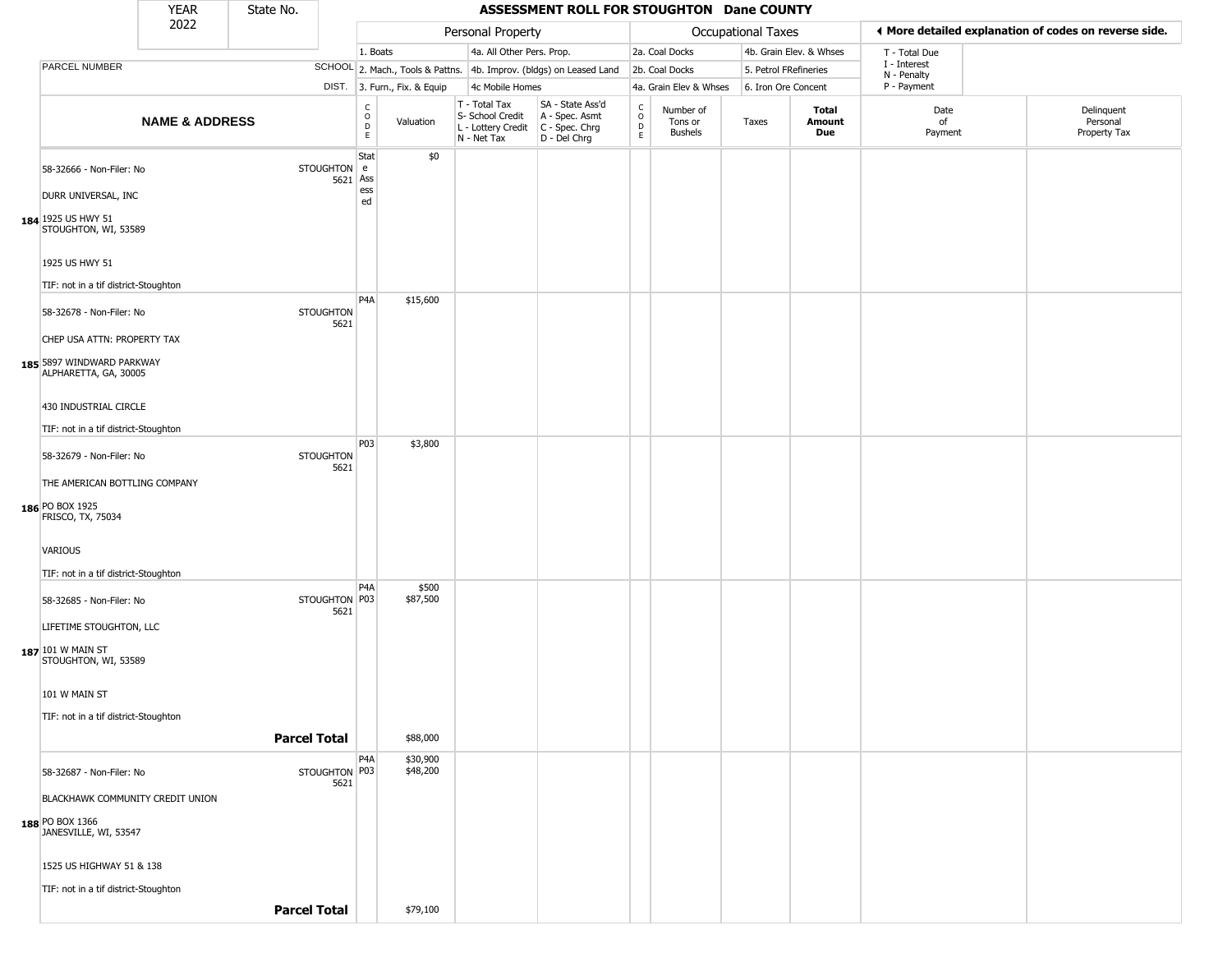# ASSESSMENT ROLL FOR STOUGHTON Dane COUNTY

| YEAR | State No. |
|---|---|
| 2022 | |

| | | Personal Property | | | | Occupational Taxes | | | | ◄ More detailed explanation of codes on reverse side. | |
|---|---|---|---|---|---|---|---|---|---|---|---|
| | | 1. Boats | | 4a. All Other Pers. Prop. | | 2a. Coal Docks | | 4b. Grain Elev. & Whses | | T - Total Due | |
| PARCEL NUMBER | SCHOOL | 2. Mach., Tools & Pattns. | | 4b. Improv. (bldgs) on Leased Land | | 2b. Coal Docks | | 5. Petrol FRefineries | | I - Interest, N - Penalty | |
| | DIST. | 3. Furn., Fix. & Equip | | 4c Mobile Homes | | 4a. Grain Elev & Whses | | 6. Iron Ore Concent | | P - Payment | |
| **NAME & ADDRESS** | | CODE | Valuation | T - Total Tax, S- School Credit, L - Lottery Credit, N - Net Tax | SA - State Ass'd, A - Spec. Asmt, C - Spec. Chrg, D - Del Chrg | CODE | Number of Tons or Bushels | Taxes | **Total Amount Due** | Date of Payment | Delinquent Personal Property Tax |
| 184 58-32666 - Non-Filer: No<br>DURR UNIVERSAL, INC<br>1925 US HWY 51<br>STOUGHTON, WI, 53589<br>1925 US HWY 51<br>TIF: not in a tif district-Stoughton | STOUGHTON 5621 | State Assessed | $0 | | | | | | | | |
| 185 58-32678 - Non-Filer: No<br>CHEP USA ATTN: PROPERTY TAX<br>5897 WINDWARD PARKWAY<br>ALPHARETTA, GA, 30005<br>430 INDUSTRIAL CIRCLE<br>TIF: not in a tif district-Stoughton | STOUGHTON 5621 | P4A | $15,600 | | | | | | | | |
| 186 58-32679 - Non-Filer: No<br>THE AMERICAN BOTTLING COMPANY<br>PO BOX 1925<br>FRISCO, TX, 75034<br>VARIOUS<br>TIF: not in a tif district-Stoughton | STOUGHTON 5621 | P03 | $3,800 | | | | | | | | |
| 187 58-32685 - Non-Filer: No<br>LIFETIME STOUGHTON, LLC<br>101 W MAIN ST<br>STOUGHTON, WI, 53589<br>101 W MAIN ST<br>TIF: not in a tif district-Stoughton | STOUGHTON 5621 | P4A<br>P03 | $500<br>$87,500 | | | | | | | | |
| **Parcel Total** | | | $88,000 | | | | | | | | |
| 188 58-32687 - Non-Filer: No<br>BLACKHAWK COMMUNITY CREDIT UNION<br>PO BOX 1366<br>JANESVILLE, WI, 53547<br>1525 US HIGHWAY 51 & 138<br>TIF: not in a tif district-Stoughton | STOUGHTON 5621 | P4A<br>P03 | $30,900<br>$48,200 | | | | | | | | |
| **Parcel Total** | | | $79,100 | | | | | | | | |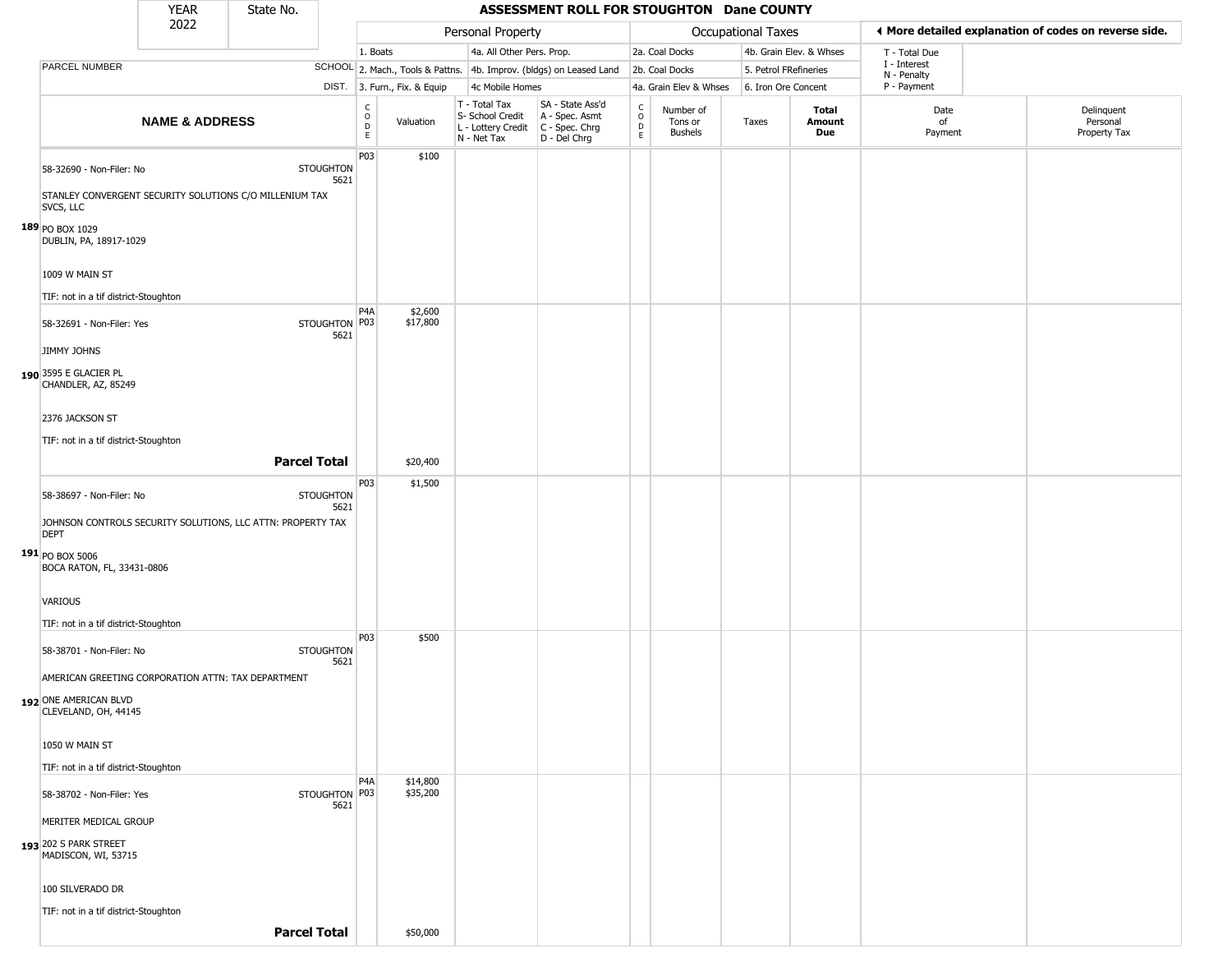| YEAR 2022 | State No. | | ASSESSMENT ROLL FOR STOUGHTON Dane COUNTY | | | | | | | | | | |
|---|---|---|---|---|---|---|---|---|---|---|---|---|---|

| | | Personal Property | | | | Occupational Taxes | | | | ◀ More detailed explanation of codes on reverse side. | |
|---|---|---|---|---|---|---|---|---|---|---|---|
| PARCEL NUMBER | SCHOOL DIST. | 1. Boats 2. Mach., Tools & Pattns. 3. Furn., Fix. & Equip | | 4a. All Other Pers. Prop. 4b. Improv. (bldgs) on Leased Land 4c Mobile Homes | | 2a. Coal Docks 2b. Coal Docks 4a. Grain Elev & Whses | | 4b. Grain Elev. & Whses 5. Petrol FRefineries 6. Iron Ore Concent | | T - Total Due I - Interest N - Penalty P - Payment | |
| **NAME & ADDRESS** | | CODE | Valuation | T - Total Tax S- School Credit L - Lottery Credit N - Net Tax | SA - State Ass'd A - Spec. Asmt C - Spec. Chrg D - Del Chrg | CODE | Number of Tons or Bushels | Taxes | **Total Amount Due** | Date of Payment | Delinquent Personal Property Tax |
| **189** 58-32690 - Non-Filer: No<br>STANLEY CONVERGENT SECURITY SOLUTIONS C/O MILLENIUM TAX SVCS, LLC<br>PO BOX 1029<br>DUBLIN, PA, 18917-1029<br>1009 W MAIN ST<br>TIF: not in a tif district-Stoughton | STOUGHTON 5621 | P03 | $100 | | | | | | | | |
| **190** 58-32691 - Non-Filer: Yes<br>JIMMY JOHNS<br>3595 E GLACIER PL<br>CHANDLER, AZ, 85249<br>2376 JACKSON ST<br>TIF: not in a tif district-Stoughton | STOUGHTON 5621 | P4A<br>P03 | $2,600<br>$17,800 | | | | | | | | |
| **Parcel Total** | | | $20,400 | | | | | | | | |
| **191** 58-38697 - Non-Filer: No<br>JOHNSON CONTROLS SECURITY SOLUTIONS, LLC ATTN: PROPERTY TAX DEPT<br>PO BOX 5006<br>BOCA RATON, FL, 33431-0806<br>VARIOUS<br>TIF: not in a tif district-Stoughton | STOUGHTON 5621 | P03 | $1,500 | | | | | | | | |
| **192** 58-38701 - Non-Filer: No<br>AMERICAN GREETING CORPORATION ATTN: TAX DEPARTMENT<br>ONE AMERICAN BLVD<br>CLEVELAND, OH, 44145<br>1050 W MAIN ST<br>TIF: not in a tif district-Stoughton | STOUGHTON 5621 | P03 | $500 | | | | | | | | |
| **193** 58-38702 - Non-Filer: Yes<br>MERITER MEDICAL GROUP<br>202 S PARK STREET<br>MADISCON, WI, 53715<br>100 SILVERADO DR<br>TIF: not in a tif district-Stoughton | STOUGHTON 5621 | P4A<br>P03 | $14,800<br>$35,200 | | | | | | | | |
| **Parcel Total** | | | $50,000 | | | | | | | | |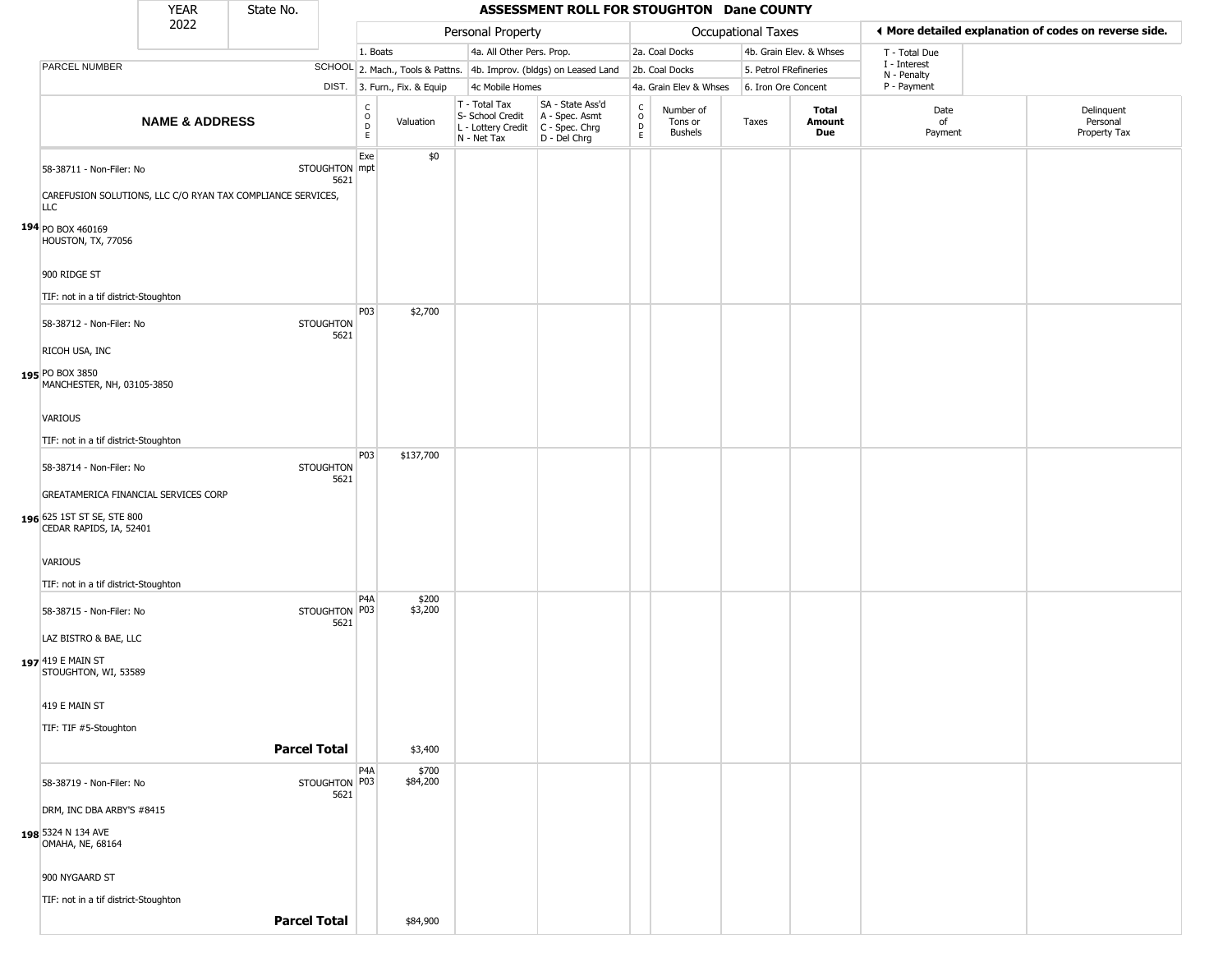# ASSESSMENT ROLL FOR STOUGHTON Dane COUNTY

| YEAR | State No. |
|---|---|
| 2022 | |

| Personal Property | | Occupational Taxes | | ◄ More detailed explanation of codes on reverse side. |
|---|---|---|---|---|
| 1. Boats | 4a. All Other Pers. Prop. | 2a. Coal Docks | 4b. Grain Elev. & Whses | T - Total Due |
| 2. Mach., Tools & Pattns. | 4b. Improv. (bldgs) on Leased Land | 2b. Coal Docks | 5. Petrol FRefineries | I - Interest |
| 3. Furn., Fix. & Equip | 4c Mobile Homes | 4a. Grain Elev & Whses | 6. Iron Ore Concent | N - Penalty |
| | | | | P - Payment |

| | PARCEL NUMBER / NAME & ADDRESS | SCHOOL DIST. | CODE | Valuation | T - Total Tax S- School Credit L - Lottery Credit N - Net Tax | SA - State Ass'd A - Spec. Asmt C - Spec. Chrg D - Del Chrg | CODE | Number of Tons or Bushels | Taxes | Total Amount Due | Date of Payment | Delinquent Personal Property Tax |
|---|---|---|---|---|---|---|---|---|---|---|---|---|
| 194 | 58-38711 - Non-Filer: No<br>CAREFUSION SOLUTIONS, LLC C/O RYAN TAX COMPLIANCE SERVICES, LLC<br>PO BOX 460169<br>HOUSTON, TX, 77056<br>900 RIDGE ST<br>TIF: not in a tif district-Stoughton | STOUGHTON 5621 | Exempt | $0 | | | | | | | | |
| 195 | 58-38712 - Non-Filer: No<br>RICOH USA, INC<br>PO BOX 3850<br>MANCHESTER, NH, 03105-3850<br>VARIOUS<br>TIF: not in a tif district-Stoughton | STOUGHTON 5621 | P03 | $2,700 | | | | | | | | |
| 196 | 58-38714 - Non-Filer: No<br>GREATAMERICA FINANCIAL SERVICES CORP<br>625 1ST ST SE, STE 800<br>CEDAR RAPIDS, IA, 52401<br>VARIOUS<br>TIF: not in a tif district-Stoughton | STOUGHTON 5621 | P03 | $137,700 | | | | | | | | |
| 197 | 58-38715 - Non-Filer: No<br>LAZ BISTRO & BAE, LLC<br>419 E MAIN ST<br>STOUGHTON, WI, 53589<br>419 E MAIN ST<br>TIF: TIF #5-Stoughton | STOUGHTON 5621 | P4A<br>P03 | $200<br>$3,200 | | | | | | | | |
| | **Parcel Total** | | | $3,400 | | | | | | | | |
| 198 | 58-38719 - Non-Filer: No<br>DRM, INC DBA ARBY'S #8415<br>5324 N 134 AVE<br>OMAHA, NE, 68164<br>900 NYGAARD ST<br>TIF: not in a tif district-Stoughton | STOUGHTON 5621 | P4A<br>P03 | $700<br>$84,200 | | | | | | | | |
| | **Parcel Total** | | | $84,900 | | | | | | | | |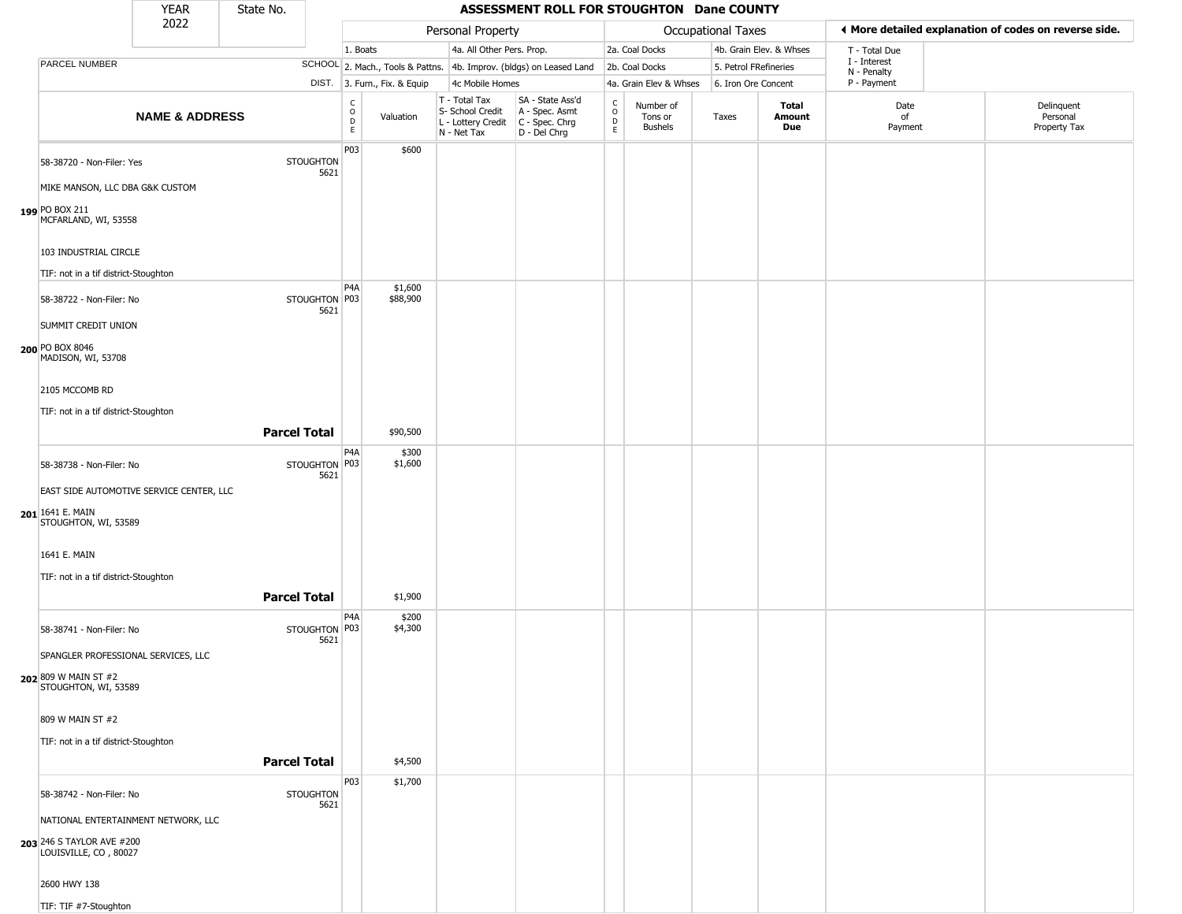# ASSESSMENT ROLL FOR STOUGHTON Dane COUNTY

| YEAR | State No. |
|---|---|
| 2022 | |

| Personal Property | | Occupational Taxes | | |
|---|---|---|---|---|
| 1. Boats | 4a. All Other Pers. Prop. | 2a. Coal Docks | 4b. Grain Elev. & Whses | T - Total Due |
| 2. Mach., Tools & Pattns. | 4b. Improv. (bldgs) on Leased Land | 2b. Coal Docks | 5. Petrol FRefineries | I - Interest |
| 3. Furn., Fix. & Equip | 4c Mobile Homes | 4a. Grain Elev & Whses | 6. Iron Ore Concent | N - Penalty |
| | | | | P - Payment |

◂ More detailed explanation of codes on reverse side.

| | NAME & ADDRESS | SCHOOL DIST. | CODE | Valuation | T - Total Tax S- School Credit L - Lottery Credit N - Net Tax | SA - State Ass'd A - Spec. Asmt C - Spec. Chrg D - Del Chrg | CODE | Number of Tons or Bushels | Taxes | Total Amount Due | Date of Payment | Delinquent Personal Property Tax |
|---|---|---|---|---|---|---|---|---|---|---|---|---|
| 199 | 58-38720 - Non-Filer: Yes<br>MIKE MANSON, LLC DBA G&K CUSTOM<br>PO BOX 211<br>MCFARLAND, WI, 53558<br>103 INDUSTRIAL CIRCLE<br>TIF: not in a tif district-Stoughton | STOUGHTON 5621 | P03 | $600 | | | | | | | | |
| 200 | 58-38722 - Non-Filer: No<br>SUMMIT CREDIT UNION<br>PO BOX 8046<br>MADISON, WI, 53708<br>2105 MCCOMB RD<br>TIF: not in a tif district-Stoughton | STOUGHTON 5621 | P4A<br>P03 | $1,600<br>$88,900 | | | | | | | | |
| | **Parcel Total** | | | $90,500 | | | | | | | | |
| 201 | 58-38738 - Non-Filer: No<br>EAST SIDE AUTOMOTIVE SERVICE CENTER, LLC<br>1641 E. MAIN<br>STOUGHTON, WI, 53589<br>1641 E. MAIN<br>TIF: not in a tif district-Stoughton | STOUGHTON 5621 | P4A<br>P03 | $300<br>$1,600 | | | | | | | | |
| | **Parcel Total** | | | $1,900 | | | | | | | | |
| 202 | 58-38741 - Non-Filer: No<br>SPANGLER PROFESSIONAL SERVICES, LLC<br>809 W MAIN ST #2<br>STOUGHTON, WI, 53589<br>809 W MAIN ST #2<br>TIF: not in a tif district-Stoughton | STOUGHTON 5621 | P4A<br>P03 | $200<br>$4,300 | | | | | | | | |
| | **Parcel Total** | | | $4,500 | | | | | | | | |
| 203 | 58-38742 - Non-Filer: No<br>NATIONAL ENTERTAINMENT NETWORK, LLC<br>246 S TAYLOR AVE #200<br>LOUISVILLE, CO , 80027<br>2600 HWY 138<br>TIF: TIF #7-Stoughton | STOUGHTON 5621 | P03 | $1,700 | | | | | | | | |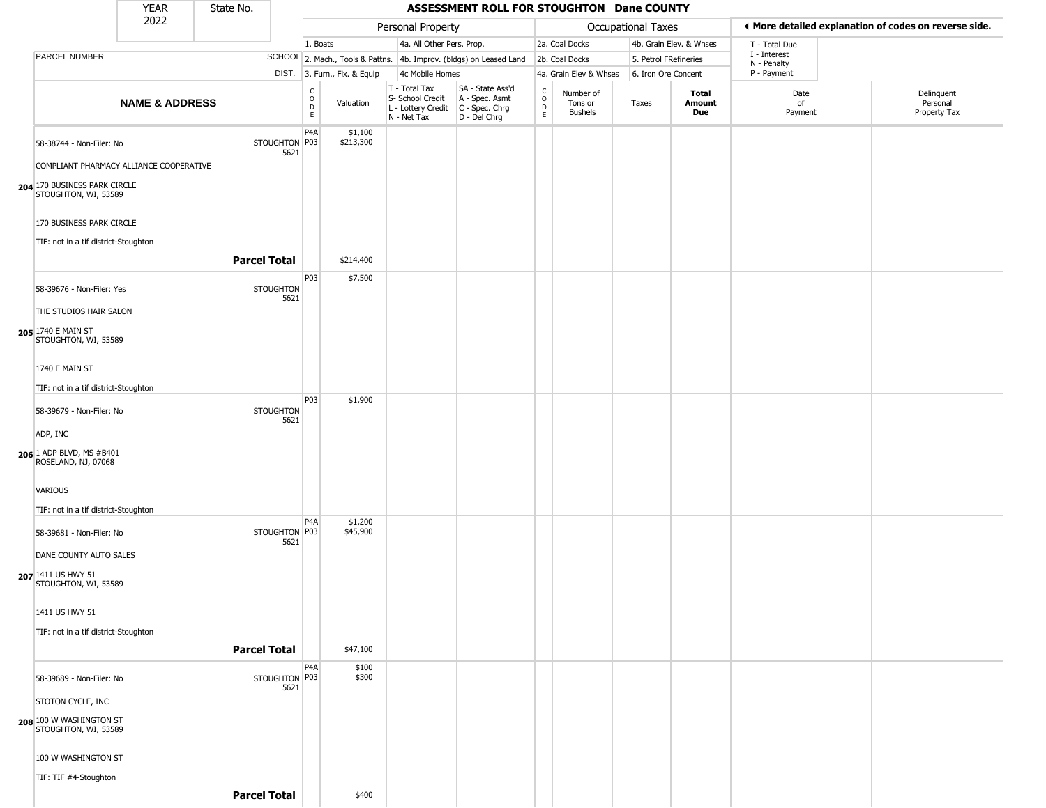| YEAR 2022 | State No. | ASSESSMENT ROLL FOR STOUGHTON Dane COUNTY |
|---|---|---|

| | | Personal Property | | | | Occupational Taxes | | | | ◀ More detailed explanation of codes on reverse side. | |
|---|---|---|---|---|---|---|---|---|---|---|---|
| PARCEL NUMBER | SCHOOL DIST. | 1. Boats<br>2. Mach., Tools & Pattns.<br>3. Furn., Fix. & Equip | | 4a. All Other Pers. Prop.<br>4b. Improv. (bldgs) on Leased Land<br>4c Mobile Homes | | 2a. Coal Docks<br>2b. Coal Docks<br>4a. Grain Elev & Whses | | 4b. Grain Elev. & Whses<br>5. Petrol FRefineries<br>6. Iron Ore Concent | | T - Total Due<br>I - Interest<br>N - Penalty<br>P - Payment | |
| **NAME & ADDRESS** | | CODE | Valuation | T - Total Tax<br>S- School Credit<br>L - Lottery Credit<br>N - Net Tax | SA - State Ass'd<br>A - Spec. Asmt<br>C - Spec. Chrg<br>D - Del Chrg | CODE | Number of Tons or Bushels | Taxes | **Total Amount Due** | Date of Payment | Delinquent Personal Property Tax |
| 204 58-38744 - Non-Filer: No<br>COMPLIANT PHARMACY ALLIANCE COOPERATIVE<br>170 BUSINESS PARK CIRCLE<br>STOUGHTON, WI, 53589<br>170 BUSINESS PARK CIRCLE<br>TIF: not in a tif district-Stoughton | STOUGHTON 5621 | P4A<br>P03 | $1,100<br>$213,300 | | | | | | | | |
| **Parcel Total** | | | $214,400 | | | | | | | | |
| 205 58-39676 - Non-Filer: Yes<br>THE STUDIOS HAIR SALON<br>1740 E MAIN ST<br>STOUGHTON, WI, 53589<br>1740 E MAIN ST<br>TIF: not in a tif district-Stoughton | STOUGHTON 5621 | P03 | $7,500 | | | | | | | | |
| 206 58-39679 - Non-Filer: No<br>ADP, INC<br>1 ADP BLVD, MS #B401<br>ROSELAND, NJ, 07068<br>VARIOUS<br>TIF: not in a tif district-Stoughton | STOUGHTON 5621 | P03 | $1,900 | | | | | | | | |
| 207 58-39681 - Non-Filer: No<br>DANE COUNTY AUTO SALES<br>1411 US HWY 51<br>STOUGHTON, WI, 53589<br>1411 US HWY 51<br>TIF: not in a tif district-Stoughton | STOUGHTON 5621 | P4A<br>P03 | $1,200<br>$45,900 | | | | | | | | |
| **Parcel Total** | | | $47,100 | | | | | | | | |
| 208 58-39689 - Non-Filer: No<br>STOTON CYCLE, INC<br>100 W WASHINGTON ST<br>STOUGHTON, WI, 53589<br>100 W WASHINGTON ST<br>TIF: TIF #4-Stoughton | STOUGHTON 5621 | P4A<br>P03 | $100<br>$300 | | | | | | | | |
| **Parcel Total** | | | $400 | | | | | | | | |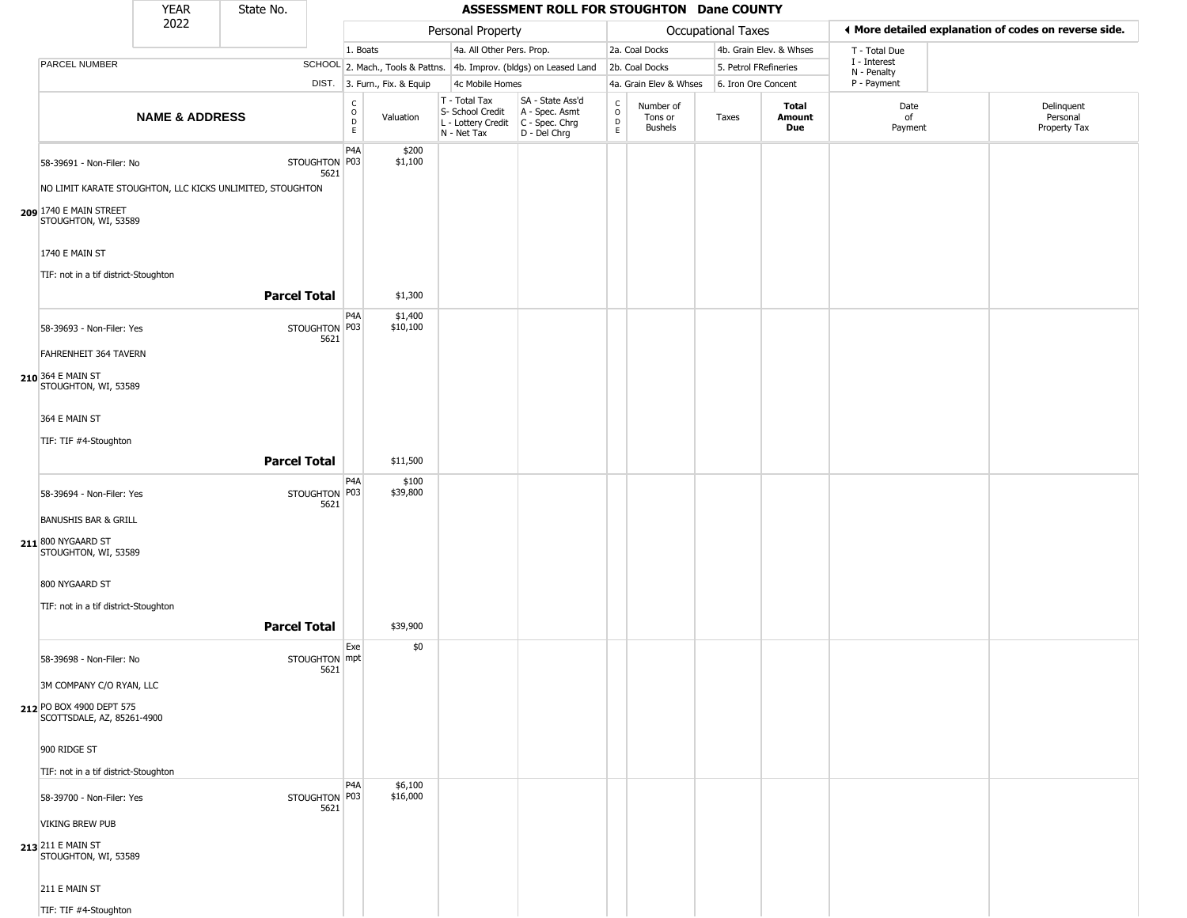| YEAR 2022 | State No. | ASSESSMENT ROLL FOR STOUGHTON Dane COUNTY | | | | | | | | | | |
|---|---|---|---|---|---|---|---|---|---|---|---|---|

| | | Personal Property | | | | Occupational Taxes | | | | | ◀ More detailed explanation of codes on reverse side. | |
|---|---|---|---|---|---|---|---|---|---|---|---|---|
| PARCEL NUMBER | SCHOOL DIST. | 1. Boats<br>2. Mach., Tools & Pattns.<br>3. Furn., Fix. & Equip | | 4a. All Other Pers. Prop.<br>4b. Improv. (bldgs) on Leased Land<br>4c Mobile Homes | | 2a. Coal Docks<br>2b. Coal Docks<br>4a. Grain Elev & Whses | | 4b. Grain Elev. & Whses<br>5. Petrol FRefineries<br>6. Iron Ore Concent | | | T - Total Due<br>I - Interest<br>N - Penalty<br>P - Payment | |
| **NAME & ADDRESS** | | CODE | Valuation | T - Total Tax<br>S- School Credit<br>L - Lottery Credit<br>N - Net Tax | SA - State Ass'd<br>A - Spec. Asmt<br>C - Spec. Chrg<br>D - Del Chrg | CODE | Number of Tons or Bushels | Taxes | **Total Amount Due** | Date of Payment | Delinquent Personal Property Tax |
| 58-39691 - Non-Filer: No<br>NO LIMIT KARATE STOUGHTON, LLC KICKS UNLIMITED, STOUGHTON<br>**209** 1740 E MAIN STREET<br>STOUGHTON, WI, 53589<br>1740 E MAIN ST<br>TIF: not in a tif district-Stoughton | STOUGHTON 5621 | P4A<br>P03 | $200<br>$1,100 | | | | | | | | |
| **Parcel Total** | | | $1,300 | | | | | | | | |
| 58-39693 - Non-Filer: Yes<br>FAHRENHEIT 364 TAVERN<br>**210** 364 E MAIN ST<br>STOUGHTON, WI, 53589<br>364 E MAIN ST<br>TIF: TIF #4-Stoughton | STOUGHTON 5621 | P4A<br>P03 | $1,400<br>$10,100 | | | | | | | | |
| **Parcel Total** | | | $11,500 | | | | | | | | |
| 58-39694 - Non-Filer: Yes<br>BANUSHIS BAR & GRILL<br>**211** 800 NYGAARD ST<br>STOUGHTON, WI, 53589<br>800 NYGAARD ST<br>TIF: not in a tif district-Stoughton | STOUGHTON 5621 | P4A<br>P03 | $100<br>$39,800 | | | | | | | | |
| **Parcel Total** | | | $39,900 | | | | | | | | |
| 58-39698 - Non-Filer: No<br>3M COMPANY C/O RYAN, LLC<br>**212** PO BOX 4900 DEPT 575<br>SCOTTSDALE, AZ, 85261-4900<br>900 RIDGE ST<br>TIF: not in a tif district-Stoughton | STOUGHTON 5621 | Exempt | $0 | | | | | | | | |
| 58-39700 - Non-Filer: Yes<br>VIKING BREW PUB<br>**213** 211 E MAIN ST<br>STOUGHTON, WI, 53589<br>211 E MAIN ST<br>TIF: TIF #4-Stoughton | STOUGHTON 5621 | P4A<br>P03 | $6,100<br>$16,000 | | | | | | | | |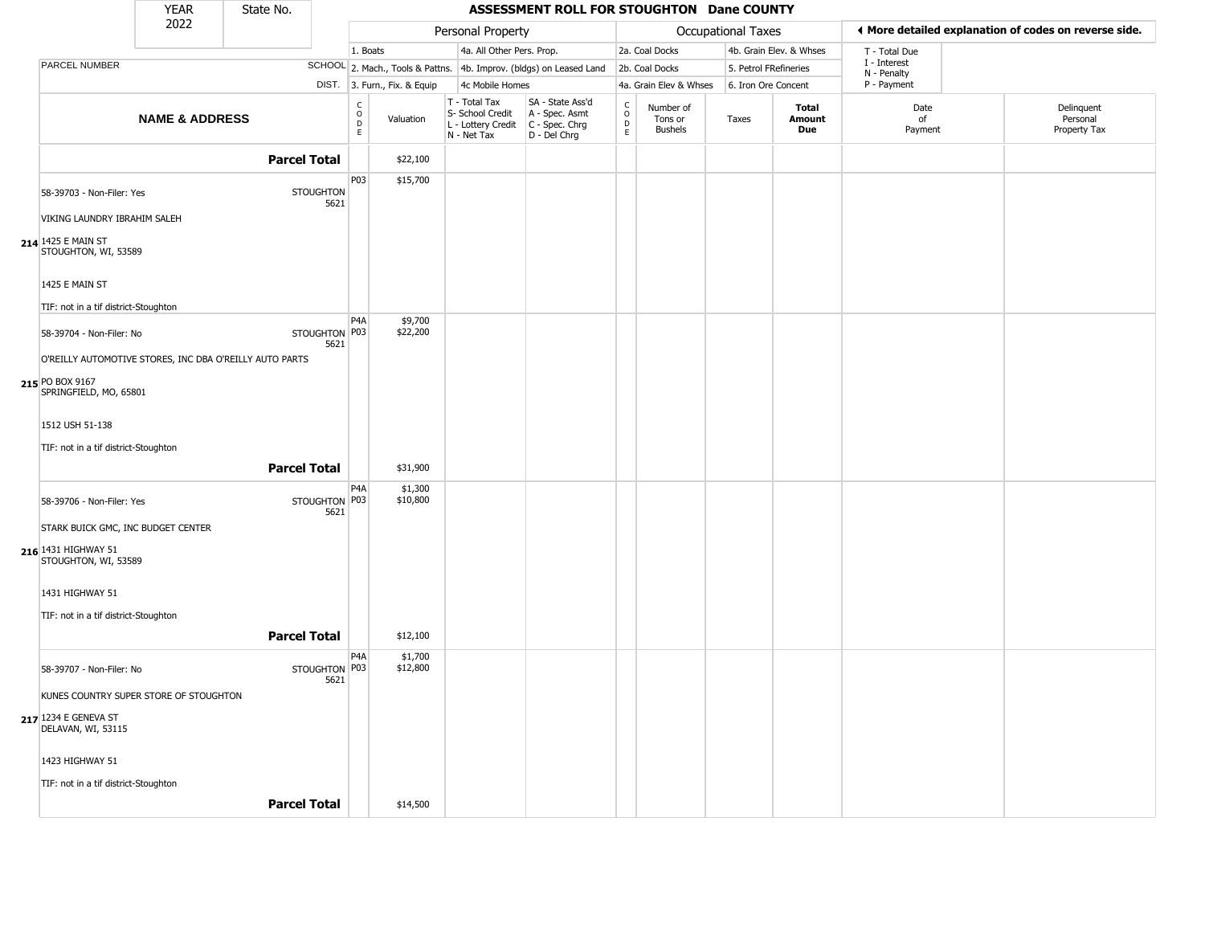| YEAR 2022 | State No. | ASSESSMENT ROLL FOR STOUGHTON Dane COUNTY |
|---|---|---|

| | | Personal Property | | | | Occupational Taxes | | | | ◀ More detailed explanation of codes on reverse side. | |
|---|---|---|---|---|---|---|---|---|---|---|---|
| PARCEL NUMBER | SCHOOL DIST. | 1. Boats<br>2. Mach., Tools & Pattns.<br>3. Furn., Fix. & Equip | | 4a. All Other Pers. Prop.<br>4b. Improv. (bldgs) on Leased Land<br>4c Mobile Homes | | 2a. Coal Docks<br>2b. Coal Docks<br>4a. Grain Elev & Whses | | 4b. Grain Elev. & Whses<br>5. Petrol FRefineries<br>6. Iron Ore Concent | | T - Total Due<br>I - Interest<br>N - Penalty<br>P - Payment | |
| **NAME & ADDRESS** | | CODE | Valuation | T - Total Tax<br>S- School Credit<br>L - Lottery Credit<br>N - Net Tax | SA - State Ass'd<br>A - Spec. Asmt<br>C - Spec. Chrg<br>D - Del Chrg | CODE | Number of Tons or Bushels | Taxes | **Total Amount Due** | Date of Payment | Delinquent Personal Property Tax |
| **Parcel Total** | | | $22,100 | | | | | | | | |
| 58-39703 - Non-Filer: Yes<br>VIKING LAUNDRY IBRAHIM SALEH<br>**214** 1425 E MAIN ST<br>STOUGHTON, WI, 53589<br>1425 E MAIN ST<br>TIF: not in a tif district-Stoughton | STOUGHTON 5621 | P03 | $15,700 | | | | | | | | |
| 58-39704 - Non-Filer: No<br>O'REILLY AUTOMOTIVE STORES, INC DBA O'REILLY AUTO PARTS<br>**215** PO BOX 9167<br>SPRINGFIELD, MO, 65801<br>1512 USH 51-138<br>TIF: not in a tif district-Stoughton | STOUGHTON 5621 | P4A<br>P03 | $9,700<br>$22,200 | | | | | | | | |
| **Parcel Total** | | | $31,900 | | | | | | | | |
| 58-39706 - Non-Filer: Yes<br>STARK BUICK GMC, INC BUDGET CENTER<br>**216** 1431 HIGHWAY 51<br>STOUGHTON, WI, 53589<br>1431 HIGHWAY 51<br>TIF: not in a tif district-Stoughton | STOUGHTON 5621 | P4A<br>P03 | $1,300<br>$10,800 | | | | | | | | |
| **Parcel Total** | | | $12,100 | | | | | | | | |
| 58-39707 - Non-Filer: No<br>KUNES COUNTRY SUPER STORE OF STOUGHTON<br>**217** 1234 E GENEVA ST<br>DELAVAN, WI, 53115<br>1423 HIGHWAY 51<br>TIF: not in a tif district-Stoughton | STOUGHTON 5621 | P4A<br>P03 | $1,700<br>$12,800 | | | | | | | | |
| **Parcel Total** | | | $14,500 | | | | | | | | |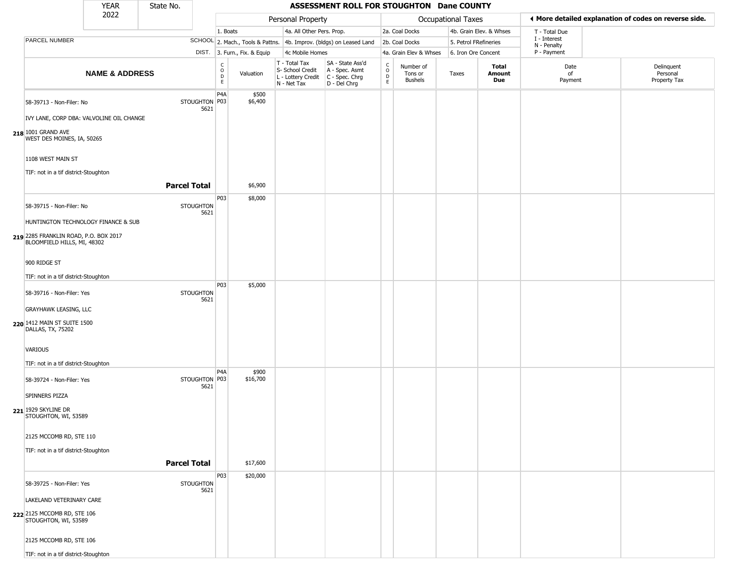| YEAR 2022 | State No. | | ASSESSMENT ROLL FOR STOUGHTON Dane COUNTY | | | | | | | | | |
|---|---|---|---|---|---|---|---|---|---|---|---|---|
| | | | Personal Property | | | | Occupational Taxes | | | | ◄ More detailed explanation of codes on reverse side. | |
| | | | 1. Boats | | 4a. All Other Pers. Prop. | | 2a. Coal Docks | | 4b. Grain Elev. & Whses | | T - Total Due<br>I - Interest<br>N - Penalty<br>P - Payment | |
| PARCEL NUMBER | SCHOOL | | 2. Mach., Tools & Pattns. | | 4b. Improv. (bldgs) on Leased Land | | 2b. Coal Docks | | 5. Petrol FRefineries | | | |
| | DIST. | | 3. Furn., Fix. & Equip | | 4c Mobile Homes | | 4a. Grain Elev & Whses | | 6. Iron Ore Concent | | | |

| | NAME & ADDRESS | SCHOOL DIST. | CODE | Valuation | T - Total Tax<br>S- School Credit<br>L - Lottery Credit<br>N - Net Tax | SA - State Ass'd<br>A - Spec. Asmt<br>C - Spec. Chrg<br>D - Del Chrg | CODE | Number of Tons or Bushels | Taxes | Total Amount Due | Date of Payment | Delinquent Personal Property Tax |
|---|---|---|---|---|---|---|---|---|---|---|---|---|
| 218 | 58-39713 - Non-Filer: No<br>IVY LANE, CORP DBA: VALVOLINE OIL CHANGE<br>1001 GRAND AVE<br>WEST DES MOINES, IA, 50265<br>1108 WEST MAIN ST<br>TIF: not in a tif district-Stoughton | STOUGHTON 5621 | P4A<br>P03 | $500<br>$6,400 | | | | | | | | |
| | **Parcel Total** | | | $6,900 | | | | | | | | |
| 219 | 58-39715 - Non-Filer: No<br>HUNTINGTON TECHNOLOGY FINANCE & SUB<br>2285 FRANKLIN ROAD, P.O. BOX 2017<br>BLOOMFIELD HILLS, MI, 48302<br>900 RIDGE ST<br>TIF: not in a tif district-Stoughton | STOUGHTON 5621 | P03 | $8,000 | | | | | | | | |
| 220 | 58-39716 - Non-Filer: Yes<br>GRAYHAWK LEASING, LLC<br>1412 MAIN ST SUITE 1500<br>DALLAS, TX, 75202<br>VARIOUS<br>TIF: not in a tif district-Stoughton | STOUGHTON 5621 | P03 | $5,000 | | | | | | | | |
| 221 | 58-39724 - Non-Filer: Yes<br>SPINNERS PIZZA<br>1929 SKYLINE DR<br>STOUGHTON, WI, 53589<br>2125 MCCOMB RD, STE 110<br>TIF: not in a tif district-Stoughton | STOUGHTON 5621 | P4A<br>P03 | $900<br>$16,700 | | | | | | | | |
| | **Parcel Total** | | | $17,600 | | | | | | | | |
| 222 | 58-39725 - Non-Filer: Yes<br>LAKELAND VETERINARY CARE<br>2125 MCCOMB RD, STE 106<br>STOUGHTON, WI, 53589<br>2125 MCCOMB RD, STE 106<br>TIF: not in a tif district-Stoughton | STOUGHTON 5621 | P03 | $20,000 | | | | | | | | |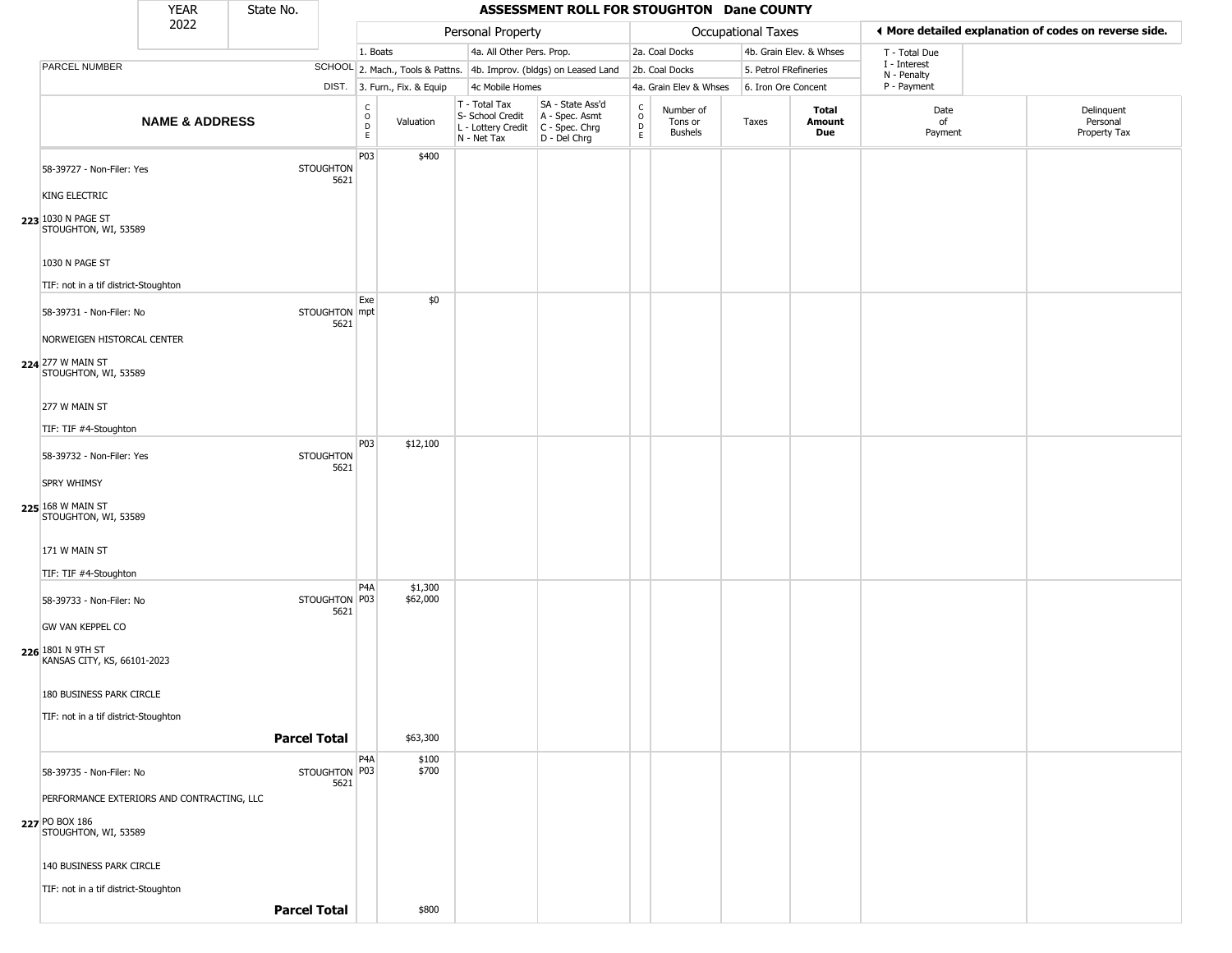# ASSESSMENT ROLL FOR STOUGHTON Dane COUNTY

YEAR 2022 | State No.

| | | Personal Property | | | | Occupational Taxes | | | | ◄ More detailed explanation of codes on reverse side. | |
|---|---|---|---|---|---|---|---|---|---|---|---|
| | | 1. Boats | | 4a. All Other Pers. Prop. | | 2a. Coal Docks | | 4b. Grain Elev. & Whses | | T - Total Due | |
| PARCEL NUMBER | SCHOOL | 2. Mach., Tools & Pattns. | | 4b. Improv. (bldgs) on Leased Land | | 2b. Coal Docks | | 5. Petrol FRefineries | | I - Interest N - Penalty | |
| | DIST. | 3. Furn., Fix. & Equip | | 4c Mobile Homes | | 4a. Grain Elev & Whses | | 6. Iron Ore Concent | | P - Payment | |

| | NAME & ADDRESS | SCHOOL DIST. | CODE | Valuation | T - Total Tax S- School Credit L - Lottery Credit N - Net Tax | SA - State Ass'd A - Spec. Asmt C - Spec. Chrg D - Del Chrg | CODE | Number of Tons or Bushels | Taxes | Total Amount Due | Date of Payment | Delinquent Personal Property Tax |
|---|---|---|---|---|---|---|---|---|---|---|---|---|
| 223 | 58-39727 - Non-Filer: Yes<br>KING ELECTRIC<br>1030 N PAGE ST<br>STOUGHTON, WI, 53589<br>1030 N PAGE ST<br>TIF: not in a tif district-Stoughton | STOUGHTON 5621 | P03 | $400 | | | | | | | | |
| 224 | 58-39731 - Non-Filer: No<br>NORWEIGEN HISTORCAL CENTER<br>277 W MAIN ST<br>STOUGHTON, WI, 53589<br>277 W MAIN ST<br>TIF: TIF #4-Stoughton | STOUGHTON 5621 | Exempt | $0 | | | | | | | | |
| 225 | 58-39732 - Non-Filer: Yes<br>SPRY WHIMSY<br>168 W MAIN ST<br>STOUGHTON, WI, 53589<br>171 W MAIN ST<br>TIF: TIF #4-Stoughton | STOUGHTON 5621 | P03 | $12,100 | | | | | | | | |
| 226 | 58-39733 - Non-Filer: No<br>GW VAN KEPPEL CO<br>1801 N 9TH ST<br>KANSAS CITY, KS, 66101-2023<br>180 BUSINESS PARK CIRCLE<br>TIF: not in a tif district-Stoughton | STOUGHTON 5621 | P4A<br>P03 | $1,300<br>$62,000 | | | | | | | | |
| | **Parcel Total** | | | $63,300 | | | | | | | | |
| 227 | 58-39735 - Non-Filer: No<br>PERFORMANCE EXTERIORS AND CONTRACTING, LLC<br>PO BOX 186<br>STOUGHTON, WI, 53589<br>140 BUSINESS PARK CIRCLE<br>TIF: not in a tif district-Stoughton | STOUGHTON 5621 | P4A<br>P03 | $100<br>$700 | | | | | | | | |
| | **Parcel Total** | | | $800 | | | | | | | | |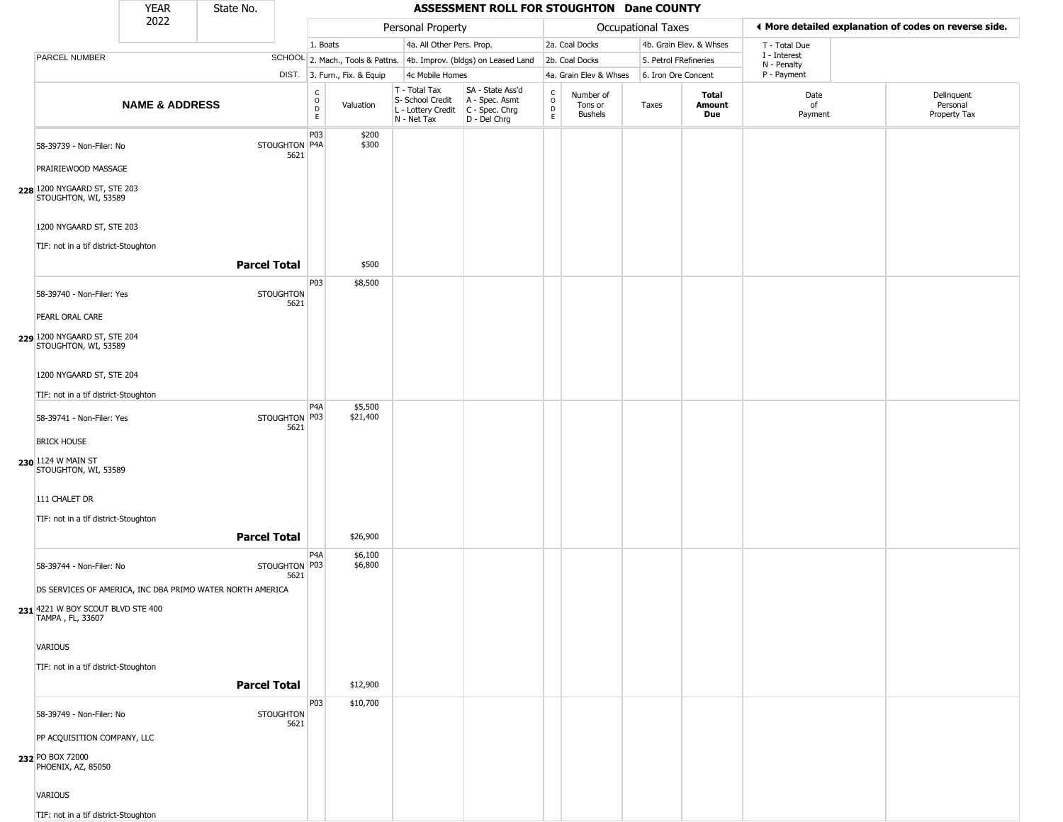| YEAR | State No. | ASSESSMENT ROLL FOR STOUGHTON Dane COUNTY |
|---|---|---|
| 2022 | | |

| | | Personal Property | | | | Occupational Taxes | | | | ◀ More detailed explanation of codes on reverse side. | |
|---|---|---|---|---|---|---|---|---|---|---|---|
| PARCEL NUMBER | SCHOOL DIST. | 1. Boats / 2. Mach., Tools & Pattns. / 3. Furn., Fix. & Equip | | 4a. All Other Pers. Prop. / 4b. Improv. (bldgs) on Leased Land / 4c Mobile Homes | | 2a. Coal Docks / 2b. Coal Docks / 4a. Grain Elev & Whses | | 4b. Grain Elev. & Whses / 5. Petrol FRefineries / 6. Iron Ore Concent | | T - Total Due / I - Interest / N - Penalty / P - Payment | |
| NAME & ADDRESS | | CODE | Valuation | T - Total Tax / S- School Credit / L - Lottery Credit / N - Net Tax | SA - State Ass'd / A - Spec. Asmt / C - Spec. Chrg / D - Del Chrg | CODE | Number of Tons or Bushels | Taxes | Total Amount Due | Date of Payment | Delinquent Personal Property Tax |
| 58-39739 - Non-Filer: No<br>PRAIRIEWOOD MASSAGE<br>228 1200 NYGAARD ST, STE 203<br>STOUGHTON, WI, 53589<br>1200 NYGAARD ST, STE 203<br>TIF: not in a tif district-Stoughton | STOUGHTON 5621 | P03<br>P4A | $200<br>$300 | | | | | | | | |
| **Parcel Total** | | | $500 | | | | | | | | |
| 58-39740 - Non-Filer: Yes<br>PEARL ORAL CARE<br>229 1200 NYGAARD ST, STE 204<br>STOUGHTON, WI, 53589<br>1200 NYGAARD ST, STE 204<br>TIF: not in a tif district-Stoughton | STOUGHTON 5621 | P03 | $8,500 | | | | | | | | |
| 58-39741 - Non-Filer: Yes<br>BRICK HOUSE<br>230 1124 W MAIN ST<br>STOUGHTON, WI, 53589<br>111 CHALET DR<br>TIF: not in a tif district-Stoughton | STOUGHTON 5621 | P4A<br>P03 | $5,500<br>$21,400 | | | | | | | | |
| **Parcel Total** | | | $26,900 | | | | | | | | |
| 58-39744 - Non-Filer: No<br>DS SERVICES OF AMERICA, INC DBA PRIMO WATER NORTH AMERICA<br>231 4221 W BOY SCOUT BLVD STE 400<br>TAMPA , FL, 33607<br>VARIOUS<br>TIF: not in a tif district-Stoughton | STOUGHTON 5621 | P4A<br>P03 | $6,100<br>$6,800 | | | | | | | | |
| **Parcel Total** | | | $12,900 | | | | | | | | |
| 58-39749 - Non-Filer: No<br>PP ACQUISITION COMPANY, LLC<br>232 PO BOX 72000<br>PHOENIX, AZ, 85050<br>VARIOUS<br>TIF: not in a tif district-Stoughton | STOUGHTON 5621 | P03 | $10,700 | | | | | | | | |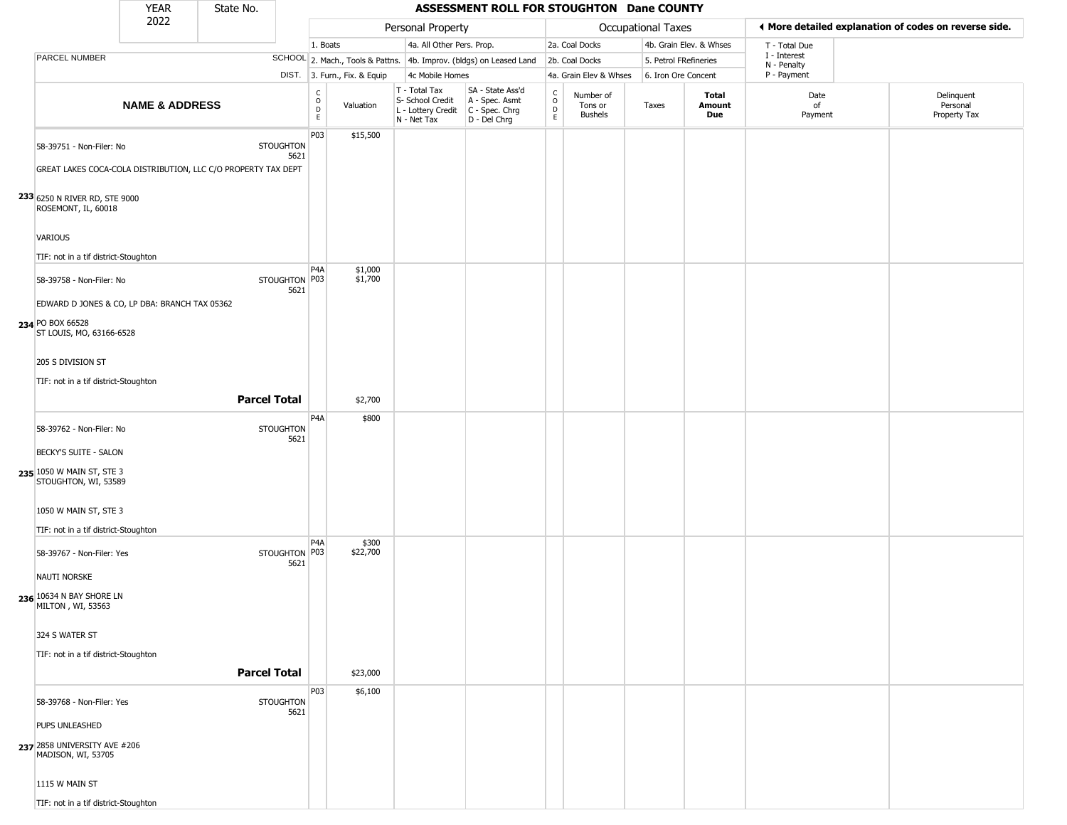| YEAR 2022 | State No. | ASSESSMENT ROLL FOR STOUGHTON Dane COUNTY | | | | | | | | | | |
|---|---|---|---|---|---|---|---|---|---|---|---|---|

| | | Personal Property | | | | Occupational Taxes | | | | ◂ More detailed explanation of codes on reverse side. | |
|---|---|---|---|---|---|---|---|---|---|---|---|
| | | 1. Boats | | 4a. All Other Pers. Prop. | | 2a. Coal Docks | | 4b. Grain Elev. & Whses | | T - Total Due | |
| PARCEL NUMBER | SCHOOL | 2. Mach., Tools & Pattns. | | 4b. Improv. (bldgs) on Leased Land | | 2b. Coal Docks | | 5. Petrol FRefineries | | I - Interest N - Penalty | |
| | DIST. | 3. Furn., Fix. & Equip | | 4c Mobile Homes | | 4a. Grain Elev & Whses | | 6. Iron Ore Concent | | P - Payment | |

| NAME & ADDRESS | | CODE | Valuation | T - Total Tax S- School Credit L - Lottery Credit N - Net Tax | SA - State Ass'd A - Spec. Asmt C - Spec. Chrg D - Del Chrg | CODE | Number of Tons or Bushels | Taxes | Total Amount Due | Date of Payment | Delinquent Personal Property Tax |
|---|---|---|---|---|---|---|---|---|---|---|---|
| 233 | 58-39751 - Non-Filer: No<br>GREAT LAKES COCA-COLA DISTRIBUTION, LLC C/O PROPERTY TAX DEPT<br>6250 N RIVER RD, STE 9000<br>ROSEMONT, IL, 60018<br>VARIOUS<br>TIF: not in a tif district-Stoughton | STOUGHTON 5621 | P03 | $15,500 | | | | | | | | |
| 234 | 58-39758 - Non-Filer: No<br>EDWARD D JONES & CO, LP DBA: BRANCH TAX 05362<br>PO BOX 66528<br>ST LOUIS, MO, 63166-6528<br>205 S DIVISION ST<br>TIF: not in a tif district-Stoughton | STOUGHTON 5621 | P4A<br>P03 | $1,000<br>$1,700 | | | | | | | | |
| | **Parcel Total** | | | $2,700 | | | | | | | | |
| 235 | 58-39762 - Non-Filer: No<br>BECKY'S SUITE - SALON<br>1050 W MAIN ST, STE 3<br>STOUGHTON, WI, 53589<br>1050 W MAIN ST, STE 3<br>TIF: not in a tif district-Stoughton | STOUGHTON 5621 | P4A | $800 | | | | | | | | |
| 236 | 58-39767 - Non-Filer: Yes<br>NAUTI NORSKE<br>10634 N BAY SHORE LN<br>MILTON , WI, 53563<br>324 S WATER ST<br>TIF: not in a tif district-Stoughton | STOUGHTON 5621 | P4A<br>P03 | $300<br>$22,700 | | | | | | | | |
| | **Parcel Total** | | | $23,000 | | | | | | | | |
| 237 | 58-39768 - Non-Filer: Yes<br>PUPS UNLEASHED<br>2858 UNIVERSITY AVE #206<br>MADISON, WI, 53705<br>1115 W MAIN ST<br>TIF: not in a tif district-Stoughton | STOUGHTON 5621 | P03 | $6,100 | | | | | | | | |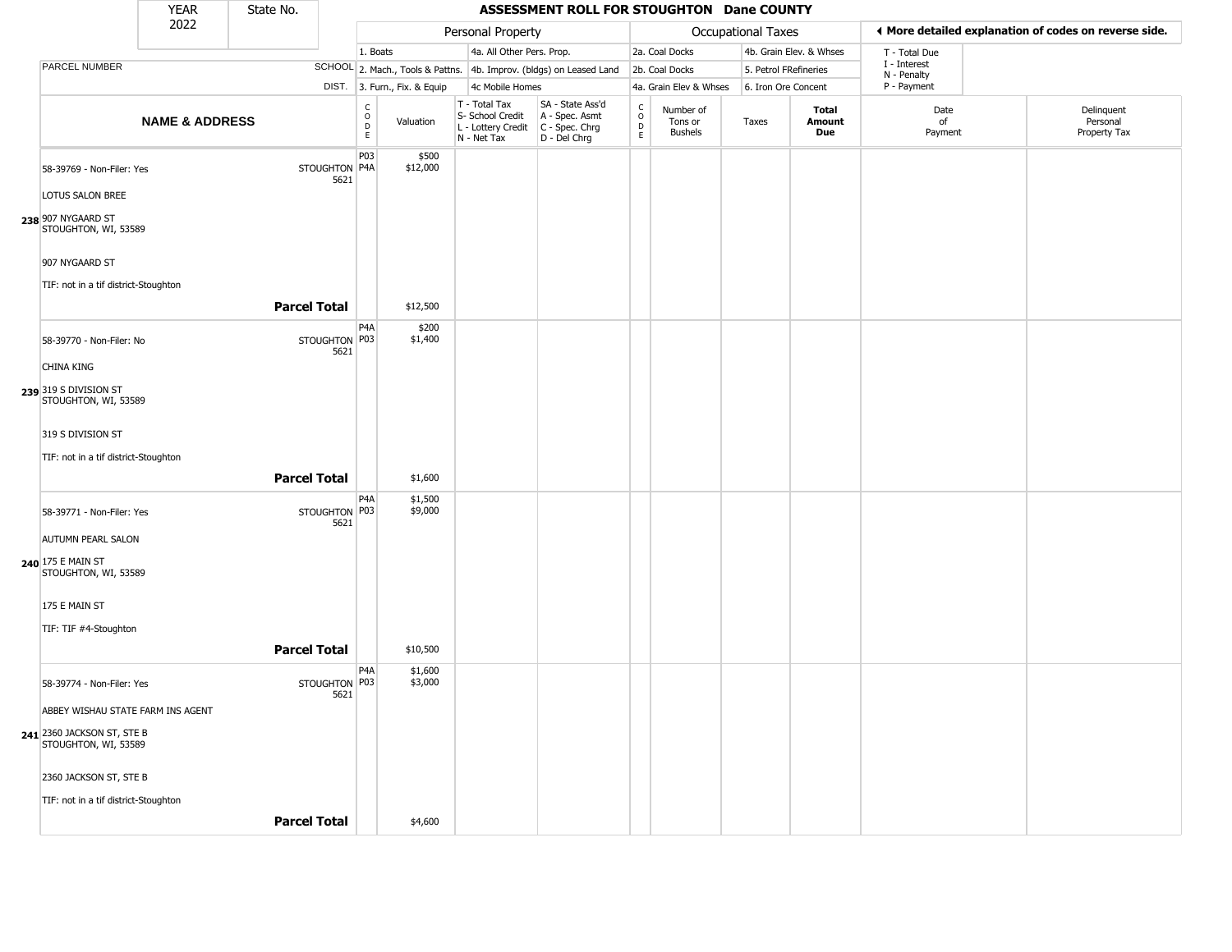| YEAR 2022 | State No. | ASSESSMENT ROLL FOR STOUGHTON Dane COUNTY | | | | | | | | | | |
|---|---|---|---|---|---|---|---|---|---|---|---|---|

| | | Personal Property | | | | Occupational Taxes | | | | | ◄ More detailed explanation of codes on reverse side. | |
|---|---|---|---|---|---|---|---|---|---|---|---|---|
| | | 1. Boats | | 4a. All Other Pers. Prop. | | 2a. Coal Docks | | 4b. Grain Elev. & Whses | | | T - Total Due | |
| PARCEL NUMBER | SCHOOL | 2. Mach., Tools & Pattns. | | 4b. Improv. (bldgs) on Leased Land | | 2b. Coal Docks | | 5. Petrol FRefineries | | | I - Interest N - Penalty | |
| | DIST. | 3. Furn., Fix. & Equip | | 4c Mobile Homes | | 4a. Grain Elev & Whses | | 6. Iron Ore Concent | | | P - Payment | |
| NAME & ADDRESS | | CODE | Valuation | T - Total Tax S- School Credit L - Lottery Credit N - Net Tax | SA - State Ass'd A - Spec. Asmt C - Spec. Chrg D - Del Chrg | CODE | Number of Tons or Bushels | Taxes | Total Amount Due | Date of Payment | Delinquent Personal Property Tax | |
| 58-39769 - Non-Filer: Yes<br>LOTUS SALON BREE<br>238 907 NYGAARD ST<br>STOUGHTON, WI, 53589<br>907 NYGAARD ST<br>TIF: not in a tif district-Stoughton | STOUGHTON 5621 | P03<br>P4A | $500<br>$12,000 | | | | | | | | | |
| **Parcel Total** | | | $12,500 | | | | | | | | | |
| 58-39770 - Non-Filer: No<br>CHINA KING<br>239 319 S DIVISION ST<br>STOUGHTON, WI, 53589<br>319 S DIVISION ST<br>TIF: not in a tif district-Stoughton | STOUGHTON 5621 | P4A<br>P03 | $200<br>$1,400 | | | | | | | | | |
| **Parcel Total** | | | $1,600 | | | | | | | | | |
| 58-39771 - Non-Filer: Yes<br>AUTUMN PEARL SALON<br>240 175 E MAIN ST<br>STOUGHTON, WI, 53589<br>175 E MAIN ST<br>TIF: TIF #4-Stoughton | STOUGHTON 5621 | P4A<br>P03 | $1,500<br>$9,000 | | | | | | | | | |
| **Parcel Total** | | | $10,500 | | | | | | | | | |
| 58-39774 - Non-Filer: Yes<br>ABBEY WISHAU STATE FARM INS AGENT<br>241 2360 JACKSON ST, STE B<br>STOUGHTON, WI, 53589<br>2360 JACKSON ST, STE B<br>TIF: not in a tif district-Stoughton | STOUGHTON 5621 | P4A<br>P03 | $1,600<br>$3,000 | | | | | | | | | |
| **Parcel Total** | | | $4,600 | | | | | | | | | |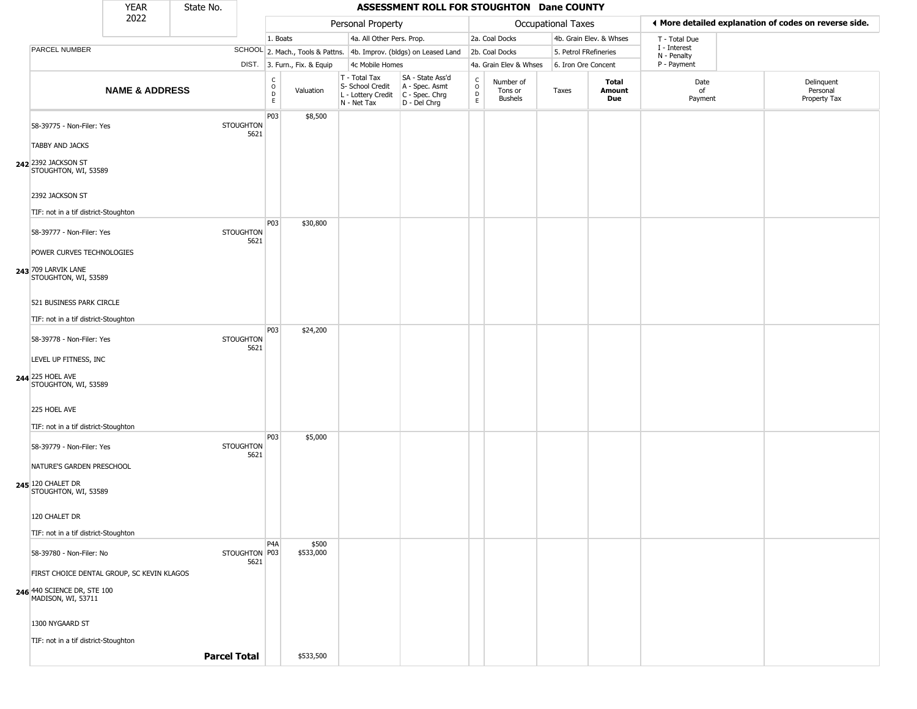# ASSESSMENT ROLL FOR STOUGHTON Dane COUNTY

| YEAR | State No. |
|---|---|
| 2022 | |

| Personal Property | | Occupational Taxes | | ◂ More detailed explanation of codes on reverse side. |
|---|---|---|---|---|
| 1. Boats | 4a. All Other Pers. Prop. | 2a. Coal Docks | 4b. Grain Elev. & Whses | T - Total Due |
| 2. Mach., Tools & Pattns. | 4b. Improv. (bldgs) on Leased Land | 2b. Coal Docks | 5. Petrol FRefineries | I - Interest |
| 3. Furn., Fix. & Equip | 4c Mobile Homes | 4a. Grain Elev & Whses | 6. Iron Ore Concent | N - Penalty |
| | | | | P - Payment |

| | NAME & ADDRESS | SCHOOL DIST. | CODE | Valuation | T - Total Tax S- School Credit L - Lottery Credit N - Net Tax | SA - State Ass'd A - Spec. Asmt C - Spec. Chrg D - Del Chrg | CODE | Number of Tons or Bushels | Taxes | Total Amount Due | Date of Payment | Delinquent Personal Property Tax |
|---|---|---|---|---|---|---|---|---|---|---|---|---|
| 242 | 58-39775 - Non-Filer: Yes<br>TABBY AND JACKS<br>2392 JACKSON ST<br>STOUGHTON, WI, 53589<br>2392 JACKSON ST<br>TIF: not in a tif district-Stoughton | STOUGHTON 5621 | P03 | $8,500 | | | | | | | | |
| 243 | 58-39777 - Non-Filer: Yes<br>POWER CURVES TECHNOLOGIES<br>709 LARVIK LANE<br>STOUGHTON, WI, 53589<br>521 BUSINESS PARK CIRCLE<br>TIF: not in a tif district-Stoughton | STOUGHTON 5621 | P03 | $30,800 | | | | | | | | |
| 244 | 58-39778 - Non-Filer: Yes<br>LEVEL UP FITNESS, INC<br>225 HOEL AVE<br>STOUGHTON, WI, 53589<br>225 HOEL AVE<br>TIF: not in a tif district-Stoughton | STOUGHTON 5621 | P03 | $24,200 | | | | | | | | |
| 245 | 58-39779 - Non-Filer: Yes<br>NATURE'S GARDEN PRESCHOOL<br>120 CHALET DR<br>STOUGHTON, WI, 53589<br>120 CHALET DR<br>TIF: not in a tif district-Stoughton | STOUGHTON 5621 | P03 | $5,000 | | | | | | | | |
| 246 | 58-39780 - Non-Filer: No<br>FIRST CHOICE DENTAL GROUP, SC KEVIN KLAGOS<br>440 SCIENCE DR, STE 100<br>MADISON, WI, 53711<br>1300 NYGAARD ST<br>TIF: not in a tif district-Stoughton | STOUGHTON 5621 | P4A<br>P03 | $500<br>$533,000 | | | | | | | | |
| | **Parcel Total** | | | $533,500 | | | | | | | | |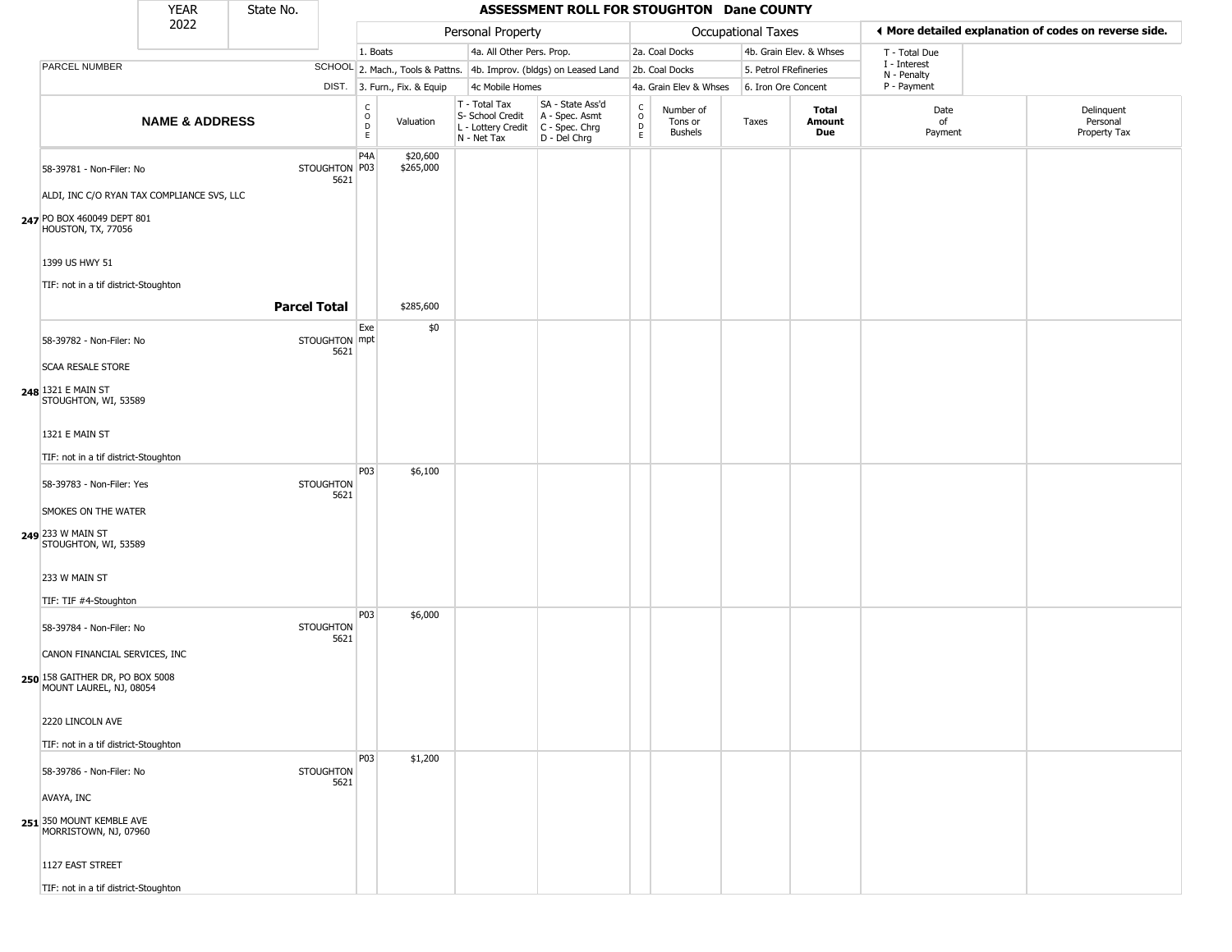| YEAR 2022 | State No. | | | ASSESSMENT ROLL FOR STOUGHTON Dane COUNTY | | | | | | | | | |
|---|---|---|---|---|---|---|---|---|---|---|---|---|---|
| | | | Personal Property | | | | Occupational Taxes | | | | ◄ More detailed explanation of codes on reverse side. | | |
| | | | 1. Boats | | 4a. All Other Pers. Prop. | | 2a. Coal Docks | | 4b. Grain Elev. & Whses | | T - Total Due<br>I - Interest<br>N - Penalty<br>P - Payment | | |
| PARCEL NUMBER | SCHOOL | | 2. Mach., Tools & Pattns. | | 4b. Improv. (bldgs) on Leased Land | | 2b. Coal Docks | | 5. Petrol FRefineries | | | | |
| | DIST. | | 3. Furn., Fix. & Equip | | 4c Mobile Homes | | 4a. Grain Elev & Whses | | 6. Iron Ore Concent | | | | |
| NAME & ADDRESS | | CODE | Valuation | T - Total Tax<br>S- School Credit<br>L - Lottery Credit<br>N - Net Tax | SA - State Ass'd<br>A - Spec. Asmt<br>C - Spec. Chrg<br>D - Del Chrg | CODE | Number of Tons or Bushels | Taxes | Total Amount Due | Date of Payment | Delinquent Personal Property Tax | | |
| 247 58-39781 - Non-Filer: No<br>ALDI, INC C/O RYAN TAX COMPLIANCE SVS, LLC<br>PO BOX 460049 DEPT 801<br>HOUSTON, TX, 77056<br>1399 US HWY 51<br>TIF: not in a tif district-Stoughton | STOUGHTON 5621 | P4A<br>P03 | $20,600<br>$265,000 | | | | | | | | | | |
| **Parcel Total** | | | $285,600 | | | | | | | | | | |
| 248 58-39782 - Non-Filer: No<br>SCAA RESALE STORE<br>1321 E MAIN ST<br>STOUGHTON, WI, 53589<br>1321 E MAIN ST<br>TIF: not in a tif district-Stoughton | STOUGHTON 5621 | Exempt | $0 | | | | | | | | | | |
| 249 58-39783 - Non-Filer: Yes<br>SMOKES ON THE WATER<br>233 W MAIN ST<br>STOUGHTON, WI, 53589<br>233 W MAIN ST<br>TIF: TIF #4-Stoughton | STOUGHTON 5621 | P03 | $6,100 | | | | | | | | | | |
| 250 58-39784 - Non-Filer: No<br>CANON FINANCIAL SERVICES, INC<br>158 GAITHER DR, PO BOX 5008<br>MOUNT LAUREL, NJ, 08054<br>2220 LINCOLN AVE<br>TIF: not in a tif district-Stoughton | STOUGHTON 5621 | P03 | $6,000 | | | | | | | | | | |
| 251 58-39786 - Non-Filer: No<br>AVAYA, INC<br>350 MOUNT KEMBLE AVE<br>MORRISTOWN, NJ, 07960<br>1127 EAST STREET<br>TIF: not in a tif district-Stoughton | STOUGHTON 5621 | P03 | $1,200 | | | | | | | | | | |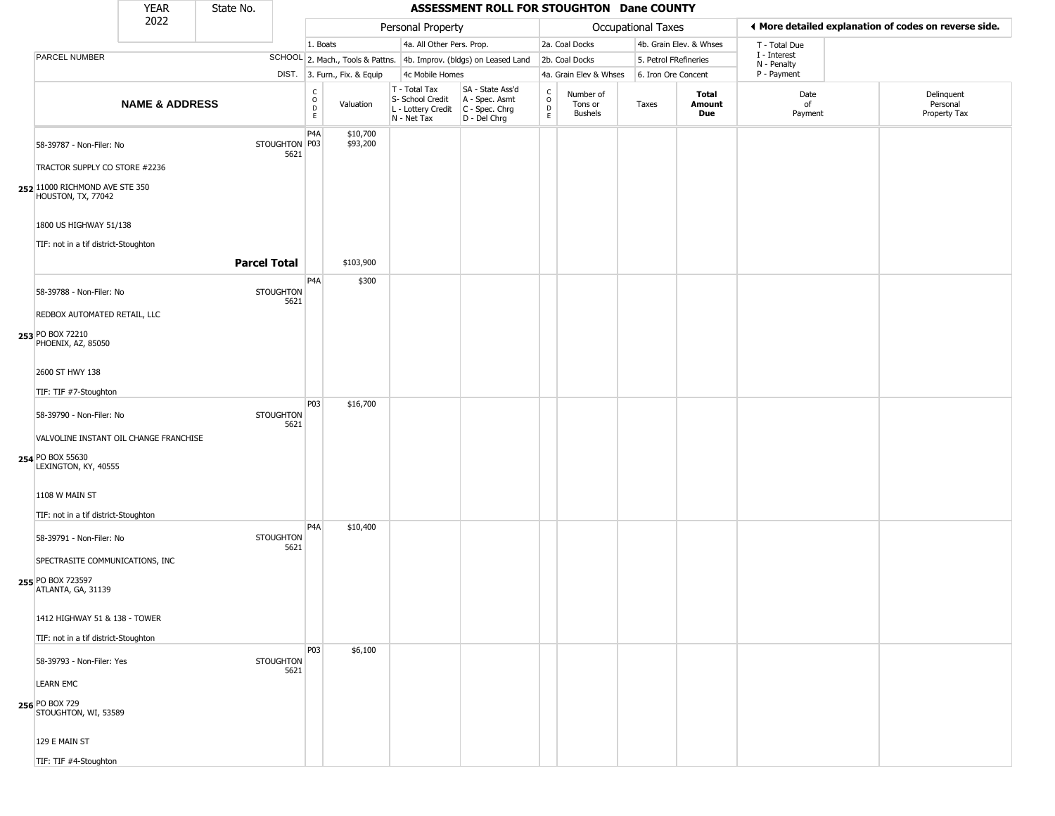| YEAR 2022 | State No. | ASSESSMENT ROLL FOR STOUGHTON Dane COUNTY | | | | | | | | | | |
|---|---|---|---|---|---|---|---|---|---|---|---|---|

| | | Personal Property | | | | Occupational Taxes | | | | ◀ More detailed explanation of codes on reverse side. | | |
|---|---|---|---|---|---|---|---|---|---|---|---|---|
| PARCEL NUMBER | SCHOOL DIST. | 1. Boats<br>2. Mach., Tools & Pattns.<br>3. Furn., Fix. & Equip | | 4a. All Other Pers. Prop.<br>4b. Improv. (bldgs) on Leased Land<br>4c Mobile Homes | | 2a. Coal Docks<br>2b. Coal Docks<br>4a. Grain Elev & Whses | | 4b. Grain Elev. & Whses<br>5. Petrol FRefineries<br>6. Iron Ore Concent | | T - Total Due<br>I - Interest<br>N - Penalty<br>P - Payment | | |
| **NAME & ADDRESS** | | CODE | Valuation | T - Total Tax<br>S- School Credit<br>L - Lottery Credit<br>N - Net Tax | SA - State Ass'd<br>A - Spec. Asmt<br>C - Spec. Chrg<br>D - Del Chrg | CODE | Number of Tons or Bushels | Taxes | **Total Amount Due** | Date of Payment | Delinquent Personal Property Tax | |
| 252 58-39787 - Non-Filer: No<br>TRACTOR SUPPLY CO STORE #2236<br>11000 RICHMOND AVE STE 350<br>HOUSTON, TX, 77042<br>1800 US HIGHWAY 51/138<br>TIF: not in a tif district-Stoughton | STOUGHTON 5621 | P4A<br>P03 | $10,700<br>$93,200 | | | | | | | | | |
| | **Parcel Total** | | $103,900 | | | | | | | | | |
| 253 58-39788 - Non-Filer: No<br>REDBOX AUTOMATED RETAIL, LLC<br>PO BOX 72210<br>PHOENIX, AZ, 85050<br>2600 ST HWY 138<br>TIF: TIF #7-Stoughton | STOUGHTON 5621 | P4A | $300 | | | | | | | | | |
| 254 58-39790 - Non-Filer: No<br>VALVOLINE INSTANT OIL CHANGE FRANCHISE<br>PO BOX 55630<br>LEXINGTON, KY, 40555<br>1108 W MAIN ST<br>TIF: not in a tif district-Stoughton | STOUGHTON 5621 | P03 | $16,700 | | | | | | | | | |
| 255 58-39791 - Non-Filer: No<br>SPECTRASITE COMMUNICATIONS, INC<br>PO BOX 723597<br>ATLANTA, GA, 31139<br>1412 HIGHWAY 51 & 138 - TOWER<br>TIF: not in a tif district-Stoughton | STOUGHTON 5621 | P4A | $10,400 | | | | | | | | | |
| 256 58-39793 - Non-Filer: Yes<br>LEARN EMC<br>PO BOX 729<br>STOUGHTON, WI, 53589<br>129 E MAIN ST<br>TIF: TIF #4-Stoughton | STOUGHTON 5621 | P03 | $6,100 | | | | | | | | | |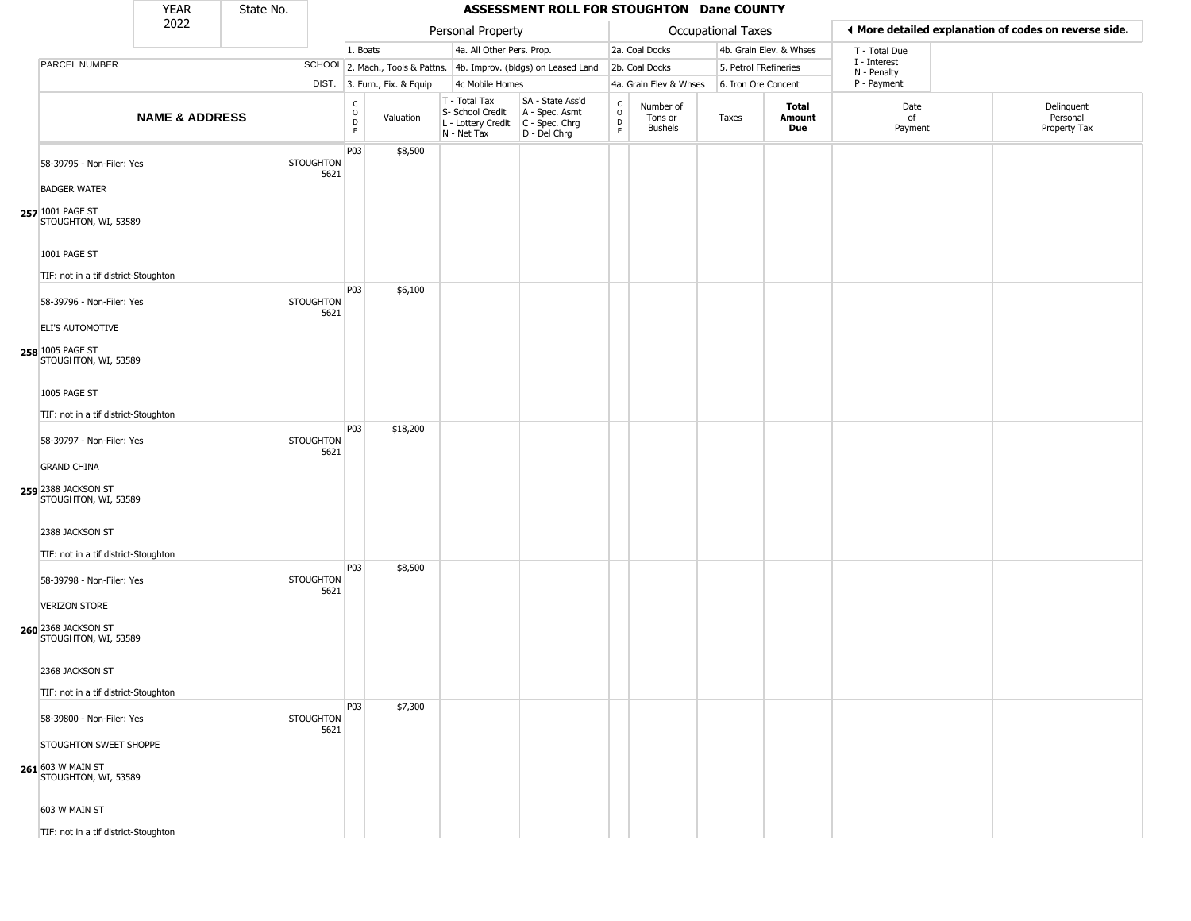# ASSESSMENT ROLL FOR STOUGHTON Dane COUNTY

| YEAR | State No. |
|---|---|
| 2022 | |

| | | Personal Property | | | | Occupational Taxes | | | | ◄ More detailed explanation of codes on reverse side. | |
|---|---|---|---|---|---|---|---|---|---|---|---|
| PARCEL NUMBER | SCHOOL | 1. Boats | | 4a. All Other Pers. Prop. | | 2a. Coal Docks | | 4b. Grain Elev. & Whses | | T - Total Due<br>I - Interest<br>N - Penalty<br>P - Payment | |
| | | 2. Mach., Tools & Pattns. | | 4b. Improv. (bldgs) on Leased Land | | 2b. Coal Docks | | 5. Petrol FRefineries | | | |
| | DIST. | 3. Furn., Fix. & Equip | | 4c Mobile Homes | | 4a. Grain Elev & Whses | | 6. Iron Ore Concent | | | |
| **NAME & ADDRESS** | | CODE | Valuation | T - Total Tax<br>S- School Credit<br>L - Lottery Credit<br>N - Net Tax | SA - State Ass'd<br>A - Spec. Asmt<br>C - Spec. Chrg<br>D - Del Chrg | CODE | Number of Tons or Bushels | Taxes | **Total Amount Due** | Date of Payment | Delinquent Personal Property Tax |
| 257 58-39795 - Non-Filer: Yes<br>BADGER WATER<br>1001 PAGE ST<br>STOUGHTON, WI, 53589<br>1001 PAGE ST<br>TIF: not in a tif district-Stoughton | STOUGHTON 5621 | P03 | $8,500 | | | | | | | | |
| 258 58-39796 - Non-Filer: Yes<br>ELI'S AUTOMOTIVE<br>1005 PAGE ST<br>STOUGHTON, WI, 53589<br>1005 PAGE ST<br>TIF: not in a tif district-Stoughton | STOUGHTON 5621 | P03 | $6,100 | | | | | | | | |
| 259 58-39797 - Non-Filer: Yes<br>GRAND CHINA<br>2388 JACKSON ST<br>STOUGHTON, WI, 53589<br>2388 JACKSON ST<br>TIF: not in a tif district-Stoughton | STOUGHTON 5621 | P03 | $18,200 | | | | | | | | |
| 260 58-39798 - Non-Filer: Yes<br>VERIZON STORE<br>2368 JACKSON ST<br>STOUGHTON, WI, 53589<br>2368 JACKSON ST<br>TIF: not in a tif district-Stoughton | STOUGHTON 5621 | P03 | $8,500 | | | | | | | | |
| 261 58-39800 - Non-Filer: Yes<br>STOUGHTON SWEET SHOPPE<br>603 W MAIN ST<br>STOUGHTON, WI, 53589<br>603 W MAIN ST<br>TIF: not in a tif district-Stoughton | STOUGHTON 5621 | P03 | $7,300 | | | | | | | | |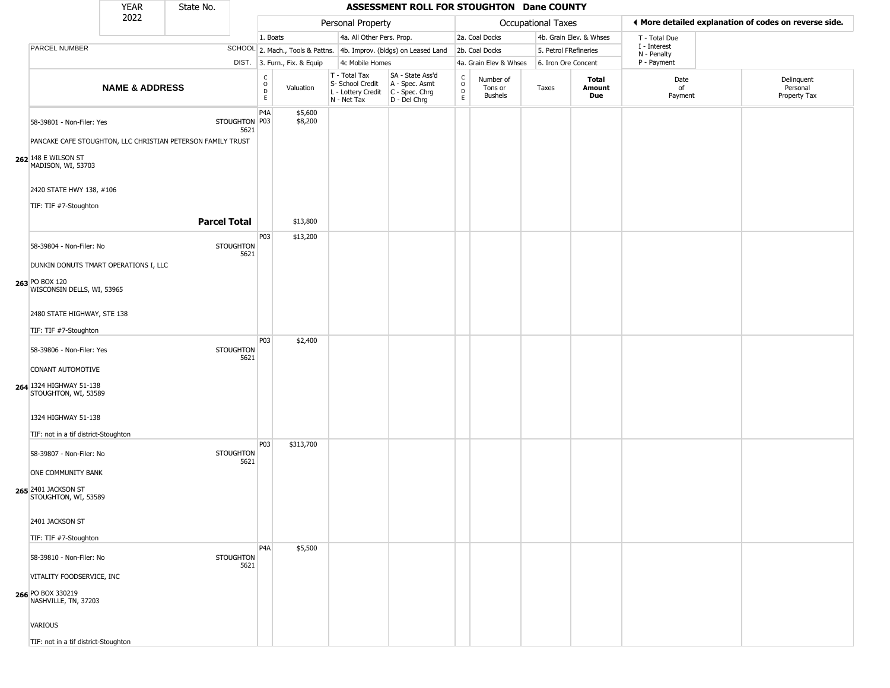# ASSESSMENT ROLL FOR STOUGHTON Dane COUNTY

YEAR 2022 | State No.

| | | Personal Property | | | | Occupational Taxes | | | | ◄ More detailed explanation of codes on reverse side. | |
|---|---|---|---|---|---|---|---|---|---|---|---|
| | | 1. Boats | | 4a. All Other Pers. Prop. | | 2a. Coal Docks | | 4b. Grain Elev. & Whses | | T - Total Due | |
| PARCEL NUMBER | SCHOOL | 2. Mach., Tools & Pattns. | | 4b. Improv. (bldgs) on Leased Land | | 2b. Coal Docks | | 5. Petrol FRefineries | | I - Interest / N - Penalty | |
| | DIST. | 3. Furn., Fix. & Equip | | 4c Mobile Homes | | 4a. Grain Elev & Whses | | 6. Iron Ore Concent | | P - Payment | |

| NAME & ADDRESS | | CODE | Valuation | T - Total Tax / S- School Credit / L - Lottery Credit / N - Net Tax | SA - State Ass'd / A - Spec. Asmt / C - Spec. Chrg / D - Del Chrg | CODE | Number of Tons or Bushels | Taxes | Total Amount Due | Date of Payment | Delinquent Personal Property Tax |
|---|---|---|---|---|---|---|---|---|---|---|---|
| **262** 58-39801 - Non-Filer: Yes<br>PANCAKE CAFE STOUGHTON, LLC CHRISTIAN PETERSON FAMILY TRUST<br>148 E WILSON ST<br>MADISON, WI, 53703<br>2420 STATE HWY 138, #106<br>TIF: TIF #7-Stoughton | STOUGHTON 5621 | P4A<br>P03 | \$5,600<br>\$8,200 | | | | | | | | |
| **Parcel Total** | | | \$13,800 | | | | | | | | |
| **263** 58-39804 - Non-Filer: No<br>DUNKIN DONUTS TMART OPERATIONS I, LLC<br>PO BOX 120<br>WISCONSIN DELLS, WI, 53965<br>2480 STATE HIGHWAY, STE 138<br>TIF: TIF #7-Stoughton | STOUGHTON 5621 | P03 | \$13,200 | | | | | | | | |
| **264** 58-39806 - Non-Filer: Yes<br>CONANT AUTOMOTIVE<br>1324 HIGHWAY 51-138<br>STOUGHTON, WI, 53589<br>1324 HIGHWAY 51-138<br>TIF: not in a tif district-Stoughton | STOUGHTON 5621 | P03 | \$2,400 | | | | | | | | |
| **265** 58-39807 - Non-Filer: No<br>ONE COMMUNITY BANK<br>2401 JACKSON ST<br>STOUGHTON, WI, 53589<br>2401 JACKSON ST<br>TIF: TIF #7-Stoughton | STOUGHTON 5621 | P03 | \$313,700 | | | | | | | | |
| **266** 58-39810 - Non-Filer: No<br>VITALITY FOODSERVICE, INC<br>PO BOX 330219<br>NASHVILLE, TN, 37203<br>VARIOUS<br>TIF: not in a tif district-Stoughton | STOUGHTON 5621 | P4A | \$5,500 | | | | | | | | |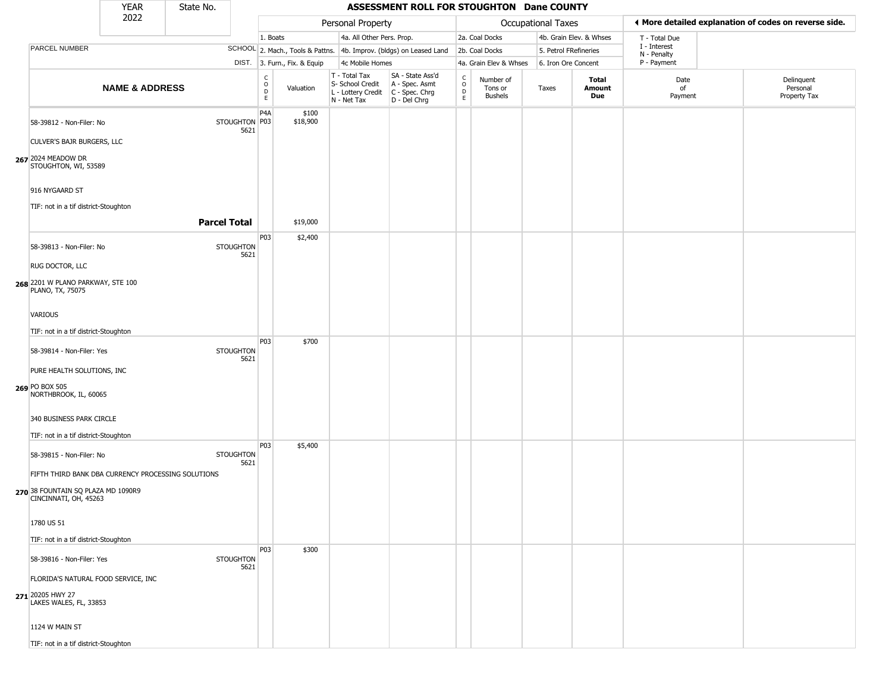# ASSESSMENT ROLL FOR STOUGHTON Dane COUNTY

| YEAR | State No. |
|---|---|
| 2022 | |

| | | Personal Property | | | | Occupational Taxes | | | | ◄ More detailed explanation of codes on reverse side. | |
|---|---|---|---|---|---|---|---|---|---|---|---|
| | | 1. Boats | | 4a. All Other Pers. Prop. | | 2a. Coal Docks | | 4b. Grain Elev. & Whses | | T - Total Due | |
| PARCEL NUMBER | SCHOOL | 2. Mach., Tools & Pattns. | | 4b. Improv. (bldgs) on Leased Land | | 2b. Coal Docks | | 5. Petrol FRefineries | | I - Interest, N - Penalty | |
| | DIST. | 3. Furn., Fix. & Equip | | 4c Mobile Homes | | 4a. Grain Elev & Whses | | 6. Iron Ore Concent | | P - Payment | |
| **NAME & ADDRESS** | | CODE | Valuation | T - Total Tax, S- School Credit, L - Lottery Credit, N - Net Tax | SA - State Ass'd, A - Spec. Asmt, C - Spec. Chrg, D - Del Chrg | CODE | Number of Tons or Bushels | Taxes | **Total Amount Due** | Date of Payment | Delinquent Personal Property Tax |
| 267 58-39812 - Non-Filer: No<br>CULVER'S BAJR BURGERS, LLC<br>2024 MEADOW DR<br>STOUGHTON, WI, 53589<br>916 NYGAARD ST<br>TIF: not in a tif district-Stoughton | STOUGHTON 5621 | P4A<br>P03 | $100<br>$18,900 | | | | | | | | |
| **Parcel Total** | | | $19,000 | | | | | | | | |
| 268 58-39813 - Non-Filer: No<br>RUG DOCTOR, LLC<br>2201 W PLANO PARKWAY, STE 100<br>PLANO, TX, 75075<br>VARIOUS<br>TIF: not in a tif district-Stoughton | STOUGHTON 5621 | P03 | $2,400 | | | | | | | | |
| 269 58-39814 - Non-Filer: Yes<br>PURE HEALTH SOLUTIONS, INC<br>PO BOX 505<br>NORTHBROOK, IL, 60065<br>340 BUSINESS PARK CIRCLE<br>TIF: not in a tif district-Stoughton | STOUGHTON 5621 | P03 | $700 | | | | | | | | |
| 270 58-39815 - Non-Filer: No<br>FIFTH THIRD BANK DBA CURRENCY PROCESSING SOLUTIONS<br>38 FOUNTAIN SQ PLAZA MD 1090R9<br>CINCINNATI, OH, 45263<br>1780 US 51<br>TIF: not in a tif district-Stoughton | STOUGHTON 5621 | P03 | $5,400 | | | | | | | | |
| 271 58-39816 - Non-Filer: Yes<br>FLORIDA'S NATURAL FOOD SERVICE, INC<br>20205 HWY 27<br>LAKES WALES, FL, 33853<br>1124 W MAIN ST<br>TIF: not in a tif district-Stoughton | STOUGHTON 5621 | P03 | $300 | | | | | | | | |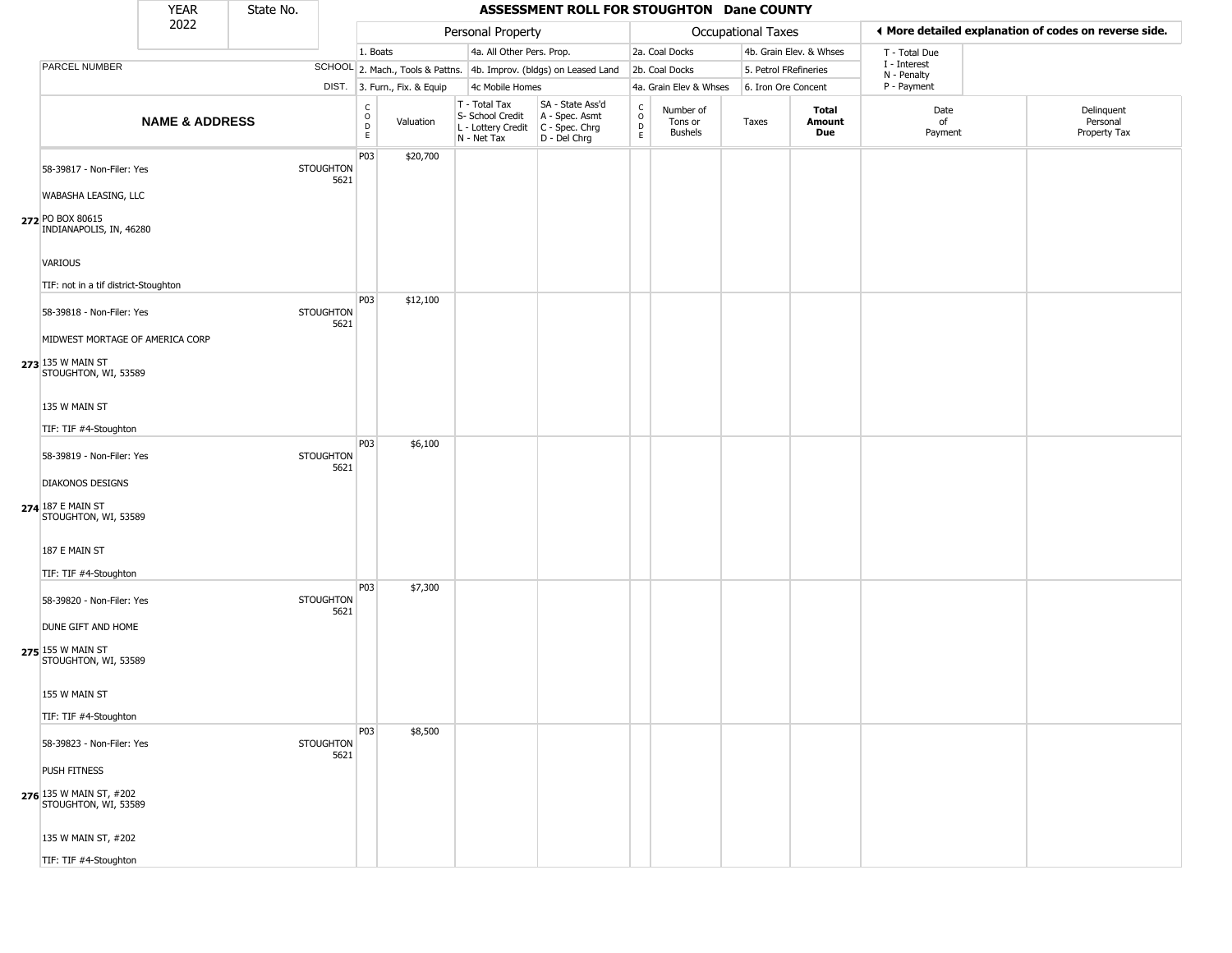| YEAR 2022 | State No. | ASSESSMENT ROLL FOR STOUGHTON Dane COUNTY | | | | | | | | | | | |
|---|---|---|---|---|---|---|---|---|---|---|---|---|---|

| | | Personal Property | | | | Occupational Taxes | | | | ◀ More detailed explanation of codes on reverse side. | |
|---|---|---|---|---|---|---|---|---|---|---|---|
| PARCEL NUMBER | SCHOOL DIST. | 1. Boats<br>2. Mach., Tools & Pattns.<br>3. Furn., Fix. & Equip | | 4a. All Other Pers. Prop.<br>4b. Improv. (bldgs) on Leased Land<br>4c Mobile Homes | | 2a. Coal Docks<br>2b. Coal Docks<br>4a. Grain Elev & Whses | | 4b. Grain Elev. & Whses<br>5. Petrol FRefineries<br>6. Iron Ore Concent | | T - Total Due<br>I - Interest<br>N - Penalty<br>P - Payment | |
| **NAME & ADDRESS** | | CODE | Valuation | T - Total Tax<br>S- School Credit<br>L - Lottery Credit<br>N - Net Tax | SA - State Ass'd<br>A - Spec. Asmt<br>C - Spec. Chrg<br>D - Del Chrg | CODE | Number of Tons or Bushels | Taxes | **Total Amount Due** | Date of Payment | Delinquent Personal Property Tax |
| 272 58-39817 - Non-Filer: Yes<br>WABASHA LEASING, LLC<br>PO BOX 80615<br>INDIANAPOLIS, IN, 46280<br>VARIOUS<br>TIF: not in a tif district-Stoughton | STOUGHTON 5621 | P03 | $20,700 | | | | | | | | |
| 273 58-39818 - Non-Filer: Yes<br>MIDWEST MORTAGE OF AMERICA CORP<br>135 W MAIN ST<br>STOUGHTON, WI, 53589<br>135 W MAIN ST<br>TIF: TIF #4-Stoughton | STOUGHTON 5621 | P03 | $12,100 | | | | | | | | |
| 274 58-39819 - Non-Filer: Yes<br>DIAKONOS DESIGNS<br>187 E MAIN ST<br>STOUGHTON, WI, 53589<br>187 E MAIN ST<br>TIF: TIF #4-Stoughton | STOUGHTON 5621 | P03 | $6,100 | | | | | | | | |
| 275 58-39820 - Non-Filer: Yes<br>DUNE GIFT AND HOME<br>155 W MAIN ST<br>STOUGHTON, WI, 53589<br>155 W MAIN ST<br>TIF: TIF #4-Stoughton | STOUGHTON 5621 | P03 | $7,300 | | | | | | | | |
| 276 58-39823 - Non-Filer: Yes<br>PUSH FITNESS<br>135 W MAIN ST, #202<br>STOUGHTON, WI, 53589<br>135 W MAIN ST, #202<br>TIF: TIF #4-Stoughton | STOUGHTON 5621 | P03 | $8,500 | | | | | | | | |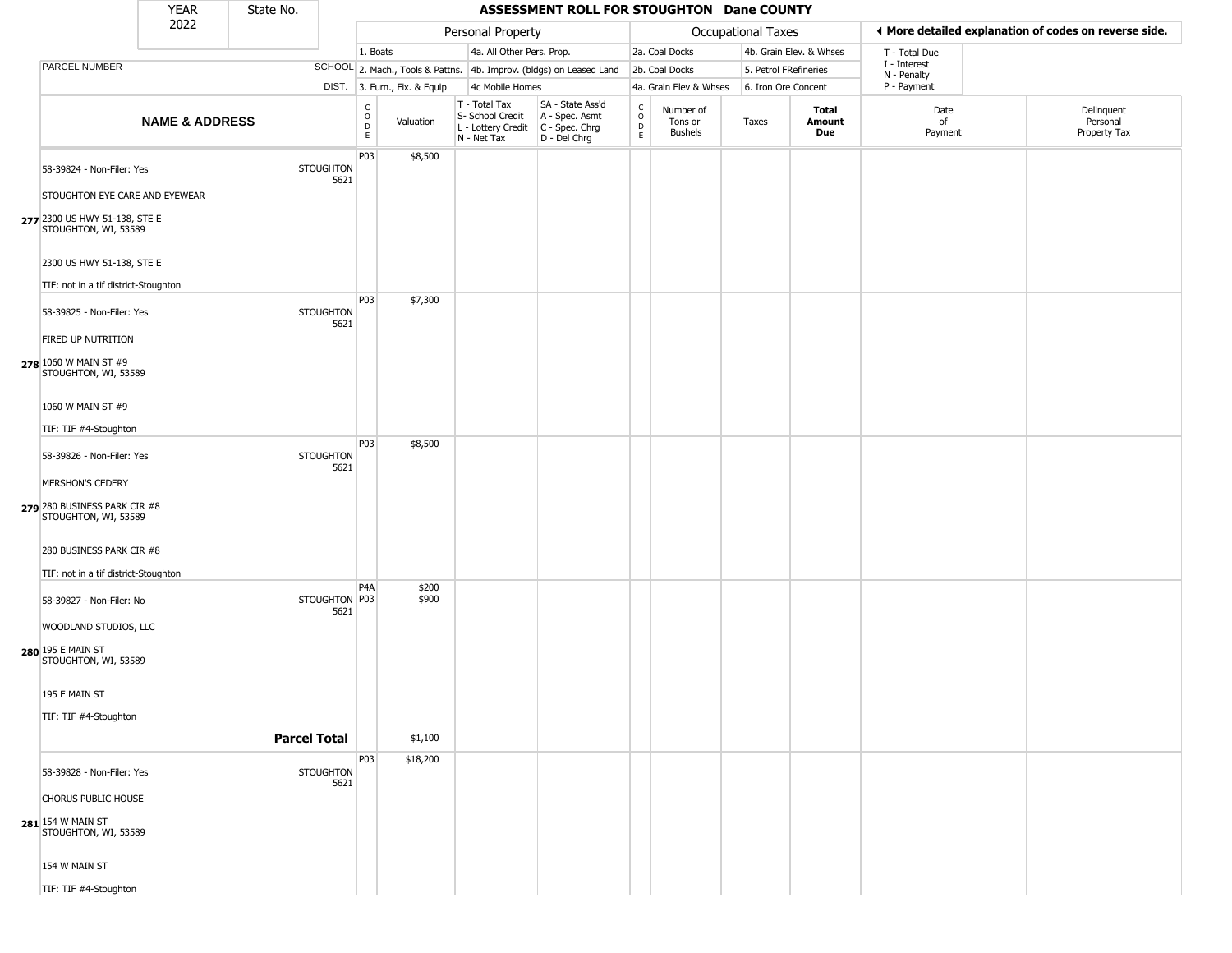| YEAR 2022 | State No. | ASSESSMENT ROLL FOR STOUGHTON Dane COUNTY | | | | | | | | | | | |
|---|---|---|---|---|---|---|---|---|---|---|---|---|---|

| | | Personal Property | | | | | Occupational Taxes | | | | ◄ More detailed explanation of codes on reverse side. | |
|---|---|---|---|---|---|---|---|---|---|---|---|---|
| | | 1. Boats | | 4a. All Other Pers. Prop. | | | 2a. Coal Docks | | 4b. Grain Elev. & Whses | | T - Total Due | |
| PARCEL NUMBER | SCHOOL | 2. Mach., Tools & Pattns. | | 4b. Improv. (bldgs) on Leased Land | | | 2b. Coal Docks | | 5. Petrol FRefineries | | I - Interest N - Penalty | |
| | DIST. | 3. Furn., Fix. & Equip | | 4c Mobile Homes | | | 4a. Grain Elev & Whses | | 6. Iron Ore Concent | | P - Payment | |
| NAME & ADDRESS | | CODE | Valuation | T - Total Tax S- School Credit L - Lottery Credit N - Net Tax | SA - State Ass'd A - Spec. Asmt C - Spec. Chrg D - Del Chrg | CODE | Number of Tons or Bushels | Taxes | Total Amount Due | Date of Payment | Delinquent Personal Property Tax | |
| **277** 58-39824 - Non-Filer: Yes<br>STOUGHTON EYE CARE AND EYEWEAR<br>2300 US HWY 51-138, STE E<br>STOUGHTON, WI, 53589<br>2300 US HWY 51-138, STE E<br>TIF: not in a tif district-Stoughton | STOUGHTON 5621 | P03 | $8,500 | | | | | | | | | |
| **278** 58-39825 - Non-Filer: Yes<br>FIRED UP NUTRITION<br>1060 W MAIN ST #9<br>STOUGHTON, WI, 53589<br>1060 W MAIN ST #9<br>TIF: TIF #4-Stoughton | STOUGHTON 5621 | P03 | $7,300 | | | | | | | | | |
| **279** 58-39826 - Non-Filer: Yes<br>MERSHON'S CEDERY<br>280 BUSINESS PARK CIR #8<br>STOUGHTON, WI, 53589<br>280 BUSINESS PARK CIR #8<br>TIF: not in a tif district-Stoughton | STOUGHTON 5621 | P03 | $8,500 | | | | | | | | | |
| **280** 58-39827 - Non-Filer: No<br>WOODLAND STUDIOS, LLC<br>195 E MAIN ST<br>STOUGHTON, WI, 53589<br>195 E MAIN ST<br>TIF: TIF #4-Stoughton | STOUGHTON 5621 | P4A<br>P03 | $200<br>$900 | | | | | | | | | |
| | **Parcel Total** | | $1,100 | | | | | | | | | |
| **281** 58-39828 - Non-Filer: Yes<br>CHORUS PUBLIC HOUSE<br>154 W MAIN ST<br>STOUGHTON, WI, 53589<br>154 W MAIN ST<br>TIF: TIF #4-Stoughton | STOUGHTON 5621 | P03 | $18,200 | | | | | | | | | |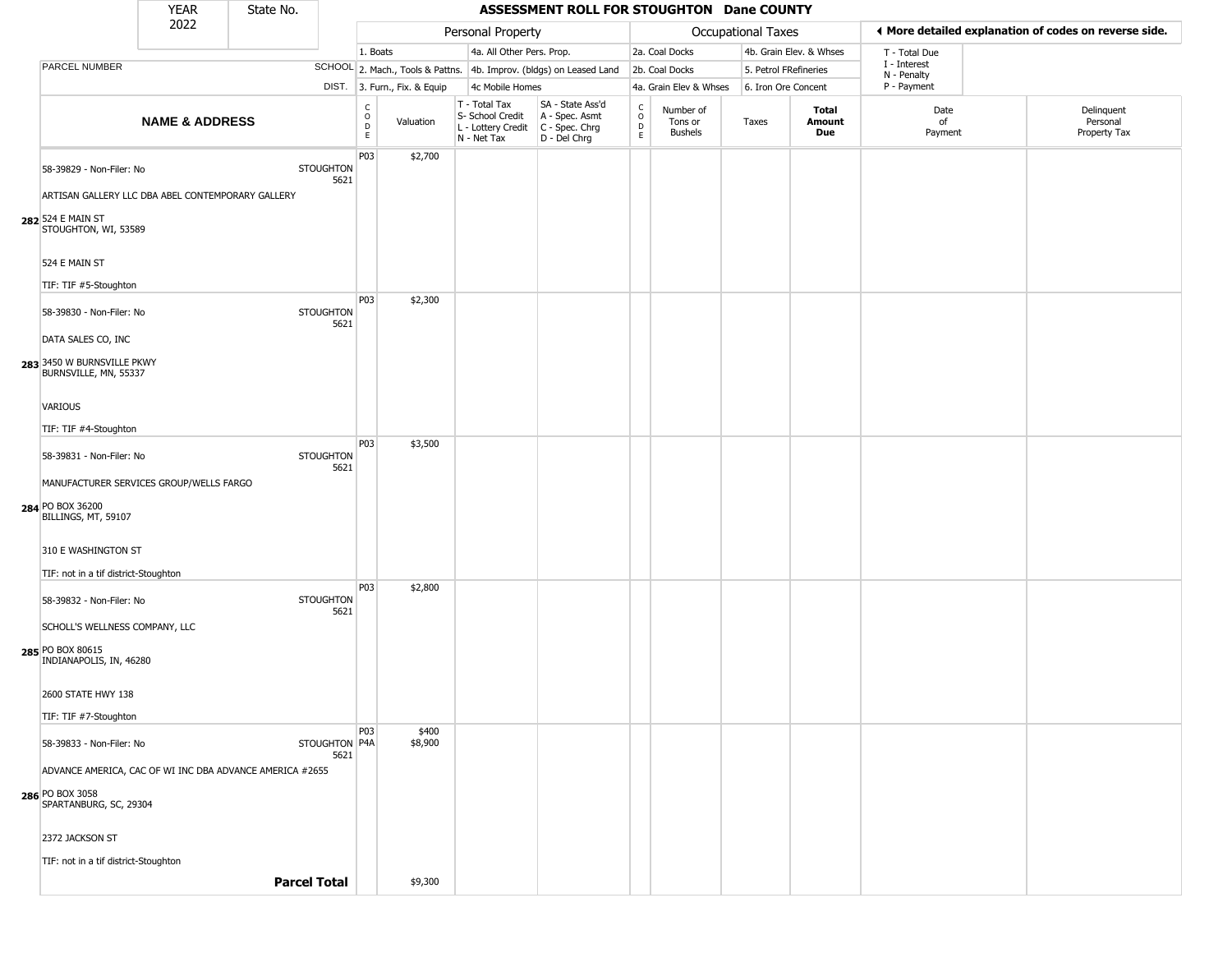# ASSESSMENT ROLL FOR STOUGHTON Dane COUNTY

YEAR 2022 | State No.

| NAME & ADDRESS | SCHOOL DIST. | Personal Property CODE | Valuation | T - Total Tax / S- School Credit / L - Lottery Credit / N - Net Tax | SA - State Ass'd / A - Spec. Asmt / C - Spec. Chrg / D - Del Chrg | Occupational Taxes CODE | Number of Tons or Bushels | Taxes | Total Amount Due | Date of Payment | Delinquent Personal Property Tax |
|---|---|---|---|---|---|---|---|---|---|---|---|
| 58-39829 - Non-Filer: No<br>ARTISAN GALLERY LLC DBA ABEL CONTEMPORARY GALLERY<br>282 524 E MAIN ST<br>STOUGHTON, WI, 53589<br>524 E MAIN ST<br>TIF: TIF #5-Stoughton | STOUGHTON 5621 | P03 | $2,700 | | | | | | | | |
| 58-39830 - Non-Filer: No<br>DATA SALES CO, INC<br>283 3450 W BURNSVILLE PKWY<br>BURNSVILLE, MN, 55337<br>VARIOUS<br>TIF: TIF #4-Stoughton | STOUGHTON 5621 | P03 | $2,300 | | | | | | | | |
| 58-39831 - Non-Filer: No<br>MANUFACTURER SERVICES GROUP/WELLS FARGO<br>284 PO BOX 36200<br>BILLINGS, MT, 59107<br>310 E WASHINGTON ST<br>TIF: not in a tif district-Stoughton | STOUGHTON 5621 | P03 | $3,500 | | | | | | | | |
| 58-39832 - Non-Filer: No<br>SCHOLL'S WELLNESS COMPANY, LLC<br>285 PO BOX 80615<br>INDIANAPOLIS, IN, 46280<br>2600 STATE HWY 138<br>TIF: TIF #7-Stoughton | STOUGHTON 5621 | P03 | $2,800 | | | | | | | | |
| 58-39833 - Non-Filer: No<br>ADVANCE AMERICA, CAC OF WI INC DBA ADVANCE AMERICA #2655<br>286 PO BOX 3058<br>SPARTANBURG, SC, 29304<br>2372 JACKSON ST<br>TIF: not in a tif district-Stoughton | STOUGHTON 5621 | P03<br>P4A | $400<br>$8,900 | | | | | | | | |
| **Parcel Total** | | | $9,300 | | | | | | | | |

Personal Property codes: 1. Boats; 2. Mach., Tools & Pattns.; 3. Furn., Fix. & Equip; 4a. All Other Pers. Prop.; 4b. Improv. (bldgs) on Leased Land; 4c Mobile Homes

Occupational Taxes codes: 2a. Coal Docks; 2b. Coal Docks; 4a. Grain Elev & Whses; 4b. Grain Elev. & Whses; 5. Petrol FRefineries; 6. Iron Ore Concent

◀ More detailed explanation of codes on reverse side.

T - Total Due; I - Interest; N - Penalty; P - Payment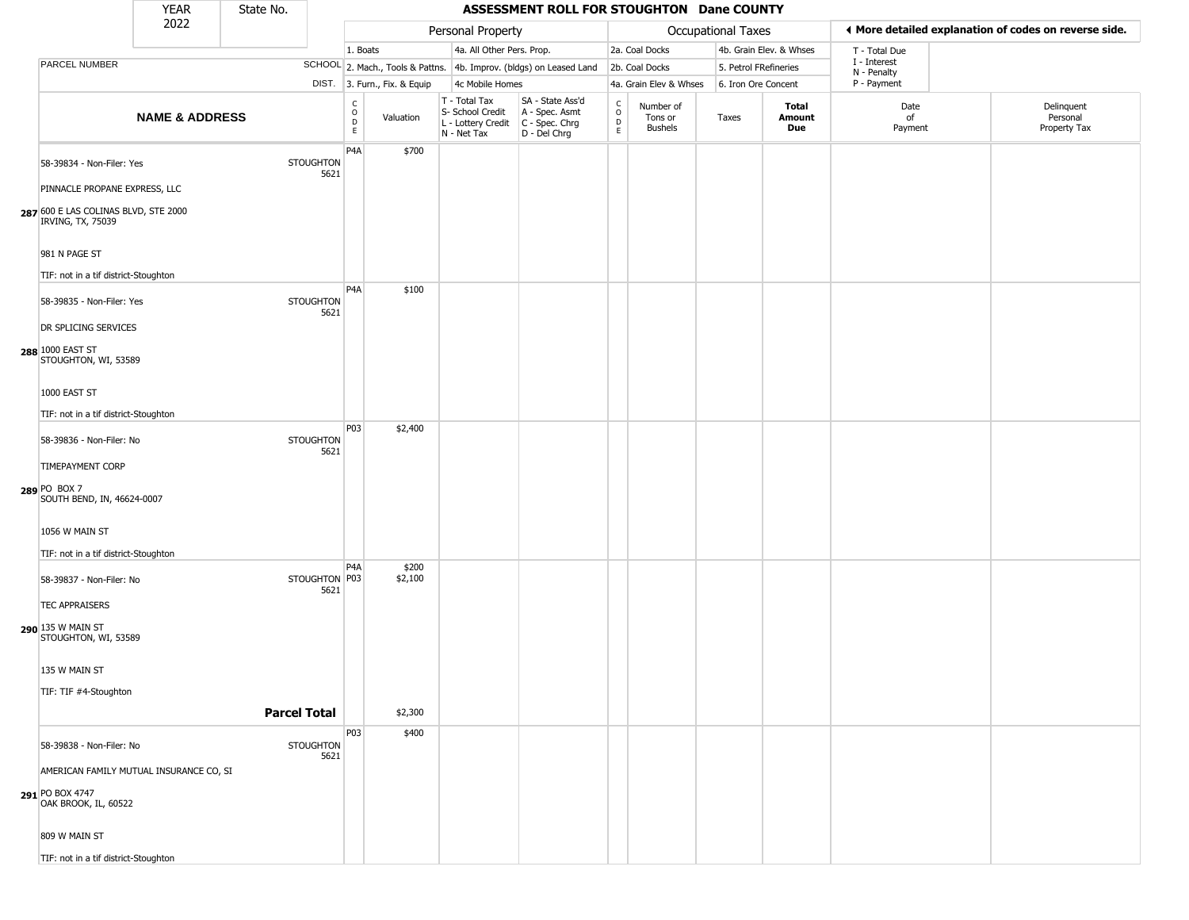# ASSESSMENT ROLL FOR STOUGHTON Dane COUNTY

| YEAR | State No. |
|---|---|
| 2022 | |

| | | Personal Property | | | | Occupational Taxes | | | | ◄ More detailed explanation of codes on reverse side. | |
|---|---|---|---|---|---|---|---|---|---|---|---|
| | | 1. Boats | | 4a. All Other Pers. Prop. | | 2a. Coal Docks | | 4b. Grain Elev. & Whses | | T - Total Due | |
| PARCEL NUMBER | SCHOOL | 2. Mach., Tools & Pattns. | | 4b. Improv. (bldgs) on Leased Land | | 2b. Coal Docks | | 5. Petrol FRefineries | | I - Interest<br>N - Penalty | |
| | DIST. | 3. Furn., Fix. & Equip | | 4c Mobile Homes | | 4a. Grain Elev & Whses | | 6. Iron Ore Concent | | P - Payment | |
| **NAME & ADDRESS** | | CODE | Valuation | T - Total Tax<br>S- School Credit<br>L - Lottery Credit<br>N - Net Tax | SA - State Ass'd<br>A - Spec. Asmt<br>C - Spec. Chrg<br>D - Del Chrg | CODE | Number of Tons or Bushels | Taxes | **Total Amount Due** | Date of Payment | Delinquent Personal Property Tax |
| 287 58-39834 - Non-Filer: Yes<br>PINNACLE PROPANE EXPRESS, LLC<br>600 E LAS COLINAS BLVD, STE 2000<br>IRVING, TX, 75039<br>981 N PAGE ST<br>TIF: not in a tif district-Stoughton | STOUGHTON 5621 | P4A | $700 | | | | | | | | |
| 288 58-39835 - Non-Filer: Yes<br>DR SPLICING SERVICES<br>1000 EAST ST<br>STOUGHTON, WI, 53589<br>1000 EAST ST<br>TIF: not in a tif district-Stoughton | STOUGHTON 5621 | P4A | $100 | | | | | | | | |
| 289 58-39836 - Non-Filer: No<br>TIMEPAYMENT CORP<br>PO BOX 7<br>SOUTH BEND, IN, 46624-0007<br>1056 W MAIN ST<br>TIF: not in a tif district-Stoughton | STOUGHTON 5621 | P03 | $2,400 | | | | | | | | |
| 290 58-39837 - Non-Filer: No<br>TEC APPRAISERS<br>135 W MAIN ST<br>STOUGHTON, WI, 53589<br>135 W MAIN ST<br>TIF: TIF #4-Stoughton | STOUGHTON 5621 | P4A<br>P03 | $200<br>$2,100 | | | | | | | | |
| | **Parcel Total** | | $2,300 | | | | | | | | |
| 291 58-39838 - Non-Filer: No<br>AMERICAN FAMILY MUTUAL INSURANCE CO, SI<br>PO BOX 4747<br>OAK BROOK, IL, 60522<br>809 W MAIN ST<br>TIF: not in a tif district-Stoughton | STOUGHTON 5621 | P03 | $400 | | | | | | | | |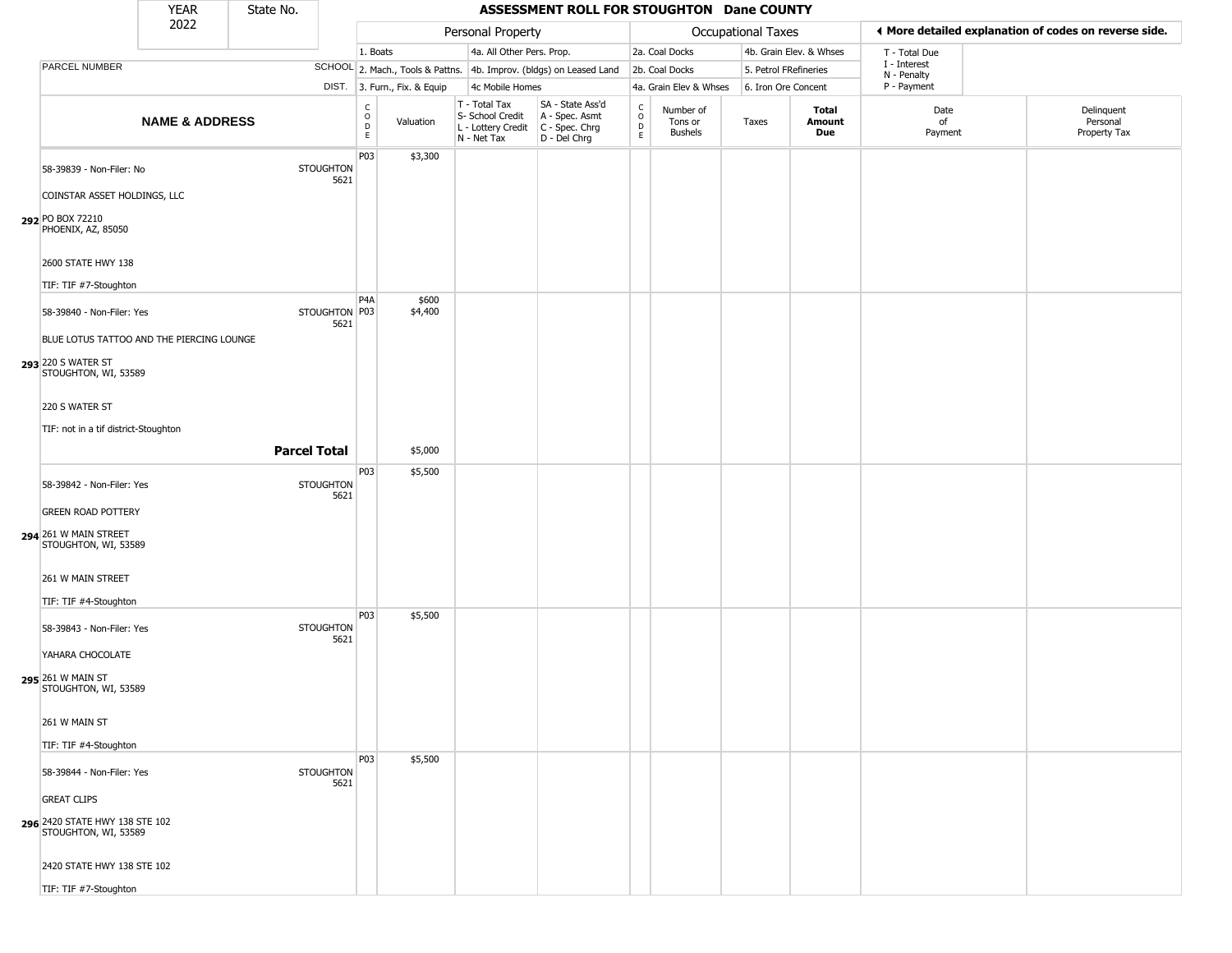# ASSESSMENT ROLL FOR STOUGHTON Dane COUNTY

YEAR 2022 | State No.

| PARCEL NUMBER / NAME & ADDRESS | SCHOOL DIST. | Personal Property | | | | Occupational Taxes | | | | ◄ More detailed explanation of codes on reverse side. | |
|---|---|---|---|---|---|---|---|---|---|---|---|
| | | 1. Boats / 2. Mach., Tools & Pattns. / 3. Furn., Fix. & Equip | | 4a. All Other Pers. Prop. / 4b. Improv. (bldgs) on Leased Land / 4c Mobile Homes | | 2a. Coal Docks / 2b. Coal Docks / 4a. Grain Elev & Whses | | 4b. Grain Elev. & Whses / 5. Petrol FRefineries / 6. Iron Ore Concent | | T - Total Due / I - Interest / N - Penalty / P - Payment | |
| | | CODE | Valuation | T - Total Tax / S- School Credit / L - Lottery Credit / N - Net Tax | SA - State Ass'd / A - Spec. Asmt / C - Spec. Chrg / D - Del Chrg | CODE | Number of Tons or Bushels | Taxes | Total Amount Due | Date of Payment | Delinquent Personal Property Tax |
| **292** 58-39839 - Non-Filer: No<br>COINSTAR ASSET HOLDINGS, LLC<br>PO BOX 72210<br>PHOENIX, AZ, 85050<br>2600 STATE HWY 138<br>TIF: TIF #7-Stoughton | STOUGHTON 5621 | P03 | $3,300 | | | | | | | | |
| **293** 58-39840 - Non-Filer: Yes<br>BLUE LOTUS TATTOO AND THE PIERCING LOUNGE<br>220 S WATER ST<br>STOUGHTON, WI, 53589<br>220 S WATER ST<br>TIF: not in a tif district-Stoughton | STOUGHTON 5621 | P4A<br>P03 | $600<br>$4,400 | | | | | | | | |
| **Parcel Total** | | | $5,000 | | | | | | | | |
| **294** 58-39842 - Non-Filer: Yes<br>GREEN ROAD POTTERY<br>261 W MAIN STREET<br>STOUGHTON, WI, 53589<br>261 W MAIN STREET<br>TIF: TIF #4-Stoughton | STOUGHTON 5621 | P03 | $5,500 | | | | | | | | |
| **295** 58-39843 - Non-Filer: Yes<br>YAHARA CHOCOLATE<br>261 W MAIN ST<br>STOUGHTON, WI, 53589<br>261 W MAIN ST<br>TIF: TIF #4-Stoughton | STOUGHTON 5621 | P03 | $5,500 | | | | | | | | |
| **296** 58-39844 - Non-Filer: Yes<br>GREAT CLIPS<br>2420 STATE HWY 138 STE 102<br>STOUGHTON, WI, 53589<br>2420 STATE HWY 138 STE 102<br>TIF: TIF #7-Stoughton | STOUGHTON 5621 | P03 | $5,500 | | | | | | | | |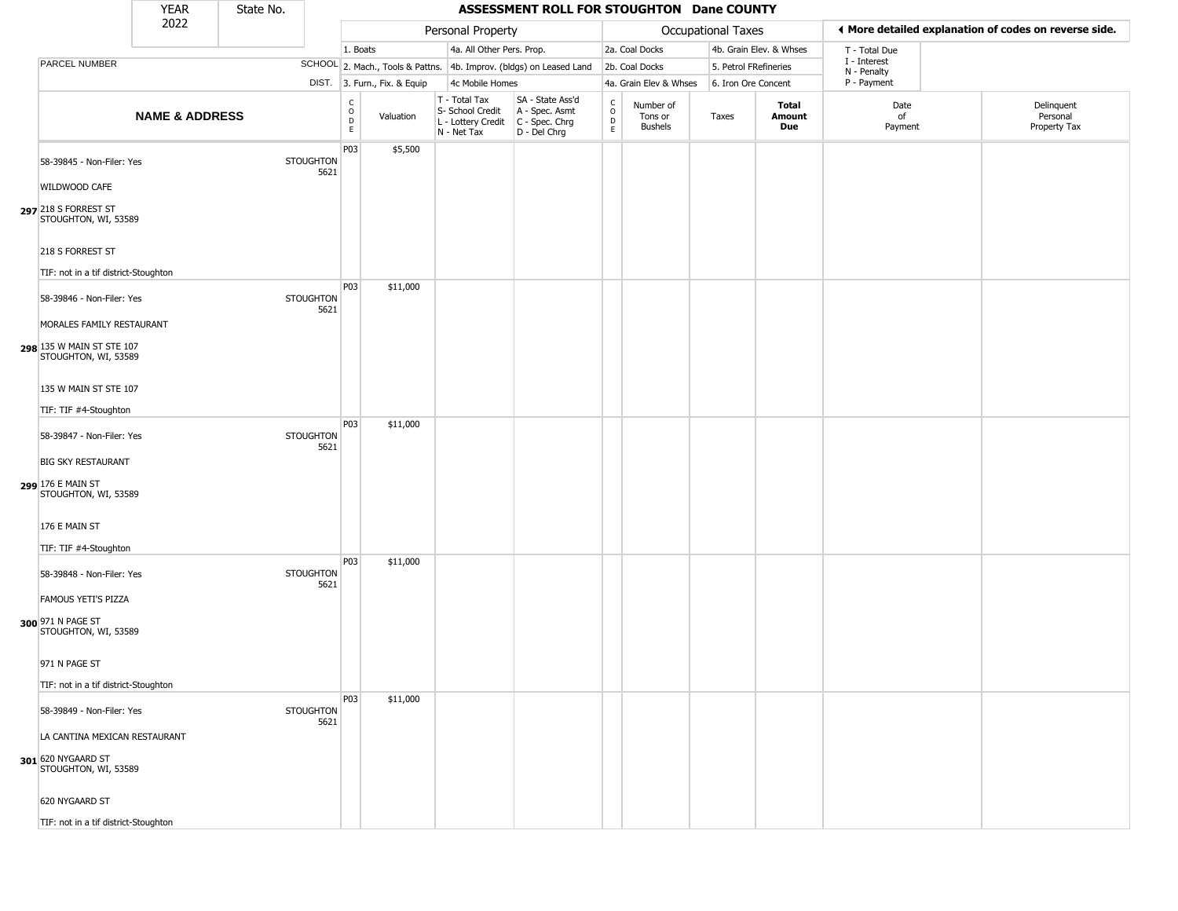| YEAR 2022 | State No. | ASSESSMENT ROLL FOR STOUGHTON Dane COUNTY | | | | | | | | | | |
|---|---|---|---|---|---|---|---|---|---|---|---|---|

| | | Personal Property | | | | Occupational Taxes | | | | ◀ More detailed explanation of codes on reverse side. | | |
|---|---|---|---|---|---|---|---|---|---|---|---|---|
| | | 1. Boats | | 4a. All Other Pers. Prop. | | 2a. Coal Docks | | 4b. Grain Elev. & Whses | | T - Total Due | | |
| PARCEL NUMBER | SCHOOL | 2. Mach., Tools & Pattns. | | 4b. Improv. (bldgs) on Leased Land | | 2b. Coal Docks | | 5. Petrol FRefineries | | I - Interest<br>N - Penalty | | |
| | DIST. | 3. Furn., Fix. & Equip | | 4c Mobile Homes | | 4a. Grain Elev & Whses | | 6. Iron Ore Concent | | P - Payment | | |
| **NAME & ADDRESS** | | CODE | Valuation | T - Total Tax<br>S- School Credit<br>L - Lottery Credit<br>N - Net Tax | SA - State Ass'd<br>A - Spec. Asmt<br>C - Spec. Chrg<br>D - Del Chrg | CODE | Number of Tons or Bushels | Taxes | **Total Amount Due** | Date of Payment | Delinquent Personal Property Tax | |
| 58-39845 - Non-Filer: Yes<br>WILDWOOD CAFE<br>**297** 218 S FORREST ST<br>STOUGHTON, WI, 53589<br>218 S FORREST ST<br>TIF: not in a tif district-Stoughton | STOUGHTON 5621 | P03 | $5,500 | | | | | | | | | |
| 58-39846 - Non-Filer: Yes<br>MORALES FAMILY RESTAURANT<br>**298** 135 W MAIN ST STE 107<br>STOUGHTON, WI, 53589<br>135 W MAIN ST STE 107<br>TIF: TIF #4-Stoughton | STOUGHTON 5621 | P03 | $11,000 | | | | | | | | | |
| 58-39847 - Non-Filer: Yes<br>BIG SKY RESTAURANT<br>**299** 176 E MAIN ST<br>STOUGHTON, WI, 53589<br>176 E MAIN ST<br>TIF: TIF #4-Stoughton | STOUGHTON 5621 | P03 | $11,000 | | | | | | | | | |
| 58-39848 - Non-Filer: Yes<br>FAMOUS YETI'S PIZZA<br>**300** 971 N PAGE ST<br>STOUGHTON, WI, 53589<br>971 N PAGE ST<br>TIF: not in a tif district-Stoughton | STOUGHTON 5621 | P03 | $11,000 | | | | | | | | | |
| 58-39849 - Non-Filer: Yes<br>LA CANTINA MEXICAN RESTAURANT<br>**301** 620 NYGAARD ST<br>STOUGHTON, WI, 53589<br>620 NYGAARD ST<br>TIF: not in a tif district-Stoughton | STOUGHTON 5621 | P03 | $11,000 | | | | | | | | | |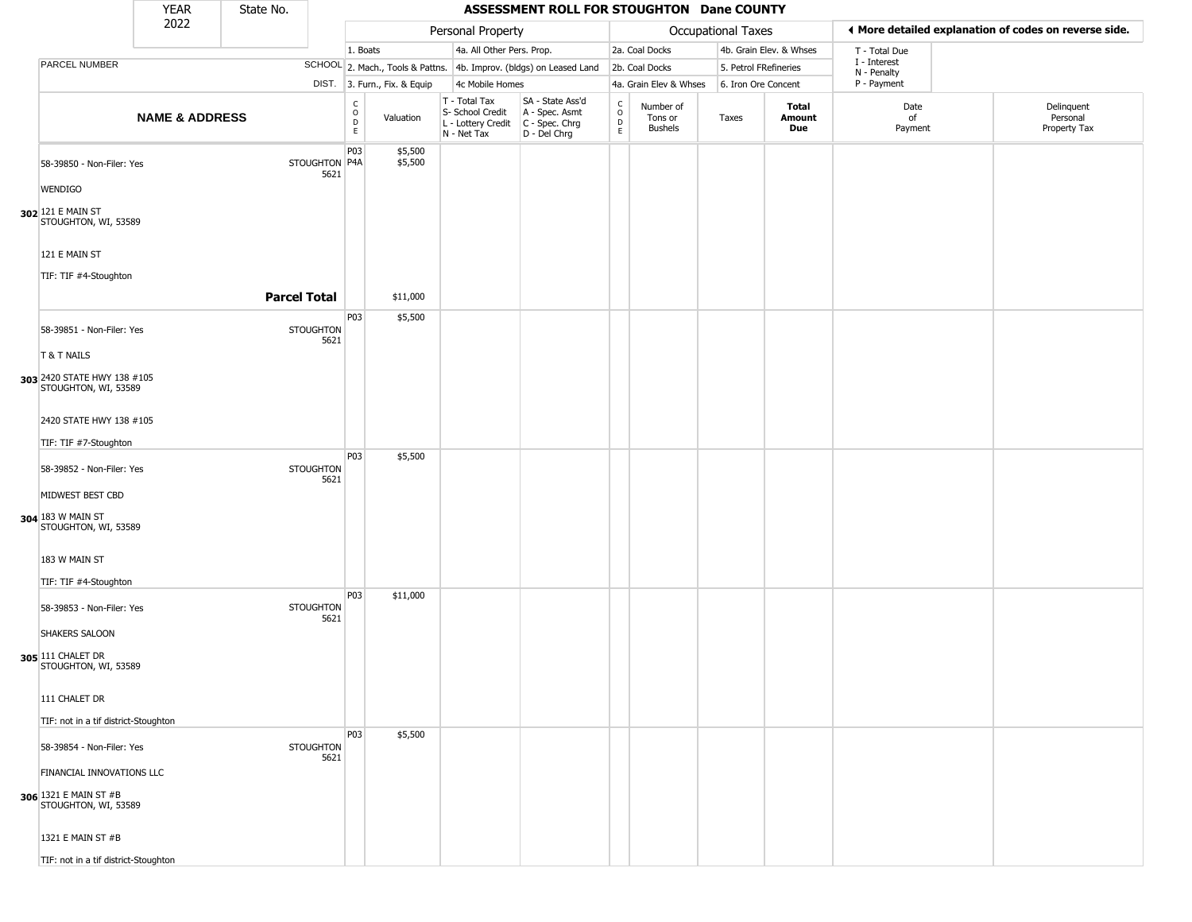| YEAR 2022 | State No. | ASSESSMENT ROLL FOR STOUGHTON Dane COUNTY | | | | | | | | | |
|---|---|---|---|---|---|---|---|---|---|---|---|

| | | Personal Property | | | | Occupational Taxes | | | | ◀ More detailed explanation of codes on reverse side. | |
|---|---|---|---|---|---|---|---|---|---|---|---|
| | | 1. Boats | | 4a. All Other Pers. Prop. | | 2a. Coal Docks | | 4b. Grain Elev. & Whses | | T - Total Due | |
| PARCEL NUMBER | SCHOOL | 2. Mach., Tools & Pattns. | | 4b. Improv. (bldgs) on Leased Land | | 2b. Coal Docks | | 5. Petrol FRefineries | | I - Interest, N - Penalty | |
| | DIST. | 3. Furn., Fix. & Equip | | 4c Mobile Homes | | 4a. Grain Elev & Whses | | 6. Iron Ore Concent | | P - Payment | |
| NAME & ADDRESS | | CODE | Valuation | T - Total Tax, S- School Credit, L - Lottery Credit, N - Net Tax | SA - State Ass'd, A - Spec. Asmt, C - Spec. Chrg, D - Del Chrg | CODE | Number of Tons or Bushels | Taxes | Total Amount Due | Date of Payment | Delinquent Personal Property Tax |
| 302 58-39850 - Non-Filer: Yes<br>WENDIGO<br>121 E MAIN ST<br>STOUGHTON, WI, 53589<br>121 E MAIN ST<br>TIF: TIF #4-Stoughton | STOUGHTON 5621 | P03<br>P4A | $5,500<br>$5,500 | | | | | | | | |
| | **Parcel Total** | | $11,000 | | | | | | | | |
| 303 58-39851 - Non-Filer: Yes<br>T & T NAILS<br>2420 STATE HWY 138 #105<br>STOUGHTON, WI, 53589<br>2420 STATE HWY 138 #105<br>TIF: TIF #7-Stoughton | STOUGHTON 5621 | P03 | $5,500 | | | | | | | | |
| 304 58-39852 - Non-Filer: Yes<br>MIDWEST BEST CBD<br>183 W MAIN ST<br>STOUGHTON, WI, 53589<br>183 W MAIN ST<br>TIF: TIF #4-Stoughton | STOUGHTON 5621 | P03 | $5,500 | | | | | | | | |
| 305 58-39853 - Non-Filer: Yes<br>SHAKERS SALOON<br>111 CHALET DR<br>STOUGHTON, WI, 53589<br>111 CHALET DR<br>TIF: not in a tif district-Stoughton | STOUGHTON 5621 | P03 | $11,000 | | | | | | | | |
| 306 58-39854 - Non-Filer: Yes<br>FINANCIAL INNOVATIONS LLC<br>1321 E MAIN ST #B<br>STOUGHTON, WI, 53589<br>1321 E MAIN ST #B<br>TIF: not in a tif district-Stoughton | STOUGHTON 5621 | P03 | $5,500 | | | | | | | | |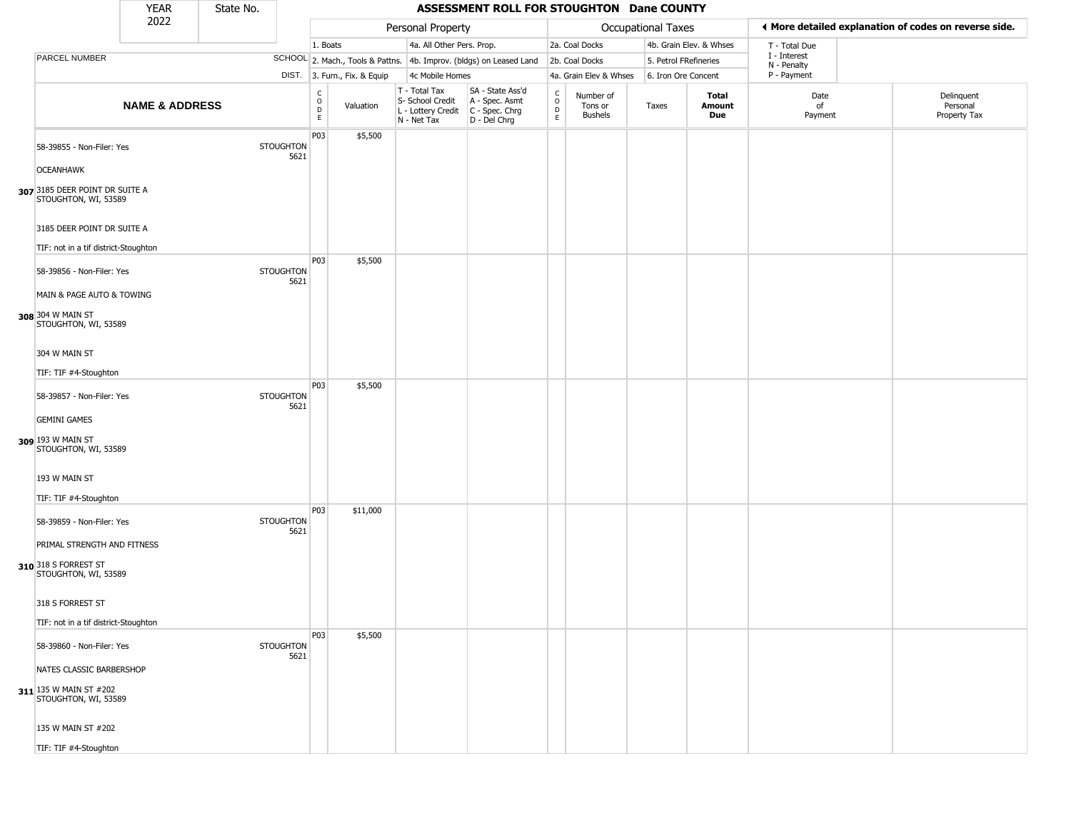| YEAR 2022 | State No. | | ASSESSMENT ROLL FOR STOUGHTON Dane COUNTY | | | | | | | | | | |
|---|---|---|---|---|---|---|---|---|---|---|---|---|---|

| | | Personal Property | | | | Occupational Taxes | | | | | ◄ More detailed explanation of codes on reverse side. | |
|---|---|---|---|---|---|---|---|---|---|---|---|---|
| PARCEL NUMBER | SCHOOL DIST. | 1. Boats<br>2. Mach., Tools & Pattns.<br>3. Furn., Fix. & Equip | | 4a. All Other Pers. Prop.<br>4b. Improv. (bldgs) on Leased Land<br>4c Mobile Homes | | 2a. Coal Docks<br>2b. Coal Docks<br>4a. Grain Elev & Whses | | 4b. Grain Elev. & Whses<br>5. Petrol FRefineries<br>6. Iron Ore Concent | | | T - Total Due<br>I - Interest<br>N - Penalty<br>P - Payment | |
| **NAME & ADDRESS** | | CODE | Valuation | T - Total Tax<br>S- School Credit<br>L - Lottery Credit<br>N - Net Tax | SA - State Ass'd<br>A - Spec. Asmt<br>C - Spec. Chrg<br>D - Del Chrg | CODE | Number of Tons or Bushels | Taxes | **Total Amount Due** | Date of Payment | Delinquent Personal Property Tax | |
| 307 58-39855 - Non-Filer: Yes<br>OCEANHAWK<br>3185 DEER POINT DR SUITE A<br>STOUGHTON, WI, 53589<br>3185 DEER POINT DR SUITE A<br>TIF: not in a tif district-Stoughton | STOUGHTON 5621 | P03 | $5,500 | | | | | | | | | |
| 308 58-39856 - Non-Filer: Yes<br>MAIN & PAGE AUTO & TOWING<br>304 W MAIN ST<br>STOUGHTON, WI, 53589<br>304 W MAIN ST<br>TIF: TIF #4-Stoughton | STOUGHTON 5621 | P03 | $5,500 | | | | | | | | | |
| 309 58-39857 - Non-Filer: Yes<br>GEMINI GAMES<br>193 W MAIN ST<br>STOUGHTON, WI, 53589<br>193 W MAIN ST<br>TIF: TIF #4-Stoughton | STOUGHTON 5621 | P03 | $5,500 | | | | | | | | | |
| 310 58-39859 - Non-Filer: Yes<br>PRIMAL STRENGTH AND FITNESS<br>318 S FORREST ST<br>STOUGHTON, WI, 53589<br>318 S FORREST ST<br>TIF: not in a tif district-Stoughton | STOUGHTON 5621 | P03 | $11,000 | | | | | | | | | |
| 311 58-39860 - Non-Filer: Yes<br>NATES CLASSIC BARBERSHOP<br>135 W MAIN ST #202<br>STOUGHTON, WI, 53589<br>135 W MAIN ST #202<br>TIF: TIF #4-Stoughton | STOUGHTON 5621 | P03 | $5,500 | | | | | | | | | |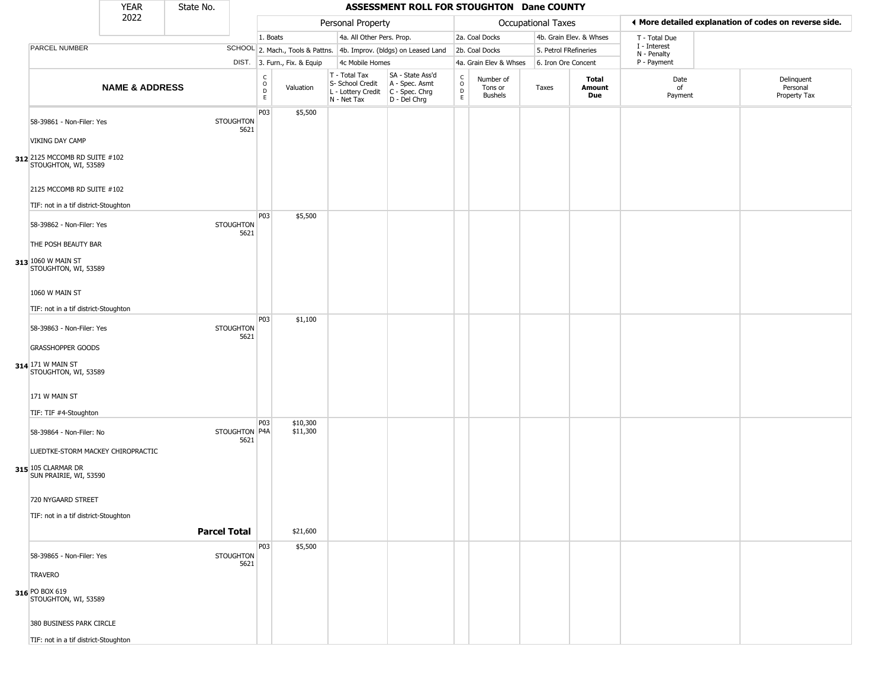| YEAR | State No. | ASSESSMENT ROLL FOR STOUGHTON Dane COUNTY |
|---|---|---|
| 2022 | | |

| | | Personal Property | | | | Occupational Taxes | | | | ◀ More detailed explanation of codes on reverse side. | |
|---|---|---|---|---|---|---|---|---|---|---|---|
| | | 1. Boats | | 4a. All Other Pers. Prop. | | 2a. Coal Docks | | 4b. Grain Elev. & Whses | | T - Total Due | |
| PARCEL NUMBER | SCHOOL | 2. Mach., Tools & Pattns. | | 4b. Improv. (bldgs) on Leased Land | | 2b. Coal Docks | | 5. Petrol FRefineries | | I - Interest<br>N - Penalty | |
| | DIST. | 3. Furn., Fix. & Equip | | 4c Mobile Homes | | 4a. Grain Elev & Whses | | 6. Iron Ore Concent | | P - Payment | |
| **NAME & ADDRESS** | | CODE | Valuation | T - Total Tax<br>S- School Credit<br>L - Lottery Credit<br>N - Net Tax | SA - State Ass'd<br>A - Spec. Asmt<br>C - Spec. Chrg<br>D - Del Chrg | CODE | Number of Tons or Bushels | Taxes | **Total Amount Due** | Date of Payment | Delinquent Personal Property Tax |
| 58-39861 - Non-Filer: Yes<br>VIKING DAY CAMP<br>312 2125 MCCOMB RD SUITE #102<br>STOUGHTON, WI, 53589<br>2125 MCCOMB RD SUITE #102<br>TIF: not in a tif district-Stoughton | STOUGHTON 5621 | P03 | $5,500 | | | | | | | | |
| 58-39862 - Non-Filer: Yes<br>THE POSH BEAUTY BAR<br>313 1060 W MAIN ST<br>STOUGHTON, WI, 53589<br>1060 W MAIN ST<br>TIF: not in a tif district-Stoughton | STOUGHTON 5621 | P03 | $5,500 | | | | | | | | |
| 58-39863 - Non-Filer: Yes<br>GRASSHOPPER GOODS<br>314 171 W MAIN ST<br>STOUGHTON, WI, 53589<br>171 W MAIN ST<br>TIF: TIF #4-Stoughton | STOUGHTON 5621 | P03 | $1,100 | | | | | | | | |
| 58-39864 - Non-Filer: No<br>LUEDTKE-STORM MACKEY CHIROPRACTIC<br>315 105 CLARMAR DR<br>SUN PRAIRIE, WI, 53590<br>720 NYGAARD STREET<br>TIF: not in a tif district-Stoughton | STOUGHTON 5621 | P03<br>P4A | $10,300<br>$11,300 | | | | | | | | |
| | **Parcel Total** | | $21,600 | | | | | | | | |
| 58-39865 - Non-Filer: Yes<br>TRAVERO<br>316 PO BOX 619<br>STOUGHTON, WI, 53589<br>380 BUSINESS PARK CIRCLE<br>TIF: not in a tif district-Stoughton | STOUGHTON 5621 | P03 | $5,500 | | | | | | | | |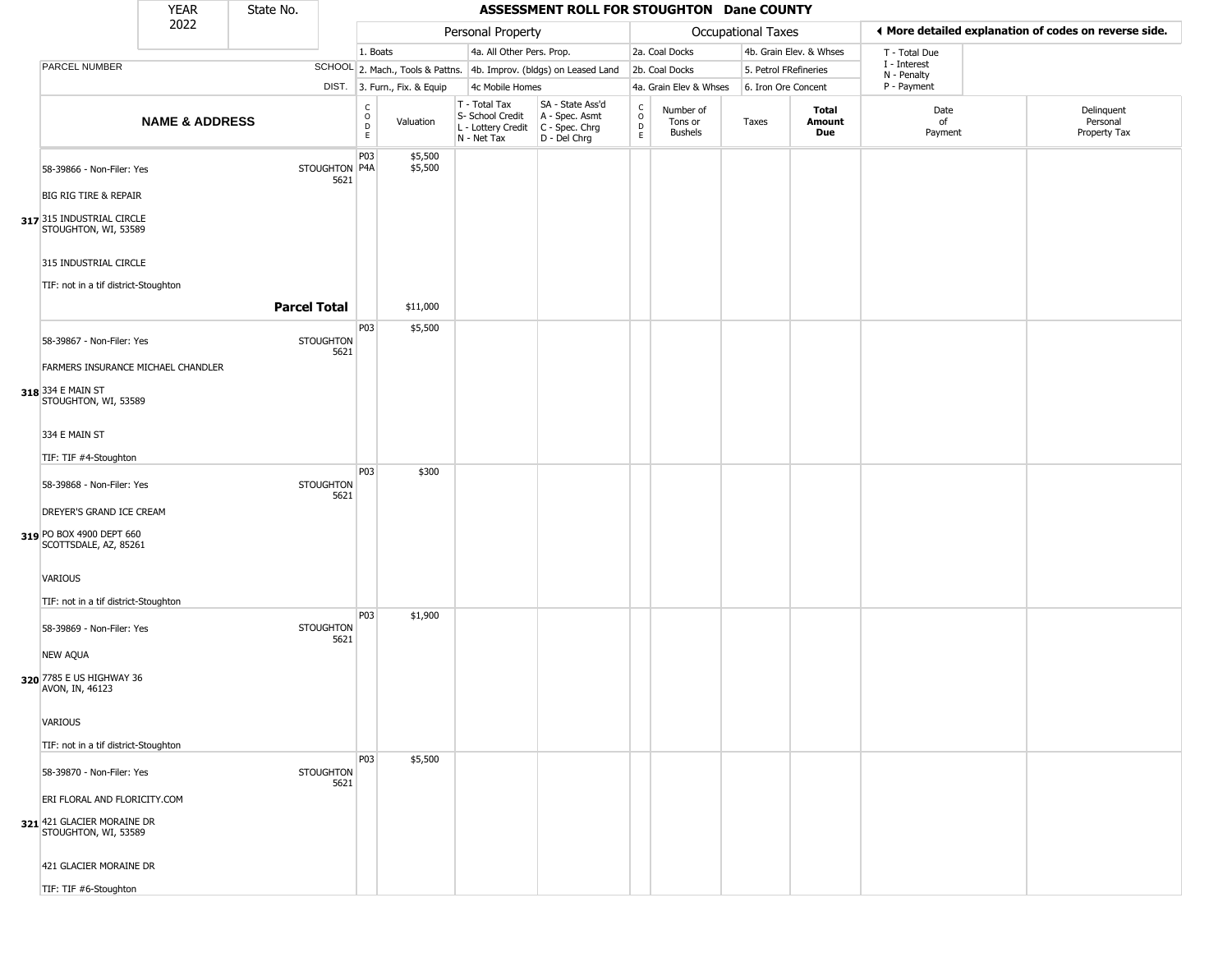| YEAR 2022 | State No. | ASSESSMENT ROLL FOR STOUGHTON Dane COUNTY | | | | | | | | | | |
|---|---|---|---|---|---|---|---|---|---|---|---|---|

**Personal Property:** 1. Boats; 2. Mach., Tools & Pattns.; 3. Furn., Fix. & Equip; 4a. All Other Pers. Prop.; 4b. Improv. (bldgs) on Leased Land; 4c Mobile Homes

**Occupational Taxes:** 2a. Coal Docks; 2b. Coal Docks; 4a. Grain Elev & Whses; 4b. Grain Elev. & Whses; 5. Petrol FRefineries; 6. Iron Ore Concent

◄ More detailed explanation of codes on reverse side.

T - Total Due; I - Interest; N - Penalty; P - Payment

| | NAME & ADDRESS | SCHOOL DIST. | CODE | Valuation | T - Total Tax / S- School Credit / L - Lottery Credit / N - Net Tax | SA - State Ass'd / A - Spec. Asmt / C - Spec. Chrg / D - Del Chrg | CODE | Number of Tons or Bushels | Taxes | Total Amount Due | Date of Payment | Delinquent Personal Property Tax |
|---|---|---|---|---|---|---|---|---|---|---|---|---|
| 317 | 58-39866 - Non-Filer: Yes<br>BIG RIG TIRE & REPAIR<br>315 INDUSTRIAL CIRCLE<br>STOUGHTON, WI, 53589<br>315 INDUSTRIAL CIRCLE<br>TIF: not in a tif district-Stoughton | STOUGHTON 5621 | P03<br>P4A | $5,500<br>$5,500 | | | | | | | | |
| | **Parcel Total** | | | $11,000 | | | | | | | | |
| 318 | 58-39867 - Non-Filer: Yes<br>FARMERS INSURANCE MICHAEL CHANDLER<br>334 E MAIN ST<br>STOUGHTON, WI, 53589<br>334 E MAIN ST<br>TIF: TIF #4-Stoughton | STOUGHTON 5621 | P03 | $5,500 | | | | | | | | |
| 319 | 58-39868 - Non-Filer: Yes<br>DREYER'S GRAND ICE CREAM<br>PO BOX 4900 DEPT 660<br>SCOTTSDALE, AZ, 85261<br>VARIOUS<br>TIF: not in a tif district-Stoughton | STOUGHTON 5621 | P03 | $300 | | | | | | | | |
| 320 | 58-39869 - Non-Filer: Yes<br>NEW AQUA<br>7785 E US HIGHWAY 36<br>AVON, IN, 46123<br>VARIOUS<br>TIF: not in a tif district-Stoughton | STOUGHTON 5621 | P03 | $1,900 | | | | | | | | |
| 321 | 58-39870 - Non-Filer: Yes<br>ERI FLORAL AND FLORICITY.COM<br>421 GLACIER MORAINE DR<br>STOUGHTON, WI, 53589<br>421 GLACIER MORAINE DR<br>TIF: TIF #6-Stoughton | STOUGHTON 5621 | P03 | $5,500 | | | | | | | | |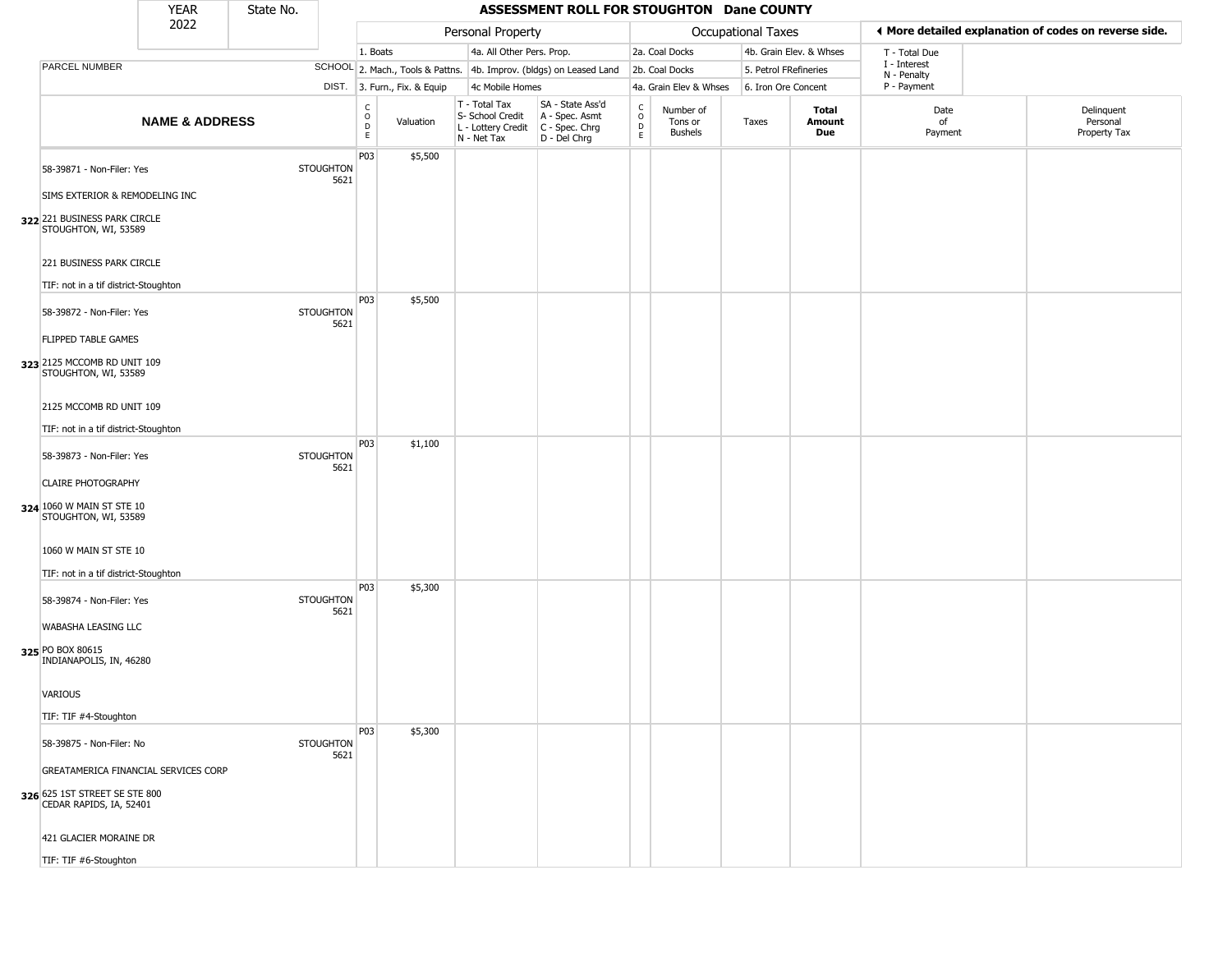| YEAR 2022 | State No. | | ASSESSMENT ROLL FOR STOUGHTON Dane COUNTY | | | | | | | | | |
|---|---|---|---|---|---|---|---|---|---|---|---|---|

| | | Personal Property | | | | Occupational Taxes | | | | ◀ More detailed explanation of codes on reverse side. | |
|---|---|---|---|---|---|---|---|---|---|---|---|
| | | 1. Boats | | 4a. All Other Pers. Prop. | | 2a. Coal Docks | | 4b. Grain Elev. & Whses | | T - Total Due | |
| PARCEL NUMBER | SCHOOL | 2. Mach., Tools & Pattns. | | 4b. Improv. (bldgs) on Leased Land | | 2b. Coal Docks | | 5. Petrol FRefineries | | I - Interest<br>N - Penalty | |
| | DIST. | 3. Furn., Fix. & Equip | | 4c Mobile Homes | | 4a. Grain Elev & Whses | | 6. Iron Ore Concent | | P - Payment | |

| NAME & ADDRESS | | CODE | Valuation | T - Total Tax<br>S- School Credit<br>L - Lottery Credit<br>N - Net Tax | SA - State Ass'd<br>A - Spec. Asmt<br>C - Spec. Chrg<br>D - Del Chrg | CODE | Number of Tons or Bushels | Taxes | Total Amount Due | Date of Payment | Delinquent Personal Property Tax |
|---|---|---|---|---|---|---|---|---|---|---|---|
| 58-39871 - Non-Filer: Yes<br>SIMS EXTERIOR & REMODELING INC<br>**322** 221 BUSINESS PARK CIRCLE<br>STOUGHTON, WI, 53589<br>221 BUSINESS PARK CIRCLE<br>TIF: not in a tif district-Stoughton | STOUGHTON 5621 | P03 | $5,500 | | | | | | | | |
| 58-39872 - Non-Filer: Yes<br>FLIPPED TABLE GAMES<br>**323** 2125 MCCOMB RD UNIT 109<br>STOUGHTON, WI, 53589<br>2125 MCCOMB RD UNIT 109<br>TIF: not in a tif district-Stoughton | STOUGHTON 5621 | P03 | $5,500 | | | | | | | | |
| 58-39873 - Non-Filer: Yes<br>CLAIRE PHOTOGRAPHY<br>**324** 1060 W MAIN ST STE 10<br>STOUGHTON, WI, 53589<br>1060 W MAIN ST STE 10<br>TIF: not in a tif district-Stoughton | STOUGHTON 5621 | P03 | $1,100 | | | | | | | | |
| 58-39874 - Non-Filer: Yes<br>WABASHA LEASING LLC<br>**325** PO BOX 80615<br>INDIANAPOLIS, IN, 46280<br>VARIOUS<br>TIF: TIF #4-Stoughton | STOUGHTON 5621 | P03 | $5,300 | | | | | | | | |
| 58-39875 - Non-Filer: No<br>GREATAMERICA FINANCIAL SERVICES CORP<br>**326** 625 1ST STREET SE STE 800<br>CEDAR RAPIDS, IA, 52401<br>421 GLACIER MORAINE DR<br>TIF: TIF #6-Stoughton | STOUGHTON 5621 | P03 | $5,300 | | | | | | | | |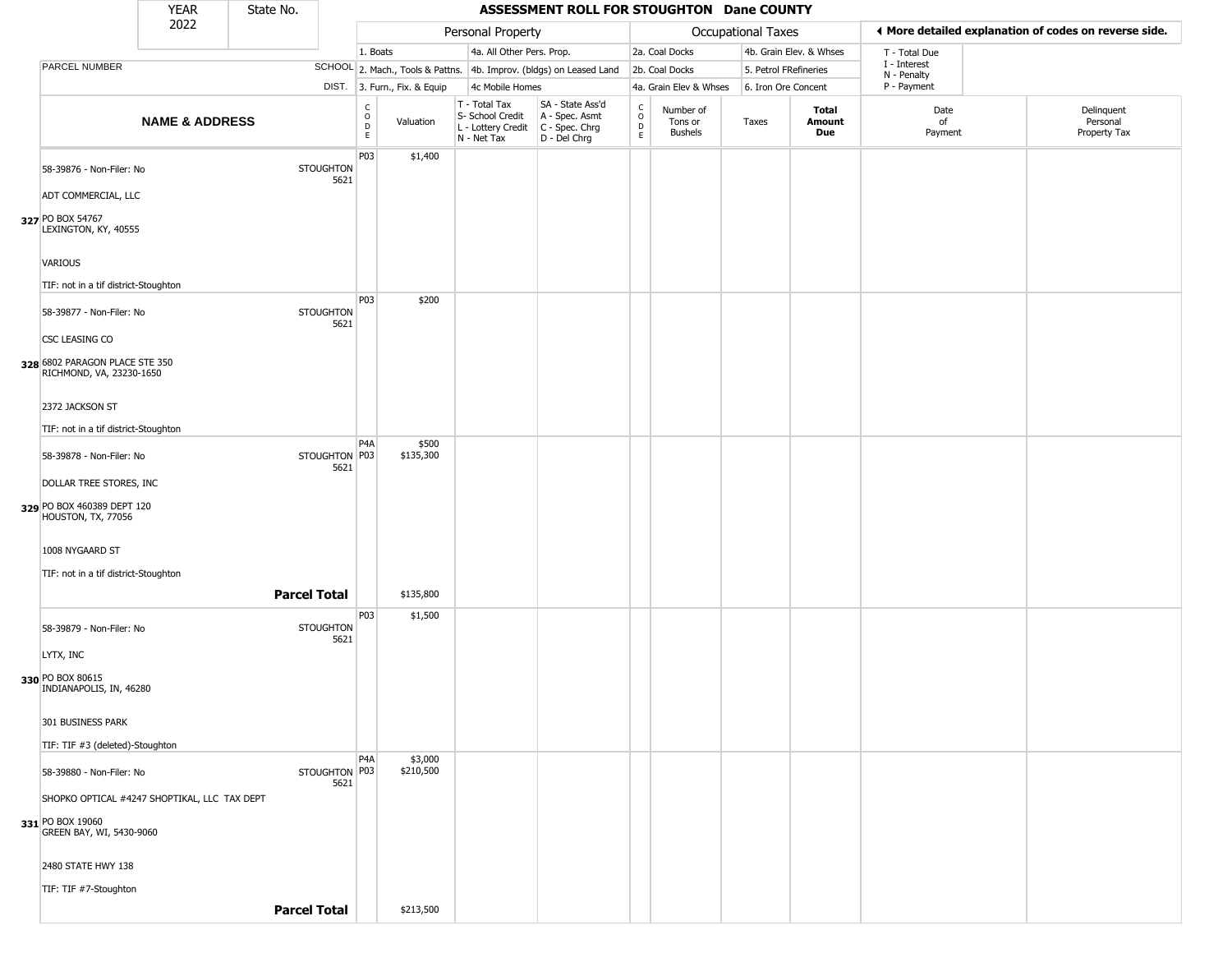# ASSESSMENT ROLL FOR STOUGHTON Dane COUNTY

YEAR 2022 | State No.

| | | Personal Property | | | | Occupational Taxes | | | | ◀ More detailed explanation of codes on reverse side. | |
|---|---|---|---|---|---|---|---|---|---|---|---|
| | | 1. Boats | | 4a. All Other Pers. Prop. | | 2a. Coal Docks | | 4b. Grain Elev. & Whses | | T - Total Due | |
| PARCEL NUMBER | SCHOOL | 2. Mach., Tools & Pattns. | | 4b. Improv. (bldgs) on Leased Land | | 2b. Coal Docks | | 5. Petrol FRefineries | | I - Interest N - Penalty | |
| | DIST. | 3. Furn., Fix. & Equip | | 4c Mobile Homes | | 4a. Grain Elev & Whses | | 6. Iron Ore Concent | | P - Payment | |
| **NAME & ADDRESS** | | CODE | Valuation | T - Total Tax S- School Credit L - Lottery Credit N - Net Tax | SA - State Ass'd A - Spec. Asmt C - Spec. Chrg D - Del Chrg | CODE | Number of Tons or Bushels | Taxes | **Total Amount Due** | Date of Payment | Delinquent Personal Property Tax |
| 327 58-39876 - Non-Filer: No<br>ADT COMMERCIAL, LLC<br>PO BOX 54767<br>LEXINGTON, KY, 40555<br>VARIOUS<br>TIF: not in a tif district-Stoughton | STOUGHTON 5621 | P03 | $1,400 | | | | | | | | |
| 328 58-39877 - Non-Filer: No<br>CSC LEASING CO<br>6802 PARAGON PLACE STE 350<br>RICHMOND, VA, 23230-1650<br>2372 JACKSON ST<br>TIF: not in a tif district-Stoughton | STOUGHTON 5621 | P03 | $200 | | | | | | | | |
| 329 58-39878 - Non-Filer: No<br>DOLLAR TREE STORES, INC<br>PO BOX 460389 DEPT 120<br>HOUSTON, TX, 77056<br>1008 NYGAARD ST<br>TIF: not in a tif district-Stoughton | STOUGHTON 5621 | P4A<br>P03 | $500<br>$135,300 | | | | | | | | |
| | **Parcel Total** | | $135,800 | | | | | | | | |
| 330 58-39879 - Non-Filer: No<br>LYTX, INC<br>PO BOX 80615<br>INDIANAPOLIS, IN, 46280<br>301 BUSINESS PARK<br>TIF: TIF #3 (deleted)-Stoughton | STOUGHTON 5621 | P03 | $1,500 | | | | | | | | |
| 331 58-39880 - Non-Filer: No<br>SHOPKO OPTICAL #4247 SHOPTIKAL, LLC TAX DEPT<br>PO BOX 19060<br>GREEN BAY, WI, 5430-9060<br>2480 STATE HWY 138<br>TIF: TIF #7-Stoughton | STOUGHTON 5621 | P4A<br>P03 | $3,000<br>$210,500 | | | | | | | | |
| | **Parcel Total** | | $213,500 | | | | | | | | |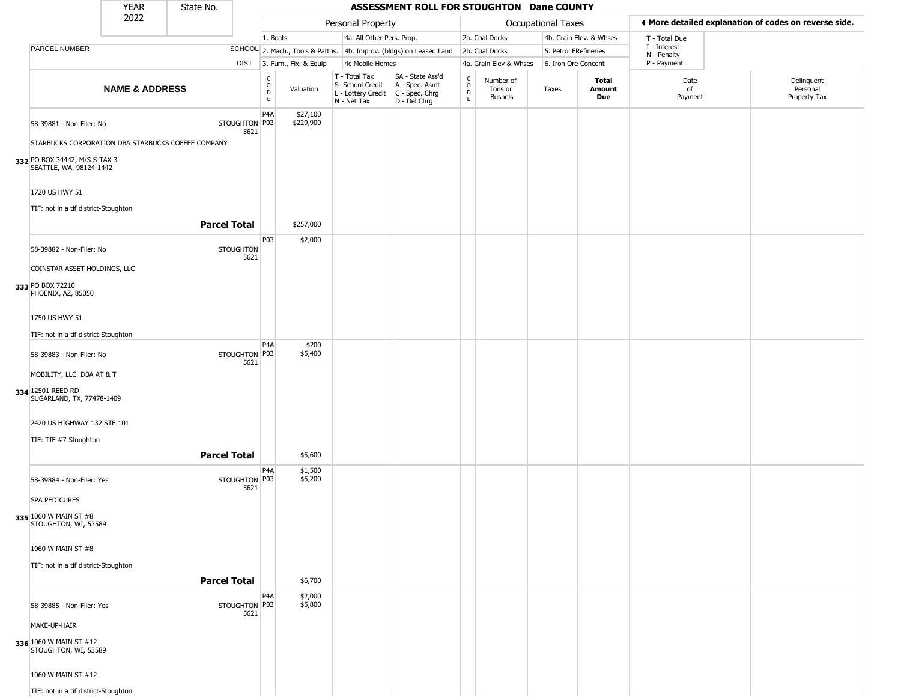| YEAR 2022 | State No. | | ASSESSMENT ROLL FOR STOUGHTON Dane COUNTY | | | | | | | | | | |
|---|---|---|---|---|---|---|---|---|---|---|---|---|---|
| | | | Personal Property | | | | Occupational Taxes | | | | ◄ More detailed explanation of codes on reverse side. | | |
| | | | 1. Boats | | 4a. All Other Pers. Prop. | | 2a. Coal Docks | | 4b. Grain Elev. & Whses | | T - Total Due | | |
| PARCEL NUMBER | SCHOOL | | 2. Mach., Tools & Pattns. | | 4b. Improv. (bldgs) on Leased Land | | 2b. Coal Docks | | 5. Petrol FRefineries | | I - Interest | | |
| | DIST. | | 3. Furn., Fix. & Equip | | 4c Mobile Homes | | 4a. Grain Elev & Whses | | 6. Iron Ore Concent | | N - Penalty, P - Payment | | |
| NAME & ADDRESS | | CODE | Valuation | T - Total Tax, S- School Credit, L - Lottery Credit, N - Net Tax | SA - State Ass'd, A - Spec. Asmt, C - Spec. Chrg, D - Del Chrg | CODE | Number of Tons or Bushels | Taxes | Total Amount Due | Date of Payment | Delinquent Personal Property Tax | | |
| **332** 58-39881 - Non-Filer: No<br>STARBUCKS CORPORATION DBA STARBUCKS COFFEE COMPANY<br>PO BOX 34442, M/S S-TAX 3<br>SEATTLE, WA, 98124-1442<br>1720 US HWY 51<br>TIF: not in a tif district-Stoughton | STOUGHTON 5621 | P4A<br>P03 | $27,100<br>$229,900 | | | | | | | | | | |
| **Parcel Total** | | | $257,000 | | | | | | | | | | |
| **333** 58-39882 - Non-Filer: No<br>COINSTAR ASSET HOLDINGS, LLC<br>PO BOX 72210<br>PHOENIX, AZ, 85050<br>1750 US HWY 51<br>TIF: not in a tif district-Stoughton | STOUGHTON 5621 | P03 | $2,000 | | | | | | | | | | |
| **334** 58-39883 - Non-Filer: No<br>MOBILITY, LLC DBA AT & T<br>12501 REED RD<br>SUGARLAND, TX, 77478-1409<br>2420 US HIGHWAY 132 STE 101<br>TIF: TIF #7-Stoughton | STOUGHTON 5621 | P4A<br>P03 | $200<br>$5,400 | | | | | | | | | | |
| **Parcel Total** | | | $5,600 | | | | | | | | | | |
| **335** 58-39884 - Non-Filer: Yes<br>SPA PEDICURES<br>1060 W MAIN ST #8<br>STOUGHTON, WI, 53589<br>1060 W MAIN ST #8<br>TIF: not in a tif district-Stoughton | STOUGHTON 5621 | P4A<br>P03 | $1,500<br>$5,200 | | | | | | | | | | |
| **Parcel Total** | | | $6,700 | | | | | | | | | | |
| **336** 58-39885 - Non-Filer: Yes<br>MAKE-UP-HAIR<br>1060 W MAIN ST #12<br>STOUGHTON, WI, 53589<br>1060 W MAIN ST #12<br>TIF: not in a tif district-Stoughton | STOUGHTON 5621 | P4A<br>P03 | $2,000<br>$5,800 | | | | | | | | | | |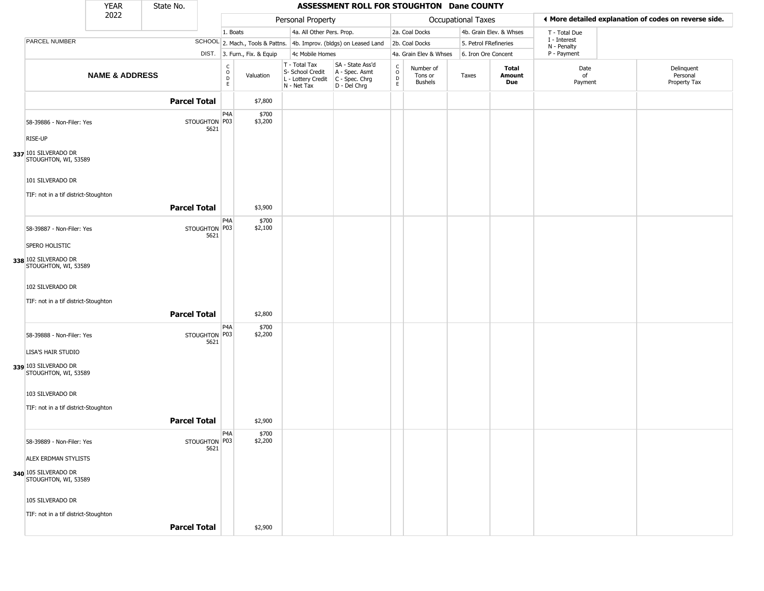| YEAR 2022 | State No. | | | ASSESSMENT ROLL FOR STOUGHTON Dane COUNTY | | | | | | | | |
|---|---|---|---|---|---|---|---|---|---|---|---|---|

| PARCEL NUMBER | SCHOOL DIST. | Personal Property: 1. Boats; 2. Mach., Tools & Pattns.; 3. Furn., Fix. & Equip; 4a. All Other Pers. Prop.; 4b. Improv. (bldgs) on Leased Land; 4c Mobile Homes | | | | Occupational Taxes: 2a. Coal Docks; 2b. Coal Docks; 4a. Grain Elev & Whses; 4b. Grain Elev. & Whses; 5. Petrol FRefineries; 6. Iron Ore Concent | | | | ◄ More detailed explanation of codes on reverse side. T - Total Due; I - Interest; N - Penalty; P - Payment | |
|---|---|---|---|---|---|---|---|---|---|---|---|
| **NAME & ADDRESS** | | CODE | Valuation | T - Total Tax S- School Credit L - Lottery Credit N - Net Tax | SA - State Ass'd A - Spec. Asmt C - Spec. Chrg D - Del Chrg | CODE | Number of Tons or Bushels | Taxes | **Total Amount Due** | Date of Payment | Delinquent Personal Property Tax |
| **Parcel Total** | | | $7,800 | | | | | | | | |
| 58-39886 - Non-Filer: Yes<br>RISE-UP<br>337 101 SILVERADO DR<br>STOUGHTON, WI, 53589<br>101 SILVERADO DR<br>TIF: not in a tif district-Stoughton | STOUGHTON 5621 | P4A<br>P03 | $700<br>$3,200 | | | | | | | | |
| **Parcel Total** | | | $3,900 | | | | | | | | |
| 58-39887 - Non-Filer: Yes<br>SPERO HOLISTIC<br>338 102 SILVERADO DR<br>STOUGHTON, WI, 53589<br>102 SILVERADO DR<br>TIF: not in a tif district-Stoughton | STOUGHTON 5621 | P4A<br>P03 | $700<br>$2,100 | | | | | | | | |
| **Parcel Total** | | | $2,800 | | | | | | | | |
| 58-39888 - Non-Filer: Yes<br>LISA'S HAIR STUDIO<br>339 103 SILVERADO DR<br>STOUGHTON, WI, 53589<br>103 SILVERADO DR<br>TIF: not in a tif district-Stoughton | STOUGHTON 5621 | P4A<br>P03 | $700<br>$2,200 | | | | | | | | |
| **Parcel Total** | | | $2,900 | | | | | | | | |
| 58-39889 - Non-Filer: Yes<br>ALEX ERDMAN STYLISTS<br>340 105 SILVERADO DR<br>STOUGHTON, WI, 53589<br>105 SILVERADO DR<br>TIF: not in a tif district-Stoughton | STOUGHTON 5621 | P4A<br>P03 | $700<br>$2,200 | | | | | | | | |
| **Parcel Total** | | | $2,900 | | | | | | | | |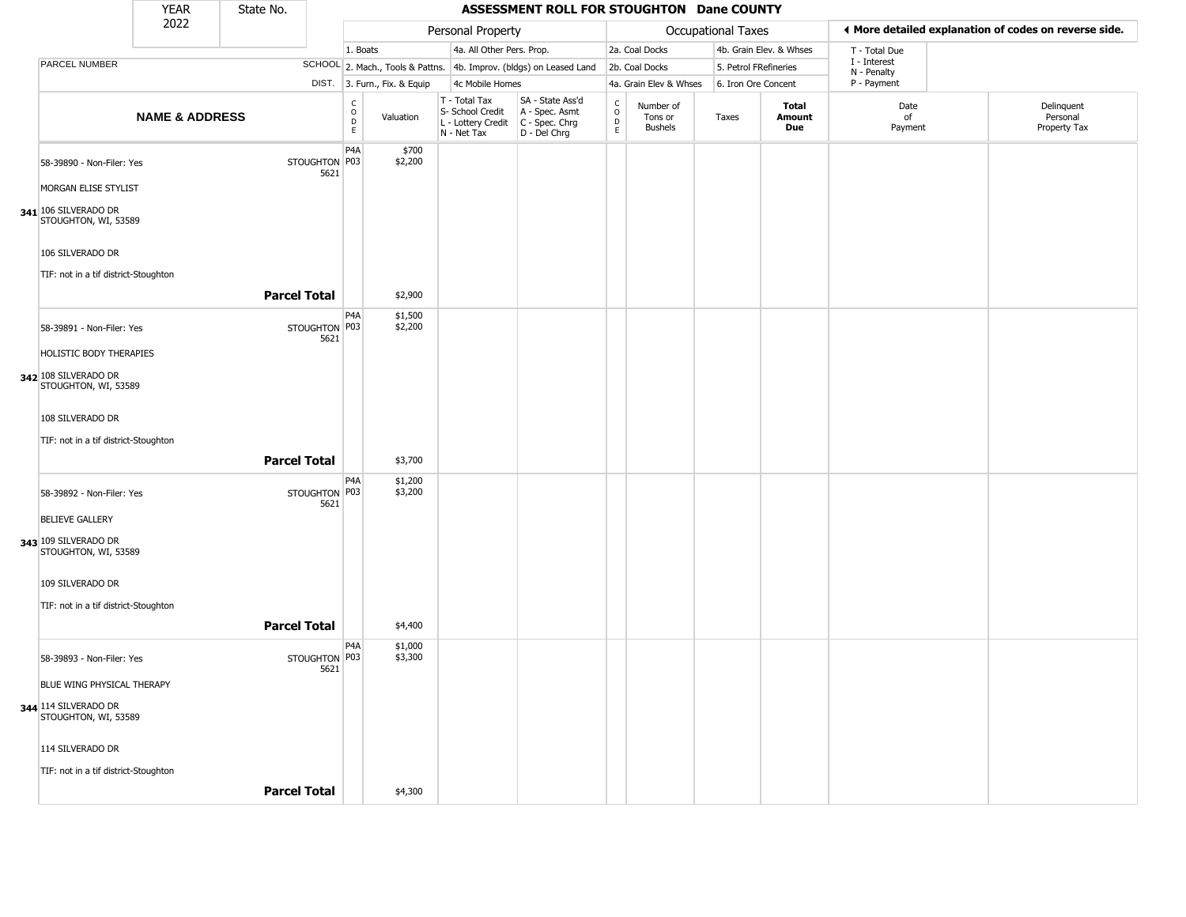# ASSESSMENT ROLL FOR STOUGHTON Dane COUNTY

YEAR 2022 | State No.

| | | Personal Property | | | | Occupational Taxes | | | | ◄ More detailed explanation of codes on reverse side. | |
|---|---|---|---|---|---|---|---|---|---|---|---|
| | | 1. Boats | | 4a. All Other Pers. Prop. | | 2a. Coal Docks | | 4b. Grain Elev. & Whses | | T - Total Due | |
| PARCEL NUMBER | SCHOOL | 2. Mach., Tools & Pattns. | | 4b. Improv. (bldgs) on Leased Land | | 2b. Coal Docks | | 5. Petrol FRefineries | | I - Interest, N - Penalty | |
| | DIST. | 3. Furn., Fix. & Equip | | 4c Mobile Homes | | 4a. Grain Elev & Whses | | 6. Iron Ore Concent | | P - Payment | |

| NAME & ADDRESS | | CODE | Valuation | T - Total Tax, S- School Credit, L - Lottery Credit, N - Net Tax | SA - State Ass'd, A - Spec. Asmt, C - Spec. Chrg, D - Del Chrg | CODE | Number of Tons or Bushels | Taxes | Total Amount Due | Date of Payment | Delinquent Personal Property Tax |
|---|---|---|---|---|---|---|---|---|---|---|---|
| 58-39890 - Non-Filer: Yes | STOUGHTON 5621 | P4A | $700 | | | | | | | | |
| MORGAN ELISE STYLIST | | P03 | $2,200 | | | | | | | | |
| **341** 106 SILVERADO DR STOUGHTON, WI, 53589 | | | | | | | | | | | |
| 106 SILVERADO DR | | | | | | | | | | | |
| TIF: not in a tif district-Stoughton | | | | | | | | | | | |
| | **Parcel Total** | | $2,900 | | | | | | | | |
| 58-39891 - Non-Filer: Yes | STOUGHTON 5621 | P4A | $1,500 | | | | | | | | |
| HOLISTIC BODY THERAPIES | | P03 | $2,200 | | | | | | | | |
| **342** 108 SILVERADO DR STOUGHTON, WI, 53589 | | | | | | | | | | | |
| 108 SILVERADO DR | | | | | | | | | | | |
| TIF: not in a tif district-Stoughton | | | | | | | | | | | |
| | **Parcel Total** | | $3,700 | | | | | | | | |
| 58-39892 - Non-Filer: Yes | STOUGHTON 5621 | P4A | $1,200 | | | | | | | | |
| BELIEVE GALLERY | | P03 | $3,200 | | | | | | | | |
| **343** 109 SILVERADO DR STOUGHTON, WI, 53589 | | | | | | | | | | | |
| 109 SILVERADO DR | | | | | | | | | | | |
| TIF: not in a tif district-Stoughton | | | | | | | | | | | |
| | **Parcel Total** | | $4,400 | | | | | | | | |
| 58-39893 - Non-Filer: Yes | STOUGHTON 5621 | P4A | $1,000 | | | | | | | | |
| BLUE WING PHYSICAL THERAPY | | P03 | $3,300 | | | | | | | | |
| **344** 114 SILVERADO DR STOUGHTON, WI, 53589 | | | | | | | | | | | |
| 114 SILVERADO DR | | | | | | | | | | | |
| TIF: not in a tif district-Stoughton | | | | | | | | | | | |
| | **Parcel Total** | | $4,300 | | | | | | | | |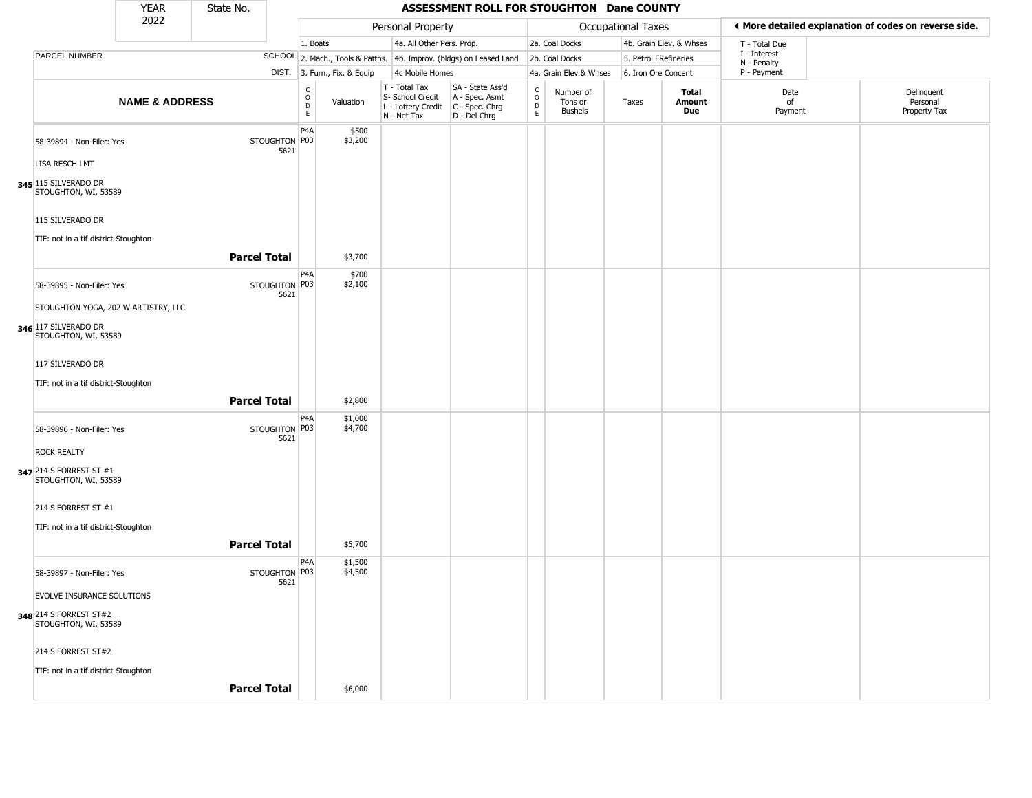| YEAR 2022 | State No. | ASSESSMENT ROLL FOR STOUGHTON Dane COUNTY | | | | | | | | | | |
|---|---|---|---|---|---|---|---|---|---|---|---|---|

| | | Personal Property | | | | Occupational Taxes | | | | ◄ More detailed explanation of codes on reverse side. | |
|---|---|---|---|---|---|---|---|---|---|---|---|
| | | 1. Boats | | 4a. All Other Pers. Prop. | | 2a. Coal Docks | | 4b. Grain Elev. & Whses | | T - Total Due<br>I - Interest<br>N - Penalty<br>P - Payment | |
| PARCEL NUMBER | SCHOOL | 2. Mach., Tools & Pattns. | | 4b. Improv. (bldgs) on Leased Land | | 2b. Coal Docks | | 5. Petrol FRefineries | | | |
| | DIST. | 3. Furn., Fix. & Equip | | 4c Mobile Homes | | 4a. Grain Elev & Whses | | 6. Iron Ore Concent | | | |

| NAME & ADDRESS | | CODE | Valuation | T - Total Tax<br>S- School Credit<br>L - Lottery Credit<br>N - Net Tax | SA - State Ass'd<br>A - Spec. Asmt<br>C - Spec. Chrg<br>D - Del Chrg | CODE | Number of Tons or Bushels | Taxes | Total Amount Due | Date of Payment | Delinquent Personal Property Tax |
|---|---|---|---|---|---|---|---|---|---|---|---|
| 58-39894 - Non-Filer: Yes<br><br>LISA RESCH LMT<br><br>**345** 115 SILVERADO DR<br>STOUGHTON, WI, 53589<br><br>115 SILVERADO DR<br><br>TIF: not in a tif district-Stoughton | STOUGHTON 5621 | P4A<br>P03 | $500<br>$3,200 | | | | | | | | |
| | **Parcel Total** | | $3,700 | | | | | | | | |
| 58-39895 - Non-Filer: Yes<br><br>STOUGHTON YOGA, 202 W ARTISTRY, LLC<br><br>**346** 117 SILVERADO DR<br>STOUGHTON, WI, 53589<br><br>117 SILVERADO DR<br><br>TIF: not in a tif district-Stoughton | STOUGHTON 5621 | P4A<br>P03 | $700<br>$2,100 | | | | | | | | |
| | **Parcel Total** | | $2,800 | | | | | | | | |
| 58-39896 - Non-Filer: Yes<br><br>ROCK REALTY<br><br>**347** 214 S FORREST ST #1<br>STOUGHTON, WI, 53589<br><br>214 S FORREST ST #1<br><br>TIF: not in a tif district-Stoughton | STOUGHTON 5621 | P4A<br>P03 | $1,000<br>$4,700 | | | | | | | | |
| | **Parcel Total** | | $5,700 | | | | | | | | |
| 58-39897 - Non-Filer: Yes<br><br>EVOLVE INSURANCE SOLUTIONS<br><br>**348** 214 S FORREST ST#2<br>STOUGHTON, WI, 53589<br><br>214 S FORREST ST#2<br><br>TIF: not in a tif district-Stoughton | STOUGHTON 5621 | P4A<br>P03 | $1,500<br>$4,500 | | | | | | | | |
| | **Parcel Total** | | $6,000 | | | | | | | | |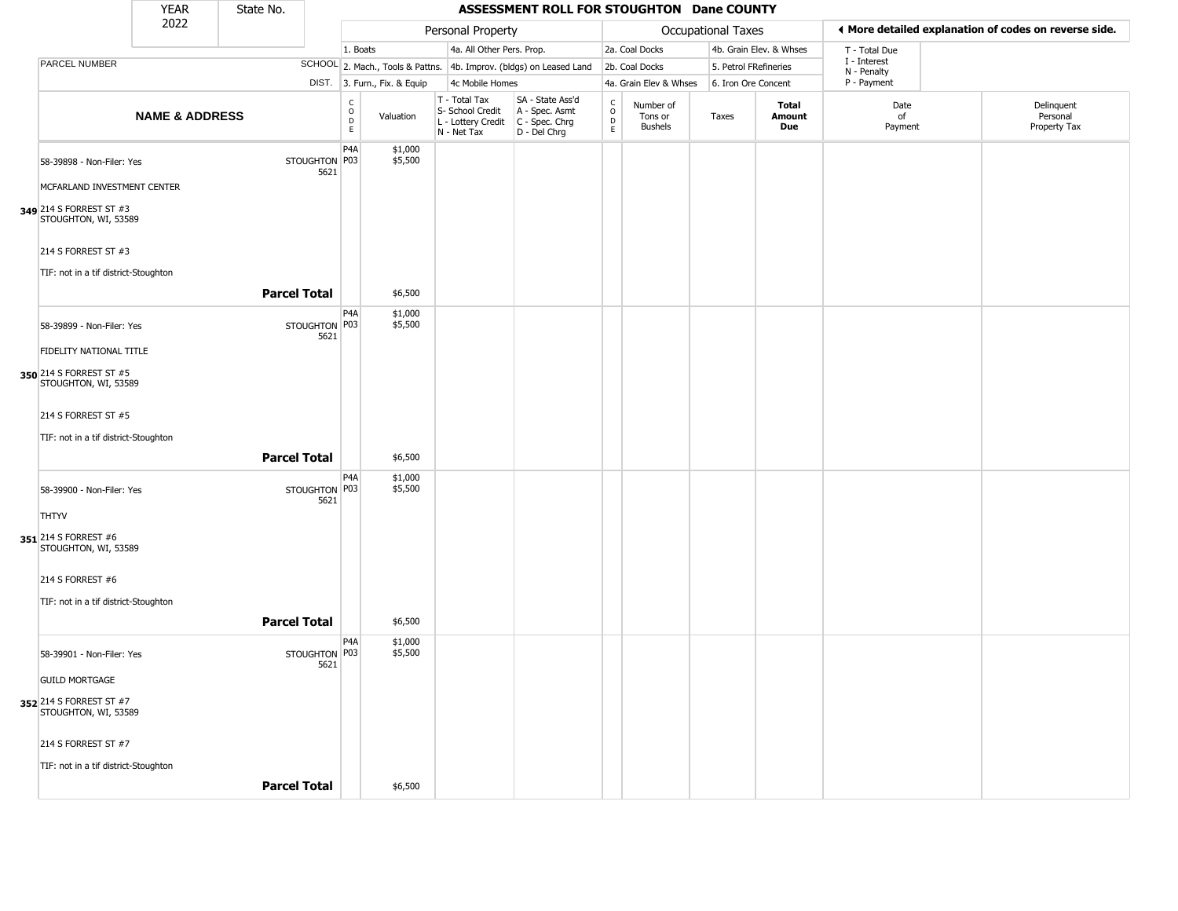# ASSESSMENT ROLL FOR STOUGHTON Dane COUNTY

| YEAR | State No. |
|---|---|
| 2022 | |

| | | Personal Property | | | | Occupational Taxes | | | | ◀ More detailed explanation of codes on reverse side. | |
|---|---|---|---|---|---|---|---|---|---|---|---|
| | | 1. Boats | | 4a. All Other Pers. Prop. | | 2a. Coal Docks | | 4b. Grain Elev. & Whses | | T - Total Due | |
| PARCEL NUMBER | SCHOOL | 2. Mach., Tools & Pattns. | | 4b. Improv. (bldgs) on Leased Land | | 2b. Coal Docks | | 5. Petrol FRefineries | | I - Interest N - Penalty | |
| | DIST. | 3. Furn., Fix. & Equip | | 4c Mobile Homes | | 4a. Grain Elev & Whses | | 6. Iron Ore Concent | | P - Payment | |

| NAME & ADDRESS | SCHOOL DIST. | CODE | Valuation | T - Total Tax S- School Credit L - Lottery Credit N - Net Tax | SA - State Ass'd A - Spec. Asmt C - Spec. Chrg D - Del Chrg | CODE | Number of Tons or Bushels | Taxes | Total Amount Due | Date of Payment | Delinquent Personal Property Tax |
|---|---|---|---|---|---|---|---|---|---|---|---|
| 58-39898 - Non-Filer: Yes<br>MCFARLAND INVESTMENT CENTER<br>349 214 S FORREST ST #3<br>STOUGHTON, WI, 53589<br>214 S FORREST ST #3<br>TIF: not in a tif district-Stoughton | STOUGHTON 5621 | P4A<br>P03 | $1,000<br>$5,500 | | | | | | | | |
| **Parcel Total** | | | $6,500 | | | | | | | | |
| 58-39899 - Non-Filer: Yes<br>FIDELITY NATIONAL TITLE<br>350 214 S FORREST ST #5<br>STOUGHTON, WI, 53589<br>214 S FORREST ST #5<br>TIF: not in a tif district-Stoughton | STOUGHTON 5621 | P4A<br>P03 | $1,000<br>$5,500 | | | | | | | | |
| **Parcel Total** | | | $6,500 | | | | | | | | |
| 58-39900 - Non-Filer: Yes<br>THTYV<br>351 214 S FORREST #6<br>STOUGHTON, WI, 53589<br>214 S FORREST #6<br>TIF: not in a tif district-Stoughton | STOUGHTON 5621 | P4A<br>P03 | $1,000<br>$5,500 | | | | | | | | |
| **Parcel Total** | | | $6,500 | | | | | | | | |
| 58-39901 - Non-Filer: Yes<br>GUILD MORTGAGE<br>352 214 S FORREST ST #7<br>STOUGHTON, WI, 53589<br>214 S FORREST ST #7<br>TIF: not in a tif district-Stoughton | STOUGHTON 5621 | P4A<br>P03 | $1,000<br>$5,500 | | | | | | | | |
| **Parcel Total** | | | $6,500 | | | | | | | | |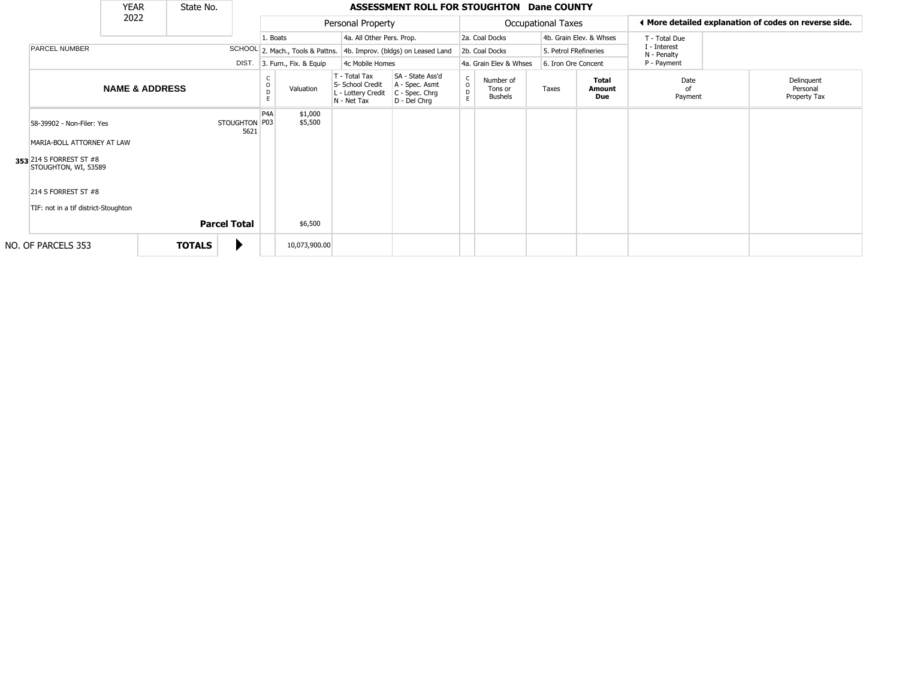**ASSESSMENT ROLL FOR STOUGHTON Dane COUNTY**

| YEAR | State No. |
|---|---|
| 2022 | |

| Personal Property | | Occupational Taxes | |
|---|---|---|---|
| 1. Boats | 4a. All Other Pers. Prop. | 2a. Coal Docks | 4b. Grain Elev. & Whses |
| 2. Mach., Tools & Pattns. | 4b. Improv. (bldgs) on Leased Land | 2b. Coal Docks | 5. Petrol FRefineries |
| 3. Furn., Fix. & Equip | 4c Mobile Homes | 4a. Grain Elev & Whses | 6. Iron Ore Concent |

◄ **More detailed explanation of codes on reverse side.**

T - Total Due
I - Interest
N - Penalty
P - Payment

| | PARCEL NUMBER / NAME & ADDRESS | SCHOOL DIST. | CODE | Valuation | T - Total Tax<br>S- School Credit<br>L - Lottery Credit<br>N - Net Tax | SA - State Ass'd<br>A - Spec. Asmt<br>C - Spec. Chrg<br>D - Del Chrg | CODE | Number of Tons or Bushels | Taxes | **Total Amount Due** | Date of Payment | Delinquent Personal Property Tax |
|---|---|---|---|---|---|---|---|---|---|---|---|---|
| 353 | 58-39902 - Non-Filer: Yes<br>MARIA-BOLL ATTORNEY AT LAW<br>214 S FORREST ST #8<br>STOUGHTON, WI, 53589<br>214 S FORREST ST #8<br>TIF: not in a tif district-Stoughton | STOUGHTON 5621 | P4A<br>P03 | $1,000<br>$5,500 | | | | | | | | |
| | | **Parcel Total** | | $6,500 | | | | | | | | |
| | NO. OF PARCELS 353 | **TOTALS** ▶ | | 10,073,900.00 | | | | | | | | |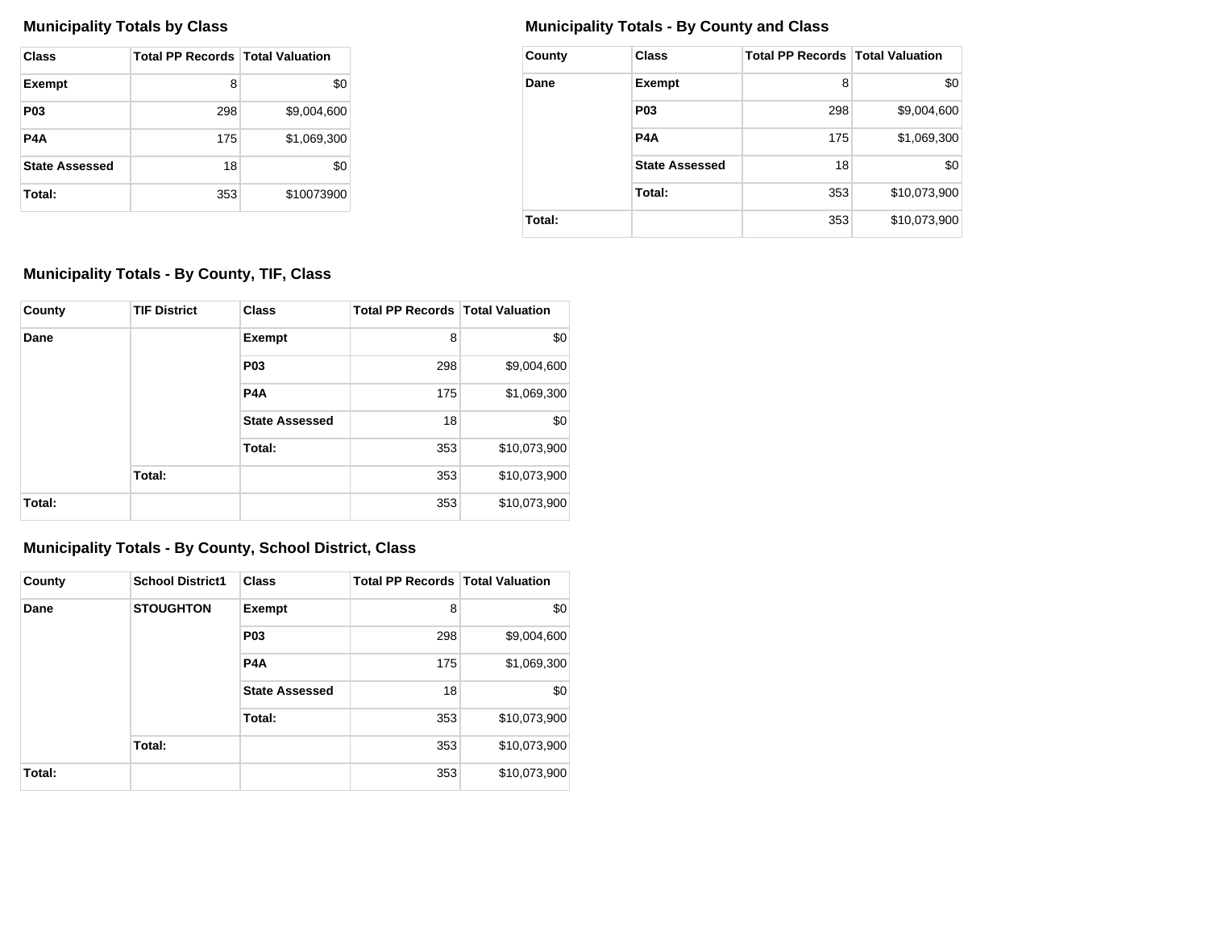### Municipality Totals by Class

| Class | Total PP Records | Total Valuation |
|---|---|---|
| **Exempt** | 8 | $0 |
| **P03** | 298 | $9,004,600 |
| **P4A** | 175 | $1,069,300 |
| **State Assessed** | 18 | $0 |
| **Total:** | 353 | $10073900 |

### Municipality Totals - By County and Class

| County | Class | Total PP Records | Total Valuation |
|---|---|---|---|
| **Dane** | **Exempt** | 8 | $0 |
| | **P03** | 298 | $9,004,600 |
| | **P4A** | 175 | $1,069,300 |
| | **State Assessed** | 18 | $0 |
| | **Total:** | 353 | $10,073,900 |
| **Total:** | | 353 | $10,073,900 |

### Municipality Totals - By County, TIF, Class

| County | TIF District | Class | Total PP Records | Total Valuation |
|---|---|---|---|---|
| **Dane** | | **Exempt** | 8 | $0 |
| | | **P03** | 298 | $9,004,600 |
| | | **P4A** | 175 | $1,069,300 |
| | | **State Assessed** | 18 | $0 |
| | | **Total:** | 353 | $10,073,900 |
| | **Total:** | | 353 | $10,073,900 |
| **Total:** | | | 353 | $10,073,900 |

### Municipality Totals - By County, School District, Class

| County | School District1 | Class | Total PP Records | Total Valuation |
|---|---|---|---|---|
| **Dane** | **STOUGHTON** | **Exempt** | 8 | $0 |
| | | **P03** | 298 | $9,004,600 |
| | | **P4A** | 175 | $1,069,300 |
| | | **State Assessed** | 18 | $0 |
| | | **Total:** | 353 | $10,073,900 |
| | **Total:** | | 353 | $10,073,900 |
| **Total:** | | | 353 | $10,073,900 |